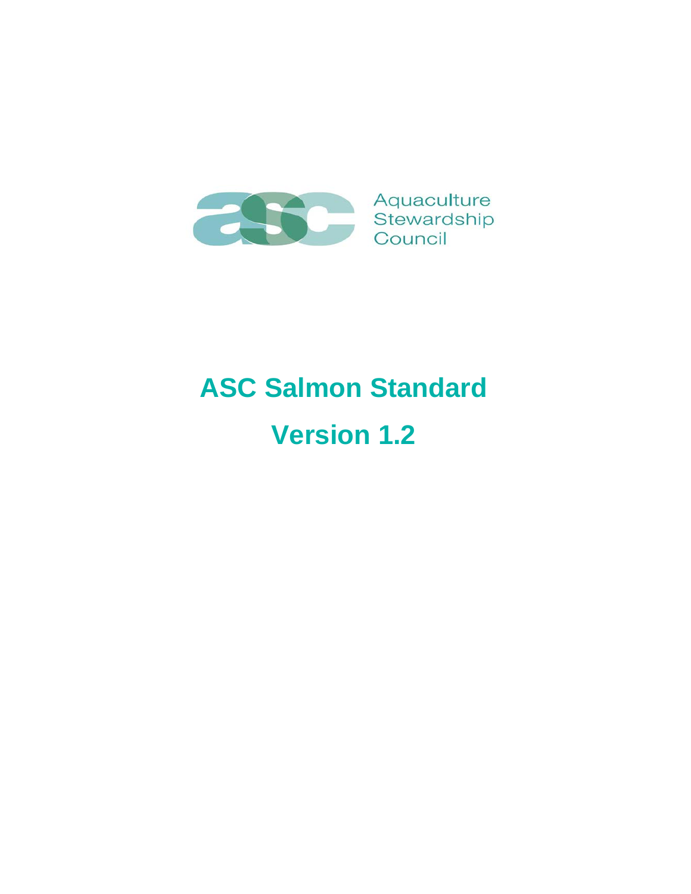Aquaculture
Stewardship
Council

# ASC Salmon Standard

# Version 1.2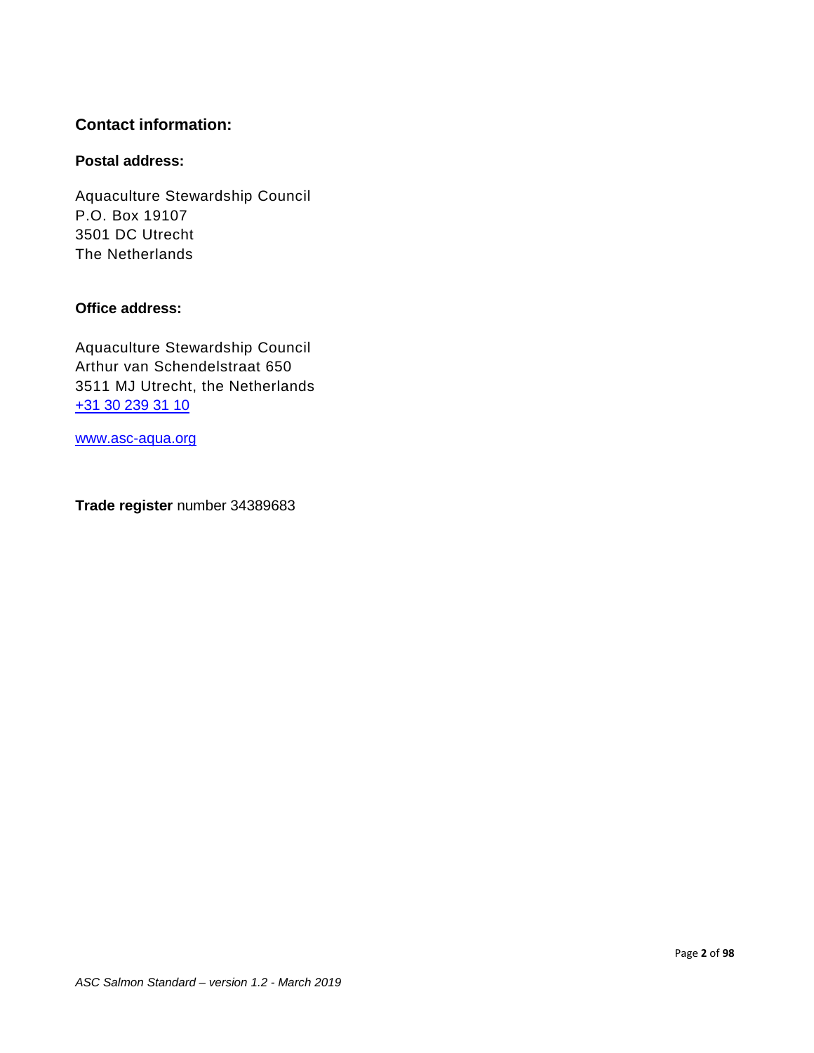### Contact information:

**Postal address:**

Aquaculture Stewardship Council
P.O. Box 19107
3501 DC Utrecht
The Netherlands

**Office address:**

Aquaculture Stewardship Council
Arthur van Schendelstraat 650
3511 MJ Utrecht, the Netherlands
+31 30 239 31 10

www.asc-aqua.org

**Trade register** number 34389683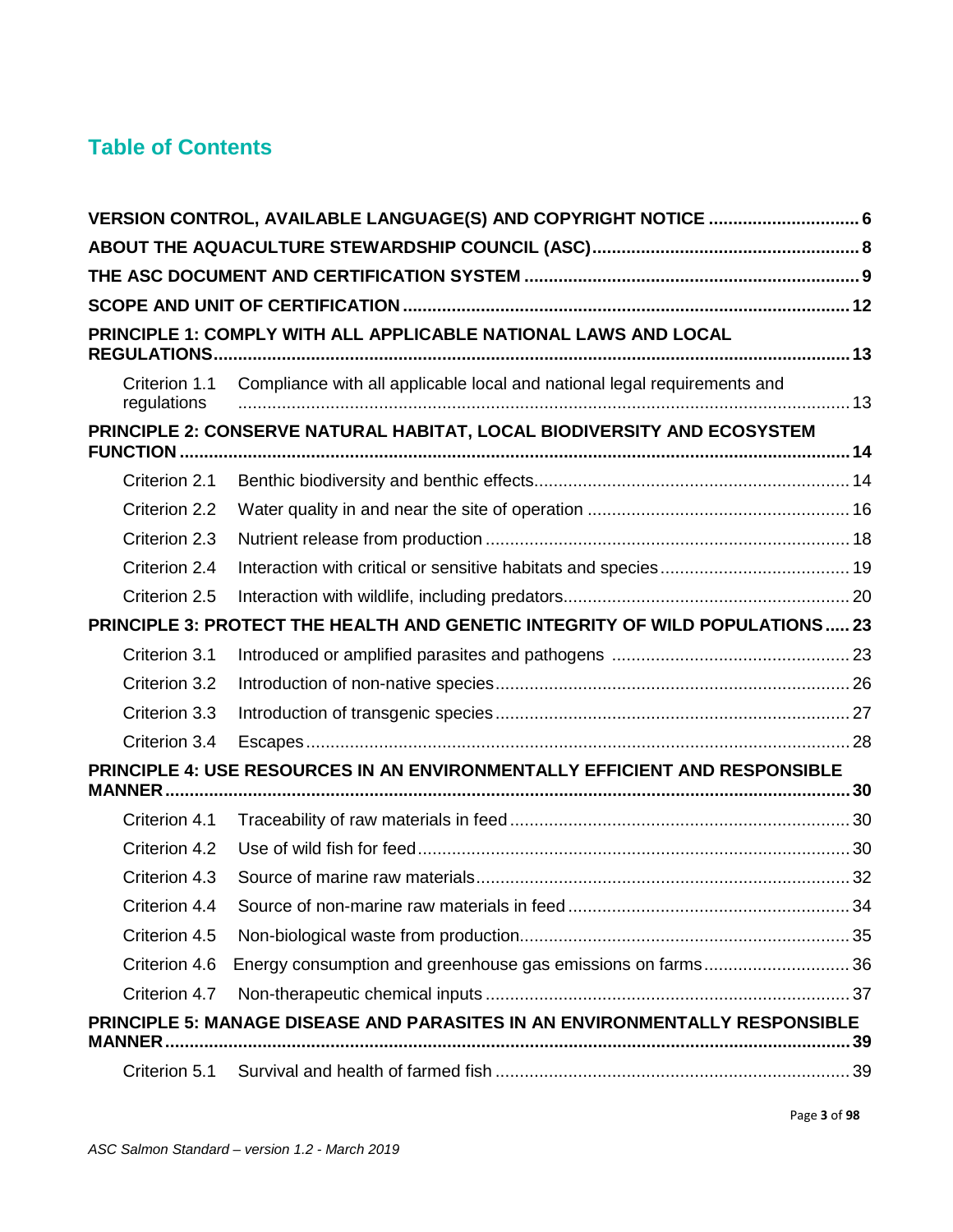# Table of Contents

**VERSION CONTROL, AVAILABLE LANGUAGE(S) AND COPYRIGHT NOTICE .............................. 6**

**ABOUT THE AQUACULTURE STEWARDSHIP COUNCIL (ASC)...................................................... 8**

**THE ASC DOCUMENT AND CERTIFICATION SYSTEM ................................................................... 9**

**SCOPE AND UNIT OF CERTIFICATION ........................................................................................... 12**

**PRINCIPLE 1: COMPLY WITH ALL APPLICABLE NATIONAL LAWS AND LOCAL REGULATIONS................................................................................................................................. 13**

- Criterion 1.1 Compliance with all applicable local and national legal requirements and regulations ........................................................................................................................ 13

**PRINCIPLE 2: CONSERVE NATURAL HABITAT, LOCAL BIODIVERSITY AND ECOSYSTEM FUNCTION ........................................................................................................................................ 14**

- Criterion 2.1 Benthic biodiversity and benthic effects................................................................ 14
- Criterion 2.2 Water quality in and near the site of operation ..................................................... 16
- Criterion 2.3 Nutrient release from production .......................................................................... 18
- Criterion 2.4 Interaction with critical or sensitive habitats and species...................................... 19
- Criterion 2.5 Interaction with wildlife, including predators.......................................................... 20

**PRINCIPLE 3: PROTECT THE HEALTH AND GENETIC INTEGRITY OF WILD POPULATIONS..... 23**

- Criterion 3.1 Introduced or amplified parasites and pathogens ................................................ 23
- Criterion 3.2 Introduction of non-native species........................................................................ 26
- Criterion 3.3 Introduction of transgenic species ........................................................................ 27
- Criterion 3.4 Escapes ............................................................................................................... 28

**PRINCIPLE 4: USE RESOURCES IN AN ENVIRONMENTALLY EFFICIENT AND RESPONSIBLE MANNER........................................................................................................................................... 30**

- Criterion 4.1 Traceability of raw materials in feed ..................................................................... 30
- Criterion 4.2 Use of wild fish for feed........................................................................................ 30
- Criterion 4.3 Source of marine raw materials............................................................................ 32
- Criterion 4.4 Source of non-marine raw materials in feed ......................................................... 34
- Criterion 4.5 Non-biological waste from production................................................................... 35
- Criterion 4.6 Energy consumption and greenhouse gas emissions on farms............................. 36
- Criterion 4.7 Non-therapeutic chemical inputs .......................................................................... 37

**PRINCIPLE 5: MANAGE DISEASE AND PARASITES IN AN ENVIRONMENTALLY RESPONSIBLE MANNER........................................................................................................................................... 39**

- Criterion 5.1 Survival and health of farmed fish ........................................................................ 39

*ASC Salmon Standard – version 1.2 - March 2019*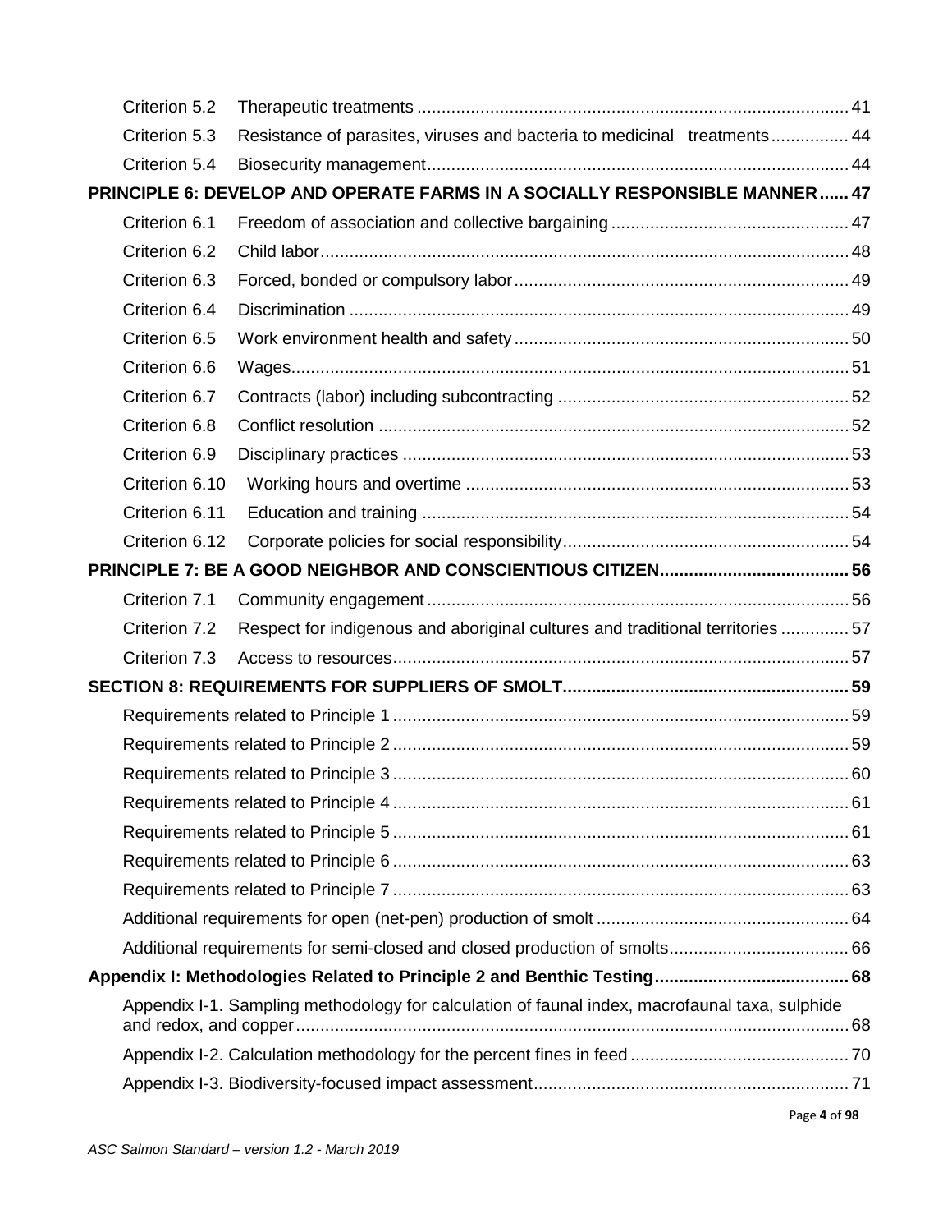Criterion 5.2 Therapeutic treatments ........ 41

Criterion 5.3 Resistance of parasites, viruses and bacteria to medicinal treatments ........ 44

Criterion 5.4 Biosecurity management ........ 44

**PRINCIPLE 6: DEVELOP AND OPERATE FARMS IN A SOCIALLY RESPONSIBLE MANNER ...... 47**

Criterion 6.1 Freedom of association and collective bargaining ........ 47

Criterion 6.2 Child labor ........ 48

Criterion 6.3 Forced, bonded or compulsory labor ........ 49

Criterion 6.4 Discrimination ........ 49

Criterion 6.5 Work environment health and safety ........ 50

Criterion 6.6 Wages ........ 51

Criterion 6.7 Contracts (labor) including subcontracting ........ 52

Criterion 6.8 Conflict resolution ........ 52

Criterion 6.9 Disciplinary practices ........ 53

Criterion 6.10 Working hours and overtime ........ 53

Criterion 6.11 Education and training ........ 54

Criterion 6.12 Corporate policies for social responsibility ........ 54

**PRINCIPLE 7: BE A GOOD NEIGHBOR AND CONSCIENTIOUS CITIZEN ........ 56**

Criterion 7.1 Community engagement ........ 56

Criterion 7.2 Respect for indigenous and aboriginal cultures and traditional territories ........ 57

Criterion 7.3 Access to resources ........ 57

**SECTION 8: REQUIREMENTS FOR SUPPLIERS OF SMOLT ........ 59**

Requirements related to Principle 1 ........ 59

Requirements related to Principle 2 ........ 59

Requirements related to Principle 3 ........ 60

Requirements related to Principle 4 ........ 61

Requirements related to Principle 5 ........ 61

Requirements related to Principle 6 ........ 63

Requirements related to Principle 7 ........ 63

Additional requirements for open (net-pen) production of smolt ........ 64

Additional requirements for semi-closed and closed production of smolts ........ 66

**Appendix I: Methodologies Related to Principle 2 and Benthic Testing ........ 68**

Appendix I-1. Sampling methodology for calculation of faunal index, macrofaunal taxa, sulphide and redox, and copper ........ 68

Appendix I-2. Calculation methodology for the percent fines in feed ........ 70

Appendix I-3. Biodiversity-focused impact assessment ........ 71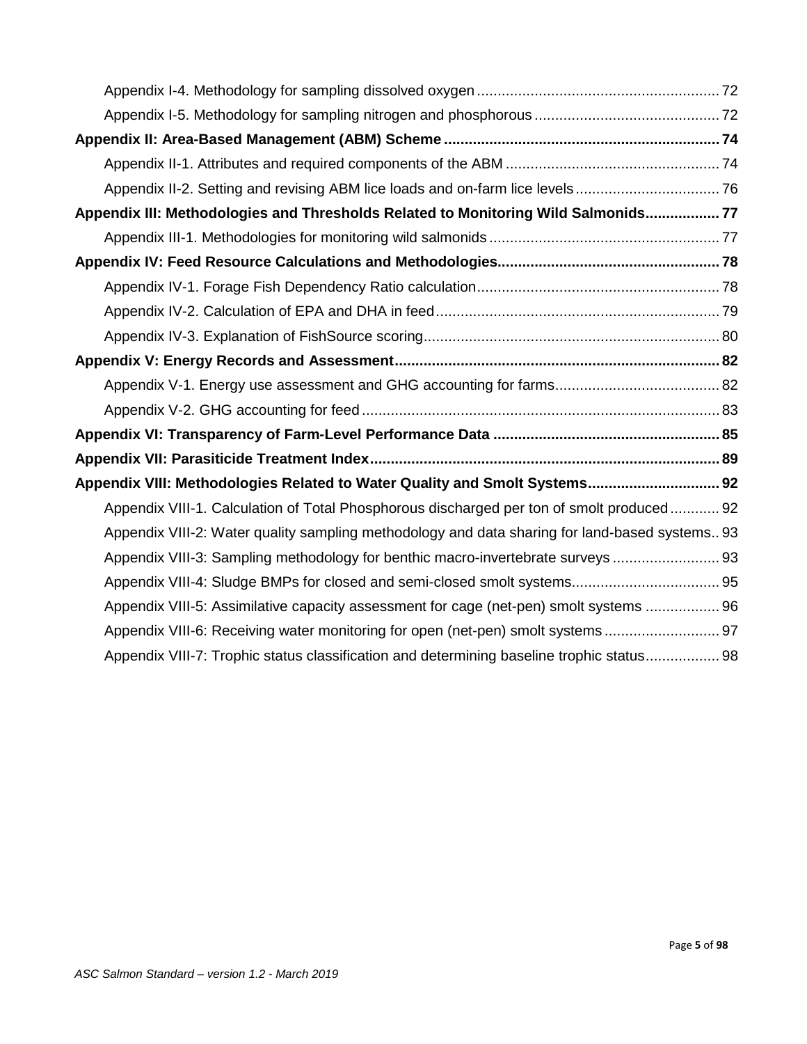Appendix I-4. Methodology for sampling dissolved oxygen ... 72

Appendix I-5. Methodology for sampling nitrogen and phosphorous ... 72

**Appendix II: Area-Based Management (ABM) Scheme ... 74**

Appendix II-1. Attributes and required components of the ABM ... 74

Appendix II-2. Setting and revising ABM lice loads and on-farm lice levels ... 76

**Appendix III: Methodologies and Thresholds Related to Monitoring Wild Salmonids ... 77**

Appendix III-1. Methodologies for monitoring wild salmonids ... 77

**Appendix IV: Feed Resource Calculations and Methodologies ... 78**

Appendix IV-1. Forage Fish Dependency Ratio calculation ... 78

Appendix IV-2. Calculation of EPA and DHA in feed ... 79

Appendix IV-3. Explanation of FishSource scoring ... 80

**Appendix V: Energy Records and Assessment ... 82**

Appendix V-1. Energy use assessment and GHG accounting for farms ... 82

Appendix V-2. GHG accounting for feed ... 83

**Appendix VI: Transparency of Farm-Level Performance Data ... 85**

**Appendix VII: Parasiticide Treatment Index ... 89**

**Appendix VIII: Methodologies Related to Water Quality and Smolt Systems ... 92**

Appendix VIII-1. Calculation of Total Phosphorous discharged per ton of smolt produced ... 92

Appendix VIII-2: Water quality sampling methodology and data sharing for land-based systems ... 93

Appendix VIII-3: Sampling methodology for benthic macro-invertebrate surveys ... 93

Appendix VIII-4: Sludge BMPs for closed and semi-closed smolt systems ... 95

Appendix VIII-5: Assimilative capacity assessment for cage (net-pen) smolt systems ... 96

Appendix VIII-6: Receiving water monitoring for open (net-pen) smolt systems ... 97

Appendix VIII-7: Trophic status classification and determining baseline trophic status ... 98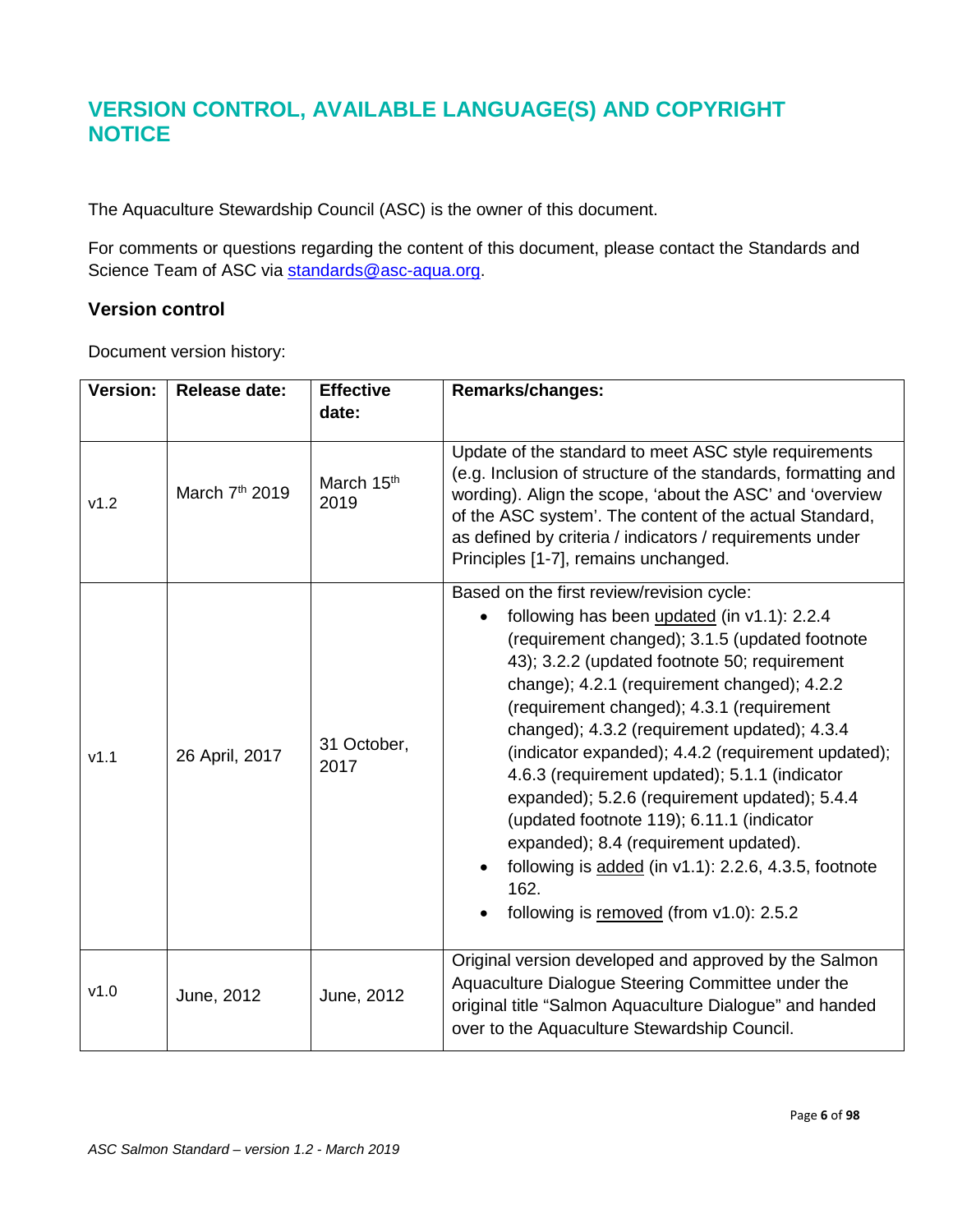# VERSION CONTROL, AVAILABLE LANGUAGE(S) AND COPYRIGHT NOTICE

The Aquaculture Stewardship Council (ASC) is the owner of this document.

For comments or questions regarding the content of this document, please contact the Standards and Science Team of ASC via standards@asc-aqua.org.

## Version control

Document version history:

| Version: | Release date: | Effective date: | Remarks/changes: |
| --- | --- | --- | --- |
| v1.2 | March 7th 2019 | March 15th 2019 | Update of the standard to meet ASC style requirements (e.g. Inclusion of structure of the standards, formatting and wording). Align the scope, 'about the ASC' and 'overview of the ASC system'. The content of the actual Standard, as defined by criteria / indicators / requirements under Principles [1-7], remains unchanged. |
| v1.1 | 26 April, 2017 | 31 October, 2017 | Based on the first review/revision cycle: <br>• following has been updated (in v1.1): 2.2.4 (requirement changed); 3.1.5 (updated footnote 43); 3.2.2 (updated footnote 50; requirement change); 4.2.1 (requirement changed); 4.2.2 (requirement changed); 4.3.1 (requirement changed); 4.3.2 (requirement updated); 4.3.4 (indicator expanded); 4.4.2 (requirement updated); 4.6.3 (requirement updated); 5.1.1 (indicator expanded); 5.2.6 (requirement updated); 5.4.4 (updated footnote 119); 6.11.1 (indicator expanded); 8.4 (requirement updated). <br>• following is added (in v1.1): 2.2.6, 4.3.5, footnote 162. <br>• following is removed (from v1.0): 2.5.2 |
| v1.0 | June, 2012 | June, 2012 | Original version developed and approved by the Salmon Aquaculture Dialogue Steering Committee under the original title "Salmon Aquaculture Dialogue" and handed over to the Aquaculture Stewardship Council. |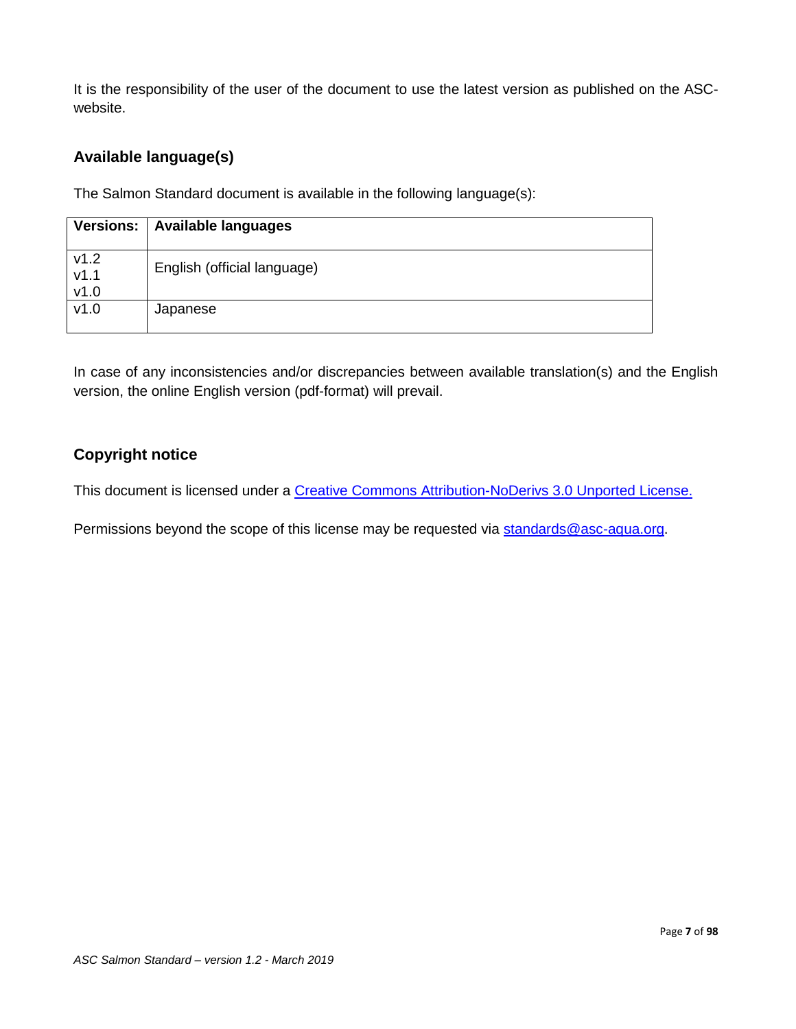It is the responsibility of the user of the document to use the latest version as published on the ASC-website.

## Available language(s)

The Salmon Standard document is available in the following language(s):

| Versions: | Available languages |
|---|---|
| v1.2<br>v1.1<br>v1.0 | English (official language) |
| v1.0 | Japanese |

In case of any inconsistencies and/or discrepancies between available translation(s) and the English version, the online English version (pdf-format) will prevail.

## Copyright notice

This document is licensed under a Creative Commons Attribution-NoDerivs 3.0 Unported License.

Permissions beyond the scope of this license may be requested via standards@asc-aqua.org.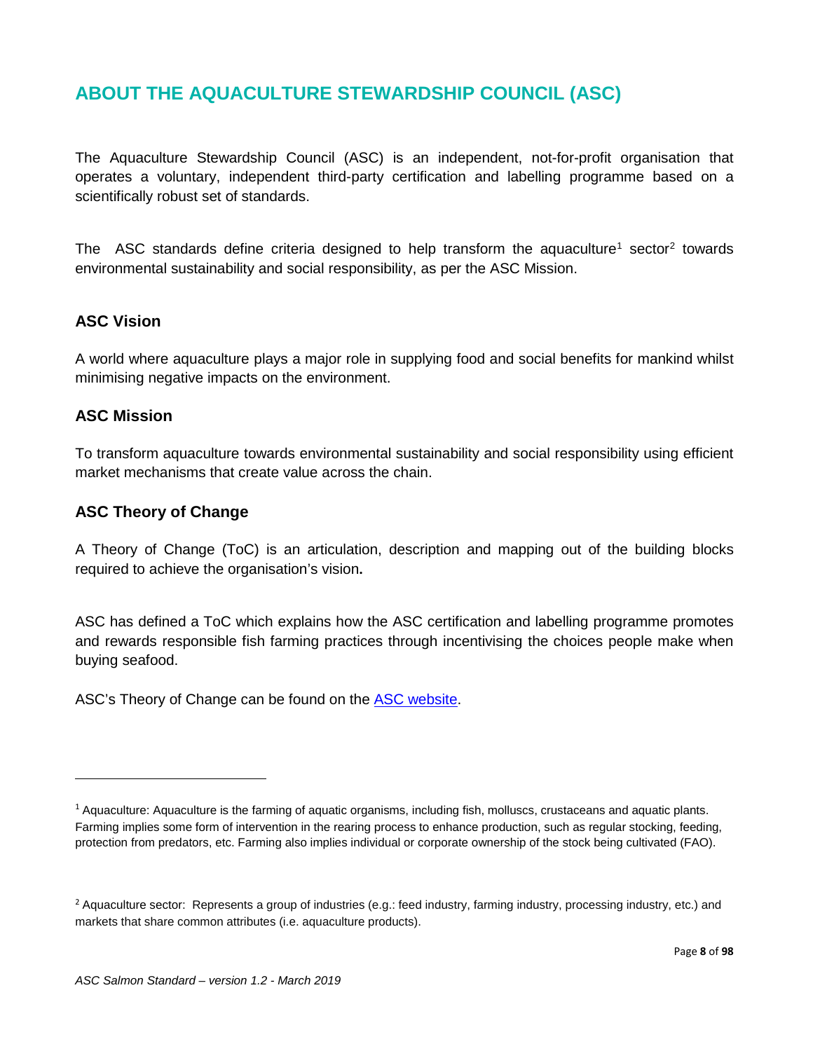# ABOUT THE AQUACULTURE STEWARDSHIP COUNCIL (ASC)

The Aquaculture Stewardship Council (ASC) is an independent, not-for-profit organisation that operates a voluntary, independent third-party certification and labelling programme based on a scientifically robust set of standards.

The ASC standards define criteria designed to help transform the aquaculture[1] sector[2] towards environmental sustainability and social responsibility, as per the ASC Mission.

## ASC Vision

A world where aquaculture plays a major role in supplying food and social benefits for mankind whilst minimising negative impacts on the environment.

## ASC Mission

To transform aquaculture towards environmental sustainability and social responsibility using efficient market mechanisms that create value across the chain.

## ASC Theory of Change

A Theory of Change (ToC) is an articulation, description and mapping out of the building blocks required to achieve the organisation's vision**.**

ASC has defined a ToC which explains how the ASC certification and labelling programme promotes and rewards responsible fish farming practices through incentivising the choices people make when buying seafood.

ASC's Theory of Change can be found on the [ASC website](ASC website).

---

[1] Aquaculture: Aquaculture is the farming of aquatic organisms, including fish, molluscs, crustaceans and aquatic plants. Farming implies some form of intervention in the rearing process to enhance production, such as regular stocking, feeding, protection from predators, etc. Farming also implies individual or corporate ownership of the stock being cultivated (FAO).

[2] Aquaculture sector: Represents a group of industries (e.g.: feed industry, farming industry, processing industry, etc.) and markets that share common attributes (i.e. aquaculture products).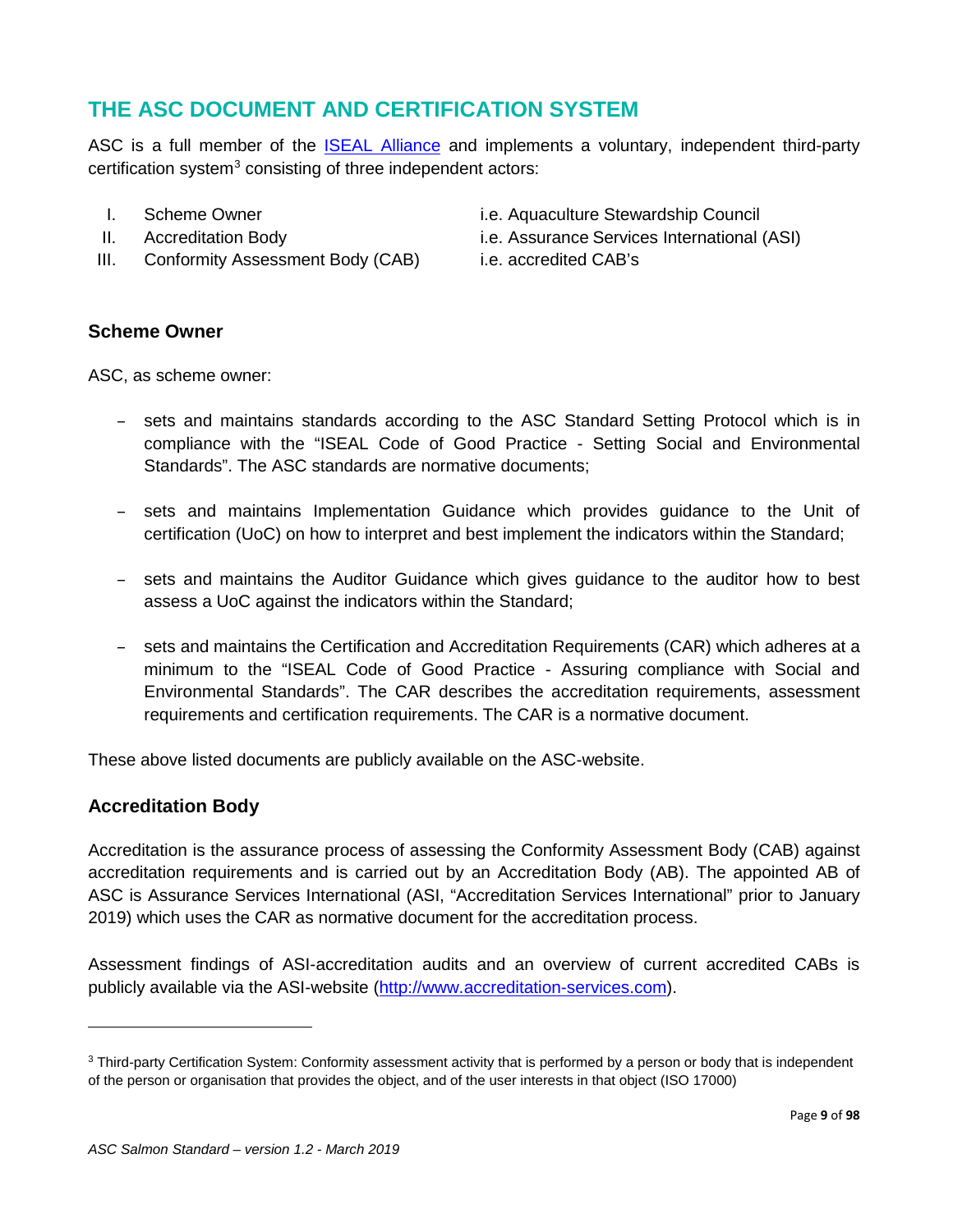## THE ASC DOCUMENT AND CERTIFICATION SYSTEM

ASC is a full member of the [ISEAL Alliance](ISEAL Alliance) and implements a voluntary, independent third-party certification system[3] consisting of three independent actors:

| | | |
|---|---|---|
| I. | Scheme Owner | i.e. Aquaculture Stewardship Council |
| II. | Accreditation Body | i.e. Assurance Services International (ASI) |
| III. | Conformity Assessment Body (CAB) | i.e. accredited CAB's |

### Scheme Owner

ASC, as scheme owner:

- sets and maintains standards according to the ASC Standard Setting Protocol which is in compliance with the "ISEAL Code of Good Practice - Setting Social and Environmental Standards". The ASC standards are normative documents;

- sets and maintains Implementation Guidance which provides guidance to the Unit of certification (UoC) on how to interpret and best implement the indicators within the Standard;

- sets and maintains the Auditor Guidance which gives guidance to the auditor how to best assess a UoC against the indicators within the Standard;

- sets and maintains the Certification and Accreditation Requirements (CAR) which adheres at a minimum to the "ISEAL Code of Good Practice - Assuring compliance with Social and Environmental Standards". The CAR describes the accreditation requirements, assessment requirements and certification requirements. The CAR is a normative document.

These above listed documents are publicly available on the ASC-website.

### Accreditation Body

Accreditation is the assurance process of assessing the Conformity Assessment Body (CAB) against accreditation requirements and is carried out by an Accreditation Body (AB). The appointed AB of ASC is Assurance Services International (ASI, "Accreditation Services International" prior to January 2019) which uses the CAR as normative document for the accreditation process.

Assessment findings of ASI-accreditation audits and an overview of current accredited CABs is publicly available via the ASI-website (http://www.accreditation-services.com).

---

[3] Third-party Certification System: Conformity assessment activity that is performed by a person or body that is independent of the person or organisation that provides the object, and of the user interests in that object (ISO 17000)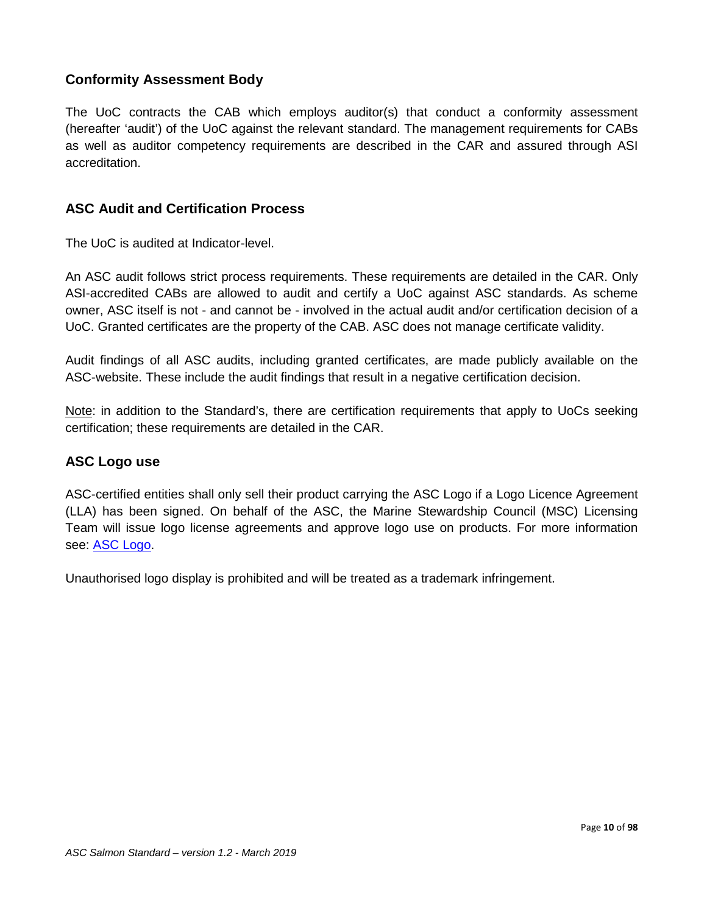## Conformity Assessment Body

The UoC contracts the CAB which employs auditor(s) that conduct a conformity assessment (hereafter 'audit') of the UoC against the relevant standard. The management requirements for CABs as well as auditor competency requirements are described in the CAR and assured through ASI accreditation.

## ASC Audit and Certification Process

The UoC is audited at Indicator-level.

An ASC audit follows strict process requirements. These requirements are detailed in the CAR. Only ASI-accredited CABs are allowed to audit and certify a UoC against ASC standards. As scheme owner, ASC itself is not - and cannot be - involved in the actual audit and/or certification decision of a UoC. Granted certificates are the property of the CAB. ASC does not manage certificate validity.

Audit findings of all ASC audits, including granted certificates, are made publicly available on the ASC-website. These include the audit findings that result in a negative certification decision.

Note: in addition to the Standard's, there are certification requirements that apply to UoCs seeking certification; these requirements are detailed in the CAR.

## ASC Logo use

ASC-certified entities shall only sell their product carrying the ASC Logo if a Logo Licence Agreement (LLA) has been signed. On behalf of the ASC, the Marine Stewardship Council (MSC) Licensing Team will issue logo license agreements and approve logo use on products. For more information see: ASC Logo.

Unauthorised logo display is prohibited and will be treated as a trademark infringement.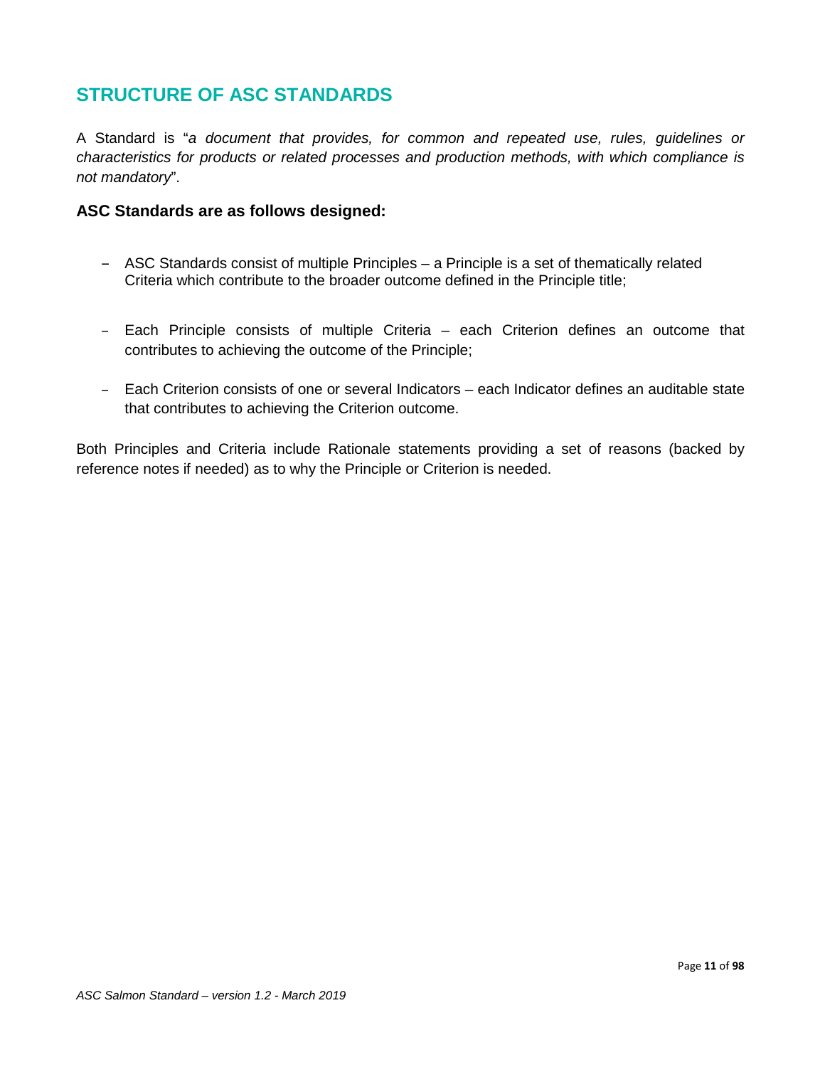## STRUCTURE OF ASC STANDARDS

A Standard is "*a document that provides, for common and repeated use, rules, guidelines or characteristics for products or related processes and production methods, with which compliance is not mandatory*".

### ASC Standards are as follows designed:

- ASC Standards consist of multiple Principles – a Principle is a set of thematically related Criteria which contribute to the broader outcome defined in the Principle title;

- Each Principle consists of multiple Criteria – each Criterion defines an outcome that contributes to achieving the outcome of the Principle;

- Each Criterion consists of one or several Indicators – each Indicator defines an auditable state that contributes to achieving the Criterion outcome.

Both Principles and Criteria include Rationale statements providing a set of reasons (backed by reference notes if needed) as to why the Principle or Criterion is needed.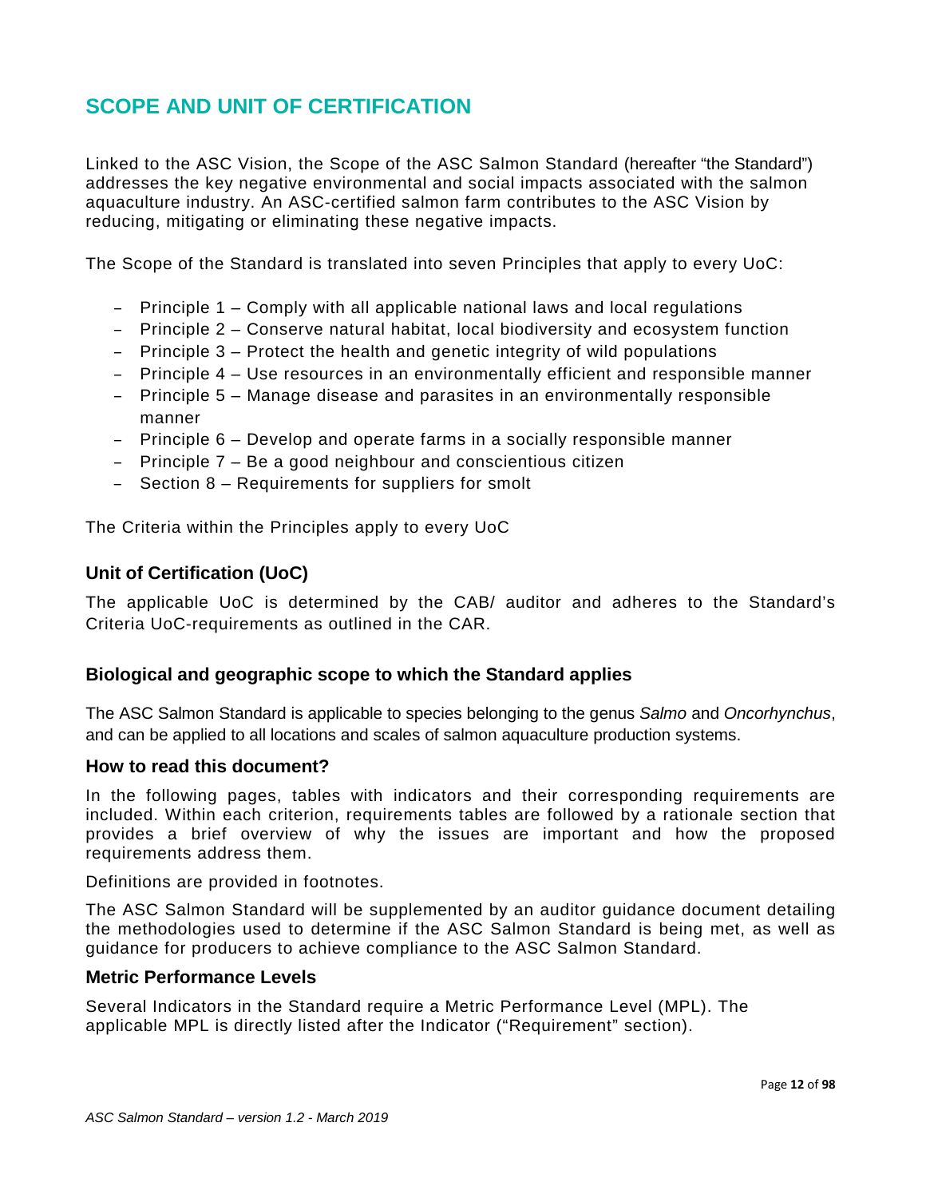# SCOPE AND UNIT OF CERTIFICATION

Linked to the ASC Vision, the Scope of the ASC Salmon Standard (hereafter "the Standard") addresses the key negative environmental and social impacts associated with the salmon aquaculture industry. An ASC-certified salmon farm contributes to the ASC Vision by reducing, mitigating or eliminating these negative impacts.

The Scope of the Standard is translated into seven Principles that apply to every UoC:

- Principle 1 – Comply with all applicable national laws and local regulations
- Principle 2 – Conserve natural habitat, local biodiversity and ecosystem function
- Principle 3 – Protect the health and genetic integrity of wild populations
- Principle 4 – Use resources in an environmentally efficient and responsible manner
- Principle 5 – Manage disease and parasites in an environmentally responsible manner
- Principle 6 – Develop and operate farms in a socially responsible manner
- Principle 7 – Be a good neighbour and conscientious citizen
- Section 8 – Requirements for suppliers for smolt

The Criteria within the Principles apply to every UoC

## Unit of Certification (UoC)

The applicable UoC is determined by the CAB/ auditor and adheres to the Standard's Criteria UoC-requirements as outlined in the CAR.

## Biological and geographic scope to which the Standard applies

The ASC Salmon Standard is applicable to species belonging to the genus *Salmo* and *Oncorhynchus*, and can be applied to all locations and scales of salmon aquaculture production systems.

## How to read this document?

In the following pages, tables with indicators and their corresponding requirements are included. Within each criterion, requirements tables are followed by a rationale section that provides a brief overview of why the issues are important and how the proposed requirements address them.

Definitions are provided in footnotes.

The ASC Salmon Standard will be supplemented by an auditor guidance document detailing the methodologies used to determine if the ASC Salmon Standard is being met, as well as guidance for producers to achieve compliance to the ASC Salmon Standard.

## Metric Performance Levels

Several Indicators in the Standard require a Metric Performance Level (MPL). The applicable MPL is directly listed after the Indicator ("Requirement" section).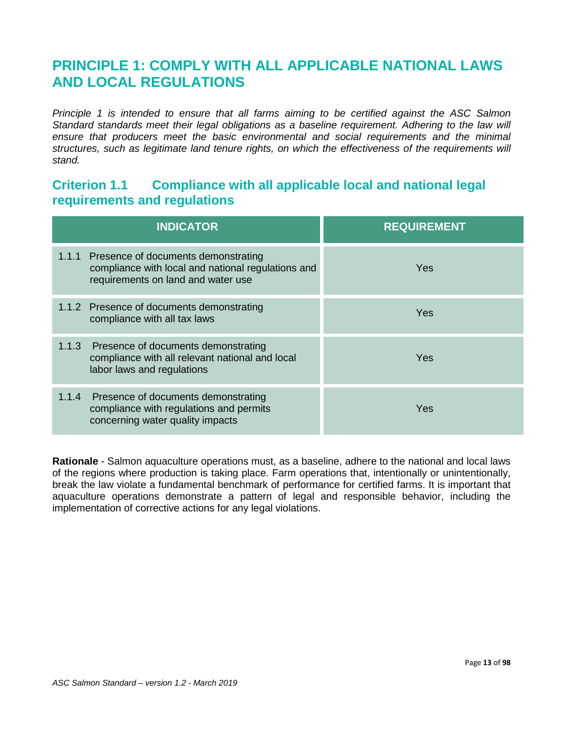# PRINCIPLE 1: COMPLY WITH ALL APPLICABLE NATIONAL LAWS AND LOCAL REGULATIONS

*Principle 1 is intended to ensure that all farms aiming to be certified against the ASC Salmon Standard standards meet their legal obligations as a baseline requirement. Adhering to the law will ensure that producers meet the basic environmental and social requirements and the minimal structures, such as legitimate land tenure rights, on which the effectiveness of the requirements will stand.*

## Criterion 1.1 Compliance with all applicable local and national legal requirements and regulations

| INDICATOR | REQUIREMENT |
|---|---|
| 1.1.1 Presence of documents demonstrating compliance with local and national regulations and requirements on land and water use | Yes |
| 1.1.2 Presence of documents demonstrating compliance with all tax laws | Yes |
| 1.1.3 Presence of documents demonstrating compliance with all relevant national and local labor laws and regulations | Yes |
| 1.1.4 Presence of documents demonstrating compliance with regulations and permits concerning water quality impacts | Yes |

**Rationale** - Salmon aquaculture operations must, as a baseline, adhere to the national and local laws of the regions where production is taking place. Farm operations that, intentionally or unintentionally, break the law violate a fundamental benchmark of performance for certified farms. It is important that aquaculture operations demonstrate a pattern of legal and responsible behavior, including the implementation of corrective actions for any legal violations.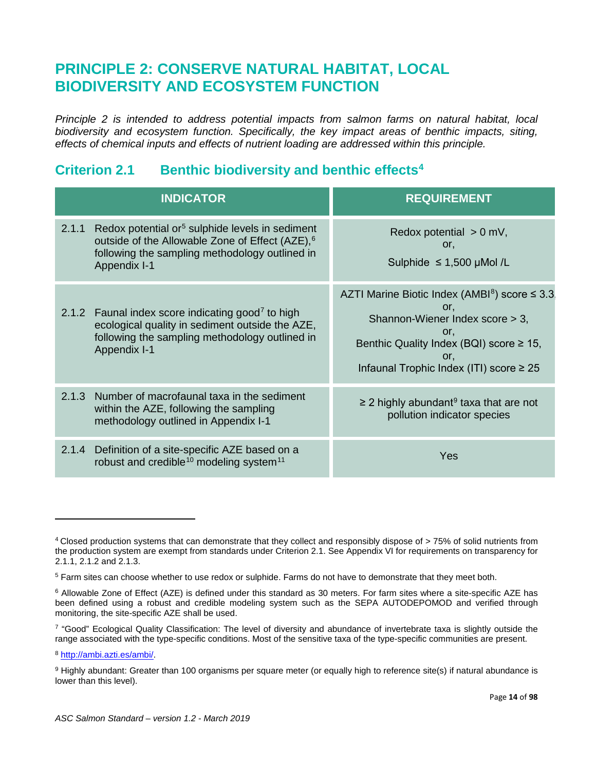# PRINCIPLE 2: CONSERVE NATURAL HABITAT, LOCAL BIODIVERSITY AND ECOSYSTEM FUNCTION

*Principle 2 is intended to address potential impacts from salmon farms on natural habitat, local biodiversity and ecosystem function. Specifically, the key impact areas of benthic impacts, siting, effects of chemical inputs and effects of nutrient loading are addressed within this principle.*

## Criterion 2.1 Benthic biodiversity and benthic effects[4]

| INDICATOR | REQUIREMENT |
|---|---|
| 2.1.1 Redox potential or[5] sulphide levels in sediment outside of the Allowable Zone of Effect (AZE),[6] following the sampling methodology outlined in Appendix I-1 | Redox potential > 0 mV, or, Sulphide ≤ 1,500 µMol /L |
| 2.1.2 Faunal index score indicating good[7] to high ecological quality in sediment outside the AZE, following the sampling methodology outlined in Appendix I-1 | AZTI Marine Biotic Index (AMBI[8]) score ≤ 3.3, or, Shannon-Wiener Index score > 3, or, Benthic Quality Index (BQI) score ≥ 15, or, Infaunal Trophic Index (ITI) score ≥ 25 |
| 2.1.3 Number of macrofaunal taxa in the sediment within the AZE, following the sampling methodology outlined in Appendix I-1 | ≥ 2 highly abundant[9] taxa that are not pollution indicator species |
| 2.1.4 Definition of a site-specific AZE based on a robust and credible[10] modeling system[11] | Yes |

---

[4] Closed production systems that can demonstrate that they collect and responsibly dispose of > 75% of solid nutrients from the production system are exempt from standards under Criterion 2.1. See Appendix VI for requirements on transparency for 2.1.1, 2.1.2 and 2.1.3.

[5] Farm sites can choose whether to use redox or sulphide. Farms do not have to demonstrate that they meet both.

[6] Allowable Zone of Effect (AZE) is defined under this standard as 30 meters. For farm sites where a site-specific AZE has been defined using a robust and credible modeling system such as the SEPA AUTODEPOMOD and verified through monitoring, the site-specific AZE shall be used.

[7] "Good" Ecological Quality Classification: The level of diversity and abundance of invertebrate taxa is slightly outside the range associated with the type-specific conditions. Most of the sensitive taxa of the type-specific communities are present.

[8] http://ambi.azti.es/ambi/.

[9] Highly abundant: Greater than 100 organisms per square meter (or equally high to reference site(s) if natural abundance is lower than this level).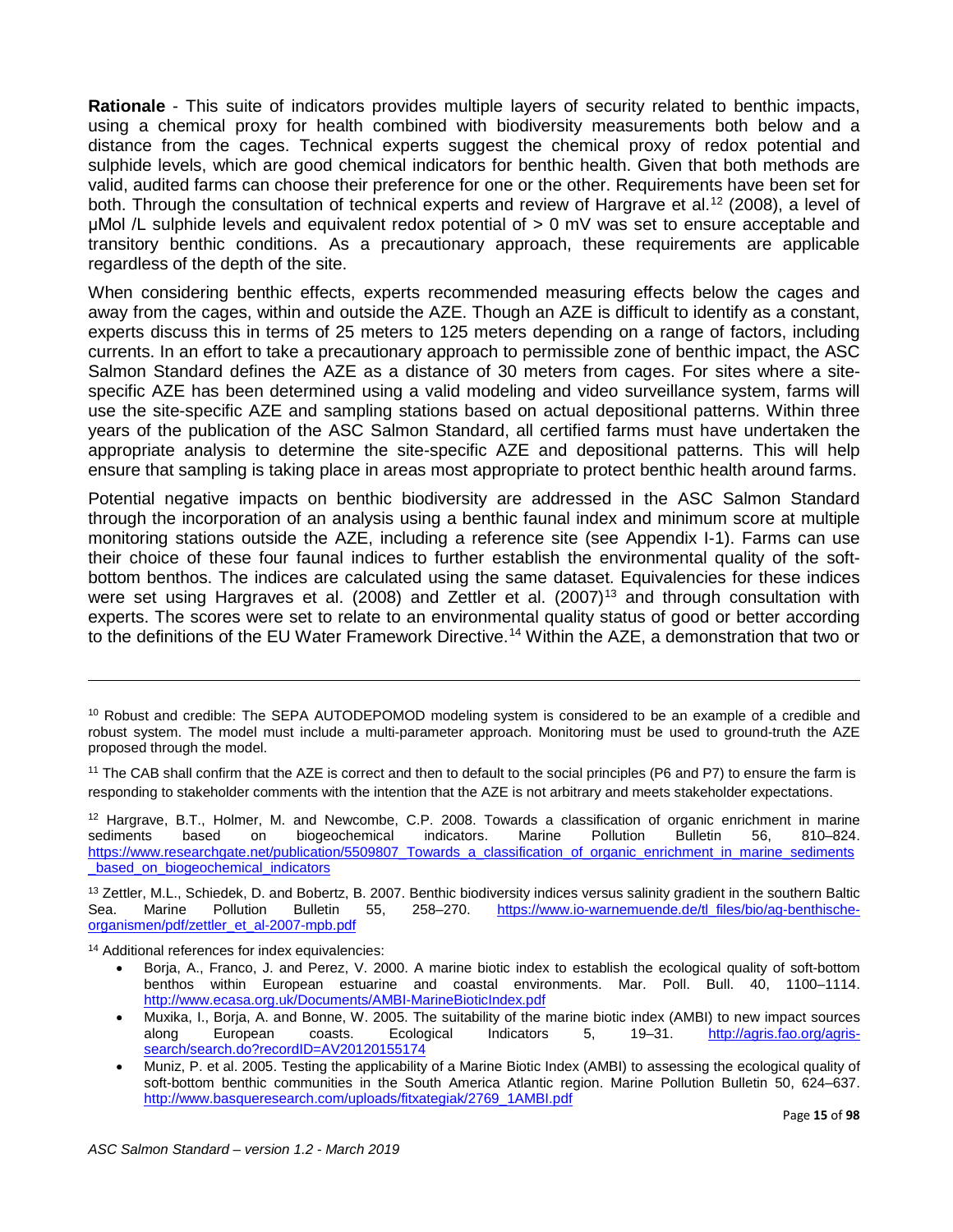**Rationale** - This suite of indicators provides multiple layers of security related to benthic impacts, using a chemical proxy for health combined with biodiversity measurements both below and a distance from the cages. Technical experts suggest the chemical proxy of redox potential and sulphide levels, which are good chemical indicators for benthic health. Given that both methods are valid, audited farms can choose their preference for one or the other. Requirements have been set for both. Through the consultation of technical experts and review of Hargrave et al.[12] (2008), a level of µMol /L sulphide levels and equivalent redox potential of > 0 mV was set to ensure acceptable and transitory benthic conditions. As a precautionary approach, these requirements are applicable regardless of the depth of the site.

When considering benthic effects, experts recommended measuring effects below the cages and away from the cages, within and outside the AZE. Though an AZE is difficult to identify as a constant, experts discuss this in terms of 25 meters to 125 meters depending on a range of factors, including currents. In an effort to take a precautionary approach to permissible zone of benthic impact, the ASC Salmon Standard defines the AZE as a distance of 30 meters from cages. For sites where a site-specific AZE has been determined using a valid modeling and video surveillance system, farms will use the site-specific AZE and sampling stations based on actual depositional patterns. Within three years of the publication of the ASC Salmon Standard, all certified farms must have undertaken the appropriate analysis to determine the site-specific AZE and depositional patterns. This will help ensure that sampling is taking place in areas most appropriate to protect benthic health around farms.

Potential negative impacts on benthic biodiversity are addressed in the ASC Salmon Standard through the incorporation of an analysis using a benthic faunal index and minimum score at multiple monitoring stations outside the AZE, including a reference site (see Appendix I-1). Farms can use their choice of these four faunal indices to further establish the environmental quality of the soft-bottom benthos. The indices are calculated using the same dataset. Equivalencies for these indices were set using Hargraves et al. (2008) and Zettler et al. (2007)[13] and through consultation with experts. The scores were set to relate to an environmental quality status of good or better according to the definitions of the EU Water Framework Directive.[14] Within the AZE, a demonstration that two or

---

[10] Robust and credible: The SEPA AUTODEPOMOD modeling system is considered to be an example of a credible and robust system. The model must include a multi-parameter approach. Monitoring must be used to ground-truth the AZE proposed through the model.

[11] The CAB shall confirm that the AZE is correct and then to default to the social principles (P6 and P7) to ensure the farm is responding to stakeholder comments with the intention that the AZE is not arbitrary and meets stakeholder expectations.

[12] Hargrave, B.T., Holmer, M. and Newcombe, C.P. 2008. Towards a classification of organic enrichment in marine sediments based on biogeochemical indicators. Marine Pollution Bulletin 56, 810–824. https://www.researchgate.net/publication/5509807_Towards_a_classification_of_organic_enrichment_in_marine_sediments_based_on_biogeochemical_indicators

[13] Zettler, M.L., Schiedek, D. and Bobertz, B. 2007. Benthic biodiversity indices versus salinity gradient in the southern Baltic Sea. Marine Pollution Bulletin 55, 258–270. https://www.io-warnemuende.de/tl_files/bio/ag-benthische-organismen/pdf/zettler_et_al-2007-mpb.pdf

[14] Additional references for index equivalencies:

- Borja, A., Franco, J. and Perez, V. 2000. A marine biotic index to establish the ecological quality of soft-bottom benthos within European estuarine and coastal environments. Mar. Poll. Bull. 40, 1100–1114. http://www.ecasa.org.uk/Documents/AMBI-MarineBioticIndex.pdf
- Muxika, I., Borja, A. and Bonne, W. 2005. The suitability of the marine biotic index (AMBI) to new impact sources along European coasts. Ecological Indicators 5, 19–31. http://agris.fao.org/agris-search/search.do?recordID=AV20120155174
- Muniz, P. et al. 2005. Testing the applicability of a Marine Biotic Index (AMBI) to assessing the ecological quality of soft-bottom benthic communities in the South America Atlantic region. Marine Pollution Bulletin 50, 624–637. http://www.basqueresearch.com/uploads/fitxategiak/2769_1AMBI.pdf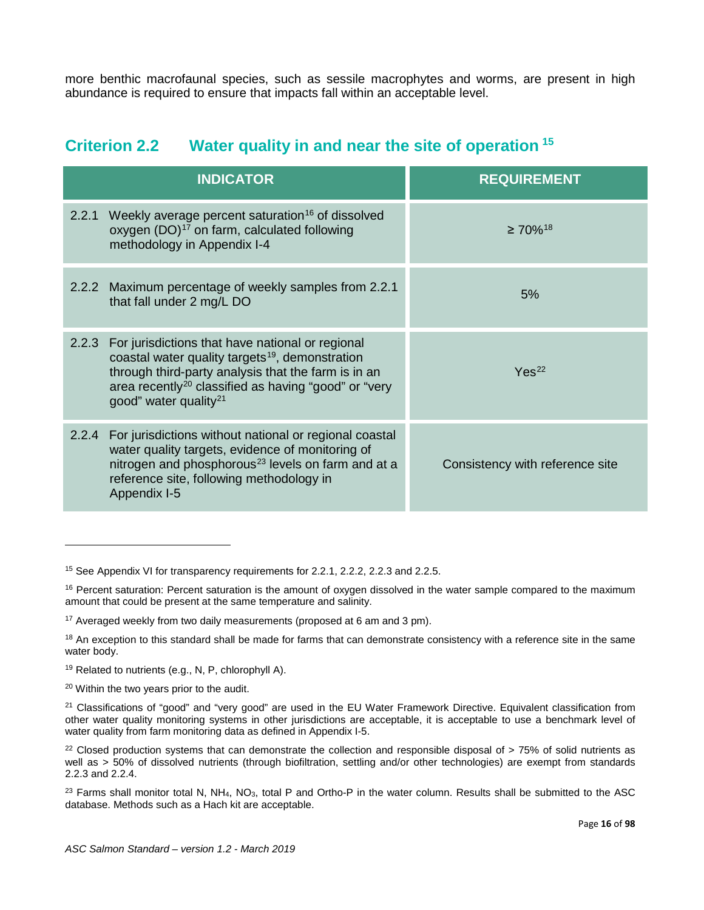more benthic macrofaunal species, such as sessile macrophytes and worms, are present in high abundance is required to ensure that impacts fall within an acceptable level.

## Criterion 2.2 Water quality in and near the site of operation [15]

| INDICATOR | REQUIREMENT |
|---|---|
| 2.2.1 Weekly average percent saturation[16] of dissolved oxygen (DO)[17] on farm, calculated following methodology in Appendix I-4 | ≥ 70%[18] |
| 2.2.2 Maximum percentage of weekly samples from 2.2.1 that fall under 2 mg/L DO | 5% |
| 2.2.3 For jurisdictions that have national or regional coastal water quality targets[19], demonstration through third-party analysis that the farm is in an area recently[20] classified as having "good" or "very good" water quality[21] | Yes[22] |
| 2.2.4 For jurisdictions without national or regional coastal water quality targets, evidence of monitoring of nitrogen and phosphorous[23] levels on farm and at a reference site, following methodology in Appendix I-5 | Consistency with reference site |

[15] See Appendix VI for transparency requirements for 2.2.1, 2.2.2, 2.2.3 and 2.2.5.

[16] Percent saturation: Percent saturation is the amount of oxygen dissolved in the water sample compared to the maximum amount that could be present at the same temperature and salinity.

[17] Averaged weekly from two daily measurements (proposed at 6 am and 3 pm).

[18] An exception to this standard shall be made for farms that can demonstrate consistency with a reference site in the same water body.

[19] Related to nutrients (e.g., N, P, chlorophyll A).

[20] Within the two years prior to the audit.

[21] Classifications of "good" and "very good" are used in the EU Water Framework Directive. Equivalent classification from other water quality monitoring systems in other jurisdictions are acceptable, it is acceptable to use a benchmark level of water quality from farm monitoring data as defined in Appendix I-5.

[22] Closed production systems that can demonstrate the collection and responsible disposal of > 75% of solid nutrients as well as > 50% of dissolved nutrients (through biofiltration, settling and/or other technologies) are exempt from standards 2.2.3 and 2.2.4.

[23] Farms shall monitor total N, $NH_4$, $NO_3$, total P and Ortho-P in the water column. Results shall be submitted to the ASC database. Methods such as a Hach kit are acceptable.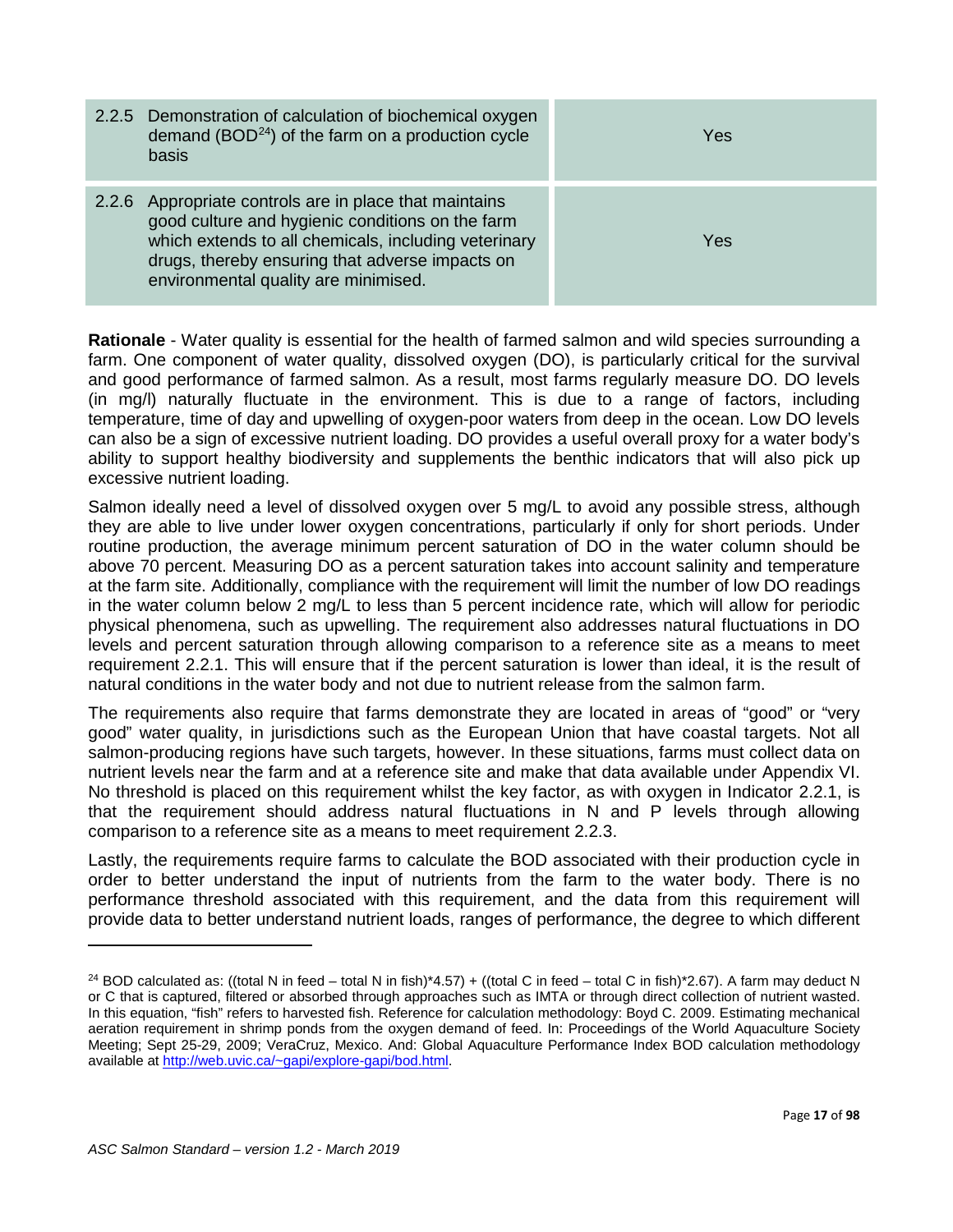| | |
|---|---|
| 2.2.5 Demonstration of calculation of biochemical oxygen demand (BOD[24]) of the farm on a production cycle basis | Yes |
| 2.2.6 Appropriate controls are in place that maintains good culture and hygienic conditions on the farm which extends to all chemicals, including veterinary drugs, thereby ensuring that adverse impacts on environmental quality are minimised. | Yes |

**Rationale** - Water quality is essential for the health of farmed salmon and wild species surrounding a farm. One component of water quality, dissolved oxygen (DO), is particularly critical for the survival and good performance of farmed salmon. As a result, most farms regularly measure DO. DO levels (in mg/l) naturally fluctuate in the environment. This is due to a range of factors, including temperature, time of day and upwelling of oxygen-poor waters from deep in the ocean. Low DO levels can also be a sign of excessive nutrient loading. DO provides a useful overall proxy for a water body's ability to support healthy biodiversity and supplements the benthic indicators that will also pick up excessive nutrient loading.

Salmon ideally need a level of dissolved oxygen over 5 mg/L to avoid any possible stress, although they are able to live under lower oxygen concentrations, particularly if only for short periods. Under routine production, the average minimum percent saturation of DO in the water column should be above 70 percent. Measuring DO as a percent saturation takes into account salinity and temperature at the farm site. Additionally, compliance with the requirement will limit the number of low DO readings in the water column below 2 mg/L to less than 5 percent incidence rate, which will allow for periodic physical phenomena, such as upwelling. The requirement also addresses natural fluctuations in DO levels and percent saturation through allowing comparison to a reference site as a means to meet requirement 2.2.1. This will ensure that if the percent saturation is lower than ideal, it is the result of natural conditions in the water body and not due to nutrient release from the salmon farm.

The requirements also require that farms demonstrate they are located in areas of "good" or "very good" water quality, in jurisdictions such as the European Union that have coastal targets. Not all salmon-producing regions have such targets, however. In these situations, farms must collect data on nutrient levels near the farm and at a reference site and make that data available under Appendix VI. No threshold is placed on this requirement whilst the key factor, as with oxygen in Indicator 2.2.1, is that the requirement should address natural fluctuations in N and P levels through allowing comparison to a reference site as a means to meet requirement 2.2.3.

Lastly, the requirements require farms to calculate the BOD associated with their production cycle in order to better understand the input of nutrients from the farm to the water body. There is no performance threshold associated with this requirement, and the data from this requirement will provide data to better understand nutrient loads, ranges of performance, the degree to which different

---

[24] BOD calculated as: ((total N in feed – total N in fish)*4.57) + ((total C in feed – total C in fish)*2.67). A farm may deduct N or C that is captured, filtered or absorbed through approaches such as IMTA or through direct collection of nutrient wasted. In this equation, "fish" refers to harvested fish. Reference for calculation methodology: Boyd C. 2009. Estimating mechanical aeration requirement in shrimp ponds from the oxygen demand of feed. In: Proceedings of the World Aquaculture Society Meeting; Sept 25-29, 2009; VeraCruz, Mexico. And: Global Aquaculture Performance Index BOD calculation methodology available at http://web.uvic.ca/~gapi/explore-gapi/bod.html.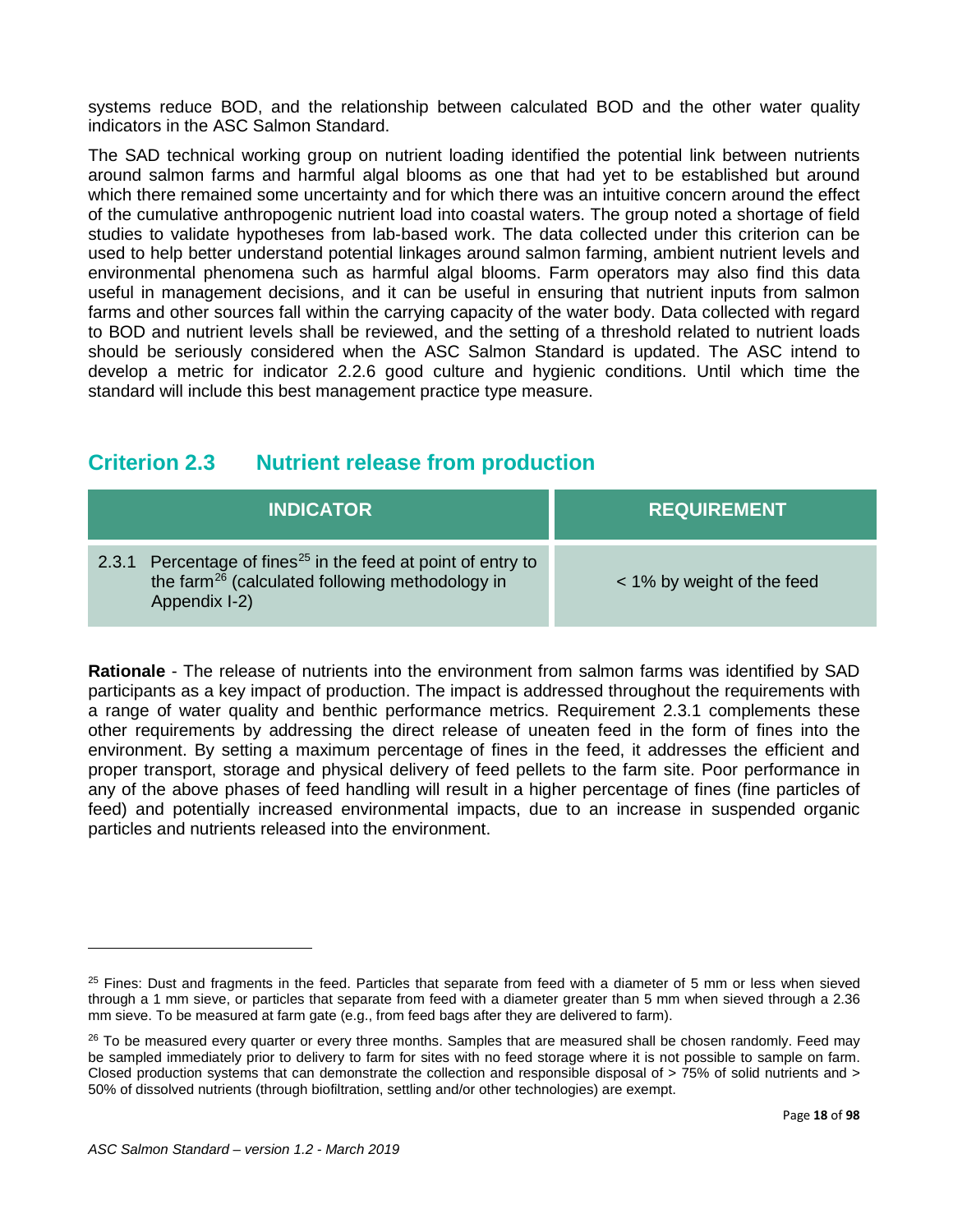systems reduce BOD, and the relationship between calculated BOD and the other water quality indicators in the ASC Salmon Standard.

The SAD technical working group on nutrient loading identified the potential link between nutrients around salmon farms and harmful algal blooms as one that had yet to be established but around which there remained some uncertainty and for which there was an intuitive concern around the effect of the cumulative anthropogenic nutrient load into coastal waters. The group noted a shortage of field studies to validate hypotheses from lab-based work. The data collected under this criterion can be used to help better understand potential linkages around salmon farming, ambient nutrient levels and environmental phenomena such as harmful algal blooms. Farm operators may also find this data useful in management decisions, and it can be useful in ensuring that nutrient inputs from salmon farms and other sources fall within the carrying capacity of the water body. Data collected with regard to BOD and nutrient levels shall be reviewed, and the setting of a threshold related to nutrient loads should be seriously considered when the ASC Salmon Standard is updated. The ASC intend to develop a metric for indicator 2.2.6 good culture and hygienic conditions. Until which time the standard will include this best management practice type measure.

## Criterion 2.3 Nutrient release from production

| INDICATOR | REQUIREMENT |
| --- | --- |
| 2.3.1 Percentage of fines[25] in the feed at point of entry to the farm[26] (calculated following methodology in Appendix I-2) | < 1% by weight of the feed |

**Rationale** - The release of nutrients into the environment from salmon farms was identified by SAD participants as a key impact of production. The impact is addressed throughout the requirements with a range of water quality and benthic performance metrics. Requirement 2.3.1 complements these other requirements by addressing the direct release of uneaten feed in the form of fines into the environment. By setting a maximum percentage of fines in the feed, it addresses the efficient and proper transport, storage and physical delivery of feed pellets to the farm site. Poor performance in any of the above phases of feed handling will result in a higher percentage of fines (fine particles of feed) and potentially increased environmental impacts, due to an increase in suspended organic particles and nutrients released into the environment.

---

[25] Fines: Dust and fragments in the feed. Particles that separate from feed with a diameter of 5 mm or less when sieved through a 1 mm sieve, or particles that separate from feed with a diameter greater than 5 mm when sieved through a 2.36 mm sieve. To be measured at farm gate (e.g., from feed bags after they are delivered to farm).

[26] To be measured every quarter or every three months. Samples that are measured shall be chosen randomly. Feed may be sampled immediately prior to delivery to farm for sites with no feed storage where it is not possible to sample on farm. Closed production systems that can demonstrate the collection and responsible disposal of > 75% of solid nutrients and > 50% of dissolved nutrients (through biofiltration, settling and/or other technologies) are exempt.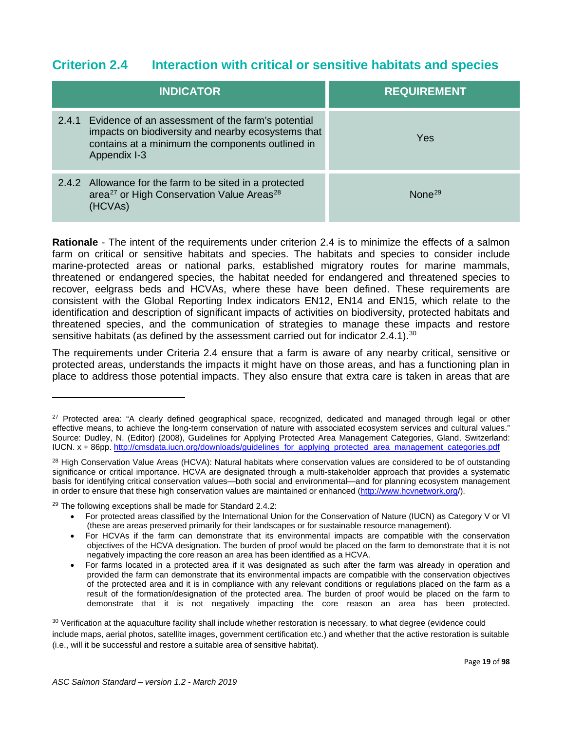## Criterion 2.4 Interaction with critical or sensitive habitats and species

| INDICATOR | REQUIREMENT |
|---|---|
| 2.4.1 Evidence of an assessment of the farm's potential impacts on biodiversity and nearby ecosystems that contains at a minimum the components outlined in Appendix I-3 | Yes |
| 2.4.2 Allowance for the farm to be sited in a protected area[27] or High Conservation Value Areas[28] (HCVAs) | None[29] |

**Rationale** - The intent of the requirements under criterion 2.4 is to minimize the effects of a salmon farm on critical or sensitive habitats and species. The habitats and species to consider include marine-protected areas or national parks, established migratory routes for marine mammals, threatened or endangered species, the habitat needed for endangered and threatened species to recover, eelgrass beds and HCVAs, where these have been defined. These requirements are consistent with the Global Reporting Index indicators EN12, EN14 and EN15, which relate to the identification and description of significant impacts of activities on biodiversity, protected habitats and threatened species, and the communication of strategies to manage these impacts and restore sensitive habitats (as defined by the assessment carried out for indicator 2.4.1).[30]

The requirements under Criteria 2.4 ensure that a farm is aware of any nearby critical, sensitive or protected areas, understands the impacts it might have on those areas, and has a functioning plan in place to address those potential impacts. They also ensure that extra care is taken in areas that are

---

[27] Protected area: "A clearly defined geographical space, recognized, dedicated and managed through legal or other effective means, to achieve the long-term conservation of nature with associated ecosystem services and cultural values." Source: Dudley, N. (Editor) (2008), Guidelines for Applying Protected Area Management Categories, Gland, Switzerland: IUCN. x + 86pp. http://cmsdata.iucn.org/downloads/guidelines_for_applying_protected_area_management_categories.pdf

[28] High Conservation Value Areas (HCVA): Natural habitats where conservation values are considered to be of outstanding significance or critical importance. HCVA are designated through a multi-stakeholder approach that provides a systematic basis for identifying critical conservation values—both social and environmental—and for planning ecosystem management in order to ensure that these high conservation values are maintained or enhanced (http://www.hcvnetwork.org/).

[29] The following exceptions shall be made for Standard 2.4.2:

- For protected areas classified by the International Union for the Conservation of Nature (IUCN) as Category V or VI (these are areas preserved primarily for their landscapes or for sustainable resource management).
- For HCVAs if the farm can demonstrate that its environmental impacts are compatible with the conservation objectives of the HCVA designation. The burden of proof would be placed on the farm to demonstrate that it is not negatively impacting the core reason an area has been identified as a HCVA.
- For farms located in a protected area if it was designated as such after the farm was already in operation and provided the farm can demonstrate that its environmental impacts are compatible with the conservation objectives of the protected area and it is in compliance with any relevant conditions or regulations placed on the farm as a result of the formation/designation of the protected area. The burden of proof would be placed on the farm to demonstrate that it is not negatively impacting the core reason an area has been protected.

[30] Verification at the aquaculture facility shall include whether restoration is necessary, to what degree (evidence could include maps, aerial photos, satellite images, government certification etc.) and whether that the active restoration is suitable (i.e., will it be successful and restore a suitable area of sensitive habitat).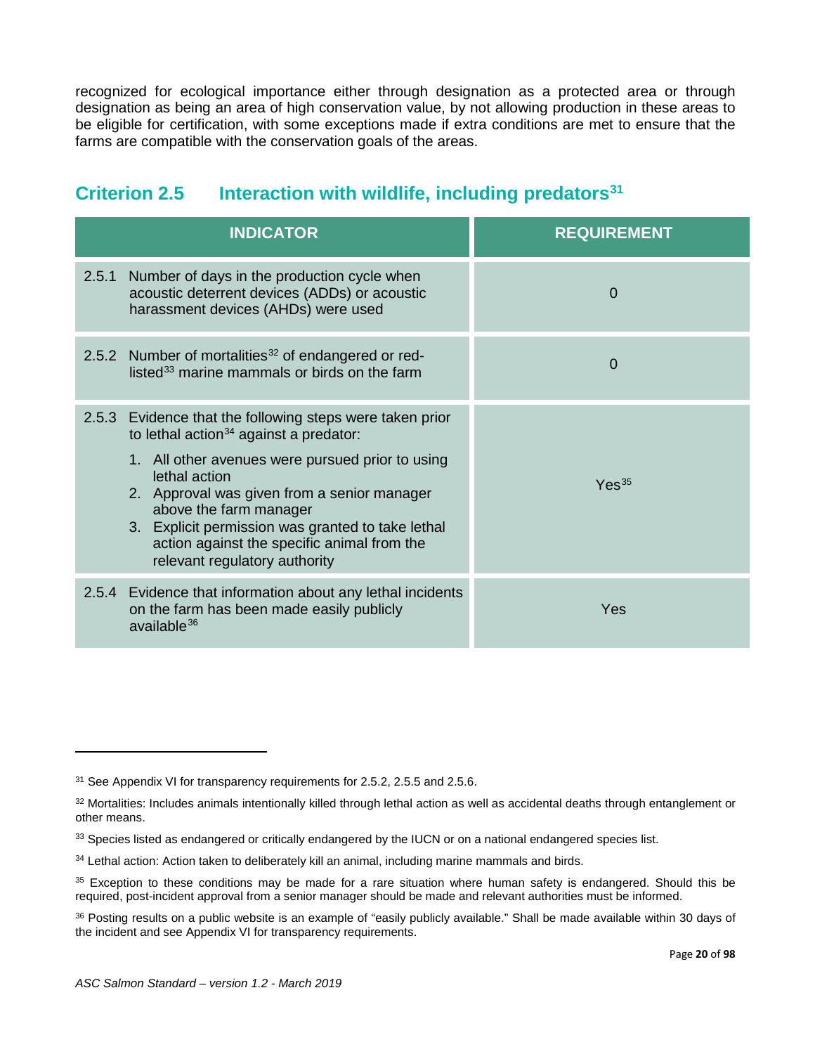recognized for ecological importance either through designation as a protected area or through designation as being an area of high conservation value, by not allowing production in these areas to be eligible for certification, with some exceptions made if extra conditions are met to ensure that the farms are compatible with the conservation goals of the areas.

## Criterion 2.5 Interaction with wildlife, including predators[31]

| INDICATOR | REQUIREMENT |
| --- | --- |
| 2.5.1 Number of days in the production cycle when acoustic deterrent devices (ADDs) or acoustic harassment devices (AHDs) were used | 0 |
| 2.5.2 Number of mortalities[32] of endangered or red-listed[33] marine mammals or birds on the farm | 0 |
| 2.5.3 Evidence that the following steps were taken prior to lethal action[34] against a predator:<br>1. All other avenues were pursued prior to using lethal action<br>2. Approval was given from a senior manager above the farm manager<br>3. Explicit permission was granted to take lethal action against the specific animal from the relevant regulatory authority | Yes[35] |
| 2.5.4 Evidence that information about any lethal incidents on the farm has been made easily publicly available[36] | Yes |

[31] See Appendix VI for transparency requirements for 2.5.2, 2.5.5 and 2.5.6.

[32] Mortalities: Includes animals intentionally killed through lethal action as well as accidental deaths through entanglement or other means.

[33] Species listed as endangered or critically endangered by the IUCN or on a national endangered species list.

[34] Lethal action: Action taken to deliberately kill an animal, including marine mammals and birds.

[35] Exception to these conditions may be made for a rare situation where human safety is endangered. Should this be required, post-incident approval from a senior manager should be made and relevant authorities must be informed.

[36] Posting results on a public website is an example of "easily publicly available." Shall be made available within 30 days of the incident and see Appendix VI for transparency requirements.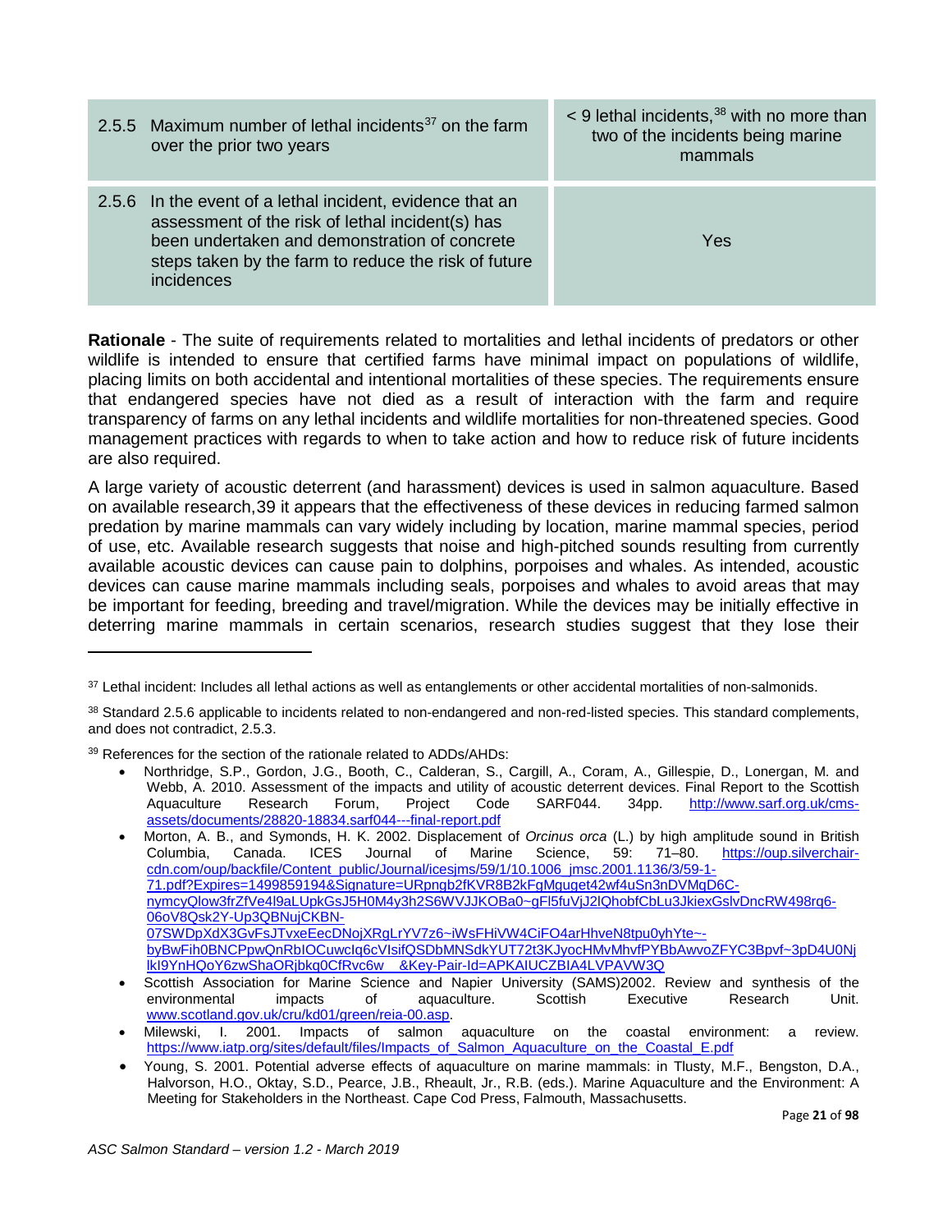| | |
|---|---|
| 2.5.5 Maximum number of lethal incidents[37] on the farm over the prior two years | < 9 lethal incidents,[38] with no more than two of the incidents being marine mammals |
| 2.5.6 In the event of a lethal incident, evidence that an assessment of the risk of lethal incident(s) has been undertaken and demonstration of concrete steps taken by the farm to reduce the risk of future incidences | Yes |

**Rationale** - The suite of requirements related to mortalities and lethal incidents of predators or other wildlife is intended to ensure that certified farms have minimal impact on populations of wildlife, placing limits on both accidental and intentional mortalities of these species. The requirements ensure that endangered species have not died as a result of interaction with the farm and require transparency of farms on any lethal incidents and wildlife mortalities for non-threatened species. Good management practices with regards to when to take action and how to reduce risk of future incidents are also required.

A large variety of acoustic deterrent (and harassment) devices is used in salmon aquaculture. Based on available research,39 it appears that the effectiveness of these devices in reducing farmed salmon predation by marine mammals can vary widely including by location, marine mammal species, period of use, etc. Available research suggests that noise and high-pitched sounds resulting from currently available acoustic devices can cause pain to dolphins, porpoises and whales. As intended, acoustic devices can cause marine mammals including seals, porpoises and whales to avoid areas that may be important for feeding, breeding and travel/migration. While the devices may be initially effective in deterring marine mammals in certain scenarios, research studies suggest that they lose their

---

[37] Lethal incident: Includes all lethal actions as well as entanglements or other accidental mortalities of non-salmonids.

[38] Standard 2.5.6 applicable to incidents related to non-endangered and non-red-listed species. This standard complements, and does not contradict, 2.5.3.

[39] References for the section of the rationale related to ADDs/AHDs:

- Northridge, S.P., Gordon, J.G., Booth, C., Calderan, S., Cargill, A., Coram, A., Gillespie, D., Lonergan, M. and Webb, A. 2010. Assessment of the impacts and utility of acoustic deterrent devices. Final Report to the Scottish Aquaculture Research Forum, Project Code SARF044. 34pp. http://www.sarf.org.uk/cms-assets/documents/28820-18834.sarf044---final-report.pdf
- Morton, A. B., and Symonds, H. K. 2002. Displacement of *Orcinus orca* (L.) by high amplitude sound in British Columbia, Canada. ICES Journal of Marine Science, 59: 71–80. https://oup.silverchair-cdn.com/oup/backfile/Content_public/Journal/icesjms/59/1/10.1006_jmsc.2001.1136/3/59-1-71.pdf?Expires=1499859194&Signature=URpngb2fKVR8B2kFgMguget42wf4uSn3nDVMqD6C-nymcyQlow3frZfVe4l9aLUpkGsJ5H0M4y3h2S6WVJJKOBa0~gFl5fuVjJ2lQhobfCbLu3JkiexGslvDncRW498rq6-06oV8Qsk2Y-Up3QBNujCKBN-07SWDpXdX3GvFsJTvxeEecDNojXRgLrYV7z6~iWsFHiVW4CiFO4arHhveN8tpu0yhYte~-byBwFih0BNCPpwQnRbIOCuwcIq6cVIsifQSDbMNSdkYUT72t3KJyocHMvMhvfPYBbAwvoZFYC3Bpvf~3pD4U0NjlkI9YnHQoY6zwShaORjbkq0CfRvc6w__&Key-Pair-Id=APKAIUCZBIA4LVPAVW3Q
- Scottish Association for Marine Science and Napier University (SAMS)2002. Review and synthesis of the environmental impacts of aquaculture. Scottish Executive Research Unit. www.scotland.gov.uk/cru/kd01/green/reia-00.asp.
- Milewski, I. 2001. Impacts of salmon aquaculture on the coastal environment: a review. https://www.iatp.org/sites/default/files/Impacts_of_Salmon_Aquaculture_on_the_Coastal_E.pdf
- Young, S. 2001. Potential adverse effects of aquaculture on marine mammals: in Tlusty, M.F., Bengston, D.A., Halvorson, H.O., Oktay, S.D., Pearce, J.B., Rheault, Jr., R.B. (eds.). Marine Aquaculture and the Environment: A Meeting for Stakeholders in the Northeast. Cape Cod Press, Falmouth, Massachusetts.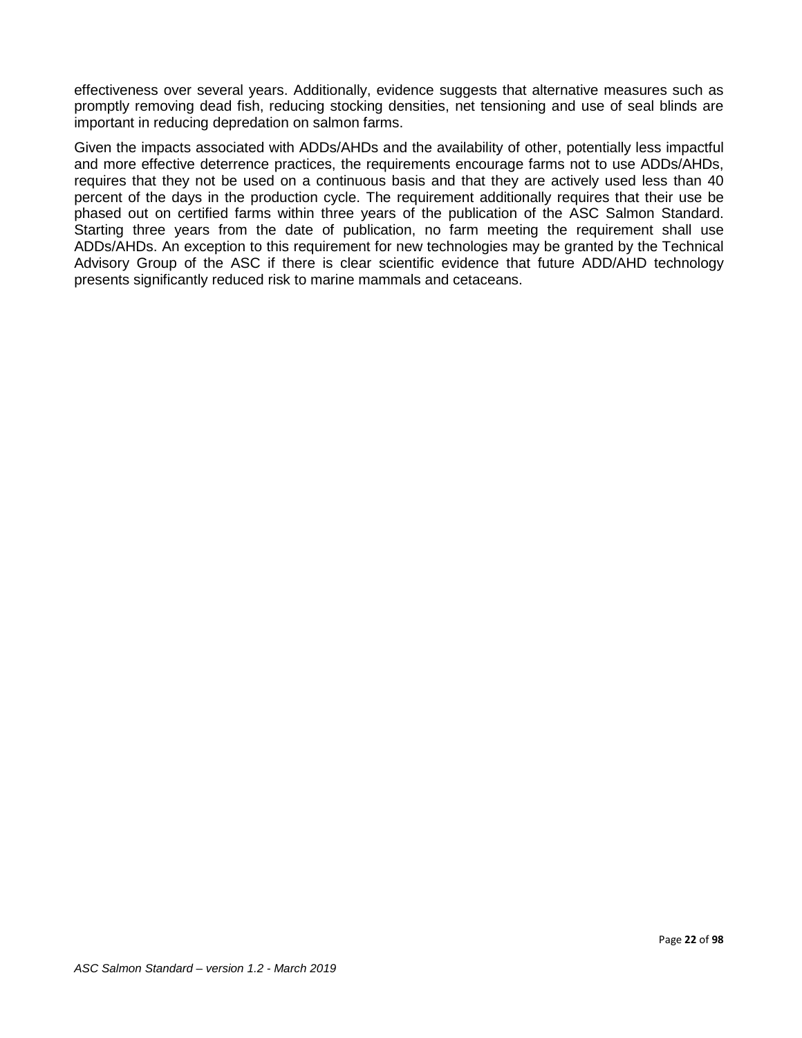effectiveness over several years. Additionally, evidence suggests that alternative measures such as promptly removing dead fish, reducing stocking densities, net tensioning and use of seal blinds are important in reducing depredation on salmon farms.

Given the impacts associated with ADDs/AHDs and the availability of other, potentially less impactful and more effective deterrence practices, the requirements encourage farms not to use ADDs/AHDs, requires that they not be used on a continuous basis and that they are actively used less than 40 percent of the days in the production cycle. The requirement additionally requires that their use be phased out on certified farms within three years of the publication of the ASC Salmon Standard. Starting three years from the date of publication, no farm meeting the requirement shall use ADDs/AHDs. An exception to this requirement for new technologies may be granted by the Technical Advisory Group of the ASC if there is clear scientific evidence that future ADD/AHD technology presents significantly reduced risk to marine mammals and cetaceans.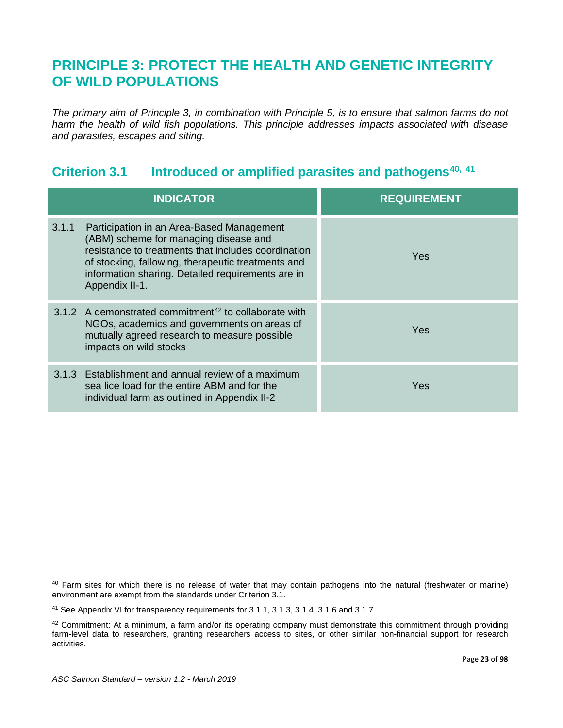# PRINCIPLE 3: PROTECT THE HEALTH AND GENETIC INTEGRITY OF WILD POPULATIONS

*The primary aim of Principle 3, in combination with Principle 5, is to ensure that salmon farms do not harm the health of wild fish populations. This principle addresses impacts associated with disease and parasites, escapes and siting.*

## Criterion 3.1 Introduced or amplified parasites and pathogens[40, 41]

| INDICATOR | REQUIREMENT |
|---|---|
| 3.1.1 Participation in an Area-Based Management (ABM) scheme for managing disease and resistance to treatments that includes coordination of stocking, fallowing, therapeutic treatments and information sharing. Detailed requirements are in Appendix II-1. | Yes |
| 3.1.2 A demonstrated commitment[42] to collaborate with NGOs, academics and governments on areas of mutually agreed research to measure possible impacts on wild stocks | Yes |
| 3.1.3 Establishment and annual review of a maximum sea lice load for the entire ABM and for the individual farm as outlined in Appendix II-2 | Yes |

---

[40] Farm sites for which there is no release of water that may contain pathogens into the natural (freshwater or marine) environment are exempt from the standards under Criterion 3.1.

[41] See Appendix VI for transparency requirements for 3.1.1, 3.1.3, 3.1.4, 3.1.6 and 3.1.7.

[42] Commitment: At a minimum, a farm and/or its operating company must demonstrate this commitment through providing farm-level data to researchers, granting researchers access to sites, or other similar non-financial support for research activities.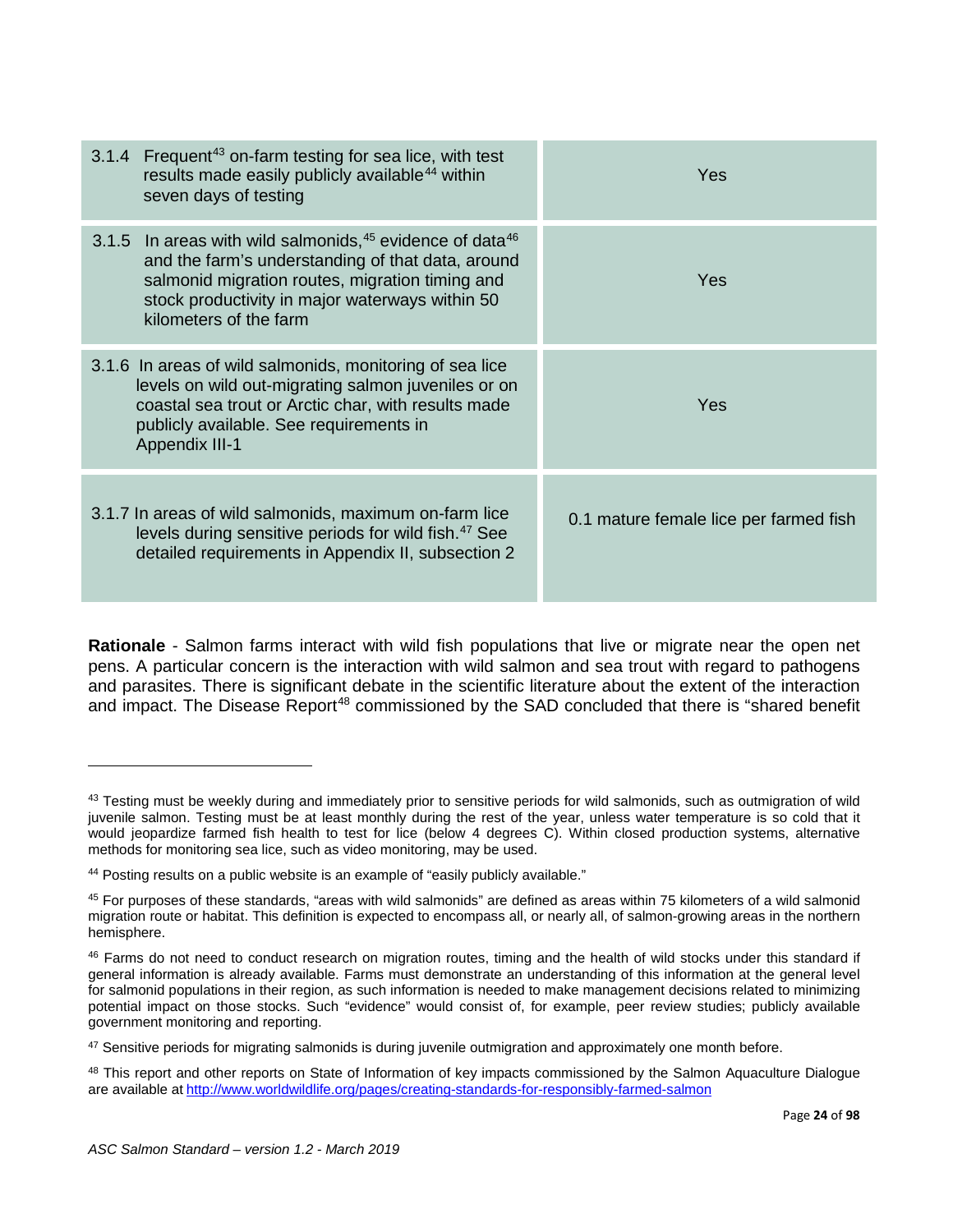| | |
|---|---|
| 3.1.4 Frequent[43] on-farm testing for sea lice, with test results made easily publicly available[44] within seven days of testing | Yes |
| 3.1.5 In areas with wild salmonids,[45] evidence of data[46] and the farm's understanding of that data, around salmonid migration routes, migration timing and stock productivity in major waterways within 50 kilometers of the farm | Yes |
| 3.1.6 In areas of wild salmonids, monitoring of sea lice levels on wild out-migrating salmon juveniles or on coastal sea trout or Arctic char, with results made publicly available. See requirements in Appendix III-1 | Yes |
| 3.1.7 In areas of wild salmonids, maximum on-farm lice levels during sensitive periods for wild fish.[47] See detailed requirements in Appendix II, subsection 2 | 0.1 mature female lice per farmed fish |

**Rationale** - Salmon farms interact with wild fish populations that live or migrate near the open net pens. A particular concern is the interaction with wild salmon and sea trout with regard to pathogens and parasites. There is significant debate in the scientific literature about the extent of the interaction and impact. The Disease Report[48] commissioned by the SAD concluded that there is "shared benefit

---

[43] Testing must be weekly during and immediately prior to sensitive periods for wild salmonids, such as outmigration of wild juvenile salmon. Testing must be at least monthly during the rest of the year, unless water temperature is so cold that it would jeopardize farmed fish health to test for lice (below 4 degrees C). Within closed production systems, alternative methods for monitoring sea lice, such as video monitoring, may be used.

[44] Posting results on a public website is an example of "easily publicly available."

[45] For purposes of these standards, "areas with wild salmonids" are defined as areas within 75 kilometers of a wild salmonid migration route or habitat. This definition is expected to encompass all, or nearly all, of salmon-growing areas in the northern hemisphere.

[46] Farms do not need to conduct research on migration routes, timing and the health of wild stocks under this standard if general information is already available. Farms must demonstrate an understanding of this information at the general level for salmonid populations in their region, as such information is needed to make management decisions related to minimizing potential impact on those stocks. Such "evidence" would consist of, for example, peer review studies; publicly available government monitoring and reporting.

[47] Sensitive periods for migrating salmonids is during juvenile outmigration and approximately one month before.

[48] This report and other reports on State of Information of key impacts commissioned by the Salmon Aquaculture Dialogue are available at http://www.worldwildlife.org/pages/creating-standards-for-responsibly-farmed-salmon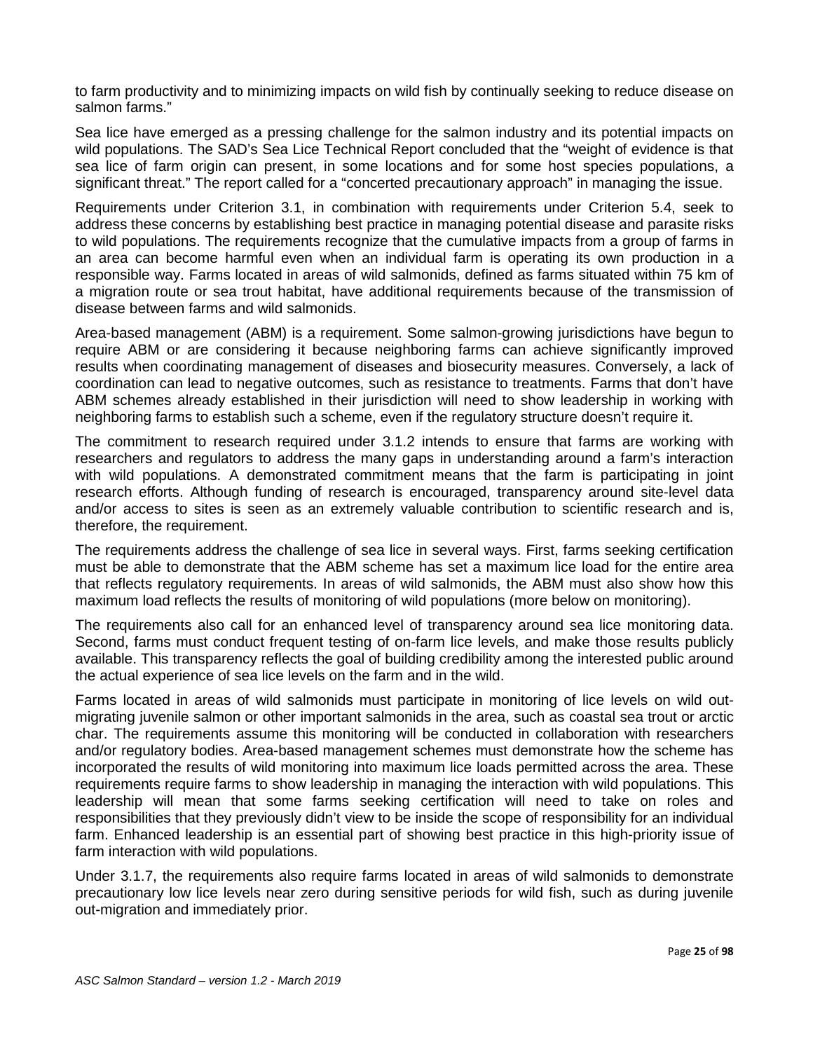to farm productivity and to minimizing impacts on wild fish by continually seeking to reduce disease on salmon farms."

Sea lice have emerged as a pressing challenge for the salmon industry and its potential impacts on wild populations. The SAD's Sea Lice Technical Report concluded that the "weight of evidence is that sea lice of farm origin can present, in some locations and for some host species populations, a significant threat." The report called for a "concerted precautionary approach" in managing the issue.

Requirements under Criterion 3.1, in combination with requirements under Criterion 5.4, seek to address these concerns by establishing best practice in managing potential disease and parasite risks to wild populations. The requirements recognize that the cumulative impacts from a group of farms in an area can become harmful even when an individual farm is operating its own production in a responsible way. Farms located in areas of wild salmonids, defined as farms situated within 75 km of a migration route or sea trout habitat, have additional requirements because of the transmission of disease between farms and wild salmonids.

Area-based management (ABM) is a requirement. Some salmon-growing jurisdictions have begun to require ABM or are considering it because neighboring farms can achieve significantly improved results when coordinating management of diseases and biosecurity measures. Conversely, a lack of coordination can lead to negative outcomes, such as resistance to treatments. Farms that don't have ABM schemes already established in their jurisdiction will need to show leadership in working with neighboring farms to establish such a scheme, even if the regulatory structure doesn't require it.

The commitment to research required under 3.1.2 intends to ensure that farms are working with researchers and regulators to address the many gaps in understanding around a farm's interaction with wild populations. A demonstrated commitment means that the farm is participating in joint research efforts. Although funding of research is encouraged, transparency around site-level data and/or access to sites is seen as an extremely valuable contribution to scientific research and is, therefore, the requirement.

The requirements address the challenge of sea lice in several ways. First, farms seeking certification must be able to demonstrate that the ABM scheme has set a maximum lice load for the entire area that reflects regulatory requirements. In areas of wild salmonids, the ABM must also show how this maximum load reflects the results of monitoring of wild populations (more below on monitoring).

The requirements also call for an enhanced level of transparency around sea lice monitoring data. Second, farms must conduct frequent testing of on-farm lice levels, and make those results publicly available. This transparency reflects the goal of building credibility among the interested public around the actual experience of sea lice levels on the farm and in the wild.

Farms located in areas of wild salmonids must participate in monitoring of lice levels on wild out-migrating juvenile salmon or other important salmonids in the area, such as coastal sea trout or arctic char. The requirements assume this monitoring will be conducted in collaboration with researchers and/or regulatory bodies. Area-based management schemes must demonstrate how the scheme has incorporated the results of wild monitoring into maximum lice loads permitted across the area. These requirements require farms to show leadership in managing the interaction with wild populations. This leadership will mean that some farms seeking certification will need to take on roles and responsibilities that they previously didn't view to be inside the scope of responsibility for an individual farm. Enhanced leadership is an essential part of showing best practice in this high-priority issue of farm interaction with wild populations.

Under 3.1.7, the requirements also require farms located in areas of wild salmonids to demonstrate precautionary low lice levels near zero during sensitive periods for wild fish, such as during juvenile out-migration and immediately prior.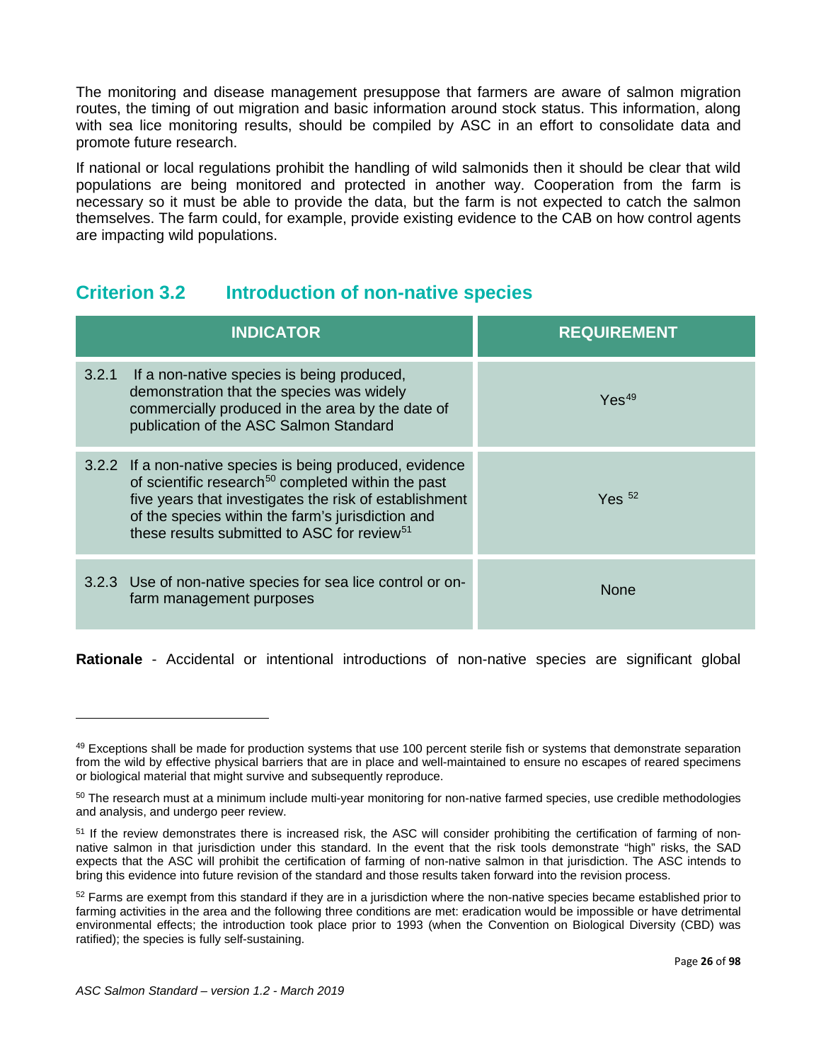The monitoring and disease management presuppose that farmers are aware of salmon migration routes, the timing of out migration and basic information around stock status. This information, along with sea lice monitoring results, should be compiled by ASC in an effort to consolidate data and promote future research.

If national or local regulations prohibit the handling of wild salmonids then it should be clear that wild populations are being monitored and protected in another way. Cooperation from the farm is necessary so it must be able to provide the data, but the farm is not expected to catch the salmon themselves. The farm could, for example, provide existing evidence to the CAB on how control agents are impacting wild populations.

## Criterion 3.2 Introduction of non-native species

| INDICATOR | REQUIREMENT |
|---|---|
| 3.2.1 If a non-native species is being produced, demonstration that the species was widely commercially produced in the area by the date of publication of the ASC Salmon Standard | Yes[49] |
| 3.2.2 If a non-native species is being produced, evidence of scientific research[50] completed within the past five years that investigates the risk of establishment of the species within the farm's jurisdiction and these results submitted to ASC for review[51] | Yes [52] |
| 3.2.3 Use of non-native species for sea lice control or on-farm management purposes | None |

**Rationale** - Accidental or intentional introductions of non-native species are significant global

[49] Exceptions shall be made for production systems that use 100 percent sterile fish or systems that demonstrate separation from the wild by effective physical barriers that are in place and well-maintained to ensure no escapes of reared specimens or biological material that might survive and subsequently reproduce.

[50] The research must at a minimum include multi-year monitoring for non-native farmed species, use credible methodologies and analysis, and undergo peer review.

[51] If the review demonstrates there is increased risk, the ASC will consider prohibiting the certification of farming of non-native salmon in that jurisdiction under this standard. In the event that the risk tools demonstrate "high" risks, the SAD expects that the ASC will prohibit the certification of farming of non-native salmon in that jurisdiction. The ASC intends to bring this evidence into future revision of the standard and those results taken forward into the revision process.

[52] Farms are exempt from this standard if they are in a jurisdiction where the non-native species became established prior to farming activities in the area and the following three conditions are met: eradication would be impossible or have detrimental environmental effects; the introduction took place prior to 1993 (when the Convention on Biological Diversity (CBD) was ratified); the species is fully self-sustaining.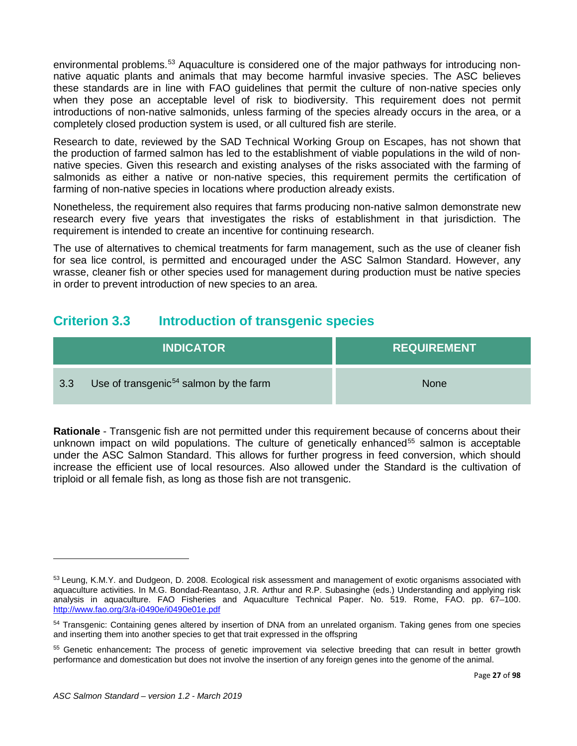environmental problems.[53] Aquaculture is considered one of the major pathways for introducing non-native aquatic plants and animals that may become harmful invasive species. The ASC believes these standards are in line with FAO guidelines that permit the culture of non-native species only when they pose an acceptable level of risk to biodiversity. This requirement does not permit introductions of non-native salmonids, unless farming of the species already occurs in the area, or a completely closed production system is used, or all cultured fish are sterile.

Research to date, reviewed by the SAD Technical Working Group on Escapes, has not shown that the production of farmed salmon has led to the establishment of viable populations in the wild of non-native species. Given this research and existing analyses of the risks associated with the farming of salmonids as either a native or non-native species, this requirement permits the certification of farming of non-native species in locations where production already exists.

Nonetheless, the requirement also requires that farms producing non-native salmon demonstrate new research every five years that investigates the risks of establishment in that jurisdiction. The requirement is intended to create an incentive for continuing research.

The use of alternatives to chemical treatments for farm management, such as the use of cleaner fish for sea lice control, is permitted and encouraged under the ASC Salmon Standard. However, any wrasse, cleaner fish or other species used for management during production must be native species in order to prevent introduction of new species to an area.

## Criterion 3.3 Introduction of transgenic species

| INDICATOR | REQUIREMENT |
| --- | --- |
| 3.3 Use of transgenic[54] salmon by the farm | None |

**Rationale** - Transgenic fish are not permitted under this requirement because of concerns about their unknown impact on wild populations. The culture of genetically enhanced[55] salmon is acceptable under the ASC Salmon Standard. This allows for further progress in feed conversion, which should increase the efficient use of local resources. Also allowed under the Standard is the cultivation of triploid or all female fish, as long as those fish are not transgenic.

---

[53] Leung, K.M.Y. and Dudgeon, D. 2008. Ecological risk assessment and management of exotic organisms associated with aquaculture activities. In M.G. Bondad-Reantaso, J.R. Arthur and R.P. Subasinghe (eds.) Understanding and applying risk analysis in aquaculture. FAO Fisheries and Aquaculture Technical Paper. No. 519. Rome, FAO. pp. 67–100. http://www.fao.org/3/a-i0490e/i0490e01e.pdf

[54] Transgenic: Containing genes altered by insertion of DNA from an unrelated organism. Taking genes from one species and inserting them into another species to get that trait expressed in the offspring

[55] Genetic enhancement**:** The process of genetic improvement via selective breeding that can result in better growth performance and domestication but does not involve the insertion of any foreign genes into the genome of the animal.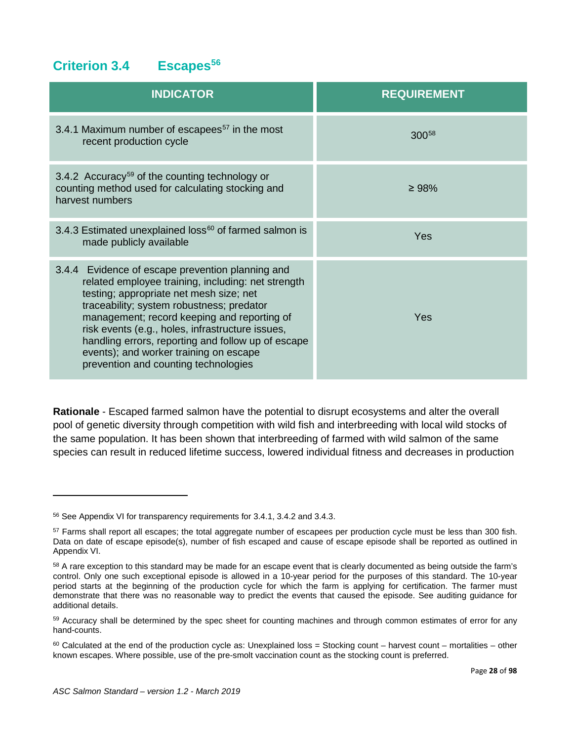## Criterion 3.4 Escapes[56]

| INDICATOR | REQUIREMENT |
|---|---|
| 3.4.1 Maximum number of escapees[57] in the most recent production cycle | 300[58] |
| 3.4.2 Accuracy[59] of the counting technology or counting method used for calculating stocking and harvest numbers | ≥ 98% |
| 3.4.3 Estimated unexplained loss[60] of farmed salmon is made publicly available | Yes |
| 3.4.4 Evidence of escape prevention planning and related employee training, including: net strength testing; appropriate net mesh size; net traceability; system robustness; predator management; record keeping and reporting of risk events (e.g., holes, infrastructure issues, handling errors, reporting and follow up of escape events); and worker training on escape prevention and counting technologies | Yes |

**Rationale** - Escaped farmed salmon have the potential to disrupt ecosystems and alter the overall pool of genetic diversity through competition with wild fish and interbreeding with local wild stocks of the same population. It has been shown that interbreeding of farmed with wild salmon of the same species can result in reduced lifetime success, lowered individual fitness and decreases in production

---

[56] See Appendix VI for transparency requirements for 3.4.1, 3.4.2 and 3.4.3.

[57] Farms shall report all escapes; the total aggregate number of escapees per production cycle must be less than 300 fish. Data on date of escape episode(s), number of fish escaped and cause of escape episode shall be reported as outlined in Appendix VI.

[58] A rare exception to this standard may be made for an escape event that is clearly documented as being outside the farm's control. Only one such exceptional episode is allowed in a 10-year period for the purposes of this standard. The 10-year period starts at the beginning of the production cycle for which the farm is applying for certification. The farmer must demonstrate that there was no reasonable way to predict the events that caused the episode. See auditing guidance for additional details.

[59] Accuracy shall be determined by the spec sheet for counting machines and through common estimates of error for any hand-counts.

[60] Calculated at the end of the production cycle as: Unexplained loss = Stocking count – harvest count – mortalities – other known escapes. Where possible, use of the pre-smolt vaccination count as the stocking count is preferred.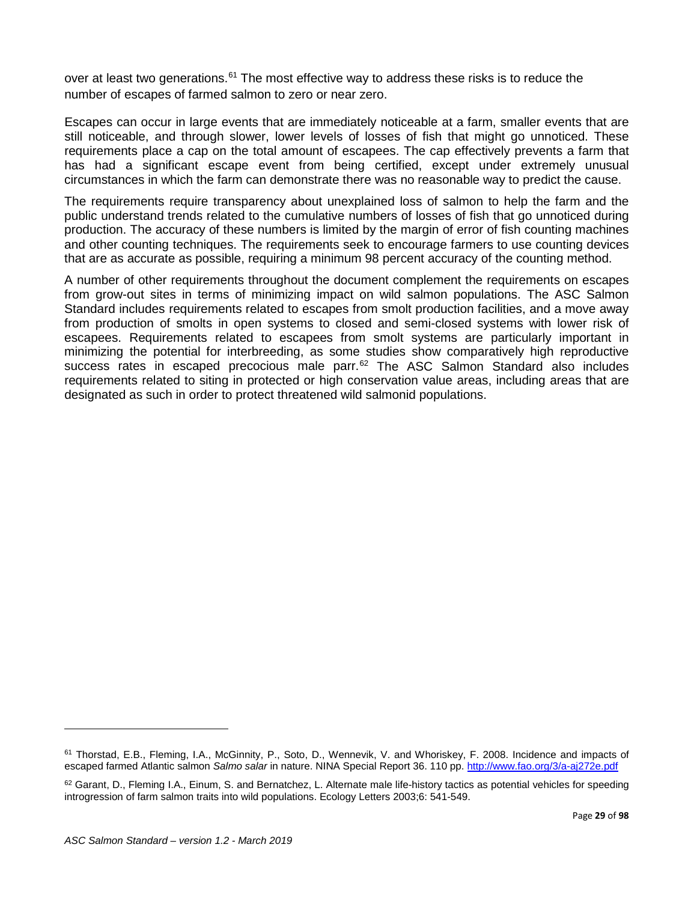over at least two generations.[61] The most effective way to address these risks is to reduce the number of escapes of farmed salmon to zero or near zero.

Escapes can occur in large events that are immediately noticeable at a farm, smaller events that are still noticeable, and through slower, lower levels of losses of fish that might go unnoticed. These requirements place a cap on the total amount of escapees. The cap effectively prevents a farm that has had a significant escape event from being certified, except under extremely unusual circumstances in which the farm can demonstrate there was no reasonable way to predict the cause.

The requirements require transparency about unexplained loss of salmon to help the farm and the public understand trends related to the cumulative numbers of losses of fish that go unnoticed during production. The accuracy of these numbers is limited by the margin of error of fish counting machines and other counting techniques. The requirements seek to encourage farmers to use counting devices that are as accurate as possible, requiring a minimum 98 percent accuracy of the counting method.

A number of other requirements throughout the document complement the requirements on escapes from grow-out sites in terms of minimizing impact on wild salmon populations. The ASC Salmon Standard includes requirements related to escapes from smolt production facilities, and a move away from production of smolts in open systems to closed and semi-closed systems with lower risk of escapees. Requirements related to escapees from smolt systems are particularly important in minimizing the potential for interbreeding, as some studies show comparatively high reproductive success rates in escaped precocious male parr.[62] The ASC Salmon Standard also includes requirements related to siting in protected or high conservation value areas, including areas that are designated as such in order to protect threatened wild salmonid populations.

---

[61] Thorstad, E.B., Fleming, I.A., McGinnity, P., Soto, D., Wennevik, V. and Whoriskey, F. 2008. Incidence and impacts of escaped farmed Atlantic salmon *Salmo salar* in nature. NINA Special Report 36. 110 pp. http://www.fao.org/3/a-aj272e.pdf

[62] Garant, D., Fleming I.A., Einum, S. and Bernatchez, L. Alternate male life-history tactics as potential vehicles for speeding introgression of farm salmon traits into wild populations. Ecology Letters 2003;6: 541-549.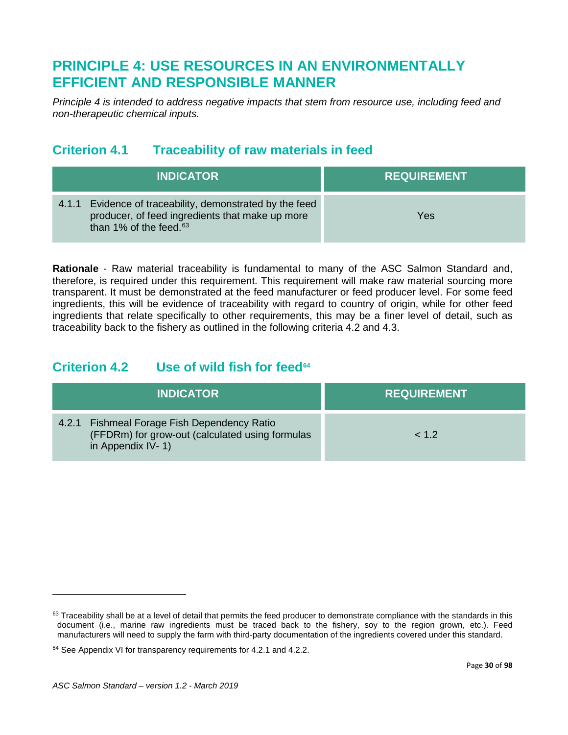# PRINCIPLE 4: USE RESOURCES IN AN ENVIRONMENTALLY EFFICIENT AND RESPONSIBLE MANNER

*Principle 4 is intended to address negative impacts that stem from resource use, including feed and non-therapeutic chemical inputs.*

## Criterion 4.1 Traceability of raw materials in feed

| INDICATOR | REQUIREMENT |
|---|---|
| 4.1.1 Evidence of traceability, demonstrated by the feed producer, of feed ingredients that make up more than 1% of the feed.[63] | Yes |

**Rationale** - Raw material traceability is fundamental to many of the ASC Salmon Standard and, therefore, is required under this requirement. This requirement will make raw material sourcing more transparent. It must be demonstrated at the feed manufacturer or feed producer level. For some feed ingredients, this will be evidence of traceability with regard to country of origin, while for other feed ingredients that relate specifically to other requirements, this may be a finer level of detail, such as traceability back to the fishery as outlined in the following criteria 4.2 and 4.3.

## Criterion 4.2 Use of wild fish for feed[64]

| INDICATOR | REQUIREMENT |
|---|---|
| 4.2.1 Fishmeal Forage Fish Dependency Ratio (FFDRm) for grow-out (calculated using formulas in Appendix IV- 1) | < 1.2 |

---

[63] Traceability shall be at a level of detail that permits the feed producer to demonstrate compliance with the standards in this document (i.e., marine raw ingredients must be traced back to the fishery, soy to the region grown, etc.). Feed manufacturers will need to supply the farm with third-party documentation of the ingredients covered under this standard.

[64] See Appendix VI for transparency requirements for 4.2.1 and 4.2.2.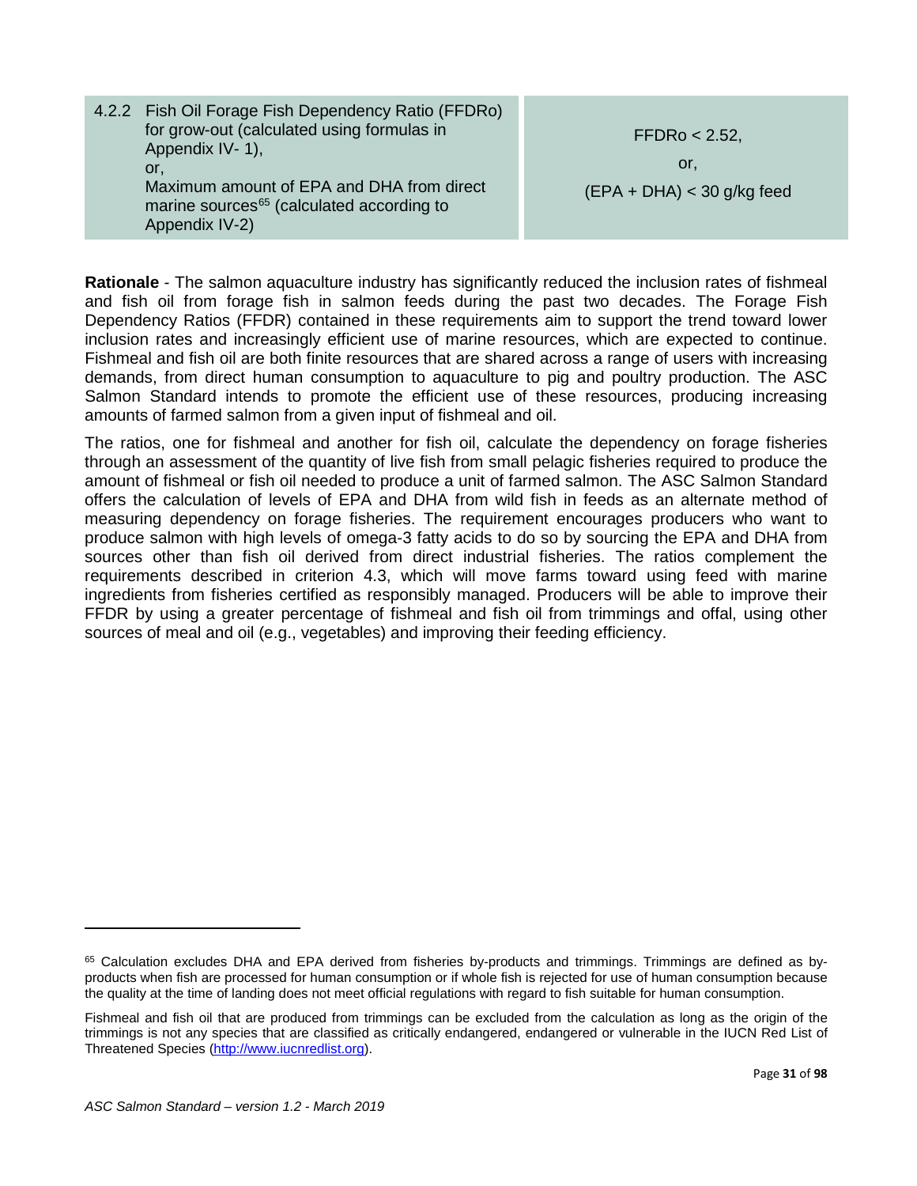| 4.2.2 Fish Oil Forage Fish Dependency Ratio (FFDRo) for grow-out (calculated using formulas in Appendix IV- 1),<br>or,<br>Maximum amount of EPA and DHA from direct marine sources[65] (calculated according to Appendix IV-2) | FFDRo < 2.52,<br>or,<br>(EPA + DHA) < 30 g/kg feed |
|---|---|

**Rationale** - The salmon aquaculture industry has significantly reduced the inclusion rates of fishmeal and fish oil from forage fish in salmon feeds during the past two decades. The Forage Fish Dependency Ratios (FFDR) contained in these requirements aim to support the trend toward lower inclusion rates and increasingly efficient use of marine resources, which are expected to continue. Fishmeal and fish oil are both finite resources that are shared across a range of users with increasing demands, from direct human consumption to aquaculture to pig and poultry production. The ASC Salmon Standard intends to promote the efficient use of these resources, producing increasing amounts of farmed salmon from a given input of fishmeal and oil.

The ratios, one for fishmeal and another for fish oil, calculate the dependency on forage fisheries through an assessment of the quantity of live fish from small pelagic fisheries required to produce the amount of fishmeal or fish oil needed to produce a unit of farmed salmon. The ASC Salmon Standard offers the calculation of levels of EPA and DHA from wild fish in feeds as an alternate method of measuring dependency on forage fisheries. The requirement encourages producers who want to produce salmon with high levels of omega-3 fatty acids to do so by sourcing the EPA and DHA from sources other than fish oil derived from direct industrial fisheries. The ratios complement the requirements described in criterion 4.3, which will move farms toward using feed with marine ingredients from fisheries certified as responsibly managed. Producers will be able to improve their FFDR by using a greater percentage of fishmeal and fish oil from trimmings and offal, using other sources of meal and oil (e.g., vegetables) and improving their feeding efficiency.

---

[65] Calculation excludes DHA and EPA derived from fisheries by-products and trimmings. Trimmings are defined as by-products when fish are processed for human consumption or if whole fish is rejected for use of human consumption because the quality at the time of landing does not meet official regulations with regard to fish suitable for human consumption.

Fishmeal and fish oil that are produced from trimmings can be excluded from the calculation as long as the origin of the trimmings is not any species that are classified as critically endangered, endangered or vulnerable in the IUCN Red List of Threatened Species (http://www.iucnredlist.org).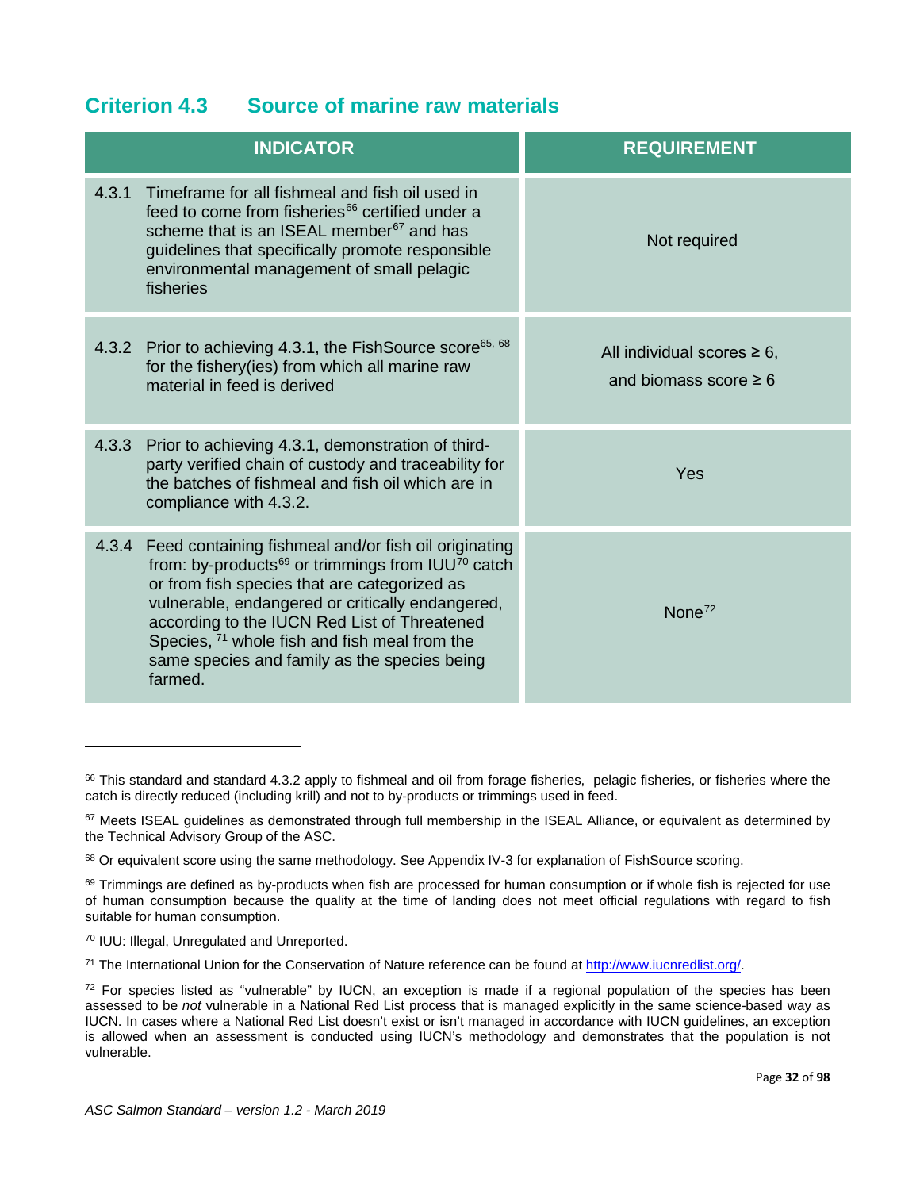## Criterion 4.3 Source of marine raw materials

| INDICATOR | REQUIREMENT |
|---|---|
| 4.3.1 Timeframe for all fishmeal and fish oil used in feed to come from fisheries[66] certified under a scheme that is an ISEAL member[67] and has guidelines that specifically promote responsible environmental management of small pelagic fisheries | Not required |
| 4.3.2 Prior to achieving 4.3.1, the FishSource score[65, 68] for the fishery(ies) from which all marine raw material in feed is derived | All individual scores ≥ 6, and biomass score ≥ 6 |
| 4.3.3 Prior to achieving 4.3.1, demonstration of third-party verified chain of custody and traceability for the batches of fishmeal and fish oil which are in compliance with 4.3.2. | Yes |
| 4.3.4 Feed containing fishmeal and/or fish oil originating from: by-products[69] or trimmings from IUU[70] catch or from fish species that are categorized as vulnerable, endangered or critically endangered, according to the IUCN Red List of Threatened Species, [71] whole fish and fish meal from the same species and family as the species being farmed. | None[72] |

[66] This standard and standard 4.3.2 apply to fishmeal and oil from forage fisheries, pelagic fisheries, or fisheries where the catch is directly reduced (including krill) and not to by-products or trimmings used in feed.

[67] Meets ISEAL guidelines as demonstrated through full membership in the ISEAL Alliance, or equivalent as determined by the Technical Advisory Group of the ASC.

[68] Or equivalent score using the same methodology. See Appendix IV-3 for explanation of FishSource scoring.

[69] Trimmings are defined as by-products when fish are processed for human consumption or if whole fish is rejected for use of human consumption because the quality at the time of landing does not meet official regulations with regard to fish suitable for human consumption.

[70] IUU: Illegal, Unregulated and Unreported.

[71] The International Union for the Conservation of Nature reference can be found at http://www.iucnredlist.org/.

[72] For species listed as "vulnerable" by IUCN, an exception is made if a regional population of the species has been assessed to be *not* vulnerable in a National Red List process that is managed explicitly in the same science-based way as IUCN. In cases where a National Red List doesn't exist or isn't managed in accordance with IUCN guidelines, an exception is allowed when an assessment is conducted using IUCN's methodology and demonstrates that the population is not vulnerable.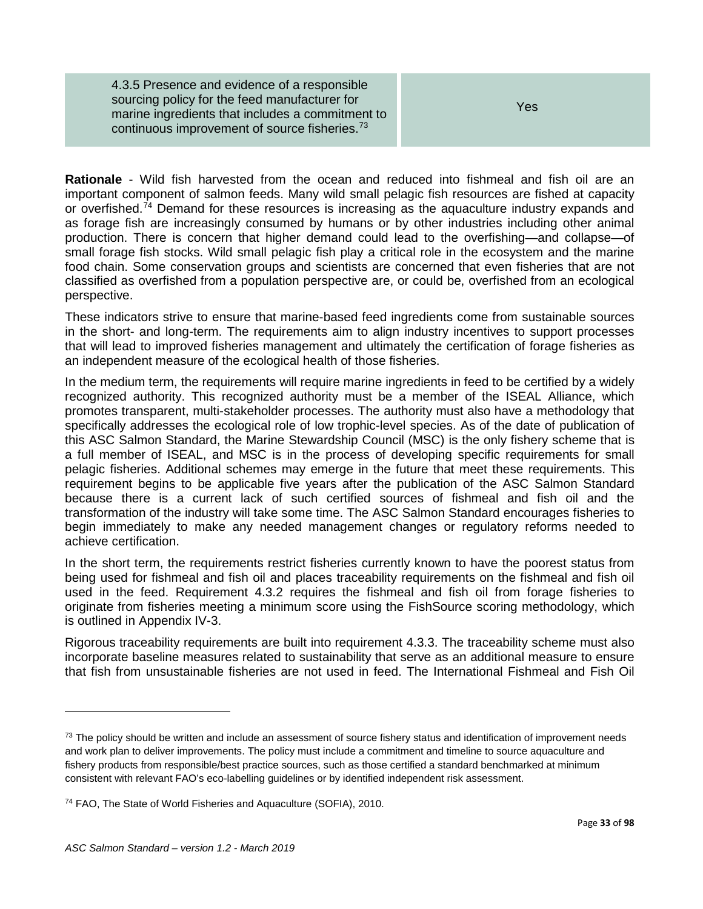| 4.3.5 Presence and evidence of a responsible sourcing policy for the feed manufacturer for marine ingredients that includes a commitment to continuous improvement of source fisheries.[73] | Yes |
|---|---|

**Rationale** - Wild fish harvested from the ocean and reduced into fishmeal and fish oil are an important component of salmon feeds. Many wild small pelagic fish resources are fished at capacity or overfished.[74] Demand for these resources is increasing as the aquaculture industry expands and as forage fish are increasingly consumed by humans or by other industries including other animal production. There is concern that higher demand could lead to the overfishing—and collapse—of small forage fish stocks. Wild small pelagic fish play a critical role in the ecosystem and the marine food chain. Some conservation groups and scientists are concerned that even fisheries that are not classified as overfished from a population perspective are, or could be, overfished from an ecological perspective.

These indicators strive to ensure that marine-based feed ingredients come from sustainable sources in the short- and long-term. The requirements aim to align industry incentives to support processes that will lead to improved fisheries management and ultimately the certification of forage fisheries as an independent measure of the ecological health of those fisheries.

In the medium term, the requirements will require marine ingredients in feed to be certified by a widely recognized authority. This recognized authority must be a member of the ISEAL Alliance, which promotes transparent, multi-stakeholder processes. The authority must also have a methodology that specifically addresses the ecological role of low trophic-level species. As of the date of publication of this ASC Salmon Standard, the Marine Stewardship Council (MSC) is the only fishery scheme that is a full member of ISEAL, and MSC is in the process of developing specific requirements for small pelagic fisheries. Additional schemes may emerge in the future that meet these requirements. This requirement begins to be applicable five years after the publication of the ASC Salmon Standard because there is a current lack of such certified sources of fishmeal and fish oil and the transformation of the industry will take some time. The ASC Salmon Standard encourages fisheries to begin immediately to make any needed management changes or regulatory reforms needed to achieve certification.

In the short term, the requirements restrict fisheries currently known to have the poorest status from being used for fishmeal and fish oil and places traceability requirements on the fishmeal and fish oil used in the feed. Requirement 4.3.2 requires the fishmeal and fish oil from forage fisheries to originate from fisheries meeting a minimum score using the FishSource scoring methodology, which is outlined in Appendix IV-3.

Rigorous traceability requirements are built into requirement 4.3.3. The traceability scheme must also incorporate baseline measures related to sustainability that serve as an additional measure to ensure that fish from unsustainable fisheries are not used in feed. The International Fishmeal and Fish Oil

---

[73] The policy should be written and include an assessment of source fishery status and identification of improvement needs and work plan to deliver improvements. The policy must include a commitment and timeline to source aquaculture and fishery products from responsible/best practice sources, such as those certified a standard benchmarked at minimum consistent with relevant FAO's eco-labelling guidelines or by identified independent risk assessment.

[74] FAO, The State of World Fisheries and Aquaculture (SOFIA), 2010.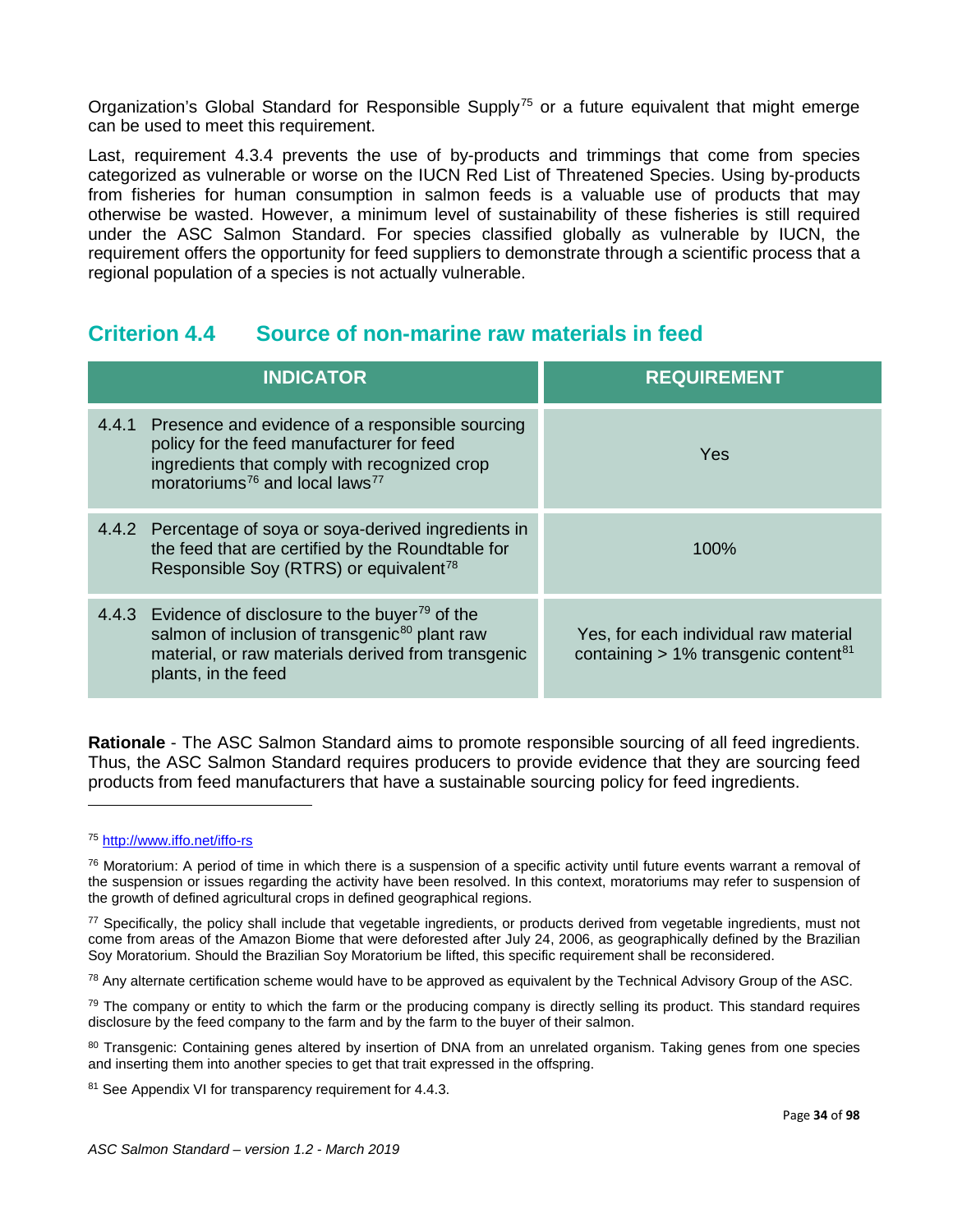Organization's Global Standard for Responsible Supply[75] or a future equivalent that might emerge can be used to meet this requirement.

Last, requirement 4.3.4 prevents the use of by-products and trimmings that come from species categorized as vulnerable or worse on the IUCN Red List of Threatened Species. Using by-products from fisheries for human consumption in salmon feeds is a valuable use of products that may otherwise be wasted. However, a minimum level of sustainability of these fisheries is still required under the ASC Salmon Standard. For species classified globally as vulnerable by IUCN, the requirement offers the opportunity for feed suppliers to demonstrate through a scientific process that a regional population of a species is not actually vulnerable.

## Criterion 4.4 Source of non-marine raw materials in feed

| INDICATOR | REQUIREMENT |
|---|---|
| 4.4.1 Presence and evidence of a responsible sourcing policy for the feed manufacturer for feed ingredients that comply with recognized crop moratoriums[76] and local laws[77] | Yes |
| 4.4.2 Percentage of soya or soya-derived ingredients in the feed that are certified by the Roundtable for Responsible Soy (RTRS) or equivalent[78] | 100% |
| 4.4.3 Evidence of disclosure to the buyer[79] of the salmon of inclusion of transgenic[80] plant raw material, or raw materials derived from transgenic plants, in the feed | Yes, for each individual raw material containing > 1% transgenic content[81] |

**Rationale** - The ASC Salmon Standard aims to promote responsible sourcing of all feed ingredients. Thus, the ASC Salmon Standard requires producers to provide evidence that they are sourcing feed products from feed manufacturers that have a sustainable sourcing policy for feed ingredients.

---

[75] http://www.iffo.net/iffo-rs

[76] Moratorium: A period of time in which there is a suspension of a specific activity until future events warrant a removal of the suspension or issues regarding the activity have been resolved. In this context, moratoriums may refer to suspension of the growth of defined agricultural crops in defined geographical regions.

[77] Specifically, the policy shall include that vegetable ingredients, or products derived from vegetable ingredients, must not come from areas of the Amazon Biome that were deforested after July 24, 2006, as geographically defined by the Brazilian Soy Moratorium. Should the Brazilian Soy Moratorium be lifted, this specific requirement shall be reconsidered.

[78] Any alternate certification scheme would have to be approved as equivalent by the Technical Advisory Group of the ASC.

[79] The company or entity to which the farm or the producing company is directly selling its product. This standard requires disclosure by the feed company to the farm and by the farm to the buyer of their salmon.

[80] Transgenic: Containing genes altered by insertion of DNA from an unrelated organism. Taking genes from one species and inserting them into another species to get that trait expressed in the offspring.

[81] See Appendix VI for transparency requirement for 4.4.3.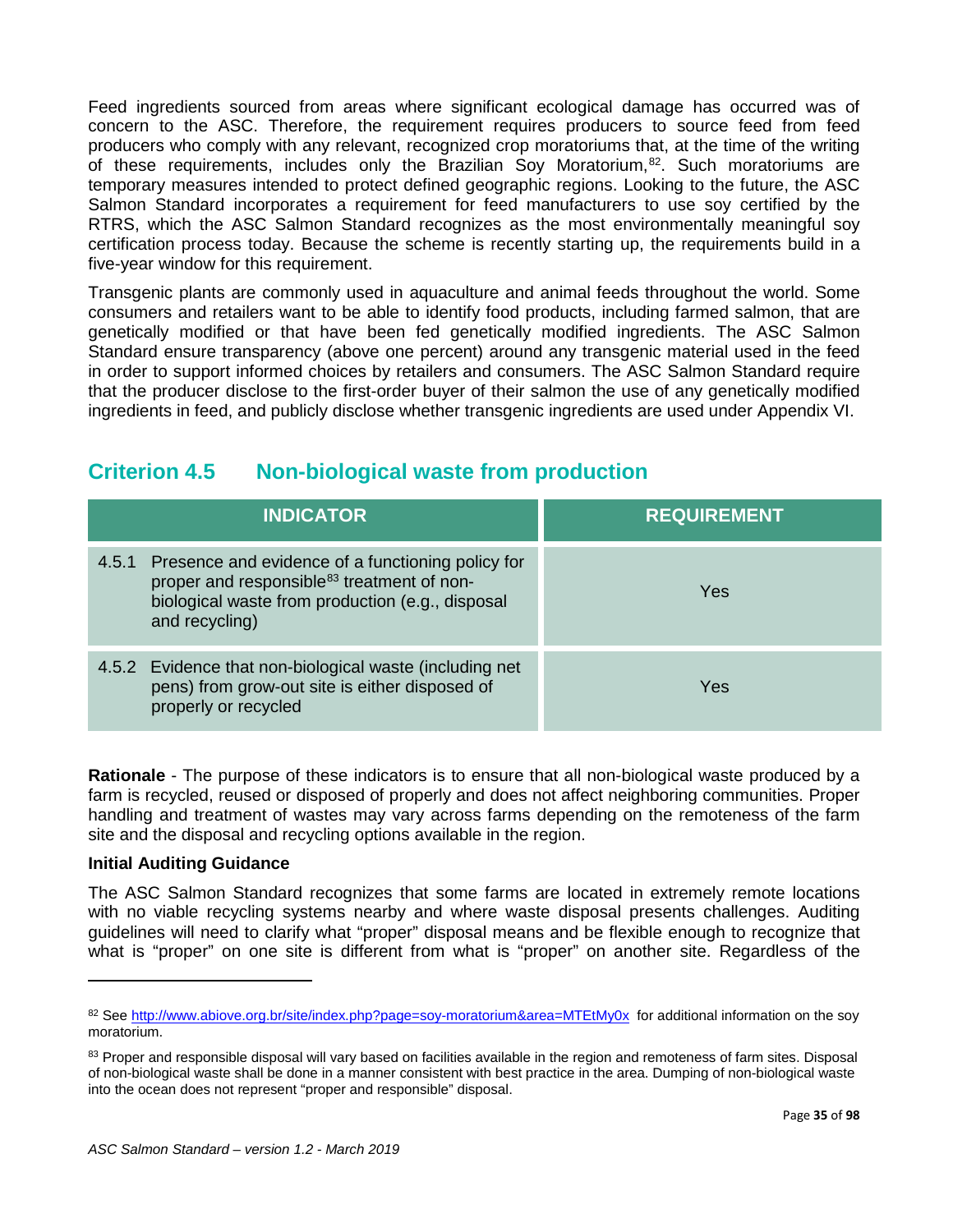Feed ingredients sourced from areas where significant ecological damage has occurred was of concern to the ASC. Therefore, the requirement requires producers to source feed from feed producers who comply with any relevant, recognized crop moratoriums that, at the time of the writing of these requirements, includes only the Brazilian Soy Moratorium,[82]. Such moratoriums are temporary measures intended to protect defined geographic regions. Looking to the future, the ASC Salmon Standard incorporates a requirement for feed manufacturers to use soy certified by the RTRS, which the ASC Salmon Standard recognizes as the most environmentally meaningful soy certification process today. Because the scheme is recently starting up, the requirements build in a five-year window for this requirement.

Transgenic plants are commonly used in aquaculture and animal feeds throughout the world. Some consumers and retailers want to be able to identify food products, including farmed salmon, that are genetically modified or that have been fed genetically modified ingredients. The ASC Salmon Standard ensure transparency (above one percent) around any transgenic material used in the feed in order to support informed choices by retailers and consumers. The ASC Salmon Standard require that the producer disclose to the first-order buyer of their salmon the use of any genetically modified ingredients in feed, and publicly disclose whether transgenic ingredients are used under Appendix VI.

## Criterion 4.5 Non-biological waste from production

| INDICATOR | REQUIREMENT |
|---|---|
| 4.5.1 Presence and evidence of a functioning policy for proper and responsible[83] treatment of non-biological waste from production (e.g., disposal and recycling) | Yes |
| 4.5.2 Evidence that non-biological waste (including net pens) from grow-out site is either disposed of properly or recycled | Yes |

**Rationale** - The purpose of these indicators is to ensure that all non-biological waste produced by a farm is recycled, reused or disposed of properly and does not affect neighboring communities. Proper handling and treatment of wastes may vary across farms depending on the remoteness of the farm site and the disposal and recycling options available in the region.

**Initial Auditing Guidance**

The ASC Salmon Standard recognizes that some farms are located in extremely remote locations with no viable recycling systems nearby and where waste disposal presents challenges. Auditing guidelines will need to clarify what "proper" disposal means and be flexible enough to recognize that what is "proper" on one site is different from what is "proper" on another site. Regardless of the

---

[82] See http://www.abiove.org.br/site/index.php?page=soy-moratorium&area=MTEtMy0x for additional information on the soy moratorium.

[83] Proper and responsible disposal will vary based on facilities available in the region and remoteness of farm sites. Disposal of non-biological waste shall be done in a manner consistent with best practice in the area. Dumping of non-biological waste into the ocean does not represent "proper and responsible" disposal.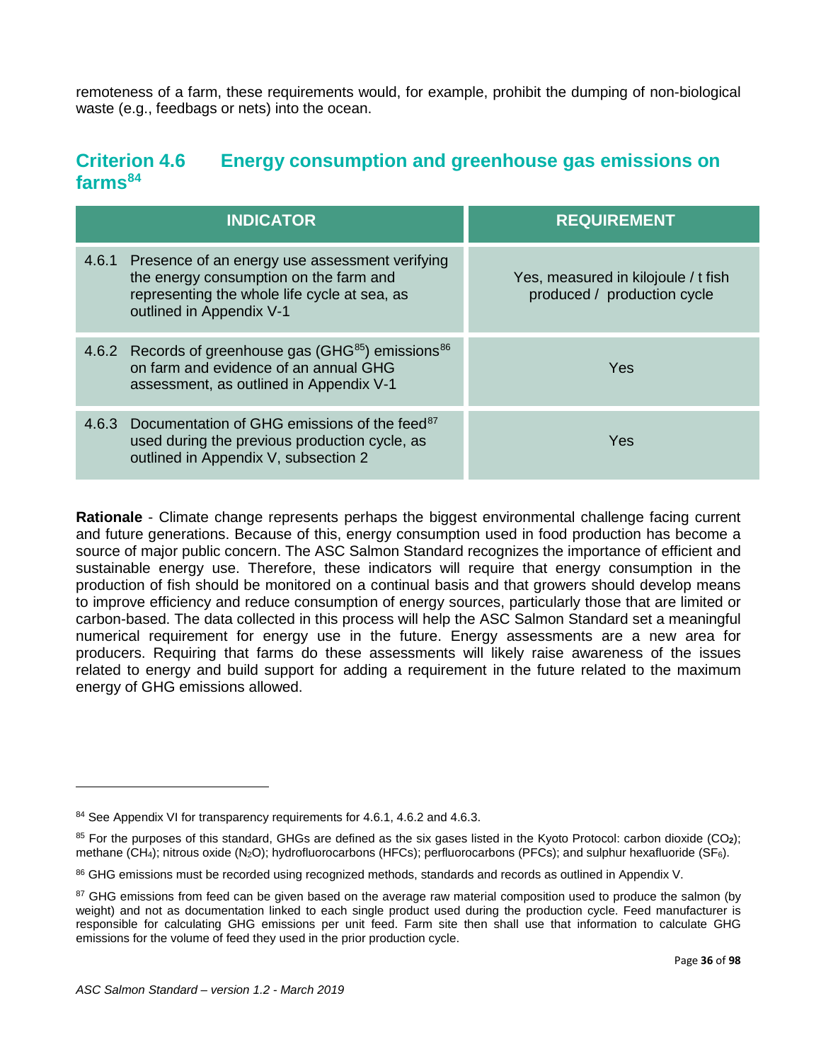remoteness of a farm, these requirements would, for example, prohibit the dumping of non-biological waste (e.g., feedbags or nets) into the ocean.

## Criterion 4.6 Energy consumption and greenhouse gas emissions on farms[84]

| INDICATOR | REQUIREMENT |
|---|---|
| 4.6.1 Presence of an energy use assessment verifying the energy consumption on the farm and representing the whole life cycle at sea, as outlined in Appendix V-1 | Yes, measured in kilojoule / t fish produced / production cycle |
| 4.6.2 Records of greenhouse gas (GHG[85]) emissions[86] on farm and evidence of an annual GHG assessment, as outlined in Appendix V-1 | Yes |
| 4.6.3 Documentation of GHG emissions of the feed[87] used during the previous production cycle, as outlined in Appendix V, subsection 2 | Yes |

**Rationale** - Climate change represents perhaps the biggest environmental challenge facing current and future generations. Because of this, energy consumption used in food production has become a source of major public concern. The ASC Salmon Standard recognizes the importance of efficient and sustainable energy use. Therefore, these indicators will require that energy consumption in the production of fish should be monitored on a continual basis and that growers should develop means to improve efficiency and reduce consumption of energy sources, particularly those that are limited or carbon-based. The data collected in this process will help the ASC Salmon Standard set a meaningful numerical requirement for energy use in the future. Energy assessments are a new area for producers. Requiring that farms do these assessments will likely raise awareness of the issues related to energy and build support for adding a requirement in the future related to the maximum energy of GHG emissions allowed.

---

[84] See Appendix VI for transparency requirements for 4.6.1, 4.6.2 and 4.6.3.

[85] For the purposes of this standard, GHGs are defined as the six gases listed in the Kyoto Protocol: carbon dioxide ($CO_2$); methane ($CH_4$); nitrous oxide ($N_2O$); hydrofluorocarbons (HFCs); perfluorocarbons (PFCs); and sulphur hexafluoride ($SF_6$).

[86] GHG emissions must be recorded using recognized methods, standards and records as outlined in Appendix V.

[87] GHG emissions from feed can be given based on the average raw material composition used to produce the salmon (by weight) and not as documentation linked to each single product used during the production cycle. Feed manufacturer is responsible for calculating GHG emissions per unit feed. Farm site then shall use that information to calculate GHG emissions for the volume of feed they used in the prior production cycle.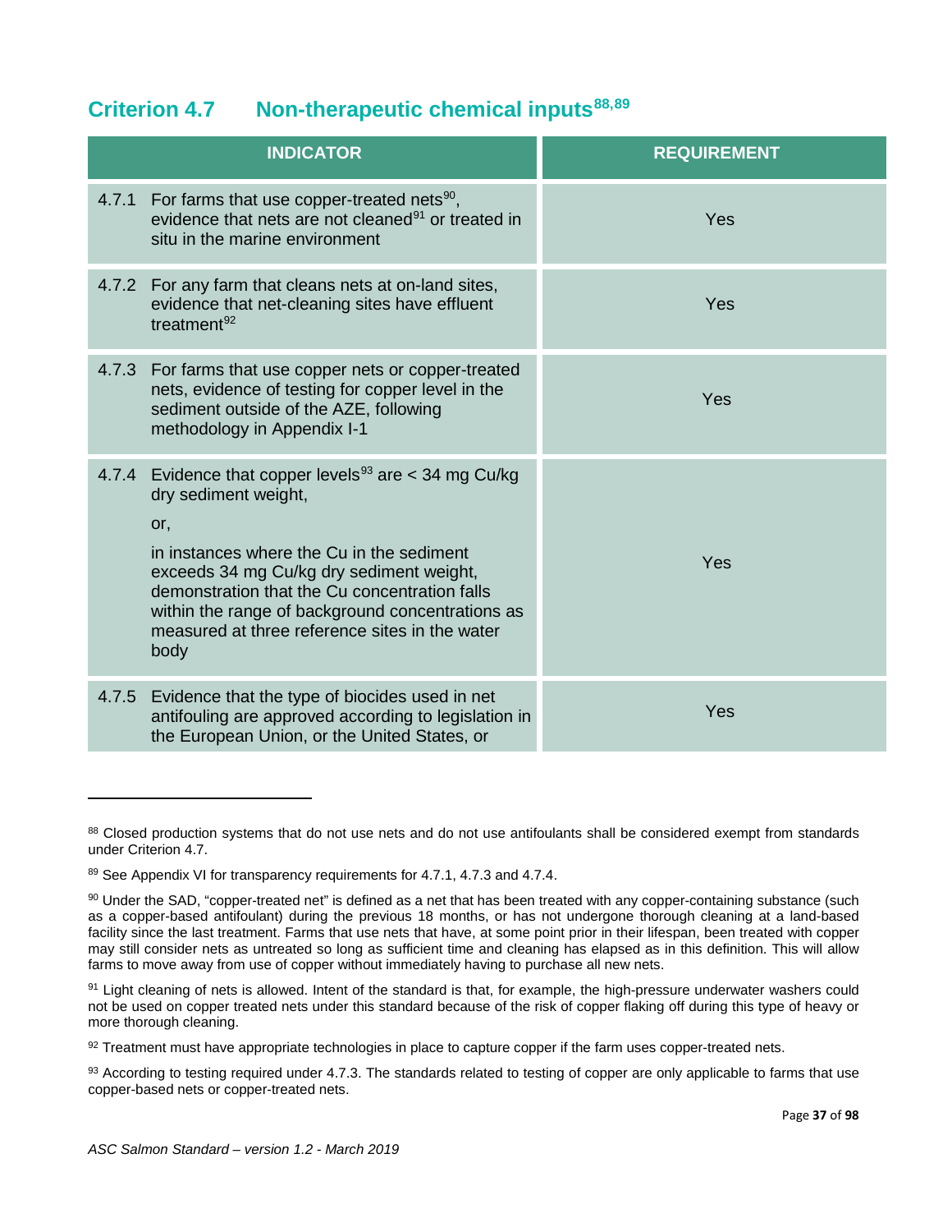## Criterion 4.7 Non-therapeutic chemical inputs[88,89]

| INDICATOR | REQUIREMENT |
|---|---|
| 4.7.1 For farms that use copper-treated nets[90], evidence that nets are not cleaned[91] or treated in situ in the marine environment | Yes |
| 4.7.2 For any farm that cleans nets at on-land sites, evidence that net-cleaning sites have effluent treatment[92] | Yes |
| 4.7.3 For farms that use copper nets or copper-treated nets, evidence of testing for copper level in the sediment outside of the AZE, following methodology in Appendix I-1 | Yes |
| 4.7.4 Evidence that copper levels[93] are < 34 mg Cu/kg dry sediment weight,<br><br>or,<br><br>in instances where the Cu in the sediment exceeds 34 mg Cu/kg dry sediment weight, demonstration that the Cu concentration falls within the range of background concentrations as measured at three reference sites in the water body | Yes |
| 4.7.5 Evidence that the type of biocides used in net antifouling are approved according to legislation in the European Union, or the United States, or | Yes |

---

[88] Closed production systems that do not use nets and do not use antifoulants shall be considered exempt from standards under Criterion 4.7.

[89] See Appendix VI for transparency requirements for 4.7.1, 4.7.3 and 4.7.4.

[90] Under the SAD, "copper-treated net" is defined as a net that has been treated with any copper-containing substance (such as a copper-based antifoulant) during the previous 18 months, or has not undergone thorough cleaning at a land-based facility since the last treatment. Farms that use nets that have, at some point prior in their lifespan, been treated with copper may still consider nets as untreated so long as sufficient time and cleaning has elapsed as in this definition. This will allow farms to move away from use of copper without immediately having to purchase all new nets.

[91] Light cleaning of nets is allowed. Intent of the standard is that, for example, the high-pressure underwater washers could not be used on copper treated nets under this standard because of the risk of copper flaking off during this type of heavy or more thorough cleaning.

[92] Treatment must have appropriate technologies in place to capture copper if the farm uses copper-treated nets.

[93] According to testing required under 4.7.3. The standards related to testing of copper are only applicable to farms that use copper-based nets or copper-treated nets.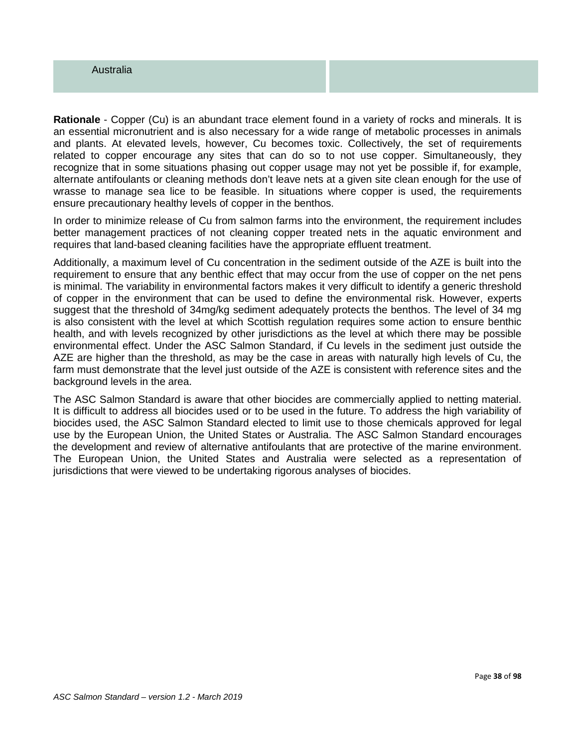| Australia | |
|---|---|

**Rationale** - Copper (Cu) is an abundant trace element found in a variety of rocks and minerals. It is an essential micronutrient and is also necessary for a wide range of metabolic processes in animals and plants. At elevated levels, however, Cu becomes toxic. Collectively, the set of requirements related to copper encourage any sites that can do so to not use copper. Simultaneously, they recognize that in some situations phasing out copper usage may not yet be possible if, for example, alternate antifoulants or cleaning methods don't leave nets at a given site clean enough for the use of wrasse to manage sea lice to be feasible. In situations where copper is used, the requirements ensure precautionary healthy levels of copper in the benthos.

In order to minimize release of Cu from salmon farms into the environment, the requirement includes better management practices of not cleaning copper treated nets in the aquatic environment and requires that land-based cleaning facilities have the appropriate effluent treatment.

Additionally, a maximum level of Cu concentration in the sediment outside of the AZE is built into the requirement to ensure that any benthic effect that may occur from the use of copper on the net pens is minimal. The variability in environmental factors makes it very difficult to identify a generic threshold of copper in the environment that can be used to define the environmental risk. However, experts suggest that the threshold of 34mg/kg sediment adequately protects the benthos. The level of 34 mg is also consistent with the level at which Scottish regulation requires some action to ensure benthic health, and with levels recognized by other jurisdictions as the level at which there may be possible environmental effect. Under the ASC Salmon Standard, if Cu levels in the sediment just outside the AZE are higher than the threshold, as may be the case in areas with naturally high levels of Cu, the farm must demonstrate that the level just outside of the AZE is consistent with reference sites and the background levels in the area.

The ASC Salmon Standard is aware that other biocides are commercially applied to netting material. It is difficult to address all biocides used or to be used in the future. To address the high variability of biocides used, the ASC Salmon Standard elected to limit use to those chemicals approved for legal use by the European Union, the United States or Australia. The ASC Salmon Standard encourages the development and review of alternative antifoulants that are protective of the marine environment. The European Union, the United States and Australia were selected as a representation of jurisdictions that were viewed to be undertaking rigorous analyses of biocides.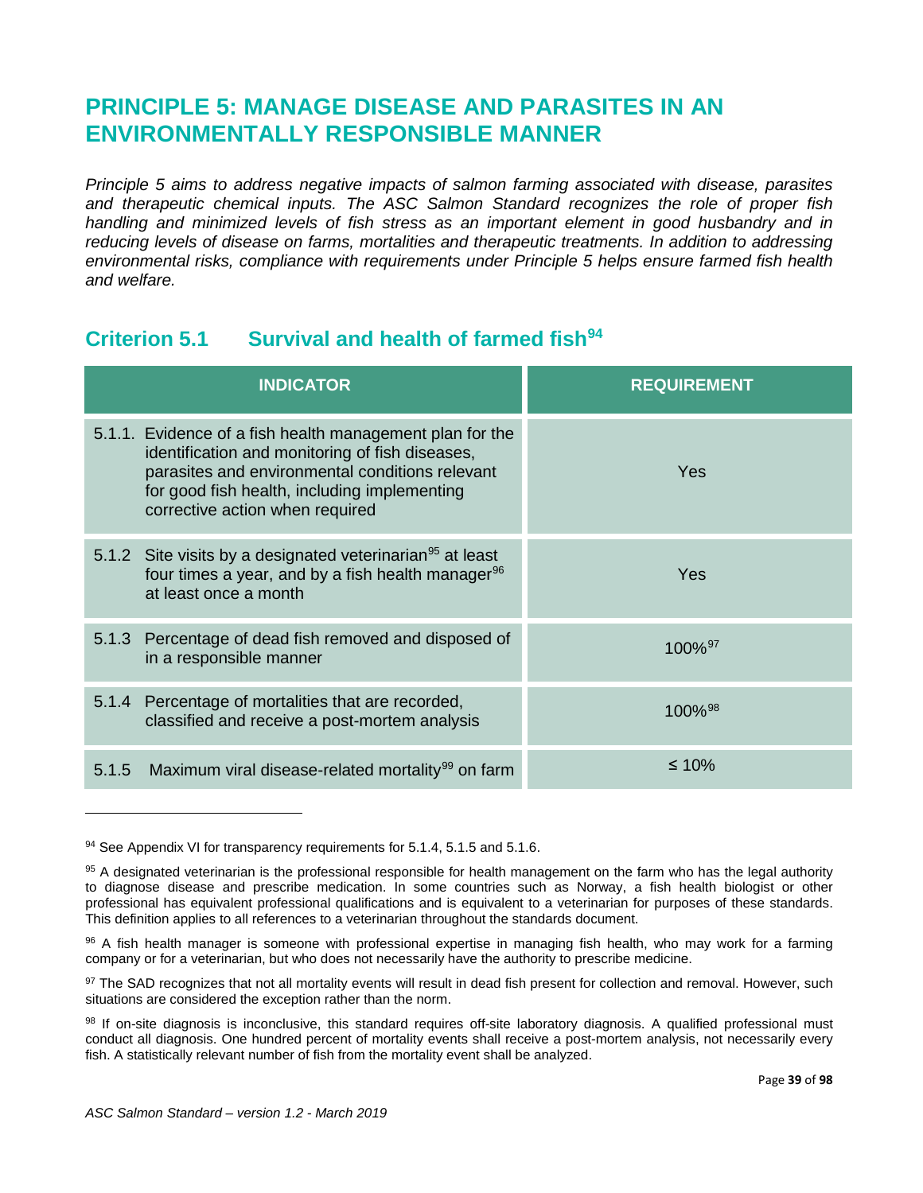# PRINCIPLE 5: MANAGE DISEASE AND PARASITES IN AN ENVIRONMENTALLY RESPONSIBLE MANNER

*Principle 5 aims to address negative impacts of salmon farming associated with disease, parasites and therapeutic chemical inputs. The ASC Salmon Standard recognizes the role of proper fish handling and minimized levels of fish stress as an important element in good husbandry and in reducing levels of disease on farms, mortalities and therapeutic treatments. In addition to addressing environmental risks, compliance with requirements under Principle 5 helps ensure farmed fish health and welfare.*

## Criterion 5.1 Survival and health of farmed fish[94]

| INDICATOR | REQUIREMENT |
|---|---|
| 5.1.1. Evidence of a fish health management plan for the identification and monitoring of fish diseases, parasites and environmental conditions relevant for good fish health, including implementing corrective action when required | Yes |
| 5.1.2 Site visits by a designated veterinarian[95] at least four times a year, and by a fish health manager[96] at least once a month | Yes |
| 5.1.3 Percentage of dead fish removed and disposed of in a responsible manner | 100%[97] |
| 5.1.4 Percentage of mortalities that are recorded, classified and receive a post-mortem analysis | 100%[98] |
| 5.1.5 Maximum viral disease-related mortality[99] on farm | ≤ 10% |

[94] See Appendix VI for transparency requirements for 5.1.4, 5.1.5 and 5.1.6.

[95] A designated veterinarian is the professional responsible for health management on the farm who has the legal authority to diagnose disease and prescribe medication. In some countries such as Norway, a fish health biologist or other professional has equivalent professional qualifications and is equivalent to a veterinarian for purposes of these standards. This definition applies to all references to a veterinarian throughout the standards document.

[96] A fish health manager is someone with professional expertise in managing fish health, who may work for a farming company or for a veterinarian, but who does not necessarily have the authority to prescribe medicine.

[97] The SAD recognizes that not all mortality events will result in dead fish present for collection and removal. However, such situations are considered the exception rather than the norm.

[98] If on-site diagnosis is inconclusive, this standard requires off-site laboratory diagnosis. A qualified professional must conduct all diagnosis. One hundred percent of mortality events shall receive a post-mortem analysis, not necessarily every fish. A statistically relevant number of fish from the mortality event shall be analyzed.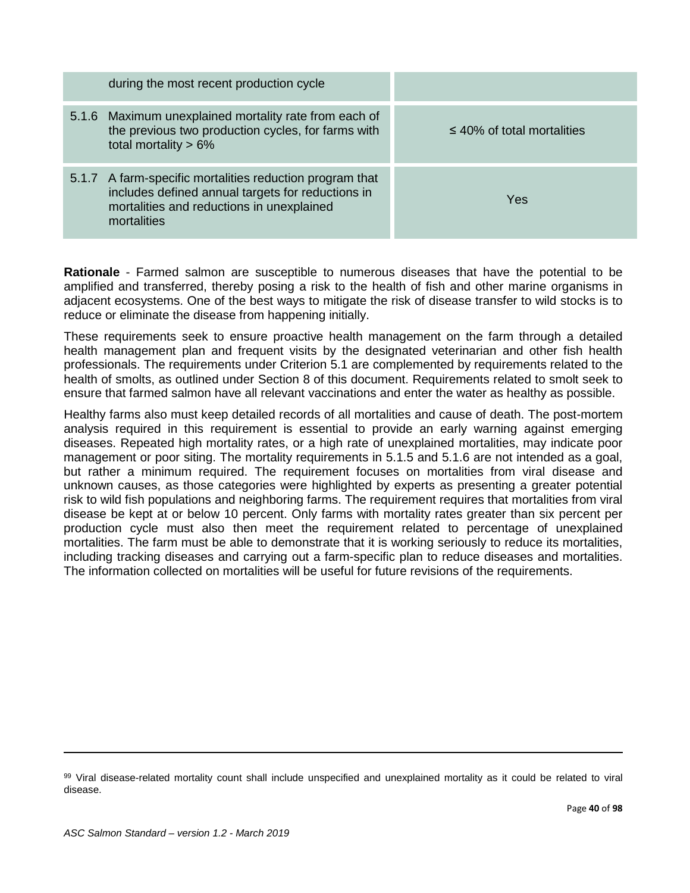| | |
|---|---|
| during the most recent production cycle | |
| 5.1.6 Maximum unexplained mortality rate from each of the previous two production cycles, for farms with total mortality > 6% | ≤ 40% of total mortalities |
| 5.1.7 A farm-specific mortalities reduction program that includes defined annual targets for reductions in mortalities and reductions in unexplained mortalities | Yes |

**Rationale** - Farmed salmon are susceptible to numerous diseases that have the potential to be amplified and transferred, thereby posing a risk to the health of fish and other marine organisms in adjacent ecosystems. One of the best ways to mitigate the risk of disease transfer to wild stocks is to reduce or eliminate the disease from happening initially.

These requirements seek to ensure proactive health management on the farm through a detailed health management plan and frequent visits by the designated veterinarian and other fish health professionals. The requirements under Criterion 5.1 are complemented by requirements related to the health of smolts, as outlined under Section 8 of this document. Requirements related to smolt seek to ensure that farmed salmon have all relevant vaccinations and enter the water as healthy as possible.

Healthy farms also must keep detailed records of all mortalities and cause of death. The post-mortem analysis required in this requirement is essential to provide an early warning against emerging diseases. Repeated high mortality rates, or a high rate of unexplained mortalities, may indicate poor management or poor siting. The mortality requirements in 5.1.5 and 5.1.6 are not intended as a goal, but rather a minimum required. The requirement focuses on mortalities from viral disease and unknown causes, as those categories were highlighted by experts as presenting a greater potential risk to wild fish populations and neighboring farms. The requirement requires that mortalities from viral disease be kept at or below 10 percent. Only farms with mortality rates greater than six percent per production cycle must also then meet the requirement related to percentage of unexplained mortalities. The farm must be able to demonstrate that it is working seriously to reduce its mortalities, including tracking diseases and carrying out a farm-specific plan to reduce diseases and mortalities. The information collected on mortalities will be useful for future revisions of the requirements.

---

[99] Viral disease-related mortality count shall include unspecified and unexplained mortality as it could be related to viral disease.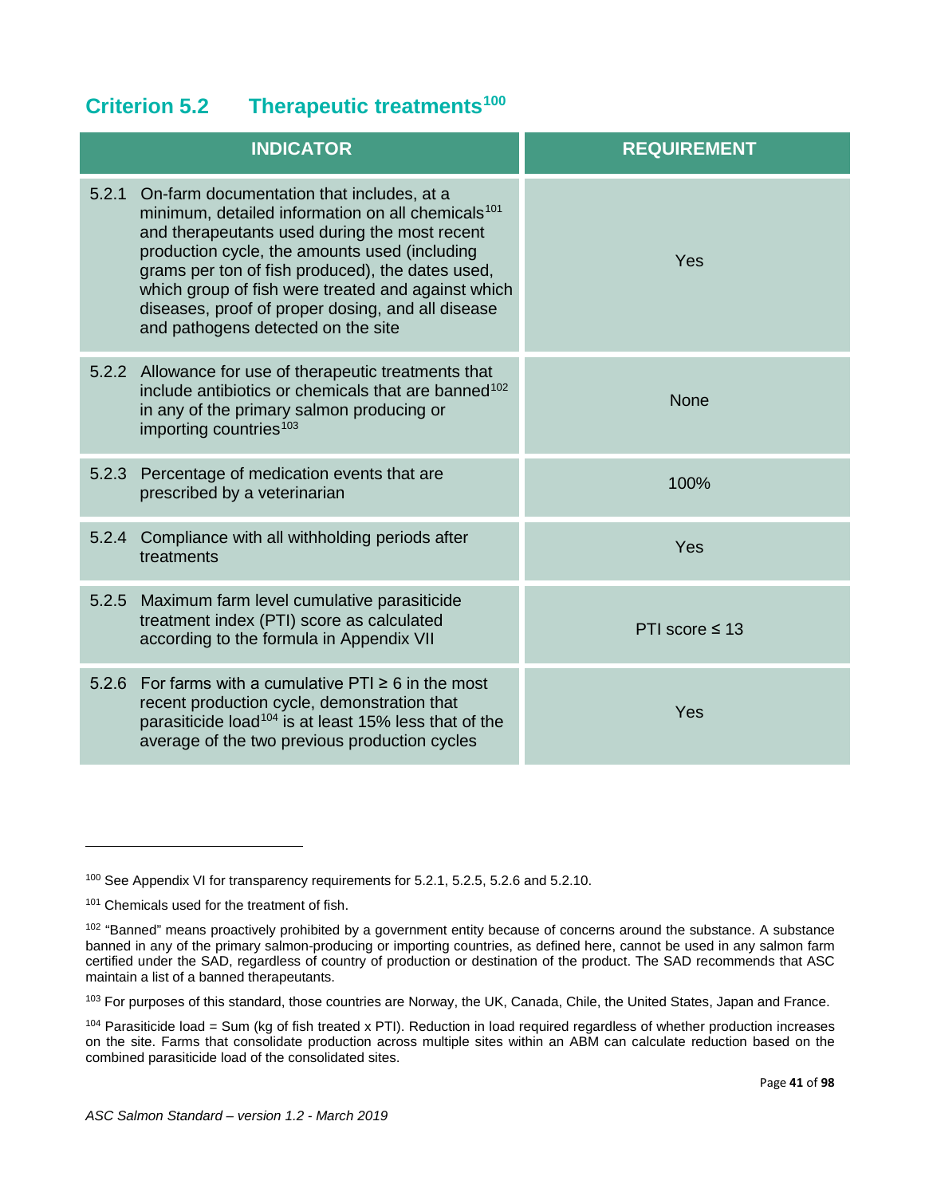## Criterion 5.2 Therapeutic treatments[100]

| INDICATOR | REQUIREMENT |
|---|---|
| 5.2.1 On-farm documentation that includes, at a minimum, detailed information on all chemicals[101] and therapeutants used during the most recent production cycle, the amounts used (including grams per ton of fish produced), the dates used, which group of fish were treated and against which diseases, proof of proper dosing, and all disease and pathogens detected on the site | Yes |
| 5.2.2 Allowance for use of therapeutic treatments that include antibiotics or chemicals that are banned[102] in any of the primary salmon producing or importing countries[103] | None |
| 5.2.3 Percentage of medication events that are prescribed by a veterinarian | 100% |
| 5.2.4 Compliance with all withholding periods after treatments | Yes |
| 5.2.5 Maximum farm level cumulative parasiticide treatment index (PTI) score as calculated according to the formula in Appendix VII | PTI score ≤ 13 |
| 5.2.6 For farms with a cumulative PTI ≥ 6 in the most recent production cycle, demonstration that parasiticide load[104] is at least 15% less that of the average of the two previous production cycles | Yes |

---

[100] See Appendix VI for transparency requirements for 5.2.1, 5.2.5, 5.2.6 and 5.2.10.

[101] Chemicals used for the treatment of fish.

[102] "Banned" means proactively prohibited by a government entity because of concerns around the substance. A substance banned in any of the primary salmon-producing or importing countries, as defined here, cannot be used in any salmon farm certified under the SAD, regardless of country of production or destination of the product. The SAD recommends that ASC maintain a list of a banned therapeutants.

[103] For purposes of this standard, those countries are Norway, the UK, Canada, Chile, the United States, Japan and France.

[104] Parasiticide load = Sum (kg of fish treated x PTI). Reduction in load required regardless of whether production increases on the site. Farms that consolidate production across multiple sites within an ABM can calculate reduction based on the combined parasiticide load of the consolidated sites.

*ASC Salmon Standard – version 1.2 - March 2019*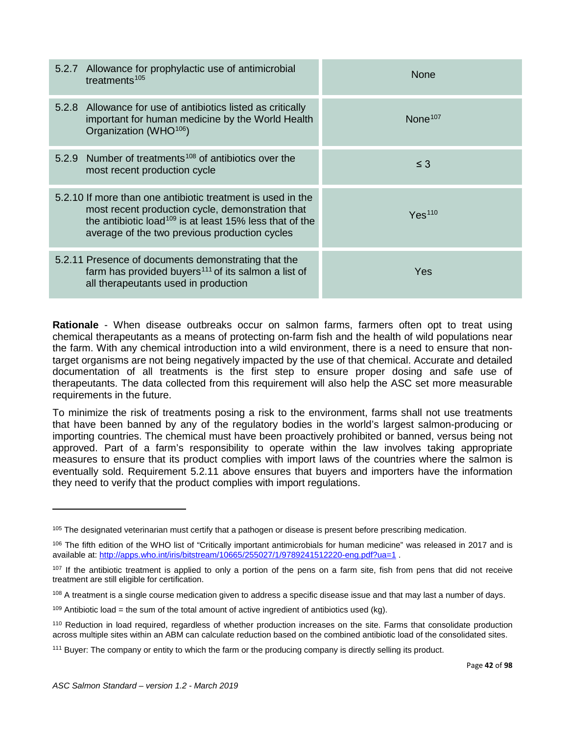| | |
|---|---|
| 5.2.7 Allowance for prophylactic use of antimicrobial treatments[105] | None |
| 5.2.8 Allowance for use of antibiotics listed as critically important for human medicine by the World Health Organization (WHO[106]) | None[107] |
| 5.2.9 Number of treatments[108] of antibiotics over the most recent production cycle | ≤ 3 |
| 5.2.10 If more than one antibiotic treatment is used in the most recent production cycle, demonstration that the antibiotic load[109] is at least 15% less that of the average of the two previous production cycles | Yes[110] |
| 5.2.11 Presence of documents demonstrating that the farm has provided buyers[111] of its salmon a list of all therapeutants used in production | Yes |

**Rationale** - When disease outbreaks occur on salmon farms, farmers often opt to treat using chemical therapeutants as a means of protecting on-farm fish and the health of wild populations near the farm. With any chemical introduction into a wild environment, there is a need to ensure that non-target organisms are not being negatively impacted by the use of that chemical. Accurate and detailed documentation of all treatments is the first step to ensure proper dosing and safe use of therapeutants. The data collected from this requirement will also help the ASC set more measurable requirements in the future.

To minimize the risk of treatments posing a risk to the environment, farms shall not use treatments that have been banned by any of the regulatory bodies in the world's largest salmon-producing or importing countries. The chemical must have been proactively prohibited or banned, versus being not approved. Part of a farm's responsibility to operate within the law involves taking appropriate measures to ensure that its product complies with import laws of the countries where the salmon is eventually sold. Requirement 5.2.11 above ensures that buyers and importers have the information they need to verify that the product complies with import regulations.

---

[105] The designated veterinarian must certify that a pathogen or disease is present before prescribing medication.

[106] The fifth edition of the WHO list of "Critically important antimicrobials for human medicine" was released in 2017 and is available at: http://apps.who.int/iris/bitstream/10665/255027/1/9789241512220-eng.pdf?ua=1 .

[107] If the antibiotic treatment is applied to only a portion of the pens on a farm site, fish from pens that did not receive treatment are still eligible for certification.

[108] A treatment is a single course medication given to address a specific disease issue and that may last a number of days.

[109] Antibiotic load = the sum of the total amount of active ingredient of antibiotics used (kg).

[110] Reduction in load required, regardless of whether production increases on the site. Farms that consolidate production across multiple sites within an ABM can calculate reduction based on the combined antibiotic load of the consolidated sites.

[111] Buyer: The company or entity to which the farm or the producing company is directly selling its product.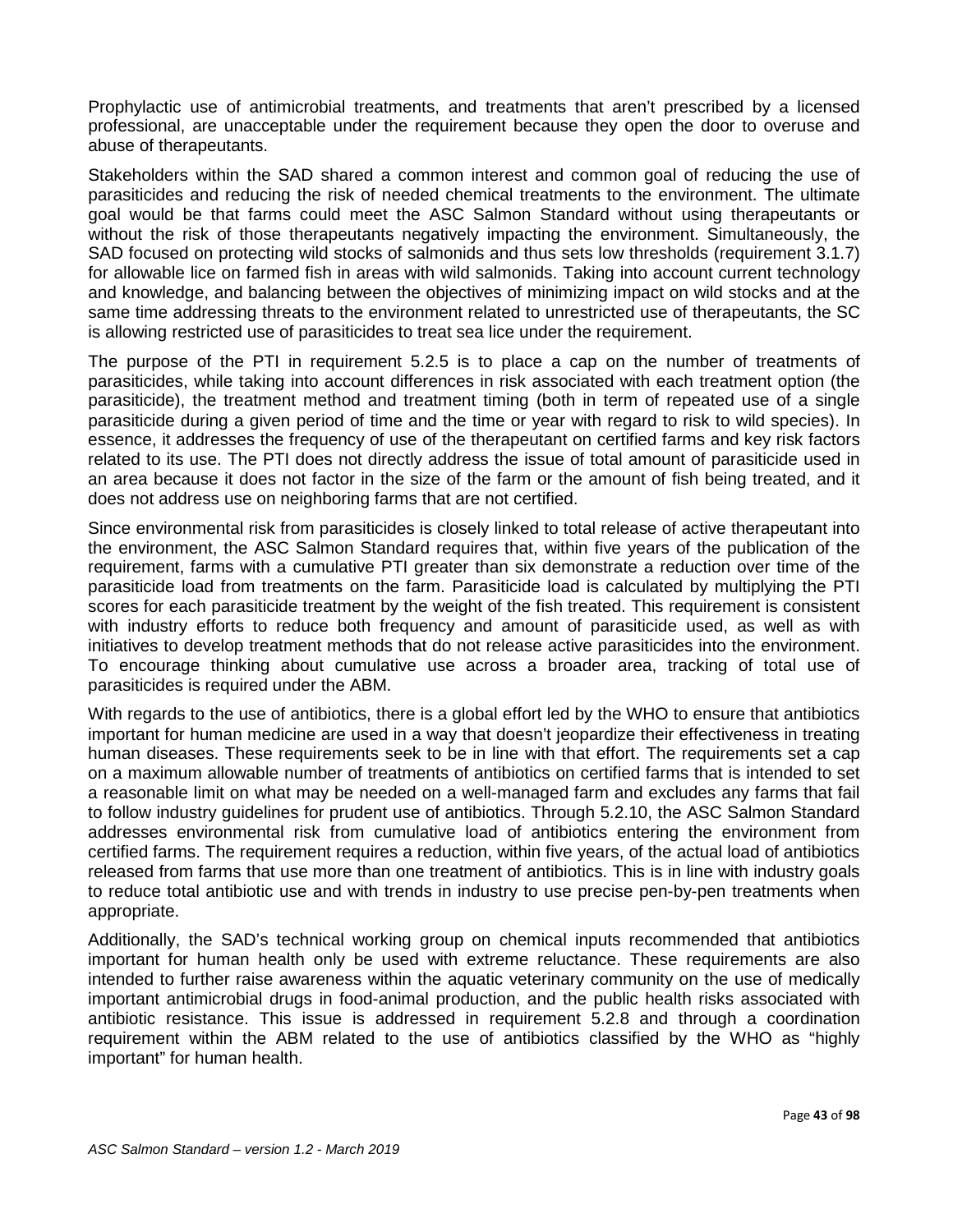Prophylactic use of antimicrobial treatments, and treatments that aren't prescribed by a licensed professional, are unacceptable under the requirement because they open the door to overuse and abuse of therapeutants.

Stakeholders within the SAD shared a common interest and common goal of reducing the use of parasiticides and reducing the risk of needed chemical treatments to the environment. The ultimate goal would be that farms could meet the ASC Salmon Standard without using therapeutants or without the risk of those therapeutants negatively impacting the environment. Simultaneously, the SAD focused on protecting wild stocks of salmonids and thus sets low thresholds (requirement 3.1.7) for allowable lice on farmed fish in areas with wild salmonids. Taking into account current technology and knowledge, and balancing between the objectives of minimizing impact on wild stocks and at the same time addressing threats to the environment related to unrestricted use of therapeutants, the SC is allowing restricted use of parasiticides to treat sea lice under the requirement.

The purpose of the PTI in requirement 5.2.5 is to place a cap on the number of treatments of parasiticides, while taking into account differences in risk associated with each treatment option (the parasiticide), the treatment method and treatment timing (both in term of repeated use of a single parasiticide during a given period of time and the time or year with regard to risk to wild species). In essence, it addresses the frequency of use of the therapeutant on certified farms and key risk factors related to its use. The PTI does not directly address the issue of total amount of parasiticide used in an area because it does not factor in the size of the farm or the amount of fish being treated, and it does not address use on neighboring farms that are not certified.

Since environmental risk from parasiticides is closely linked to total release of active therapeutant into the environment, the ASC Salmon Standard requires that, within five years of the publication of the requirement, farms with a cumulative PTI greater than six demonstrate a reduction over time of the parasiticide load from treatments on the farm. Parasiticide load is calculated by multiplying the PTI scores for each parasiticide treatment by the weight of the fish treated. This requirement is consistent with industry efforts to reduce both frequency and amount of parasiticide used, as well as with initiatives to develop treatment methods that do not release active parasiticides into the environment. To encourage thinking about cumulative use across a broader area, tracking of total use of parasiticides is required under the ABM.

With regards to the use of antibiotics, there is a global effort led by the WHO to ensure that antibiotics important for human medicine are used in a way that doesn't jeopardize their effectiveness in treating human diseases. These requirements seek to be in line with that effort. The requirements set a cap on a maximum allowable number of treatments of antibiotics on certified farms that is intended to set a reasonable limit on what may be needed on a well-managed farm and excludes any farms that fail to follow industry guidelines for prudent use of antibiotics. Through 5.2.10, the ASC Salmon Standard addresses environmental risk from cumulative load of antibiotics entering the environment from certified farms. The requirement requires a reduction, within five years, of the actual load of antibiotics released from farms that use more than one treatment of antibiotics. This is in line with industry goals to reduce total antibiotic use and with trends in industry to use precise pen-by-pen treatments when appropriate.

Additionally, the SAD's technical working group on chemical inputs recommended that antibiotics important for human health only be used with extreme reluctance. These requirements are also intended to further raise awareness within the aquatic veterinary community on the use of medically important antimicrobial drugs in food-animal production, and the public health risks associated with antibiotic resistance. This issue is addressed in requirement 5.2.8 and through a coordination requirement within the ABM related to the use of antibiotics classified by the WHO as "highly important" for human health.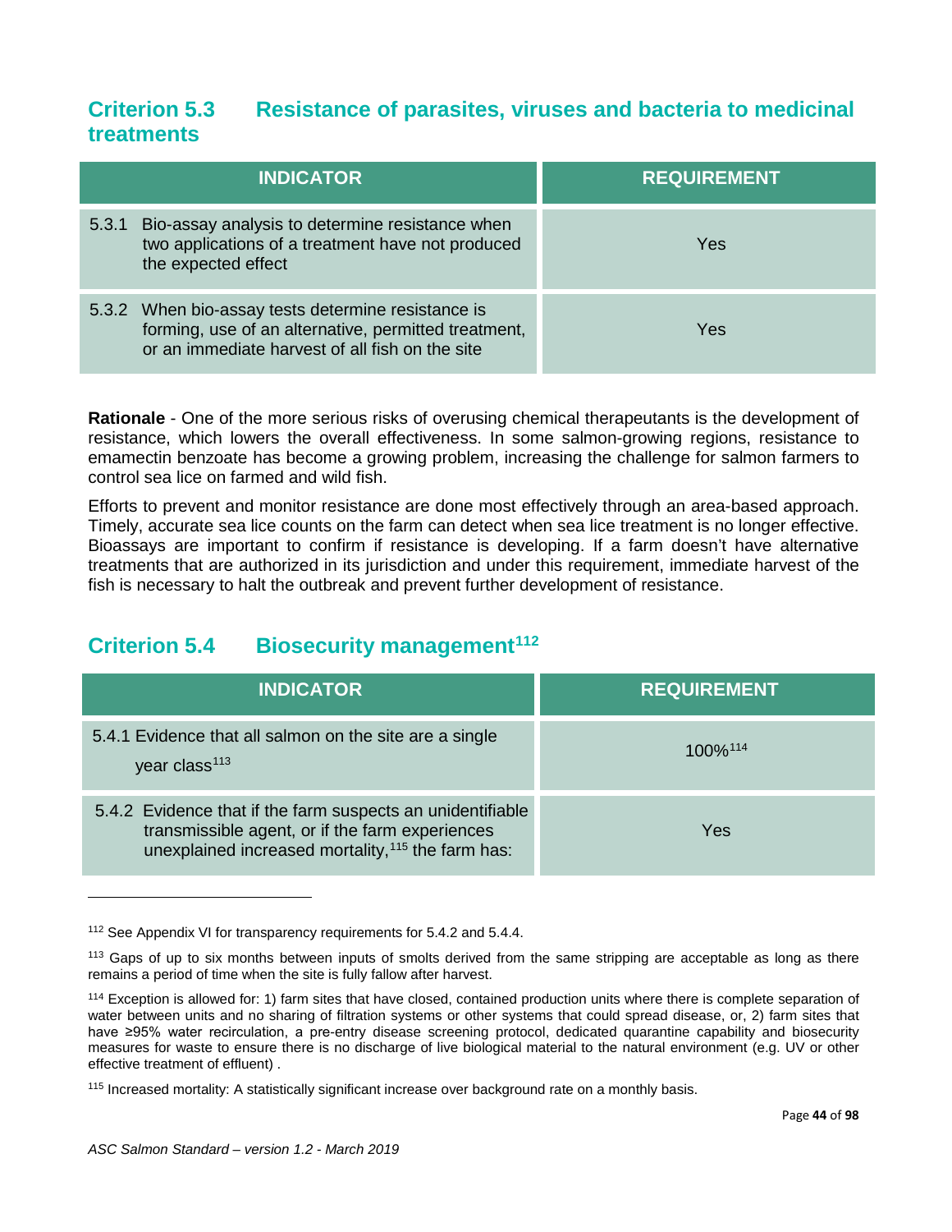## Criterion 5.3 Resistance of parasites, viruses and bacteria to medicinal treatments

| INDICATOR | REQUIREMENT |
|---|---|
| 5.3.1 Bio-assay analysis to determine resistance when two applications of a treatment have not produced the expected effect | Yes |
| 5.3.2 When bio-assay tests determine resistance is forming, use of an alternative, permitted treatment, or an immediate harvest of all fish on the site | Yes |

**Rationale** - One of the more serious risks of overusing chemical therapeutants is the development of resistance, which lowers the overall effectiveness. In some salmon-growing regions, resistance to emamectin benzoate has become a growing problem, increasing the challenge for salmon farmers to control sea lice on farmed and wild fish.

Efforts to prevent and monitor resistance are done most effectively through an area-based approach. Timely, accurate sea lice counts on the farm can detect when sea lice treatment is no longer effective. Bioassays are important to confirm if resistance is developing. If a farm doesn't have alternative treatments that are authorized in its jurisdiction and under this requirement, immediate harvest of the fish is necessary to halt the outbreak and prevent further development of resistance.

## Criterion 5.4 Biosecurity management[112]

| INDICATOR | REQUIREMENT |
|---|---|
| 5.4.1 Evidence that all salmon on the site are a single year class[113] | 100%[114] |
| 5.4.2 Evidence that if the farm suspects an unidentifiable transmissible agent, or if the farm experiences unexplained increased mortality,[115] the farm has: | Yes |

[112] See Appendix VI for transparency requirements for 5.4.2 and 5.4.4.

[113] Gaps of up to six months between inputs of smolts derived from the same stripping are acceptable as long as there remains a period of time when the site is fully fallow after harvest.

[114] Exception is allowed for: 1) farm sites that have closed, contained production units where there is complete separation of water between units and no sharing of filtration systems or other systems that could spread disease, or, 2) farm sites that have ≥95% water recirculation, a pre-entry disease screening protocol, dedicated quarantine capability and biosecurity measures for waste to ensure there is no discharge of live biological material to the natural environment (e.g. UV or other effective treatment of effluent) .

[115] Increased mortality: A statistically significant increase over background rate on a monthly basis.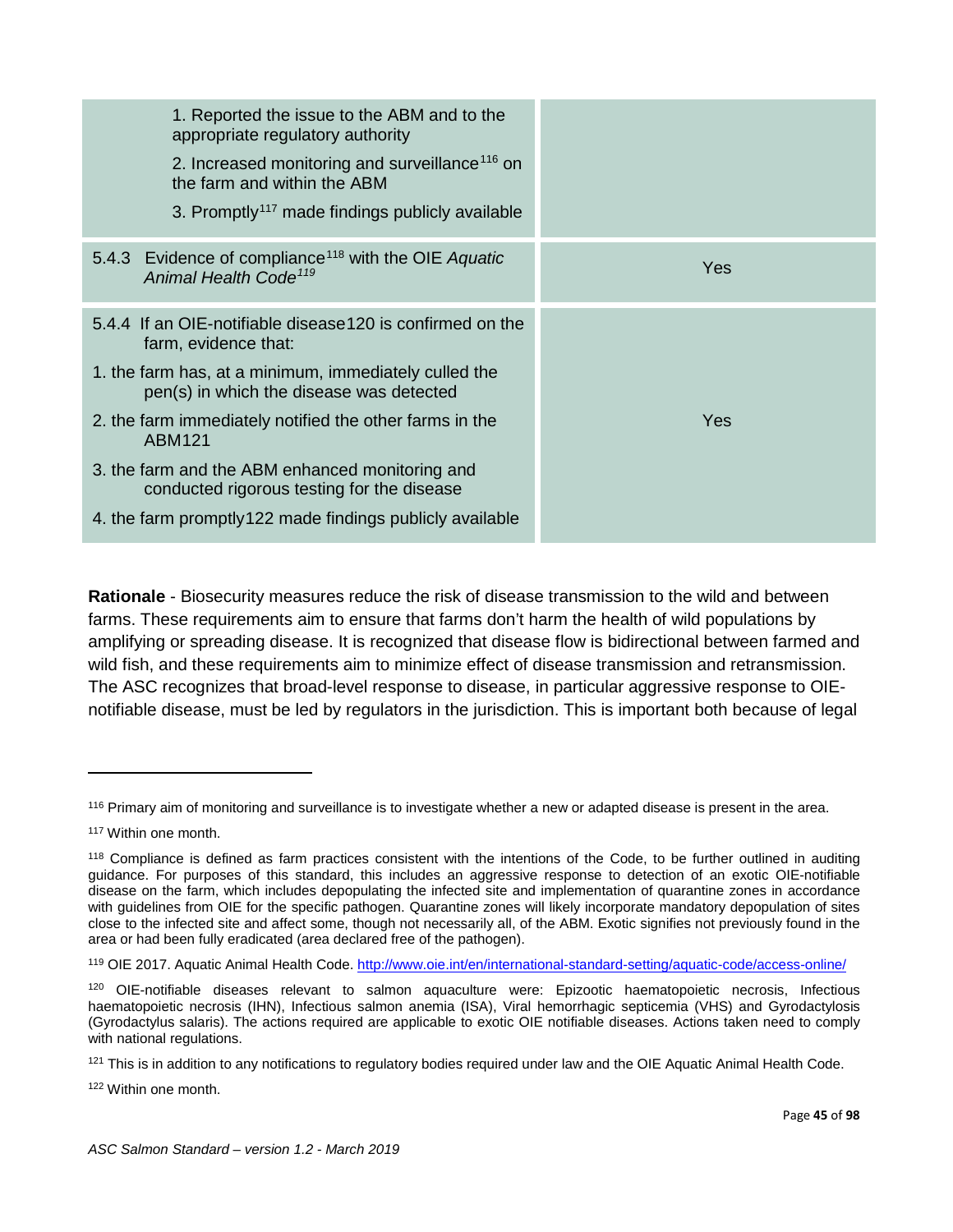| | |
|---|---|
| 1. Reported the issue to the ABM and to the appropriate regulatory authority<br>2. Increased monitoring and surveillance[116] on the farm and within the ABM<br>3. Promptly[117] made findings publicly available | |
| 5.4.3 Evidence of compliance[118] with the OIE *Aquatic Animal Health Code*[119] | Yes |
| 5.4.4 If an OIE-notifiable disease[120] is confirmed on the farm, evidence that:<br>1. the farm has, at a minimum, immediately culled the pen(s) in which the disease was detected<br>2. the farm immediately notified the other farms in the ABM[121]<br>3. the farm and the ABM enhanced monitoring and conducted rigorous testing for the disease<br>4. the farm promptly[122] made findings publicly available | Yes |

**Rationale** - Biosecurity measures reduce the risk of disease transmission to the wild and between farms. These requirements aim to ensure that farms don't harm the health of wild populations by amplifying or spreading disease. It is recognized that disease flow is bidirectional between farmed and wild fish, and these requirements aim to minimize effect of disease transmission and retransmission. The ASC recognizes that broad-level response to disease, in particular aggressive response to OIE-notifiable disease, must be led by regulators in the jurisdiction. This is important both because of legal

---

[116] Primary aim of monitoring and surveillance is to investigate whether a new or adapted disease is present in the area.

[117] Within one month.

[118] Compliance is defined as farm practices consistent with the intentions of the Code, to be further outlined in auditing guidance. For purposes of this standard, this includes an aggressive response to detection of an exotic OIE-notifiable disease on the farm, which includes depopulating the infected site and implementation of quarantine zones in accordance with guidelines from OIE for the specific pathogen. Quarantine zones will likely incorporate mandatory depopulation of sites close to the infected site and affect some, though not necessarily all, of the ABM. Exotic signifies not previously found in the area or had been fully eradicated (area declared free of the pathogen).

[119] OIE 2017. Aquatic Animal Health Code. http://www.oie.int/en/international-standard-setting/aquatic-code/access-online/

[120] OIE-notifiable diseases relevant to salmon aquaculture were: Epizootic haematopoietic necrosis, Infectious haematopoietic necrosis (IHN), Infectious salmon anemia (ISA), Viral hemorrhagic septicemia (VHS) and Gyrodactylosis (Gyrodactylus salaris). The actions required are applicable to exotic OIE notifiable diseases. Actions taken need to comply with national regulations.

[121] This is in addition to any notifications to regulatory bodies required under law and the OIE Aquatic Animal Health Code.

[122] Within one month.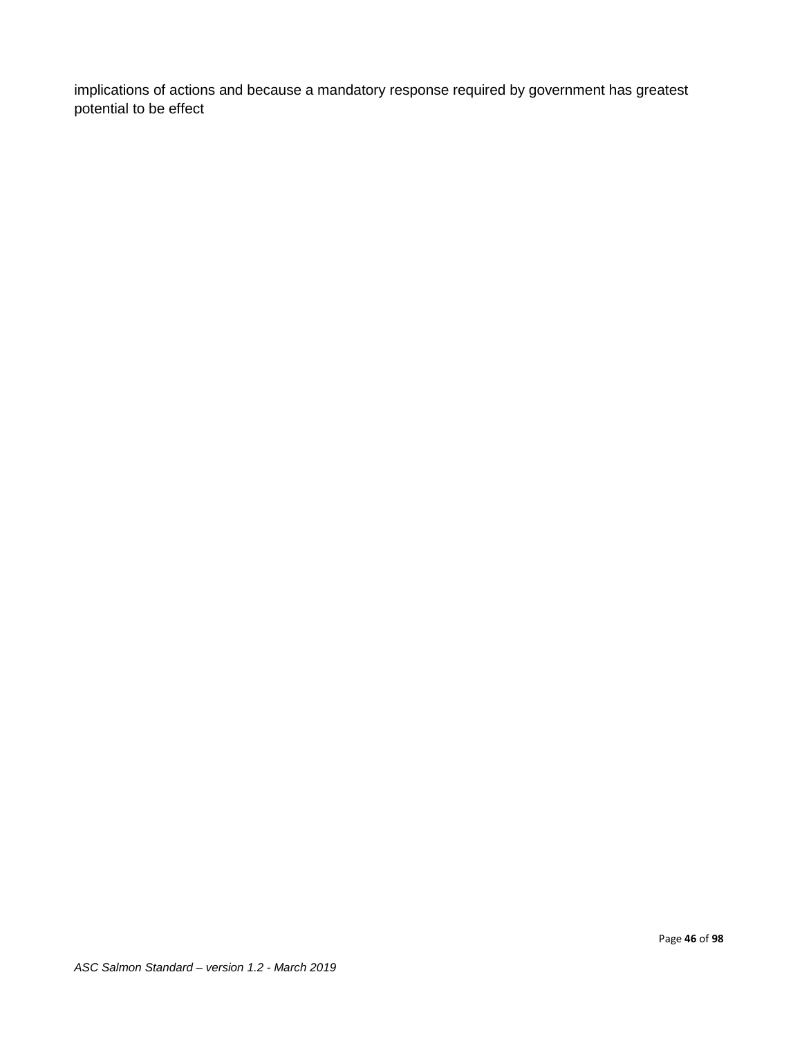implications of actions and because a mandatory response required by government has greatest potential to be effect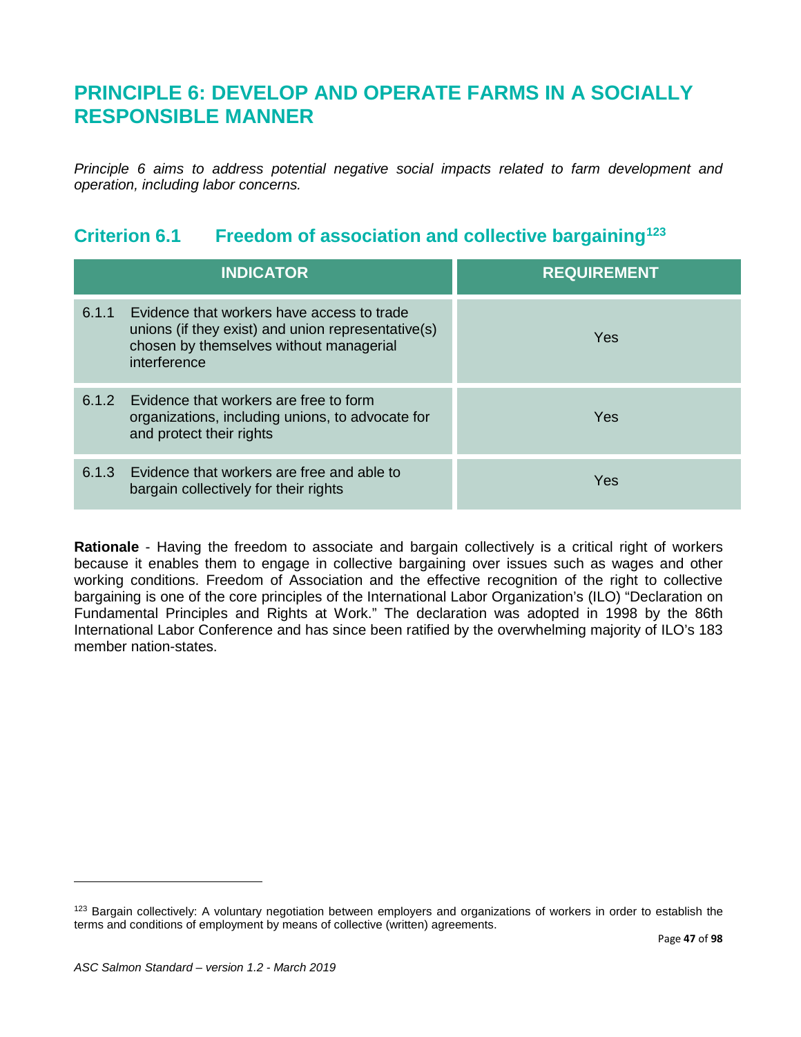# PRINCIPLE 6: DEVELOP AND OPERATE FARMS IN A SOCIALLY RESPONSIBLE MANNER

*Principle 6 aims to address potential negative social impacts related to farm development and operation, including labor concerns.*

## Criterion 6.1 Freedom of association and collective bargaining[123]

| INDICATOR | REQUIREMENT |
|---|---|
| 6.1.1 Evidence that workers have access to trade unions (if they exist) and union representative(s) chosen by themselves without managerial interference | Yes |
| 6.1.2 Evidence that workers are free to form organizations, including unions, to advocate for and protect their rights | Yes |
| 6.1.3 Evidence that workers are free and able to bargain collectively for their rights | Yes |

**Rationale** - Having the freedom to associate and bargain collectively is a critical right of workers because it enables them to engage in collective bargaining over issues such as wages and other working conditions. Freedom of Association and the effective recognition of the right to collective bargaining is one of the core principles of the International Labor Organization's (ILO) "Declaration on Fundamental Principles and Rights at Work." The declaration was adopted in 1998 by the 86th International Labor Conference and has since been ratified by the overwhelming majority of ILO's 183 member nation-states.

[123] Bargain collectively: A voluntary negotiation between employers and organizations of workers in order to establish the terms and conditions of employment by means of collective (written) agreements.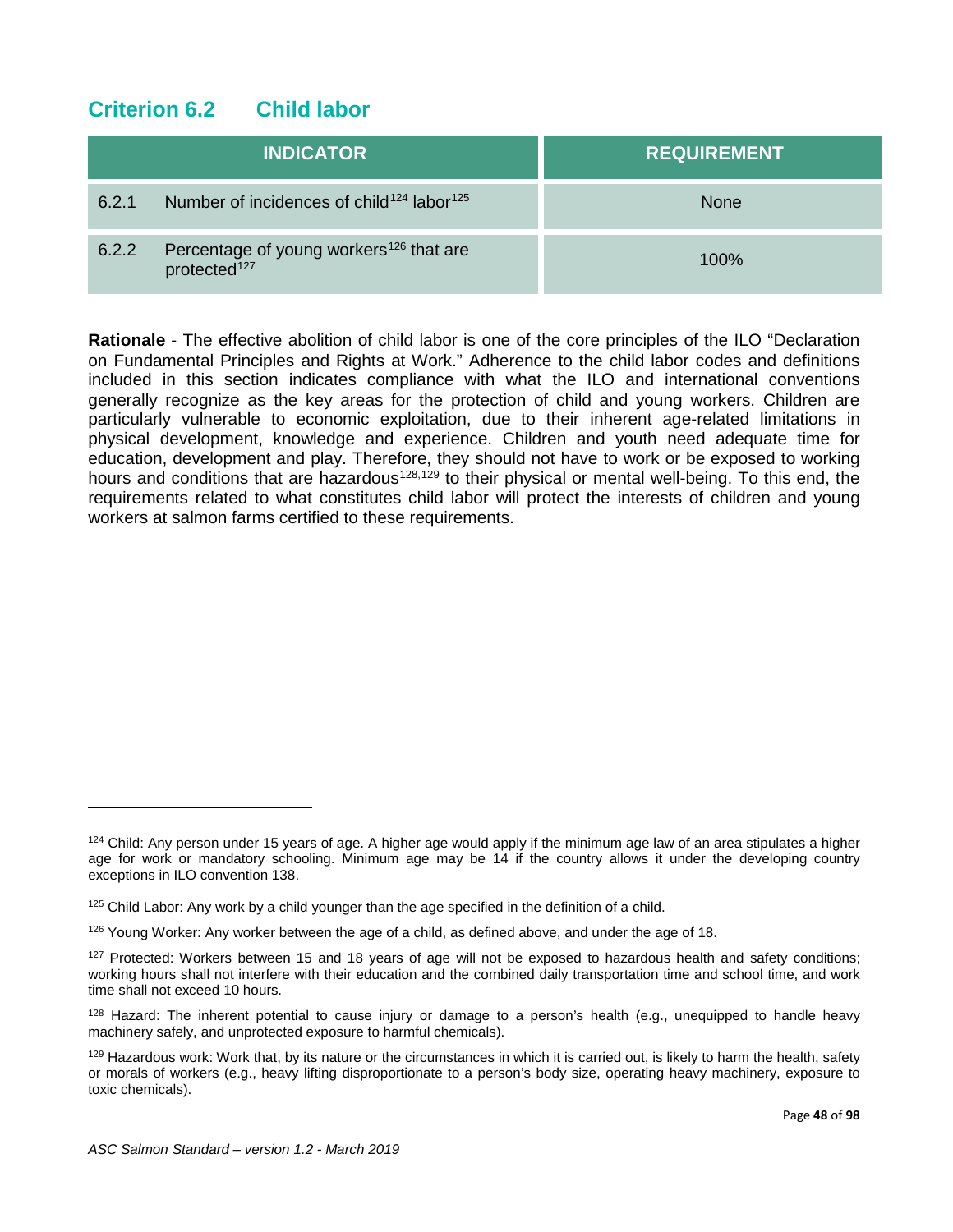## Criterion 6.2 Child labor

| INDICATOR | | REQUIREMENT |
|---|---|---|
| 6.2.1 | Number of incidences of child[124] labor[125] | None |
| 6.2.2 | Percentage of young workers[126] that are protected[127] | 100% |

**Rationale** - The effective abolition of child labor is one of the core principles of the ILO "Declaration on Fundamental Principles and Rights at Work." Adherence to the child labor codes and definitions included in this section indicates compliance with what the ILO and international conventions generally recognize as the key areas for the protection of child and young workers. Children are particularly vulnerable to economic exploitation, due to their inherent age-related limitations in physical development, knowledge and experience. Children and youth need adequate time for education, development and play. Therefore, they should not have to work or be exposed to working hours and conditions that are hazardous[128,129] to their physical or mental well-being. To this end, the requirements related to what constitutes child labor will protect the interests of children and young workers at salmon farms certified to these requirements.

---

[124] Child: Any person under 15 years of age. A higher age would apply if the minimum age law of an area stipulates a higher age for work or mandatory schooling. Minimum age may be 14 if the country allows it under the developing country exceptions in ILO convention 138.

[125] Child Labor: Any work by a child younger than the age specified in the definition of a child.

[126] Young Worker: Any worker between the age of a child, as defined above, and under the age of 18.

[127] Protected: Workers between 15 and 18 years of age will not be exposed to hazardous health and safety conditions; working hours shall not interfere with their education and the combined daily transportation time and school time, and work time shall not exceed 10 hours.

[128] Hazard: The inherent potential to cause injury or damage to a person's health (e.g., unequipped to handle heavy machinery safely, and unprotected exposure to harmful chemicals).

[129] Hazardous work: Work that, by its nature or the circumstances in which it is carried out, is likely to harm the health, safety or morals of workers (e.g., heavy lifting disproportionate to a person's body size, operating heavy machinery, exposure to toxic chemicals).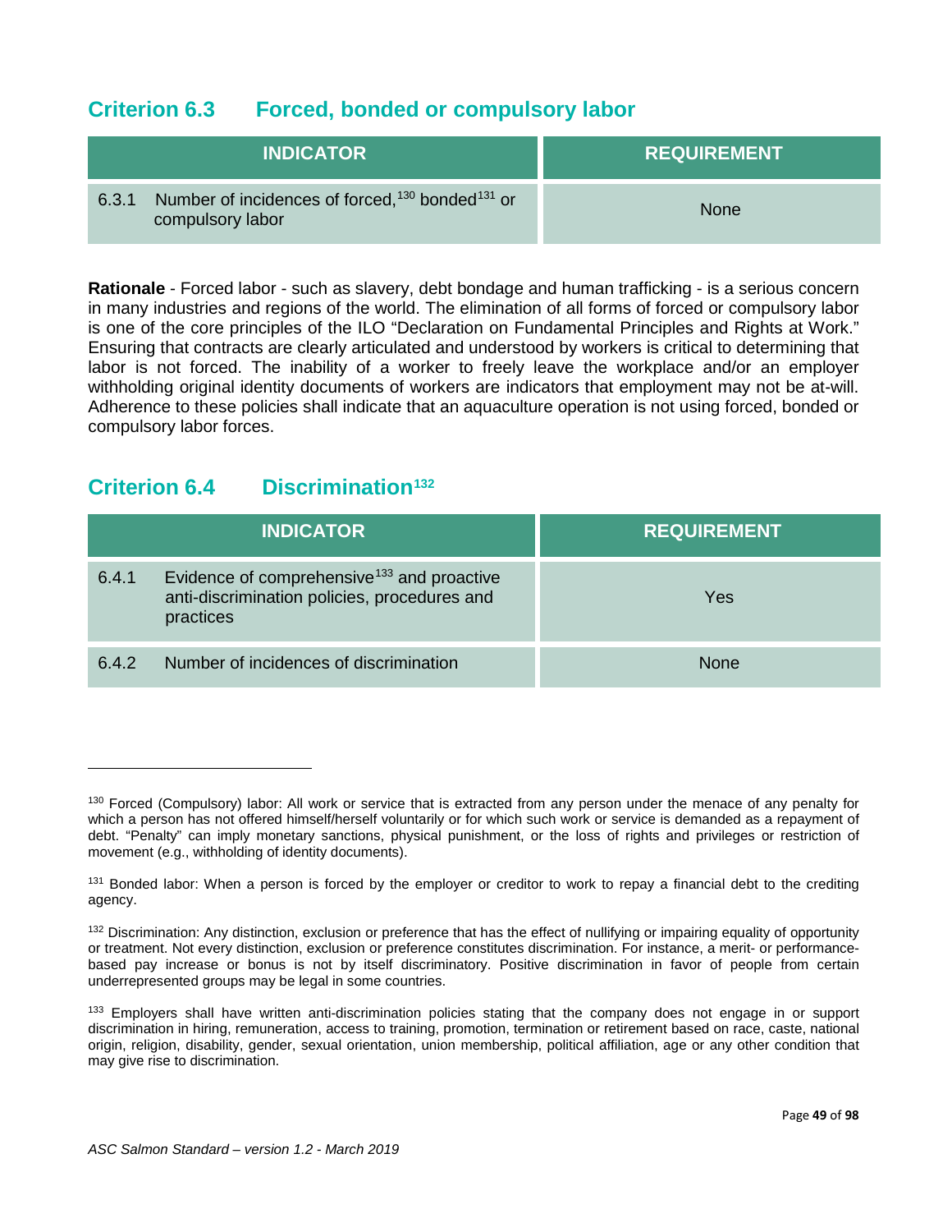## Criterion 6.3 Forced, bonded or compulsory labor

| INDICATOR | REQUIREMENT |
|---|---|
| 6.3.1 Number of incidences of forced,[130] bonded[131] or compulsory labor | None |

**Rationale** - Forced labor - such as slavery, debt bondage and human trafficking - is a serious concern in many industries and regions of the world. The elimination of all forms of forced or compulsory labor is one of the core principles of the ILO "Declaration on Fundamental Principles and Rights at Work." Ensuring that contracts are clearly articulated and understood by workers is critical to determining that labor is not forced. The inability of a worker to freely leave the workplace and/or an employer withholding original identity documents of workers are indicators that employment may not be at-will. Adherence to these policies shall indicate that an aquaculture operation is not using forced, bonded or compulsory labor forces.

## Criterion 6.4 Discrimination[132]

| INDICATOR | REQUIREMENT |
|---|---|
| 6.4.1 Evidence of comprehensive[133] and proactive anti-discrimination policies, procedures and practices | Yes |
| 6.4.2 Number of incidences of discrimination | None |

---

[130] Forced (Compulsory) labor: All work or service that is extracted from any person under the menace of any penalty for which a person has not offered himself/herself voluntarily or for which such work or service is demanded as a repayment of debt. "Penalty" can imply monetary sanctions, physical punishment, or the loss of rights and privileges or restriction of movement (e.g., withholding of identity documents).

[131] Bonded labor: When a person is forced by the employer or creditor to work to repay a financial debt to the crediting agency.

[132] Discrimination: Any distinction, exclusion or preference that has the effect of nullifying or impairing equality of opportunity or treatment. Not every distinction, exclusion or preference constitutes discrimination. For instance, a merit- or performance-based pay increase or bonus is not by itself discriminatory. Positive discrimination in favor of people from certain underrepresented groups may be legal in some countries.

[133] Employers shall have written anti-discrimination policies stating that the company does not engage in or support discrimination in hiring, remuneration, access to training, promotion, termination or retirement based on race, caste, national origin, religion, disability, gender, sexual orientation, union membership, political affiliation, age or any other condition that may give rise to discrimination.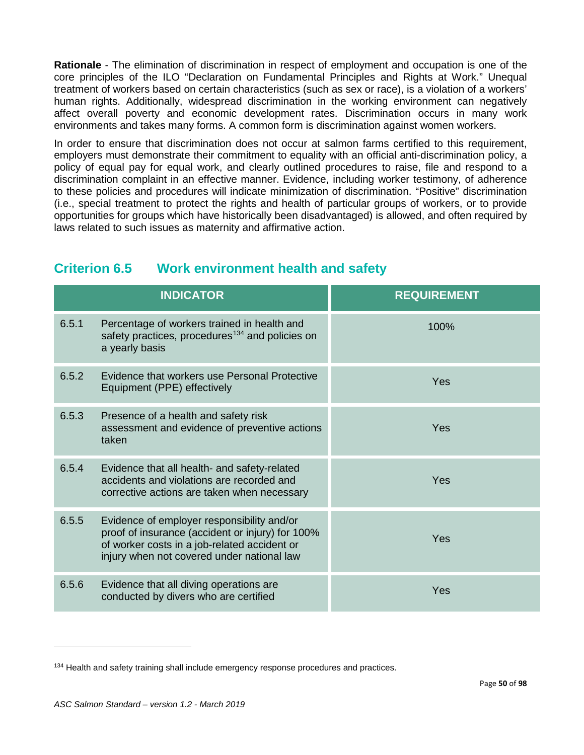**Rationale** - The elimination of discrimination in respect of employment and occupation is one of the core principles of the ILO "Declaration on Fundamental Principles and Rights at Work." Unequal treatment of workers based on certain characteristics (such as sex or race), is a violation of a workers' human rights. Additionally, widespread discrimination in the working environment can negatively affect overall poverty and economic development rates. Discrimination occurs in many work environments and takes many forms. A common form is discrimination against women workers.

In order to ensure that discrimination does not occur at salmon farms certified to this requirement, employers must demonstrate their commitment to equality with an official anti-discrimination policy, a policy of equal pay for equal work, and clearly outlined procedures to raise, file and respond to a discrimination complaint in an effective manner. Evidence, including worker testimony, of adherence to these policies and procedures will indicate minimization of discrimination. "Positive" discrimination (i.e., special treatment to protect the rights and health of particular groups of workers, or to provide opportunities for groups which have historically been disadvantaged) is allowed, and often required by laws related to such issues as maternity and affirmative action.

## Criterion 6.5 Work environment health and safety

| | INDICATOR | REQUIREMENT |
|---|---|---|
| 6.5.1 | Percentage of workers trained in health and safety practices, procedures[134] and policies on a yearly basis | 100% |
| 6.5.2 | Evidence that workers use Personal Protective Equipment (PPE) effectively | Yes |
| 6.5.3 | Presence of a health and safety risk assessment and evidence of preventive actions taken | Yes |
| 6.5.4 | Evidence that all health- and safety-related accidents and violations are recorded and corrective actions are taken when necessary | Yes |
| 6.5.5 | Evidence of employer responsibility and/or proof of insurance (accident or injury) for 100% of worker costs in a job-related accident or injury when not covered under national law | Yes |
| 6.5.6 | Evidence that all diving operations are conducted by divers who are certified | Yes |

[134] Health and safety training shall include emergency response procedures and practices.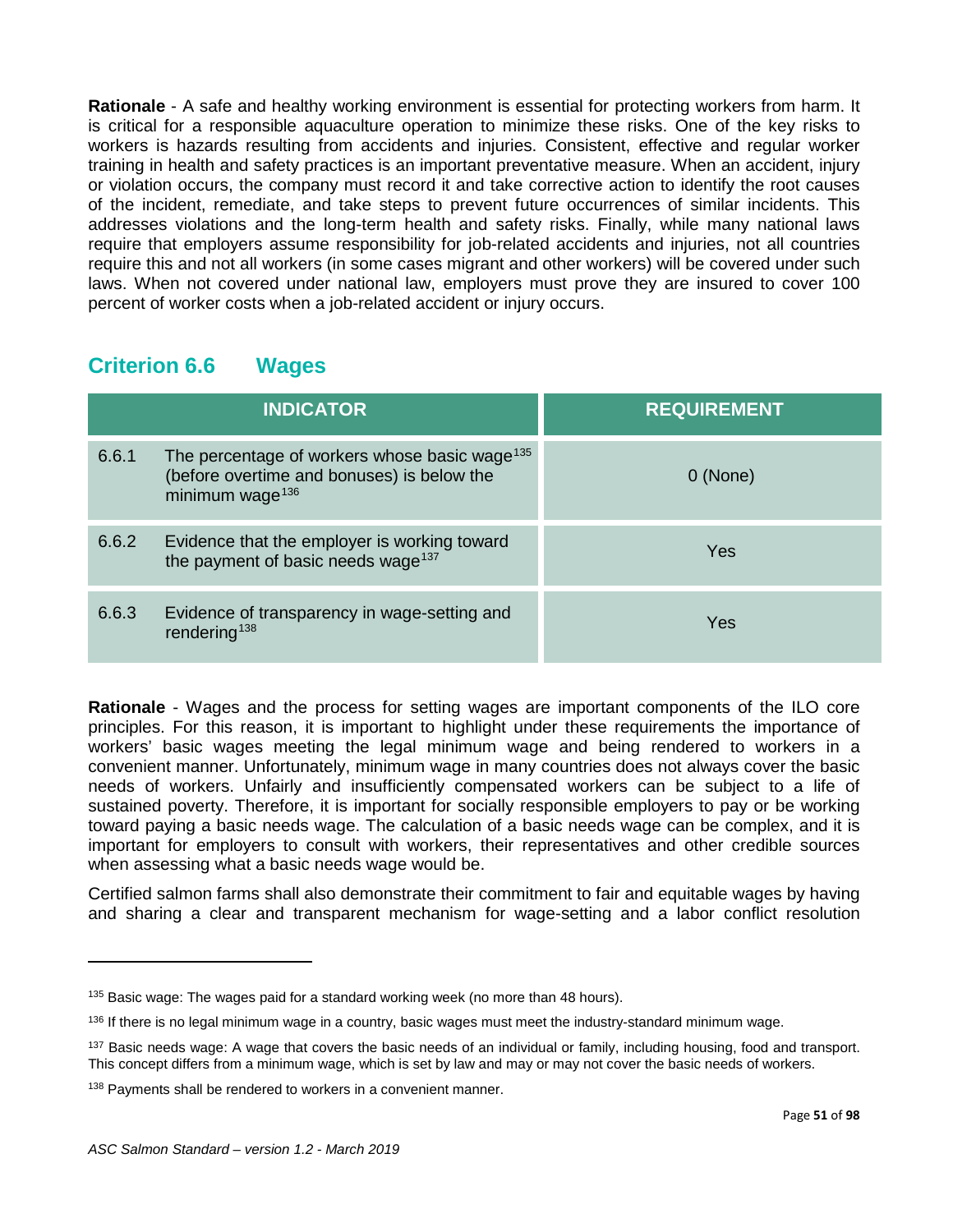**Rationale** - A safe and healthy working environment is essential for protecting workers from harm. It is critical for a responsible aquaculture operation to minimize these risks. One of the key risks to workers is hazards resulting from accidents and injuries. Consistent, effective and regular worker training in health and safety practices is an important preventative measure. When an accident, injury or violation occurs, the company must record it and take corrective action to identify the root causes of the incident, remediate, and take steps to prevent future occurrences of similar incidents. This addresses violations and the long-term health and safety risks. Finally, while many national laws require that employers assume responsibility for job-related accidents and injuries, not all countries require this and not all workers (in some cases migrant and other workers) will be covered under such laws. When not covered under national law, employers must prove they are insured to cover 100 percent of worker costs when a job-related accident or injury occurs.

## Criterion 6.6 Wages

| INDICATOR | | REQUIREMENT |
|---|---|---|
| 6.6.1 | The percentage of workers whose basic wage[135] (before overtime and bonuses) is below the minimum wage[136] | 0 (None) |
| 6.6.2 | Evidence that the employer is working toward the payment of basic needs wage[137] | Yes |
| 6.6.3 | Evidence of transparency in wage-setting and rendering[138] | Yes |

**Rationale** - Wages and the process for setting wages are important components of the ILO core principles. For this reason, it is important to highlight under these requirements the importance of workers' basic wages meeting the legal minimum wage and being rendered to workers in a convenient manner. Unfortunately, minimum wage in many countries does not always cover the basic needs of workers. Unfairly and insufficiently compensated workers can be subject to a life of sustained poverty. Therefore, it is important for socially responsible employers to pay or be working toward paying a basic needs wage. The calculation of a basic needs wage can be complex, and it is important for employers to consult with workers, their representatives and other credible sources when assessing what a basic needs wage would be.

Certified salmon farms shall also demonstrate their commitment to fair and equitable wages by having and sharing a clear and transparent mechanism for wage-setting and a labor conflict resolution

---

[135] Basic wage: The wages paid for a standard working week (no more than 48 hours).

[136] If there is no legal minimum wage in a country, basic wages must meet the industry-standard minimum wage.

[137] Basic needs wage: A wage that covers the basic needs of an individual or family, including housing, food and transport. This concept differs from a minimum wage, which is set by law and may or may not cover the basic needs of workers.

[138] Payments shall be rendered to workers in a convenient manner.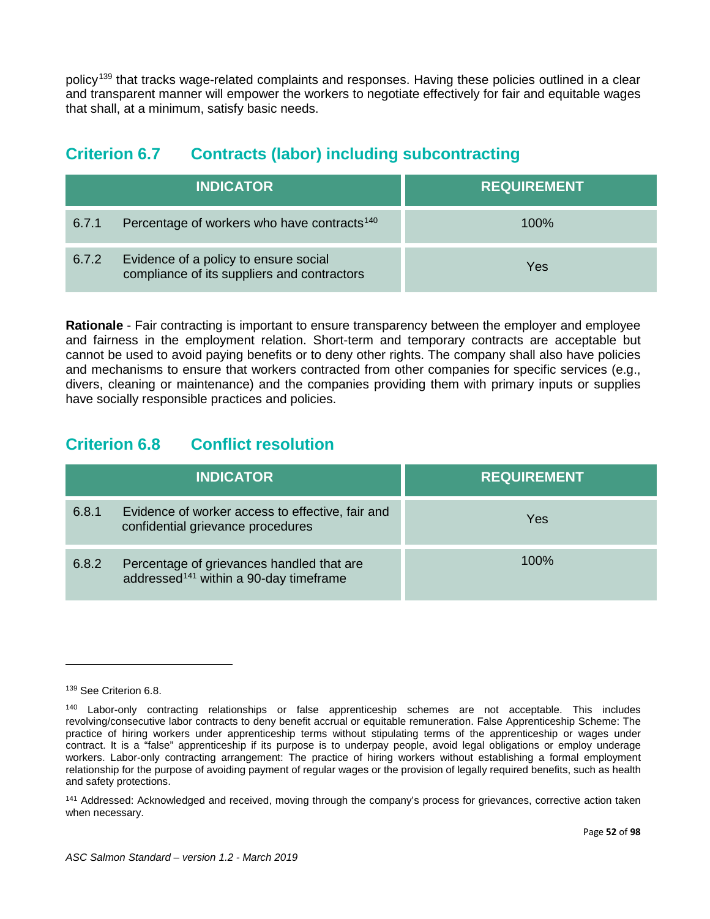policy[139] that tracks wage-related complaints and responses. Having these policies outlined in a clear and transparent manner will empower the workers to negotiate effectively for fair and equitable wages that shall, at a minimum, satisfy basic needs.

## Criterion 6.7 Contracts (labor) including subcontracting

| INDICATOR | | REQUIREMENT |
|---|---|---|
| 6.7.1 | Percentage of workers who have contracts[140] | 100% |
| 6.7.2 | Evidence of a policy to ensure social compliance of its suppliers and contractors | Yes |

**Rationale** - Fair contracting is important to ensure transparency between the employer and employee and fairness in the employment relation. Short-term and temporary contracts are acceptable but cannot be used to avoid paying benefits or to deny other rights. The company shall also have policies and mechanisms to ensure that workers contracted from other companies for specific services (e.g., divers, cleaning or maintenance) and the companies providing them with primary inputs or supplies have socially responsible practices and policies.

## Criterion 6.8 Conflict resolution

| INDICATOR | | REQUIREMENT |
|---|---|---|
| 6.8.1 | Evidence of worker access to effective, fair and confidential grievance procedures | Yes |
| 6.8.2 | Percentage of grievances handled that are addressed[141] within a 90-day timeframe | 100% |

---

[139] See Criterion 6.8.

[140] Labor-only contracting relationships or false apprenticeship schemes are not acceptable. This includes revolving/consecutive labor contracts to deny benefit accrual or equitable remuneration. False Apprenticeship Scheme: The practice of hiring workers under apprenticeship terms without stipulating terms of the apprenticeship or wages under contract. It is a "false" apprenticeship if its purpose is to underpay people, avoid legal obligations or employ underage workers. Labor-only contracting arrangement: The practice of hiring workers without establishing a formal employment relationship for the purpose of avoiding payment of regular wages or the provision of legally required benefits, such as health and safety protections.

[141] Addressed: Acknowledged and received, moving through the company's process for grievances, corrective action taken when necessary.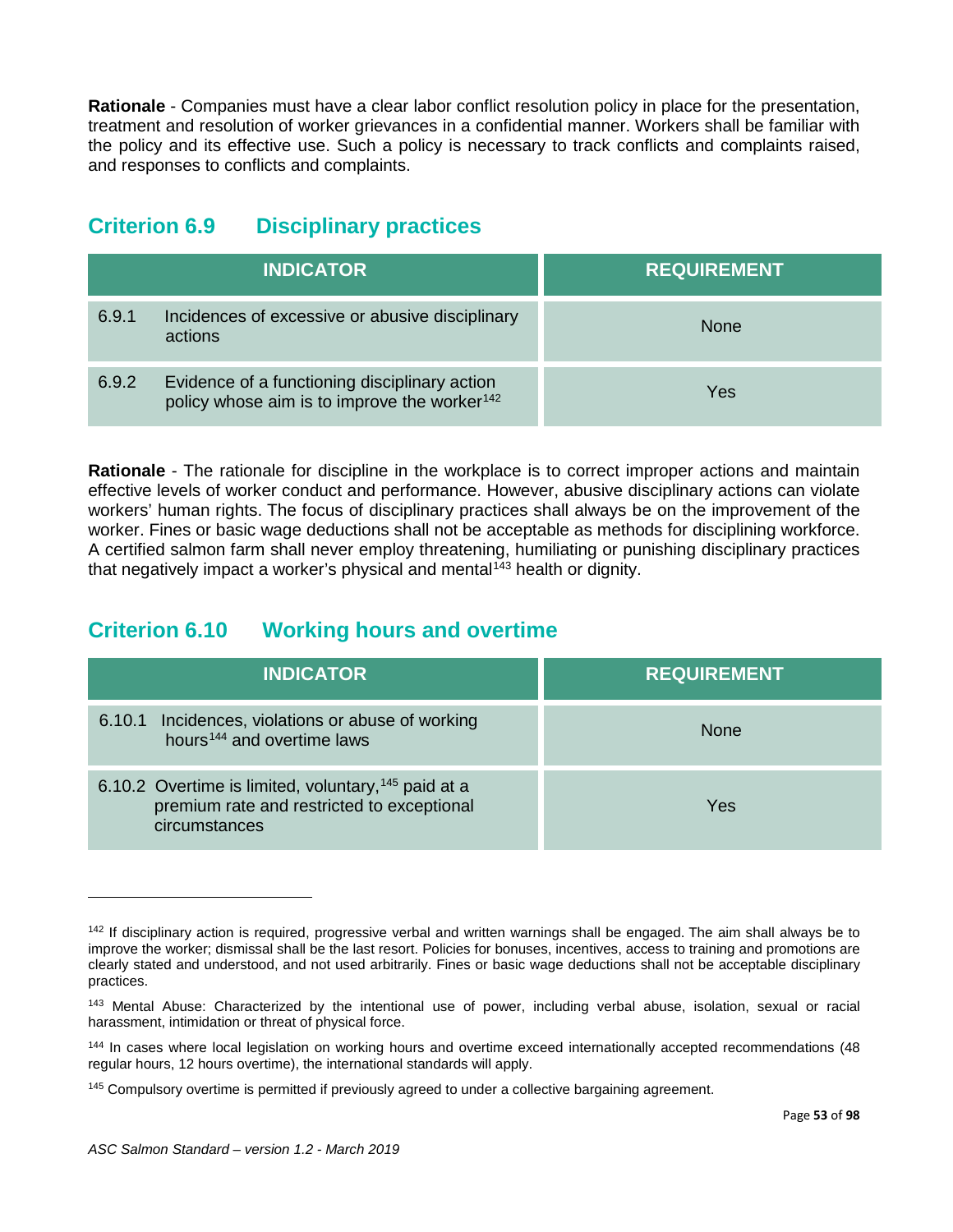**Rationale** - Companies must have a clear labor conflict resolution policy in place for the presentation, treatment and resolution of worker grievances in a confidential manner. Workers shall be familiar with the policy and its effective use. Such a policy is necessary to track conflicts and complaints raised, and responses to conflicts and complaints.

## Criterion 6.9 Disciplinary practices

| INDICATOR | | REQUIREMENT |
|---|---|---|
| 6.9.1 | Incidences of excessive or abusive disciplinary actions | None |
| 6.9.2 | Evidence of a functioning disciplinary action policy whose aim is to improve the worker[142] | Yes |

**Rationale** - The rationale for discipline in the workplace is to correct improper actions and maintain effective levels of worker conduct and performance. However, abusive disciplinary actions can violate workers' human rights. The focus of disciplinary practices shall always be on the improvement of the worker. Fines or basic wage deductions shall not be acceptable as methods for disciplining workforce. A certified salmon farm shall never employ threatening, humiliating or punishing disciplinary practices that negatively impact a worker's physical and mental[143] health or dignity.

## Criterion 6.10 Working hours and overtime

| INDICATOR | | REQUIREMENT |
|---|---|---|
| 6.10.1 | Incidences, violations or abuse of working hours[144] and overtime laws | None |
| 6.10.2 | Overtime is limited, voluntary,[145] paid at a premium rate and restricted to exceptional circumstances | Yes |

---

[142] If disciplinary action is required, progressive verbal and written warnings shall be engaged. The aim shall always be to improve the worker; dismissal shall be the last resort. Policies for bonuses, incentives, access to training and promotions are clearly stated and understood, and not used arbitrarily. Fines or basic wage deductions shall not be acceptable disciplinary practices.

[143] Mental Abuse: Characterized by the intentional use of power, including verbal abuse, isolation, sexual or racial harassment, intimidation or threat of physical force.

[144] In cases where local legislation on working hours and overtime exceed internationally accepted recommendations (48 regular hours, 12 hours overtime), the international standards will apply.

[145] Compulsory overtime is permitted if previously agreed to under a collective bargaining agreement.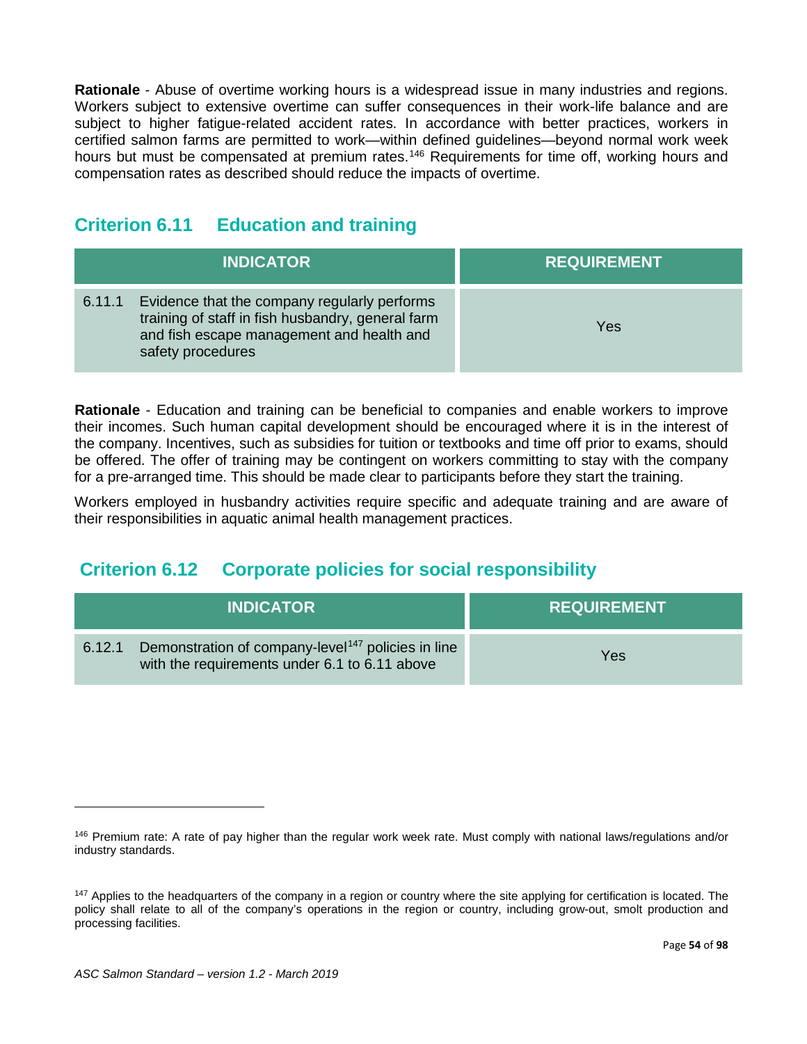**Rationale** - Abuse of overtime working hours is a widespread issue in many industries and regions. Workers subject to extensive overtime can suffer consequences in their work-life balance and are subject to higher fatigue-related accident rates. In accordance with better practices, workers in certified salmon farms are permitted to work—within defined guidelines—beyond normal work week hours but must be compensated at premium rates.[146] Requirements for time off, working hours and compensation rates as described should reduce the impacts of overtime.

## Criterion 6.11 Education and training

| INDICATOR | REQUIREMENT |
|---|---|
| 6.11.1 Evidence that the company regularly performs training of staff in fish husbandry, general farm and fish escape management and health and safety procedures | Yes |

**Rationale** - Education and training can be beneficial to companies and enable workers to improve their incomes. Such human capital development should be encouraged where it is in the interest of the company. Incentives, such as subsidies for tuition or textbooks and time off prior to exams, should be offered. The offer of training may be contingent on workers committing to stay with the company for a pre-arranged time. This should be made clear to participants before they start the training.

Workers employed in husbandry activities require specific and adequate training and are aware of their responsibilities in aquatic animal health management practices.

## Criterion 6.12 Corporate policies for social responsibility

| INDICATOR | REQUIREMENT |
|---|---|
| 6.12.1 Demonstration of company-level[147] policies in line with the requirements under 6.1 to 6.11 above | Yes |

---

[146] Premium rate: A rate of pay higher than the regular work week rate. Must comply with national laws/regulations and/or industry standards.

[147] Applies to the headquarters of the company in a region or country where the site applying for certification is located. The policy shall relate to all of the company's operations in the region or country, including grow-out, smolt production and processing facilities.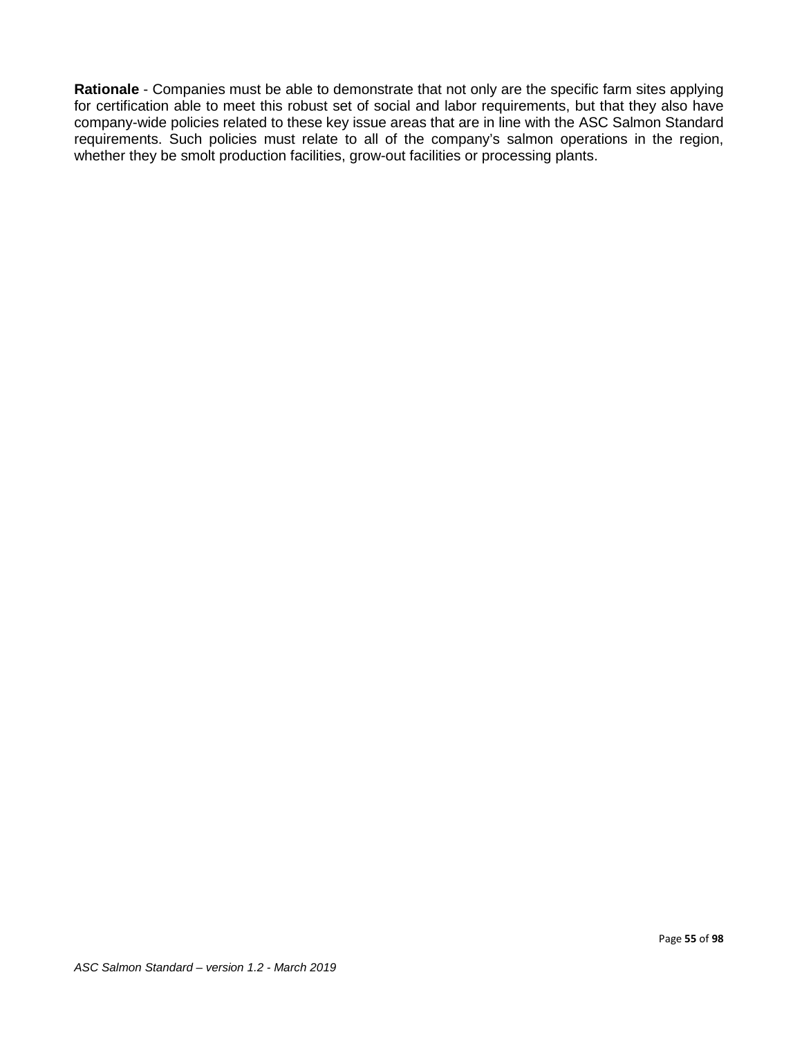**Rationale** - Companies must be able to demonstrate that not only are the specific farm sites applying for certification able to meet this robust set of social and labor requirements, but that they also have company-wide policies related to these key issue areas that are in line with the ASC Salmon Standard requirements. Such policies must relate to all of the company's salmon operations in the region, whether they be smolt production facilities, grow-out facilities or processing plants.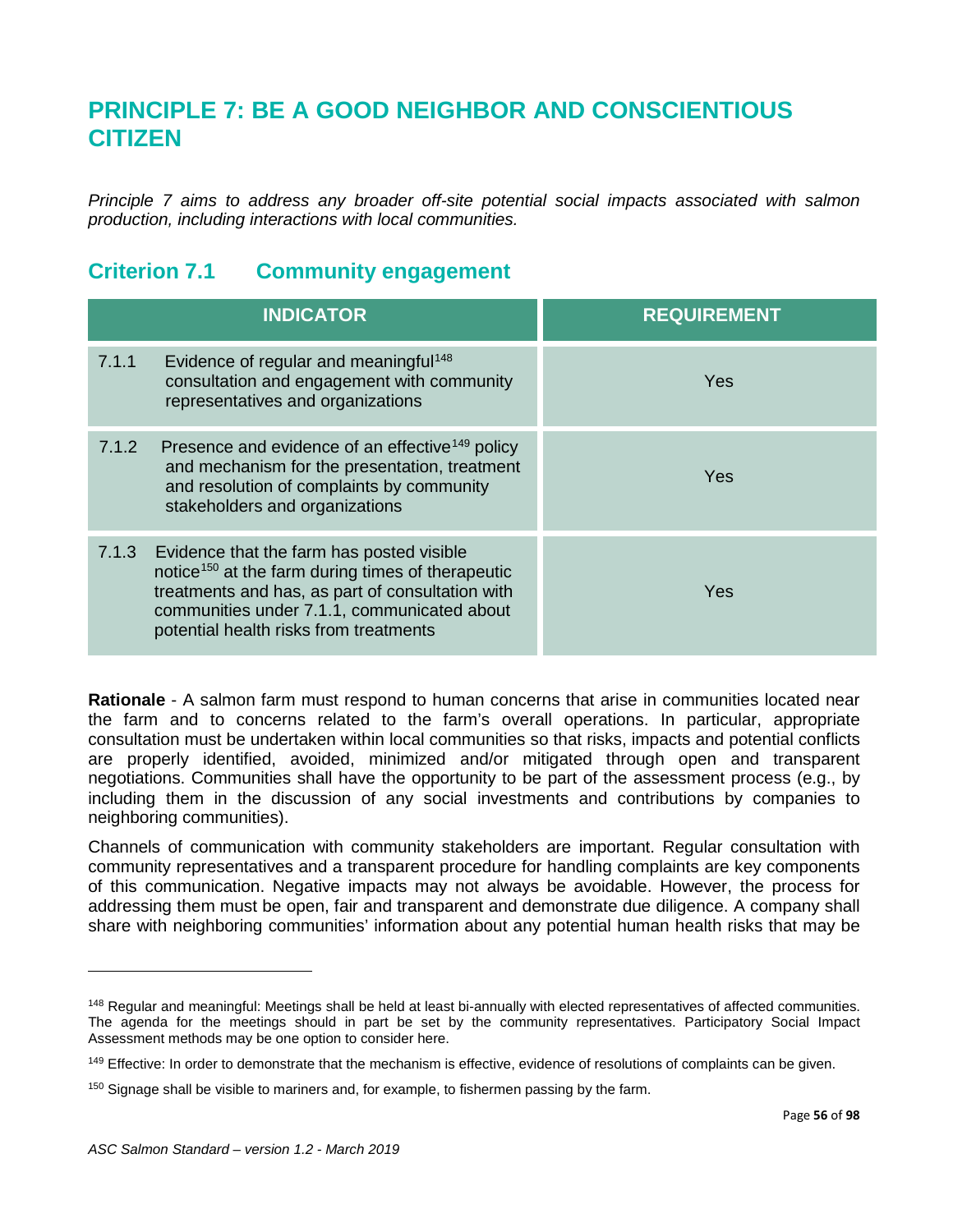# PRINCIPLE 7: BE A GOOD NEIGHBOR AND CONSCIENTIOUS CITIZEN

*Principle 7 aims to address any broader off-site potential social impacts associated with salmon production, including interactions with local communities.*

## Criterion 7.1 Community engagement

| INDICATOR | REQUIREMENT |
|---|---|
| 7.1.1 Evidence of regular and meaningful[148] consultation and engagement with community representatives and organizations | Yes |
| 7.1.2 Presence and evidence of an effective[149] policy and mechanism for the presentation, treatment and resolution of complaints by community stakeholders and organizations | Yes |
| 7.1.3 Evidence that the farm has posted visible notice[150] at the farm during times of therapeutic treatments and has, as part of consultation with communities under 7.1.1, communicated about potential health risks from treatments | Yes |

**Rationale** - A salmon farm must respond to human concerns that arise in communities located near the farm and to concerns related to the farm's overall operations. In particular, appropriate consultation must be undertaken within local communities so that risks, impacts and potential conflicts are properly identified, avoided, minimized and/or mitigated through open and transparent negotiations. Communities shall have the opportunity to be part of the assessment process (e.g., by including them in the discussion of any social investments and contributions by companies to neighboring communities).

Channels of communication with community stakeholders are important. Regular consultation with community representatives and a transparent procedure for handling complaints are key components of this communication. Negative impacts may not always be avoidable. However, the process for addressing them must be open, fair and transparent and demonstrate due diligence. A company shall share with neighboring communities' information about any potential human health risks that may be

---

[148] Regular and meaningful: Meetings shall be held at least bi-annually with elected representatives of affected communities. The agenda for the meetings should in part be set by the community representatives. Participatory Social Impact Assessment methods may be one option to consider here.

[149] Effective: In order to demonstrate that the mechanism is effective, evidence of resolutions of complaints can be given.

[150] Signage shall be visible to mariners and, for example, to fishermen passing by the farm.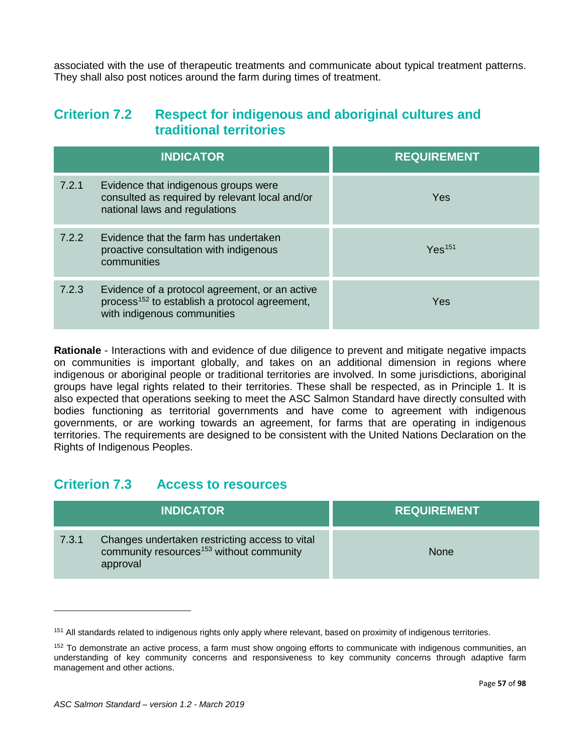associated with the use of therapeutic treatments and communicate about typical treatment patterns. They shall also post notices around the farm during times of treatment.

## Criterion 7.2 Respect for indigenous and aboriginal cultures and traditional territories

| INDICATOR | | REQUIREMENT |
|---|---|---|
| 7.2.1 | Evidence that indigenous groups were consulted as required by relevant local and/or national laws and regulations | Yes |
| 7.2.2 | Evidence that the farm has undertaken proactive consultation with indigenous communities | Yes[151] |
| 7.2.3 | Evidence of a protocol agreement, or an active process[152] to establish a protocol agreement, with indigenous communities | Yes |

**Rationale** - Interactions with and evidence of due diligence to prevent and mitigate negative impacts on communities is important globally, and takes on an additional dimension in regions where indigenous or aboriginal people or traditional territories are involved. In some jurisdictions, aboriginal groups have legal rights related to their territories. These shall be respected, as in Principle 1. It is also expected that operations seeking to meet the ASC Salmon Standard have directly consulted with bodies functioning as territorial governments and have come to agreement with indigenous governments, or are working towards an agreement, for farms that are operating in indigenous territories. The requirements are designed to be consistent with the United Nations Declaration on the Rights of Indigenous Peoples.

## Criterion 7.3 Access to resources

| INDICATOR | | REQUIREMENT |
|---|---|---|
| 7.3.1 | Changes undertaken restricting access to vital community resources[153] without community approval | None |

---

[151] All standards related to indigenous rights only apply where relevant, based on proximity of indigenous territories.

[152] To demonstrate an active process, a farm must show ongoing efforts to communicate with indigenous communities, an understanding of key community concerns and responsiveness to key community concerns through adaptive farm management and other actions.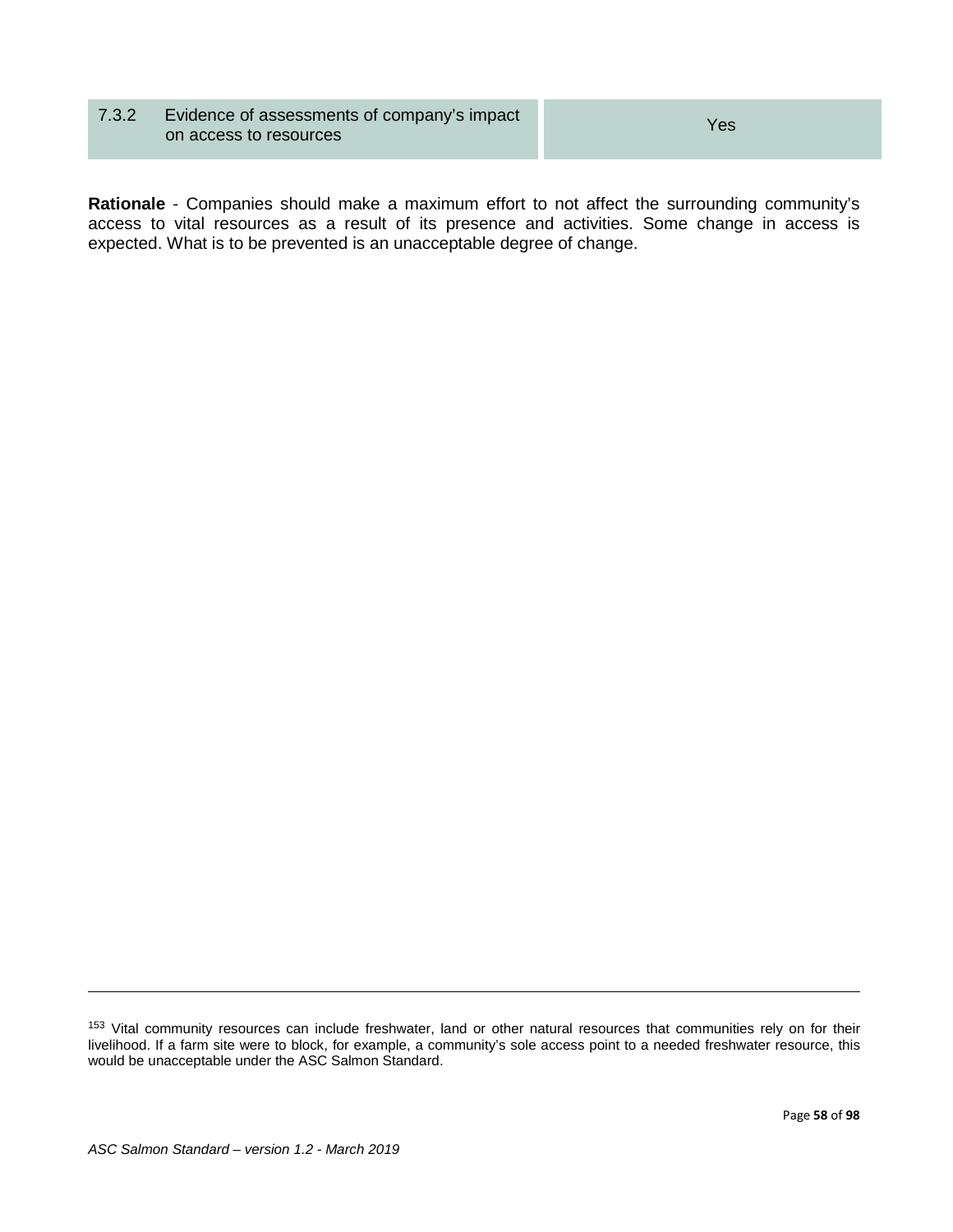| 7.3.2 | Evidence of assessments of company's impact on access to resources | Yes |
|---|---|---|

**Rationale** - Companies should make a maximum effort to not affect the surrounding community's access to vital resources as a result of its presence and activities. Some change in access is expected. What is to be prevented is an unacceptable degree of change.

---

[153] Vital community resources can include freshwater, land or other natural resources that communities rely on for their livelihood. If a farm site were to block, for example, a community's sole access point to a needed freshwater resource, this would be unacceptable under the ASC Salmon Standard.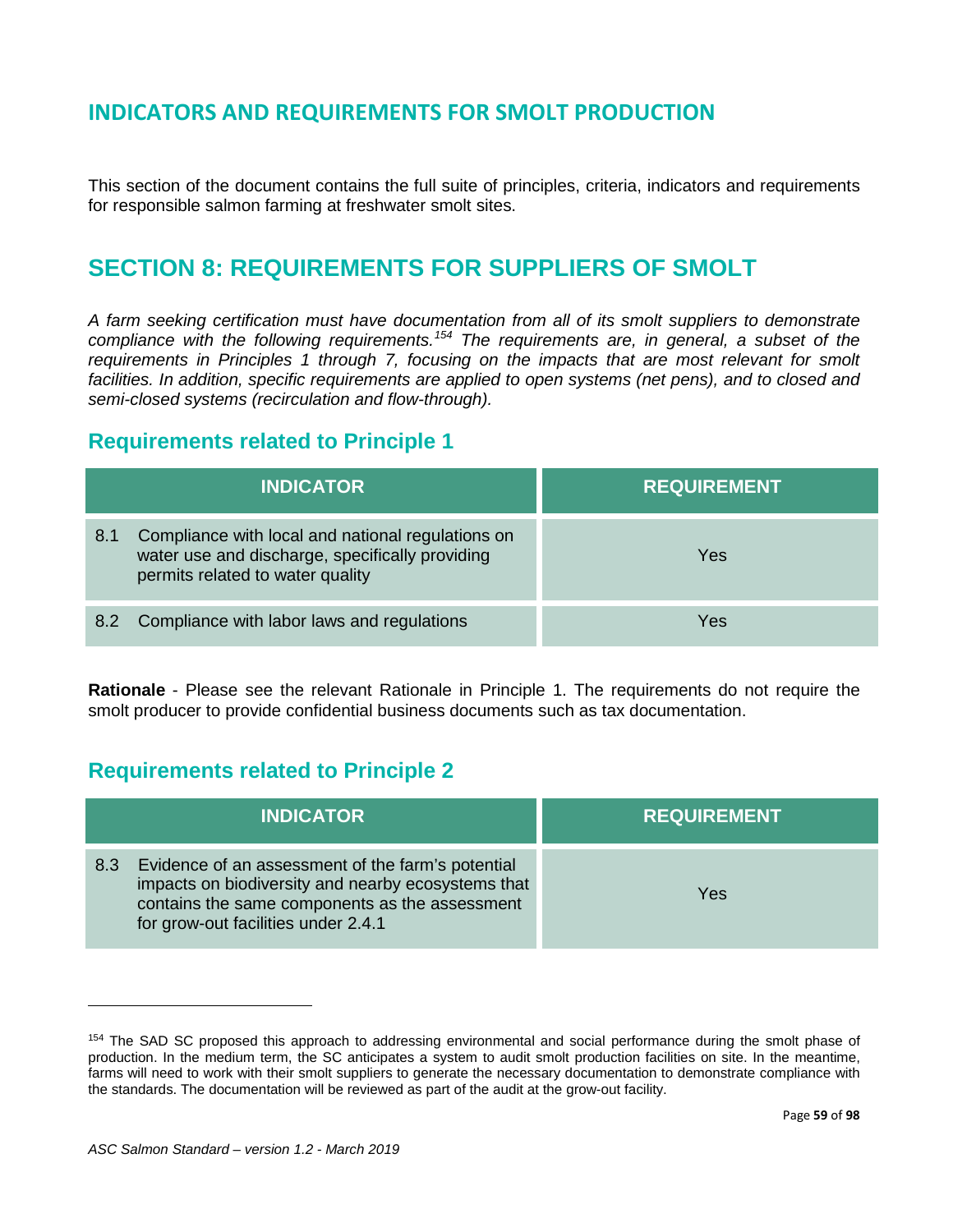## INDICATORS AND REQUIREMENTS FOR SMOLT PRODUCTION

This section of the document contains the full suite of principles, criteria, indicators and requirements for responsible salmon farming at freshwater smolt sites.

# SECTION 8: REQUIREMENTS FOR SUPPLIERS OF SMOLT

*A farm seeking certification must have documentation from all of its smolt suppliers to demonstrate compliance with the following requirements.*[154] *The requirements are, in general, a subset of the requirements in Principles 1 through 7, focusing on the impacts that are most relevant for smolt facilities. In addition, specific requirements are applied to open systems (net pens), and to closed and semi-closed systems (recirculation and flow-through).*

## Requirements related to Principle 1

| INDICATOR | REQUIREMENT |
|---|---|
| 8.1 Compliance with local and national regulations on water use and discharge, specifically providing permits related to water quality | Yes |
| 8.2 Compliance with labor laws and regulations | Yes |

**Rationale** - Please see the relevant Rationale in Principle 1. The requirements do not require the smolt producer to provide confidential business documents such as tax documentation.

## Requirements related to Principle 2

| INDICATOR | REQUIREMENT |
|---|---|
| 8.3 Evidence of an assessment of the farm's potential impacts on biodiversity and nearby ecosystems that contains the same components as the assessment for grow-out facilities under 2.4.1 | Yes |

[154] The SAD SC proposed this approach to addressing environmental and social performance during the smolt phase of production. In the medium term, the SC anticipates a system to audit smolt production facilities on site. In the meantime, farms will need to work with their smolt suppliers to generate the necessary documentation to demonstrate compliance with the standards. The documentation will be reviewed as part of the audit at the grow-out facility.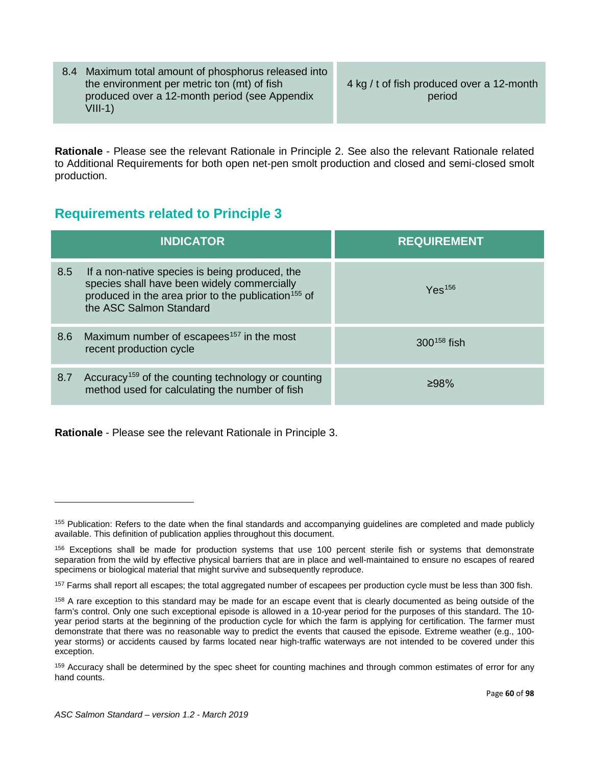| | |
|---|---|
| 8.4 Maximum total amount of phosphorus released into the environment per metric ton (mt) of fish produced over a 12-month period (see Appendix VIII-1) | 4 kg / t of fish produced over a 12-month period |

**Rationale** - Please see the relevant Rationale in Principle 2. See also the relevant Rationale related to Additional Requirements for both open net-pen smolt production and closed and semi-closed smolt production.

## Requirements related to Principle 3

| INDICATOR | REQUIREMENT |
|---|---|
| 8.5 If a non-native species is being produced, the species shall have been widely commercially produced in the area prior to the publication[155] of the ASC Salmon Standard | Yes[156] |
| 8.6 Maximum number of escapees[157] in the most recent production cycle | 300[158] fish |
| 8.7 Accuracy[159] of the counting technology or counting method used for calculating the number of fish | ≥98% |

**Rationale** - Please see the relevant Rationale in Principle 3.

---

[155] Publication: Refers to the date when the final standards and accompanying guidelines are completed and made publicly available. This definition of publication applies throughout this document.

[156] Exceptions shall be made for production systems that use 100 percent sterile fish or systems that demonstrate separation from the wild by effective physical barriers that are in place and well-maintained to ensure no escapes of reared specimens or biological material that might survive and subsequently reproduce.

[157] Farms shall report all escapes; the total aggregated number of escapees per production cycle must be less than 300 fish.

[158] A rare exception to this standard may be made for an escape event that is clearly documented as being outside of the farm's control. Only one such exceptional episode is allowed in a 10-year period for the purposes of this standard. The 10-year period starts at the beginning of the production cycle for which the farm is applying for certification. The farmer must demonstrate that there was no reasonable way to predict the events that caused the episode. Extreme weather (e.g., 100-year storms) or accidents caused by farms located near high-traffic waterways are not intended to be covered under this exception.

[159] Accuracy shall be determined by the spec sheet for counting machines and through common estimates of error for any hand counts.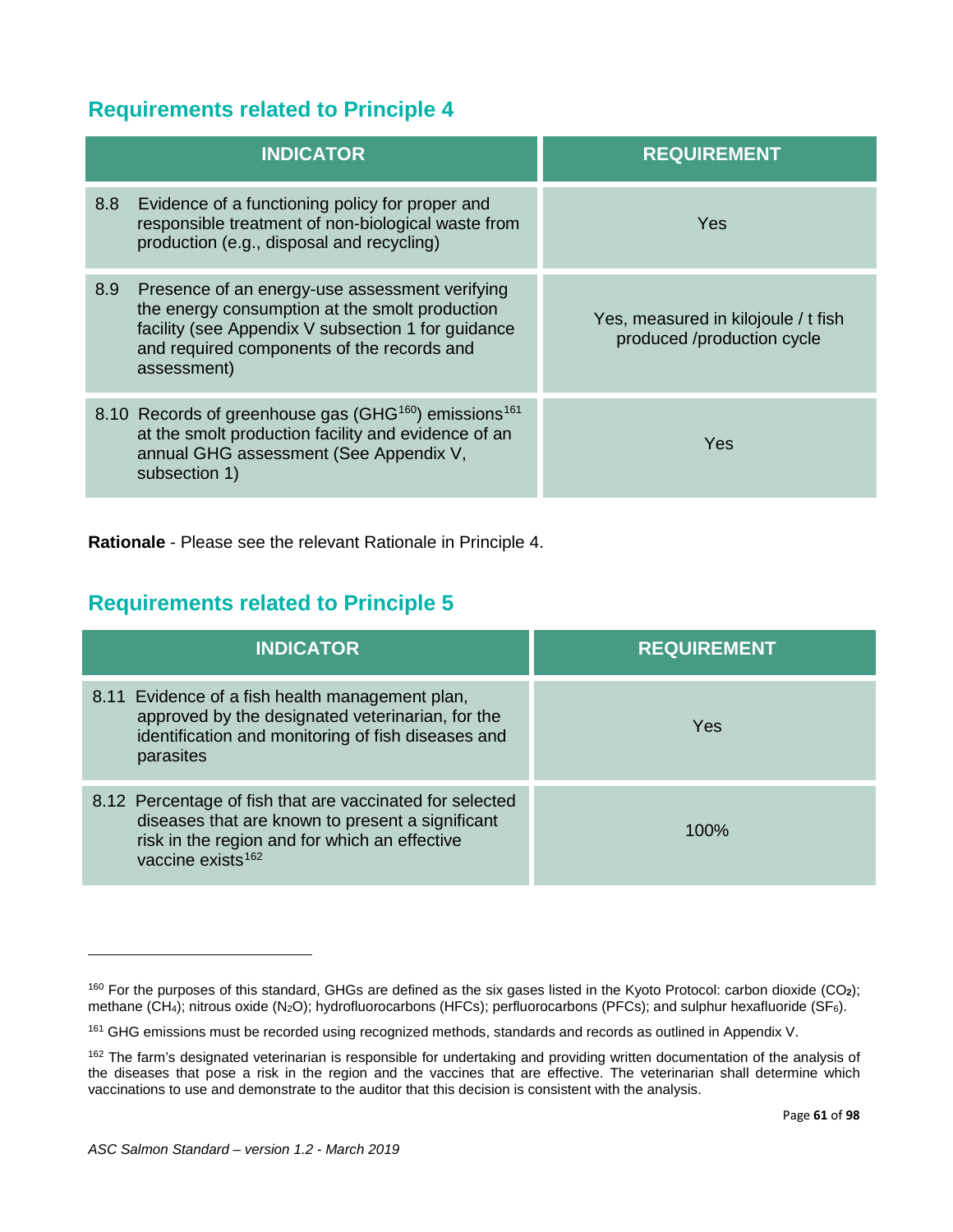## Requirements related to Principle 4

| INDICATOR | REQUIREMENT |
|---|---|
| 8.8 Evidence of a functioning policy for proper and responsible treatment of non-biological waste from production (e.g., disposal and recycling) | Yes |
| 8.9 Presence of an energy-use assessment verifying the energy consumption at the smolt production facility (see Appendix V subsection 1 for guidance and required components of the records and assessment) | Yes, measured in kilojoule / t fish produced /production cycle |
| 8.10 Records of greenhouse gas (GHG[160]) emissions[161] at the smolt production facility and evidence of an annual GHG assessment (See Appendix V, subsection 1) | Yes |

**Rationale** - Please see the relevant Rationale in Principle 4.

## Requirements related to Principle 5

| INDICATOR | REQUIREMENT |
|---|---|
| 8.11 Evidence of a fish health management plan, approved by the designated veterinarian, for the identification and monitoring of fish diseases and parasites | Yes |
| 8.12 Percentage of fish that are vaccinated for selected diseases that are known to present a significant risk in the region and for which an effective vaccine exists[162] | 100% |

---

[160] For the purposes of this standard, GHGs are defined as the six gases listed in the Kyoto Protocol: carbon dioxide ($CO_2$); methane ($CH_4$); nitrous oxide ($N_2O$); hydrofluorocarbons (HFCs); perfluorocarbons (PFCs); and sulphur hexafluoride ($SF_6$).

[161] GHG emissions must be recorded using recognized methods, standards and records as outlined in Appendix V.

[162] The farm's designated veterinarian is responsible for undertaking and providing written documentation of the analysis of the diseases that pose a risk in the region and the vaccines that are effective. The veterinarian shall determine which vaccinations to use and demonstrate to the auditor that this decision is consistent with the analysis.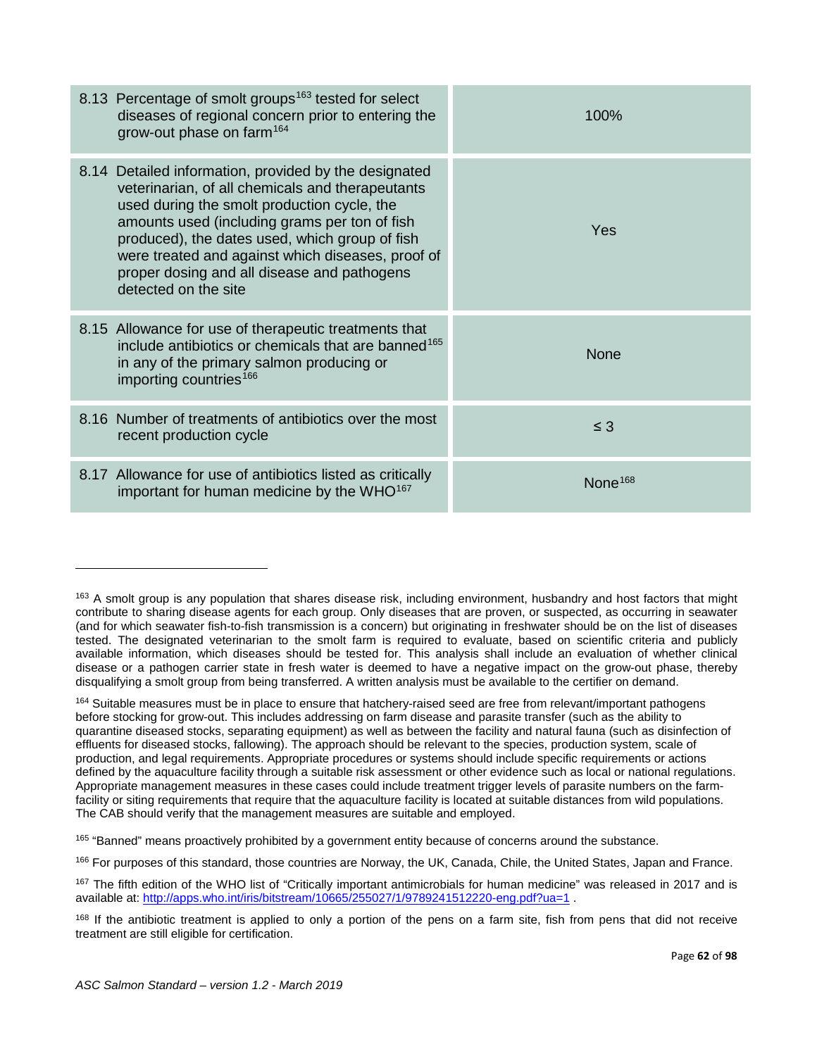| | |
|---|---|
| 8.13 Percentage of smolt groups[163] tested for select diseases of regional concern prior to entering the grow-out phase on farm[164] | 100% |
| 8.14 Detailed information, provided by the designated veterinarian, of all chemicals and therapeutants used during the smolt production cycle, the amounts used (including grams per ton of fish produced), the dates used, which group of fish were treated and against which diseases, proof of proper dosing and all disease and pathogens detected on the site | Yes |
| 8.15 Allowance for use of therapeutic treatments that include antibiotics or chemicals that are banned[165] in any of the primary salmon producing or importing countries[166] | None |
| 8.16 Number of treatments of antibiotics over the most recent production cycle | ≤ 3 |
| 8.17 Allowance for use of antibiotics listed as critically important for human medicine by the WHO[167] | None[168] |

[163] A smolt group is any population that shares disease risk, including environment, husbandry and host factors that might contribute to sharing disease agents for each group. Only diseases that are proven, or suspected, as occurring in seawater (and for which seawater fish-to-fish transmission is a concern) but originating in freshwater should be on the list of diseases tested. The designated veterinarian to the smolt farm is required to evaluate, based on scientific criteria and publicly available information, which diseases should be tested for. This analysis shall include an evaluation of whether clinical disease or a pathogen carrier state in fresh water is deemed to have a negative impact on the grow-out phase, thereby disqualifying a smolt group from being transferred. A written analysis must be available to the certifier on demand.

[164] Suitable measures must be in place to ensure that hatchery-raised seed are free from relevant/important pathogens before stocking for grow-out. This includes addressing on farm disease and parasite transfer (such as the ability to quarantine diseased stocks, separating equipment) as well as between the facility and natural fauna (such as disinfection of effluents for diseased stocks, fallowing). The approach should be relevant to the species, production system, scale of production, and legal requirements. Appropriate procedures or systems should include specific requirements or actions defined by the aquaculture facility through a suitable risk assessment or other evidence such as local or national regulations. Appropriate management measures in these cases could include treatment trigger levels of parasite numbers on the farm-facility or siting requirements that require that the aquaculture facility is located at suitable distances from wild populations. The CAB should verify that the management measures are suitable and employed.

[165] "Banned" means proactively prohibited by a government entity because of concerns around the substance.

[166] For purposes of this standard, those countries are Norway, the UK, Canada, Chile, the United States, Japan and France.

[167] The fifth edition of the WHO list of "Critically important antimicrobials for human medicine" was released in 2017 and is available at: http://apps.who.int/iris/bitstream/10665/255027/1/9789241512220-eng.pdf?ua=1 .

[168] If the antibiotic treatment is applied to only a portion of the pens on a farm site, fish from pens that did not receive treatment are still eligible for certification.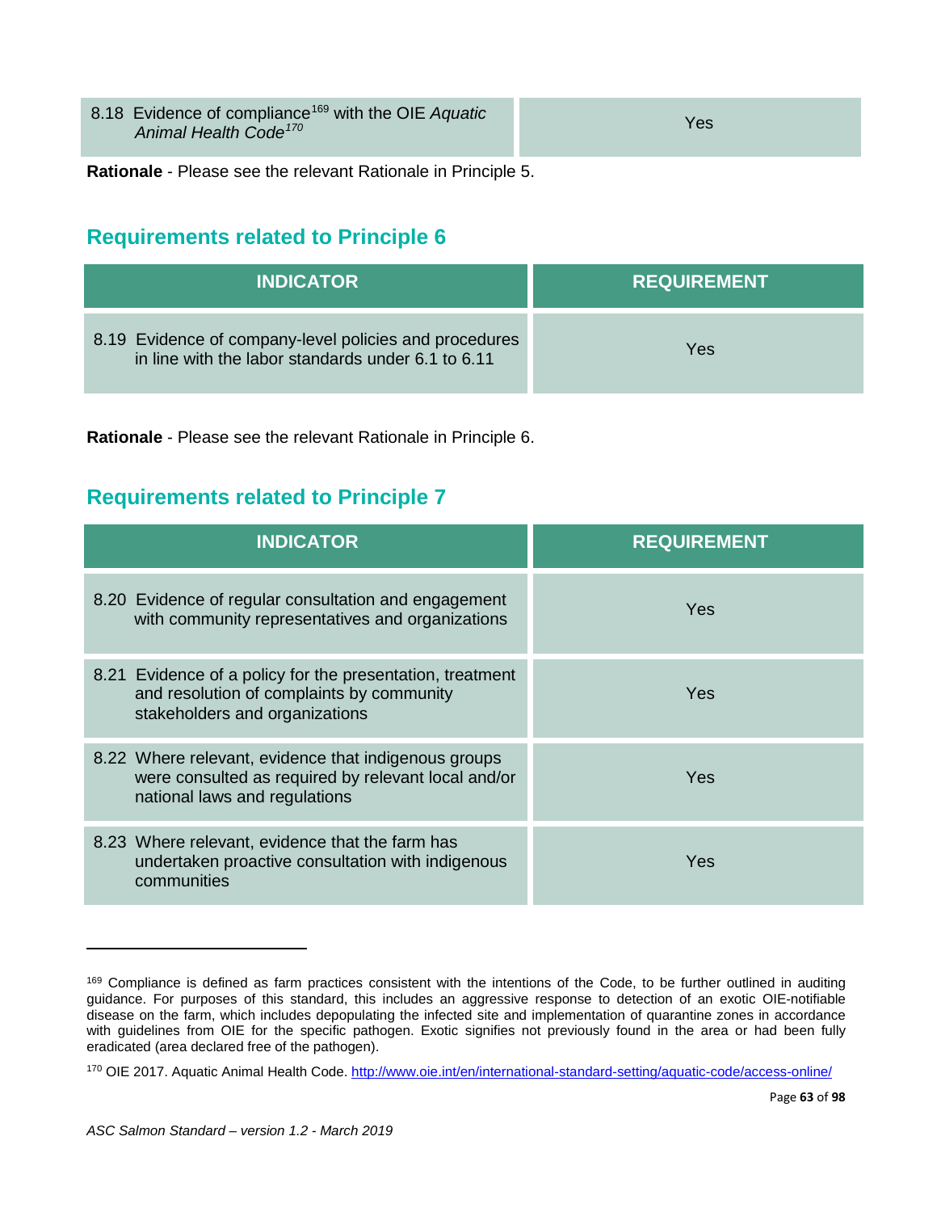| INDICATOR | REQUIREMENT |
|---|---|
| 8.18 Evidence of compliance[169] with the OIE *Aquatic Animal Health Code*[170] | Yes |

**Rationale** - Please see the relevant Rationale in Principle 5.

## Requirements related to Principle 6

| INDICATOR | REQUIREMENT |
|---|---|
| 8.19 Evidence of company-level policies and procedures in line with the labor standards under 6.1 to 6.11 | Yes |

**Rationale** - Please see the relevant Rationale in Principle 6.

## Requirements related to Principle 7

| INDICATOR | REQUIREMENT |
|---|---|
| 8.20 Evidence of regular consultation and engagement with community representatives and organizations | Yes |
| 8.21 Evidence of a policy for the presentation, treatment and resolution of complaints by community stakeholders and organizations | Yes |
| 8.22 Where relevant, evidence that indigenous groups were consulted as required by relevant local and/or national laws and regulations | Yes |
| 8.23 Where relevant, evidence that the farm has undertaken proactive consultation with indigenous communities | Yes |

[169] Compliance is defined as farm practices consistent with the intentions of the Code, to be further outlined in auditing guidance. For purposes of this standard, this includes an aggressive response to detection of an exotic OIE-notifiable disease on the farm, which includes depopulating the infected site and implementation of quarantine zones in accordance with guidelines from OIE for the specific pathogen. Exotic signifies not previously found in the area or had been fully eradicated (area declared free of the pathogen).

[170] OIE 2017. Aquatic Animal Health Code. http://www.oie.int/en/international-standard-setting/aquatic-code/access-online/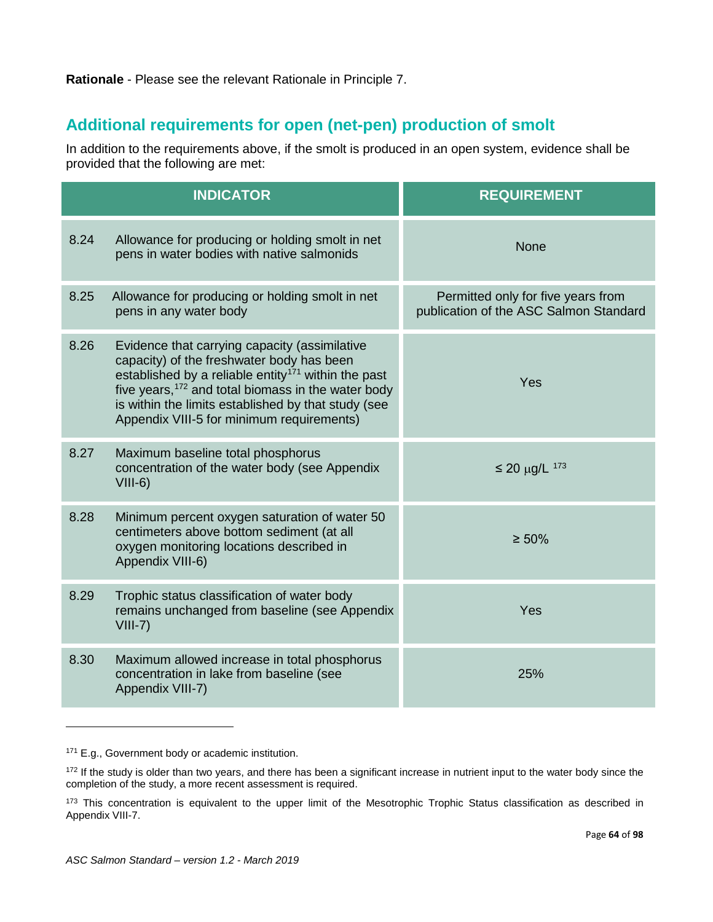**Rationale** - Please see the relevant Rationale in Principle 7.

## Additional requirements for open (net-pen) production of smolt

In addition to the requirements above, if the smolt is produced in an open system, evidence shall be provided that the following are met:

| INDICATOR | | REQUIREMENT |
|---|---|---|
| 8.24 | Allowance for producing or holding smolt in net pens in water bodies with native salmonids | None |
| 8.25 | Allowance for producing or holding smolt in net pens in any water body | Permitted only for five years from publication of the ASC Salmon Standard |
| 8.26 | Evidence that carrying capacity (assimilative capacity) of the freshwater body has been established by a reliable entity[171] within the past five years,[172] and total biomass in the water body is within the limits established by that study (see Appendix VIII-5 for minimum requirements) | Yes |
| 8.27 | Maximum baseline total phosphorus concentration of the water body (see Appendix VIII-6) | ≤ 20 μg/L [173] |
| 8.28 | Minimum percent oxygen saturation of water 50 centimeters above bottom sediment (at all oxygen monitoring locations described in Appendix VIII-6) | ≥ 50% |
| 8.29 | Trophic status classification of water body remains unchanged from baseline (see Appendix VIII-7) | Yes |
| 8.30 | Maximum allowed increase in total phosphorus concentration in lake from baseline (see Appendix VIII-7) | 25% |

[171] E.g., Government body or academic institution.

[172] If the study is older than two years, and there has been a significant increase in nutrient input to the water body since the completion of the study, a more recent assessment is required.

[173] This concentration is equivalent to the upper limit of the Mesotrophic Trophic Status classification as described in Appendix VIII-7.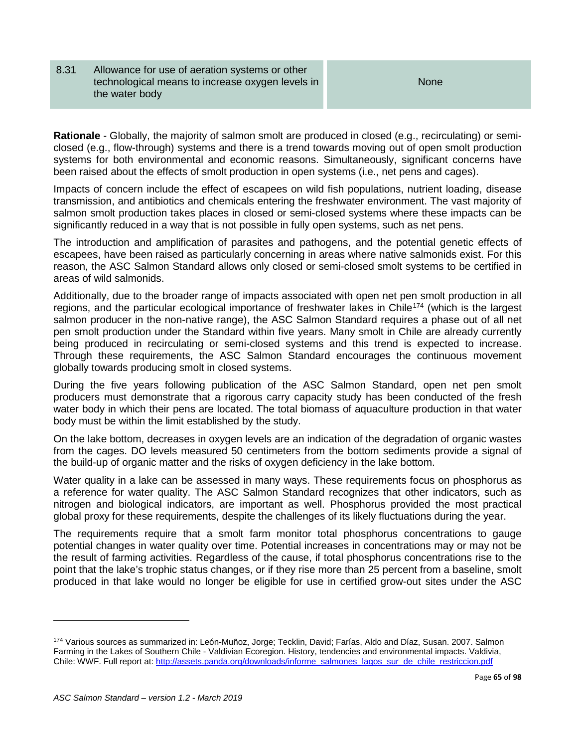| 8.31 | Allowance for use of aeration systems or other technological means to increase oxygen levels in the water body | None |
|---|---|---|

**Rationale** - Globally, the majority of salmon smolt are produced in closed (e.g., recirculating) or semi-closed (e.g., flow-through) systems and there is a trend towards moving out of open smolt production systems for both environmental and economic reasons. Simultaneously, significant concerns have been raised about the effects of smolt production in open systems (i.e., net pens and cages).

Impacts of concern include the effect of escapees on wild fish populations, nutrient loading, disease transmission, and antibiotics and chemicals entering the freshwater environment. The vast majority of salmon smolt production takes places in closed or semi-closed systems where these impacts can be significantly reduced in a way that is not possible in fully open systems, such as net pens.

The introduction and amplification of parasites and pathogens, and the potential genetic effects of escapees, have been raised as particularly concerning in areas where native salmonids exist. For this reason, the ASC Salmon Standard allows only closed or semi-closed smolt systems to be certified in areas of wild salmonids.

Additionally, due to the broader range of impacts associated with open net pen smolt production in all regions, and the particular ecological importance of freshwater lakes in Chile[174] (which is the largest salmon producer in the non-native range), the ASC Salmon Standard requires a phase out of all net pen smolt production under the Standard within five years. Many smolt in Chile are already currently being produced in recirculating or semi-closed systems and this trend is expected to increase. Through these requirements, the ASC Salmon Standard encourages the continuous movement globally towards producing smolt in closed systems.

During the five years following publication of the ASC Salmon Standard, open net pen smolt producers must demonstrate that a rigorous carry capacity study has been conducted of the fresh water body in which their pens are located. The total biomass of aquaculture production in that water body must be within the limit established by the study.

On the lake bottom, decreases in oxygen levels are an indication of the degradation of organic wastes from the cages. DO levels measured 50 centimeters from the bottom sediments provide a signal of the build-up of organic matter and the risks of oxygen deficiency in the lake bottom.

Water quality in a lake can be assessed in many ways. These requirements focus on phosphorus as a reference for water quality. The ASC Salmon Standard recognizes that other indicators, such as nitrogen and biological indicators, are important as well. Phosphorus provided the most practical global proxy for these requirements, despite the challenges of its likely fluctuations during the year.

The requirements require that a smolt farm monitor total phosphorus concentrations to gauge potential changes in water quality over time. Potential increases in concentrations may or may not be the result of farming activities. Regardless of the cause, if total phosphorus concentrations rise to the point that the lake's trophic status changes, or if they rise more than 25 percent from a baseline, smolt produced in that lake would no longer be eligible for use in certified grow-out sites under the ASC

---

[174] Various sources as summarized in: León-Muñoz, Jorge; Tecklin, David; Farías, Aldo and Díaz, Susan. 2007. Salmon Farming in the Lakes of Southern Chile - Valdivian Ecoregion. History, tendencies and environmental impacts. Valdivia, Chile: WWF. Full report at: http://assets.panda.org/downloads/informe_salmones_lagos_sur_de_chile_restriccion.pdf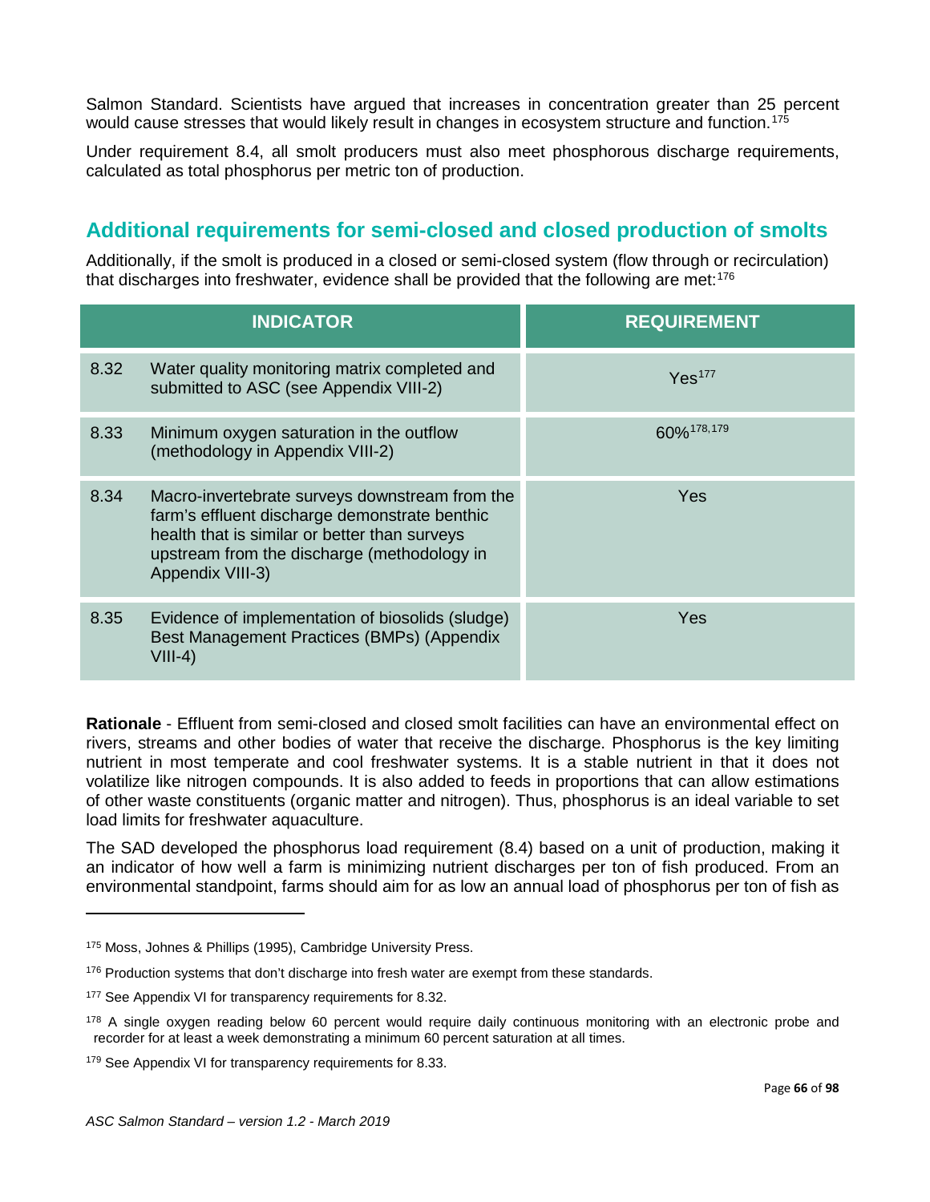Salmon Standard. Scientists have argued that increases in concentration greater than 25 percent would cause stresses that would likely result in changes in ecosystem structure and function.[175]

Under requirement 8.4, all smolt producers must also meet phosphorous discharge requirements, calculated as total phosphorus per metric ton of production.

## Additional requirements for semi-closed and closed production of smolts

Additionally, if the smolt is produced in a closed or semi-closed system (flow through or recirculation) that discharges into freshwater, evidence shall be provided that the following are met:[176]

| INDICATOR | | REQUIREMENT |
|---|---|---|
| 8.32 | Water quality monitoring matrix completed and submitted to ASC (see Appendix VIII-2) | Yes[177] |
| 8.33 | Minimum oxygen saturation in the outflow (methodology in Appendix VIII-2) | 60%[178,179] |
| 8.34 | Macro-invertebrate surveys downstream from the farm's effluent discharge demonstrate benthic health that is similar or better than surveys upstream from the discharge (methodology in Appendix VIII-3) | Yes |
| 8.35 | Evidence of implementation of biosolids (sludge) Best Management Practices (BMPs) (Appendix VIII-4) | Yes |

**Rationale** - Effluent from semi-closed and closed smolt facilities can have an environmental effect on rivers, streams and other bodies of water that receive the discharge. Phosphorus is the key limiting nutrient in most temperate and cool freshwater systems. It is a stable nutrient in that it does not volatilize like nitrogen compounds. It is also added to feeds in proportions that can allow estimations of other waste constituents (organic matter and nitrogen). Thus, phosphorus is an ideal variable to set load limits for freshwater aquaculture.

The SAD developed the phosphorus load requirement (8.4) based on a unit of production, making it an indicator of how well a farm is minimizing nutrient discharges per ton of fish produced. From an environmental standpoint, farms should aim for as low an annual load of phosphorus per ton of fish as

---

[175] Moss, Johnes & Phillips (1995), Cambridge University Press.

[176] Production systems that don't discharge into fresh water are exempt from these standards.

[177] See Appendix VI for transparency requirements for 8.32.

[178] A single oxygen reading below 60 percent would require daily continuous monitoring with an electronic probe and recorder for at least a week demonstrating a minimum 60 percent saturation at all times.

[179] See Appendix VI for transparency requirements for 8.33.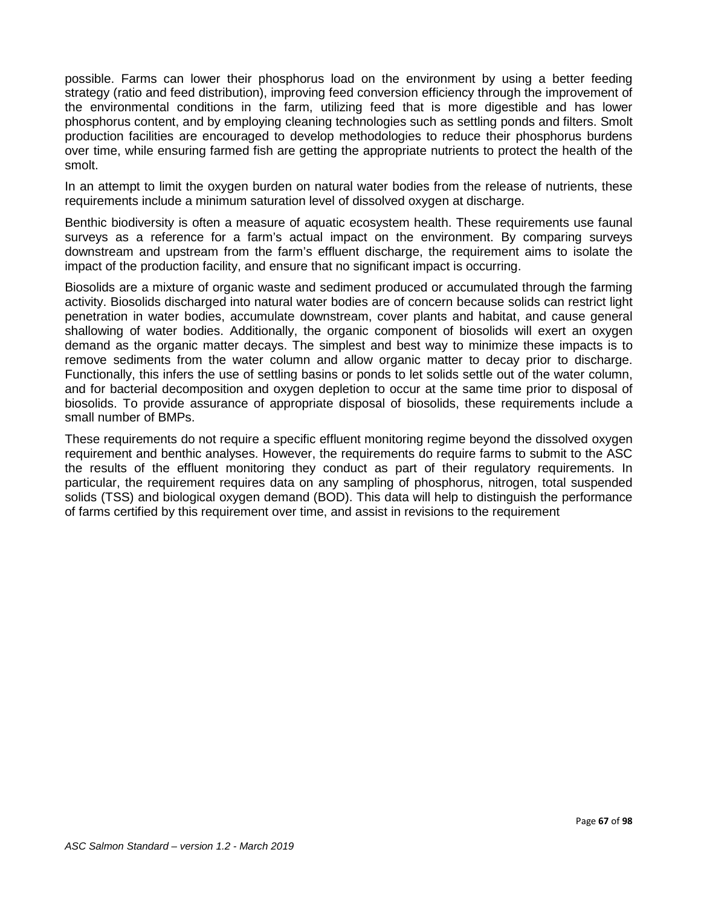possible. Farms can lower their phosphorus load on the environment by using a better feeding strategy (ratio and feed distribution), improving feed conversion efficiency through the improvement of the environmental conditions in the farm, utilizing feed that is more digestible and has lower phosphorus content, and by employing cleaning technologies such as settling ponds and filters. Smolt production facilities are encouraged to develop methodologies to reduce their phosphorus burdens over time, while ensuring farmed fish are getting the appropriate nutrients to protect the health of the smolt.

In an attempt to limit the oxygen burden on natural water bodies from the release of nutrients, these requirements include a minimum saturation level of dissolved oxygen at discharge.

Benthic biodiversity is often a measure of aquatic ecosystem health. These requirements use faunal surveys as a reference for a farm's actual impact on the environment. By comparing surveys downstream and upstream from the farm's effluent discharge, the requirement aims to isolate the impact of the production facility, and ensure that no significant impact is occurring.

Biosolids are a mixture of organic waste and sediment produced or accumulated through the farming activity. Biosolids discharged into natural water bodies are of concern because solids can restrict light penetration in water bodies, accumulate downstream, cover plants and habitat, and cause general shallowing of water bodies. Additionally, the organic component of biosolids will exert an oxygen demand as the organic matter decays. The simplest and best way to minimize these impacts is to remove sediments from the water column and allow organic matter to decay prior to discharge. Functionally, this infers the use of settling basins or ponds to let solids settle out of the water column, and for bacterial decomposition and oxygen depletion to occur at the same time prior to disposal of biosolids. To provide assurance of appropriate disposal of biosolids, these requirements include a small number of BMPs.

These requirements do not require a specific effluent monitoring regime beyond the dissolved oxygen requirement and benthic analyses. However, the requirements do require farms to submit to the ASC the results of the effluent monitoring they conduct as part of their regulatory requirements. In particular, the requirement requires data on any sampling of phosphorus, nitrogen, total suspended solids (TSS) and biological oxygen demand (BOD). This data will help to distinguish the performance of farms certified by this requirement over time, and assist in revisions to the requirement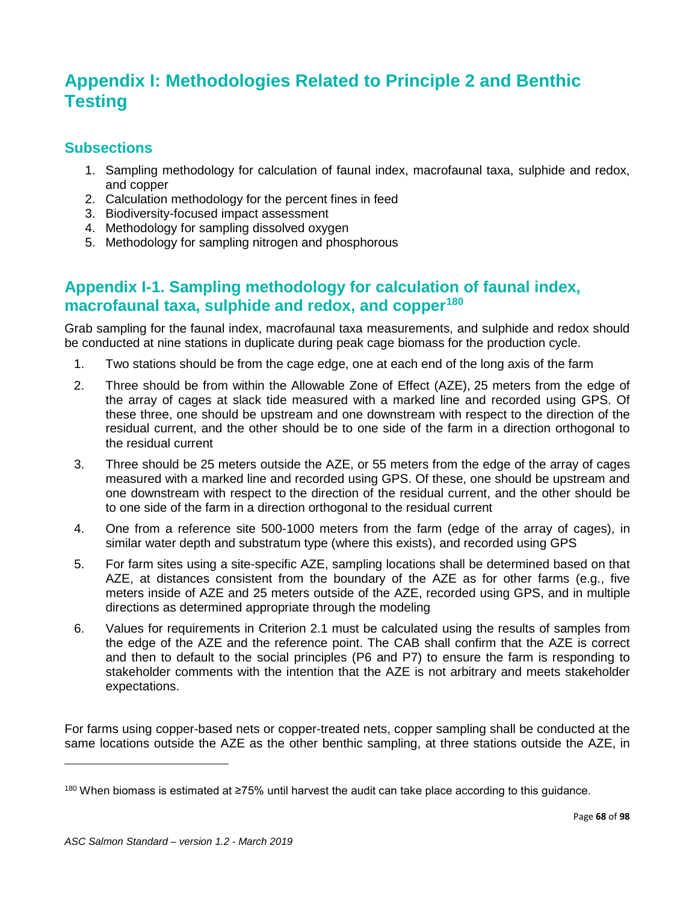# Appendix I: Methodologies Related to Principle 2 and Benthic Testing

## Subsections

1. Sampling methodology for calculation of faunal index, macrofaunal taxa, sulphide and redox, and copper
2. Calculation methodology for the percent fines in feed
3. Biodiversity-focused impact assessment
4. Methodology for sampling dissolved oxygen
5. Methodology for sampling nitrogen and phosphorous

## Appendix I-1. Sampling methodology for calculation of faunal index, macrofaunal taxa, sulphide and redox, and copper[180]

Grab sampling for the faunal index, macrofaunal taxa measurements, and sulphide and redox should be conducted at nine stations in duplicate during peak cage biomass for the production cycle.

1. Two stations should be from the cage edge, one at each end of the long axis of the farm
2. Three should be from within the Allowable Zone of Effect (AZE), 25 meters from the edge of the array of cages at slack tide measured with a marked line and recorded using GPS. Of these three, one should be upstream and one downstream with respect to the direction of the residual current, and the other should be to one side of the farm in a direction orthogonal to the residual current
3. Three should be 25 meters outside the AZE, or 55 meters from the edge of the array of cages measured with a marked line and recorded using GPS. Of these, one should be upstream and one downstream with respect to the direction of the residual current, and the other should be to one side of the farm in a direction orthogonal to the residual current
4. One from a reference site 500-1000 meters from the farm (edge of the array of cages), in similar water depth and substratum type (where this exists), and recorded using GPS
5. For farm sites using a site-specific AZE, sampling locations shall be determined based on that AZE, at distances consistent from the boundary of the AZE as for other farms (e.g., five meters inside of AZE and 25 meters outside of the AZE, recorded using GPS, and in multiple directions as determined appropriate through the modeling
6. Values for requirements in Criterion 2.1 must be calculated using the results of samples from the edge of the AZE and the reference point. The CAB shall confirm that the AZE is correct and then to default to the social principles (P6 and P7) to ensure the farm is responding to stakeholder comments with the intention that the AZE is not arbitrary and meets stakeholder expectations.

For farms using copper-based nets or copper-treated nets, copper sampling shall be conducted at the same locations outside the AZE as the other benthic sampling, at three stations outside the AZE, in

---

[180] When biomass is estimated at ≥75% until harvest the audit can take place according to this guidance.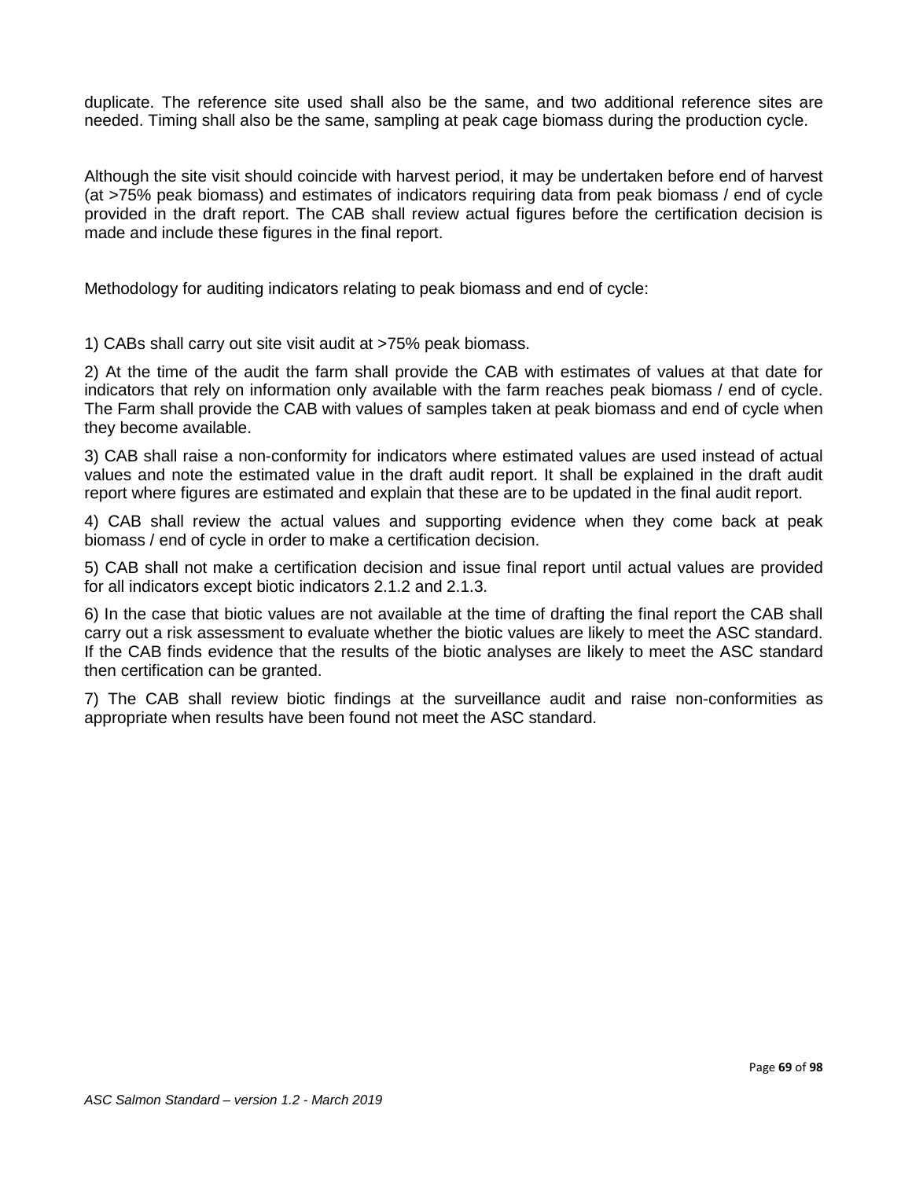duplicate. The reference site used shall also be the same, and two additional reference sites are needed. Timing shall also be the same, sampling at peak cage biomass during the production cycle.

Although the site visit should coincide with harvest period, it may be undertaken before end of harvest (at >75% peak biomass) and estimates of indicators requiring data from peak biomass / end of cycle provided in the draft report. The CAB shall review actual figures before the certification decision is made and include these figures in the final report.

Methodology for auditing indicators relating to peak biomass and end of cycle:

1) CABs shall carry out site visit audit at >75% peak biomass.

2) At the time of the audit the farm shall provide the CAB with estimates of values at that date for indicators that rely on information only available with the farm reaches peak biomass / end of cycle. The Farm shall provide the CAB with values of samples taken at peak biomass and end of cycle when they become available.

3) CAB shall raise a non-conformity for indicators where estimated values are used instead of actual values and note the estimated value in the draft audit report. It shall be explained in the draft audit report where figures are estimated and explain that these are to be updated in the final audit report.

4) CAB shall review the actual values and supporting evidence when they come back at peak biomass / end of cycle in order to make a certification decision.

5) CAB shall not make a certification decision and issue final report until actual values are provided for all indicators except biotic indicators 2.1.2 and 2.1.3.

6) In the case that biotic values are not available at the time of drafting the final report the CAB shall carry out a risk assessment to evaluate whether the biotic values are likely to meet the ASC standard. If the CAB finds evidence that the results of the biotic analyses are likely to meet the ASC standard then certification can be granted.

7) The CAB shall review biotic findings at the surveillance audit and raise non-conformities as appropriate when results have been found not meet the ASC standard.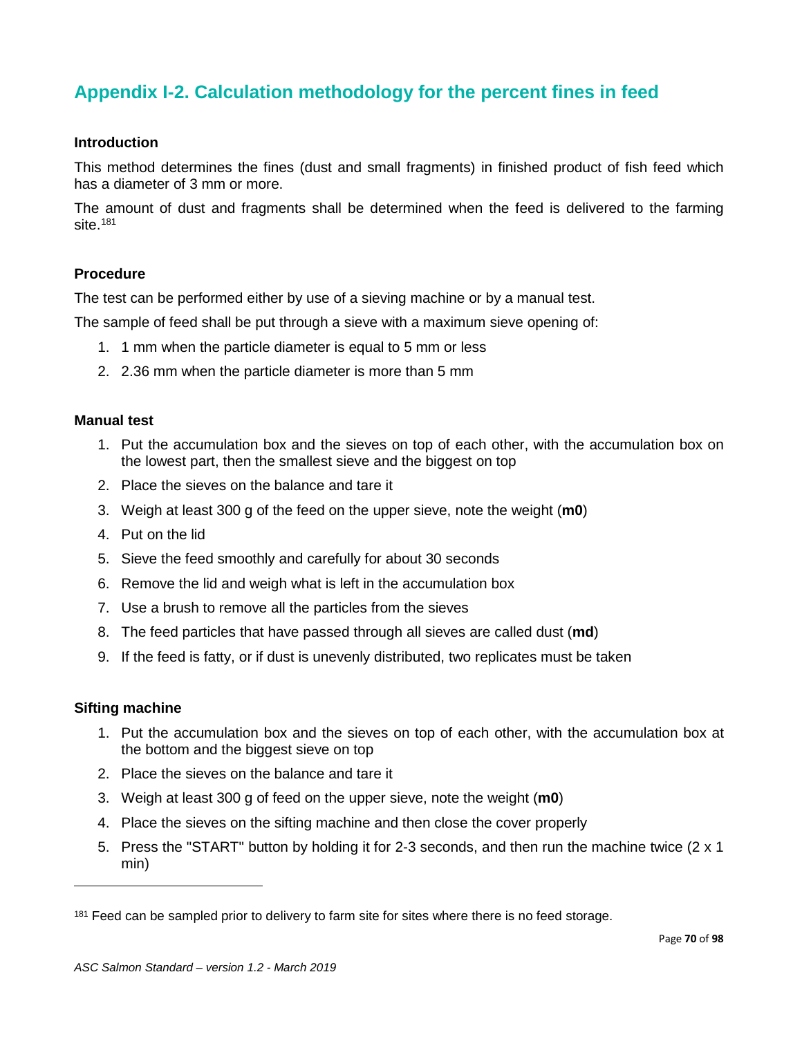## Appendix I-2. Calculation methodology for the percent fines in feed

### Introduction

This method determines the fines (dust and small fragments) in finished product of fish feed which has a diameter of 3 mm or more.

The amount of dust and fragments shall be determined when the feed is delivered to the farming site.[181]

### Procedure

The test can be performed either by use of a sieving machine or by a manual test.

The sample of feed shall be put through a sieve with a maximum sieve opening of:

1. 1 mm when the particle diameter is equal to 5 mm or less
2. 2.36 mm when the particle diameter is more than 5 mm

### Manual test

1. Put the accumulation box and the sieves on top of each other, with the accumulation box on the lowest part, then the smallest sieve and the biggest on top
2. Place the sieves on the balance and tare it
3. Weigh at least 300 g of the feed on the upper sieve, note the weight (**m0**)
4. Put on the lid
5. Sieve the feed smoothly and carefully for about 30 seconds
6. Remove the lid and weigh what is left in the accumulation box
7. Use a brush to remove all the particles from the sieves
8. The feed particles that have passed through all sieves are called dust (**md**)
9. If the feed is fatty, or if dust is unevenly distributed, two replicates must be taken

### Sifting machine

1. Put the accumulation box and the sieves on top of each other, with the accumulation box at the bottom and the biggest sieve on top
2. Place the sieves on the balance and tare it
3. Weigh at least 300 g of feed on the upper sieve, note the weight (**m0**)
4. Place the sieves on the sifting machine and then close the cover properly
5. Press the "START" button by holding it for 2-3 seconds, and then run the machine twice (2 x 1 min)

---

[181] Feed can be sampled prior to delivery to farm site for sites where there is no feed storage.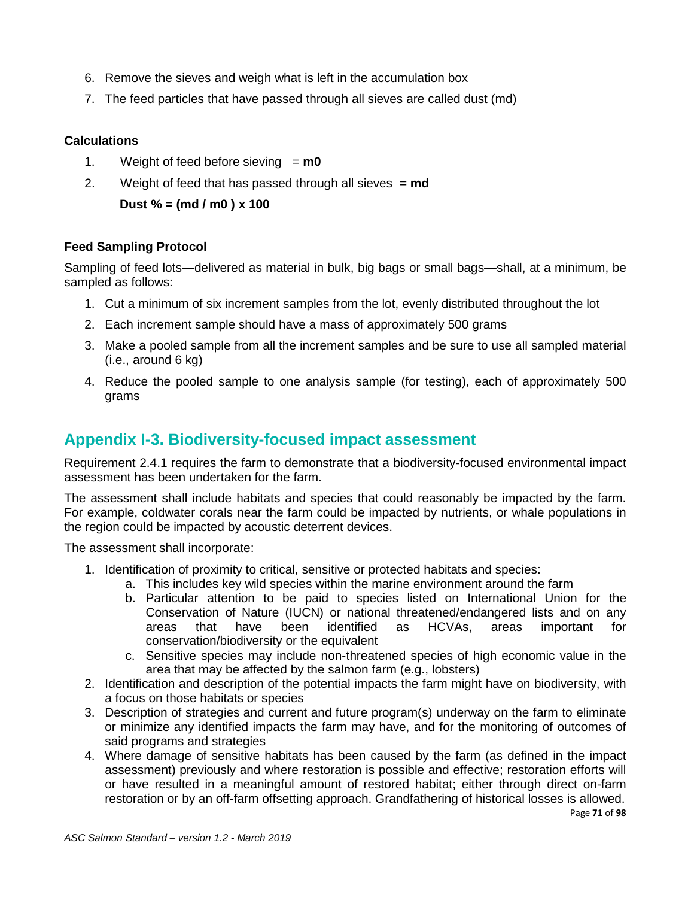6. Remove the sieves and weigh what is left in the accumulation box
7. The feed particles that have passed through all sieves are called dust (md)

**Calculations**

1. Weight of feed before sieving = **m0**
2. Weight of feed that has passed through all sieves = **md**

   **Dust % = (md / m0 ) x 100**

**Feed Sampling Protocol**

Sampling of feed lots—delivered as material in bulk, big bags or small bags—shall, at a minimum, be sampled as follows:

1. Cut a minimum of six increment samples from the lot, evenly distributed throughout the lot
2. Each increment sample should have a mass of approximately 500 grams
3. Make a pooled sample from all the increment samples and be sure to use all sampled material (i.e., around 6 kg)
4. Reduce the pooled sample to one analysis sample (for testing), each of approximately 500 grams

## Appendix I-3. Biodiversity-focused impact assessment

Requirement 2.4.1 requires the farm to demonstrate that a biodiversity-focused environmental impact assessment has been undertaken for the farm.

The assessment shall include habitats and species that could reasonably be impacted by the farm. For example, coldwater corals near the farm could be impacted by nutrients, or whale populations in the region could be impacted by acoustic deterrent devices.

The assessment shall incorporate:

1. Identification of proximity to critical, sensitive or protected habitats and species:
   a. This includes key wild species within the marine environment around the farm
   b. Particular attention to be paid to species listed on International Union for the Conservation of Nature (IUCN) or national threatened/endangered lists and on any areas that have been identified as HCVAs, areas important for conservation/biodiversity or the equivalent
   c. Sensitive species may include non-threatened species of high economic value in the area that may be affected by the salmon farm (e.g., lobsters)
2. Identification and description of the potential impacts the farm might have on biodiversity, with a focus on those habitats or species
3. Description of strategies and current and future program(s) underway on the farm to eliminate or minimize any identified impacts the farm may have, and for the monitoring of outcomes of said programs and strategies
4. Where damage of sensitive habitats has been caused by the farm (as defined in the impact assessment) previously and where restoration is possible and effective; restoration efforts will or have resulted in a meaningful amount of restored habitat; either through direct on-farm restoration or by an off-farm offsetting approach. Grandfathering of historical losses is allowed.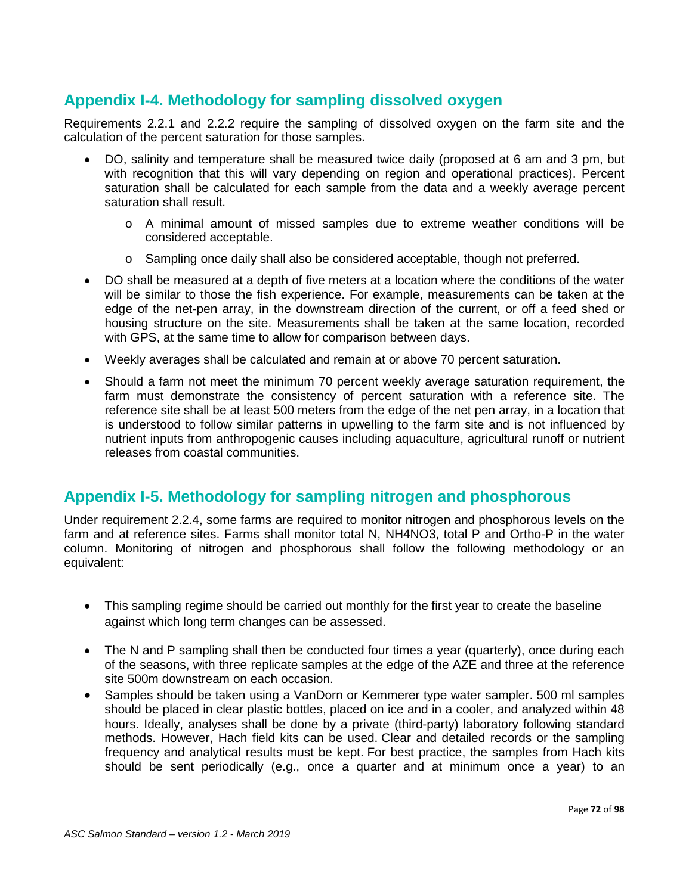## Appendix I-4. Methodology for sampling dissolved oxygen

Requirements 2.2.1 and 2.2.2 require the sampling of dissolved oxygen on the farm site and the calculation of the percent saturation for those samples.

- DO, salinity and temperature shall be measured twice daily (proposed at 6 am and 3 pm, but with recognition that this will vary depending on region and operational practices). Percent saturation shall be calculated for each sample from the data and a weekly average percent saturation shall result.
  - A minimal amount of missed samples due to extreme weather conditions will be considered acceptable.
  - Sampling once daily shall also be considered acceptable, though not preferred.
- DO shall be measured at a depth of five meters at a location where the conditions of the water will be similar to those the fish experience. For example, measurements can be taken at the edge of the net-pen array, in the downstream direction of the current, or off a feed shed or housing structure on the site. Measurements shall be taken at the same location, recorded with GPS, at the same time to allow for comparison between days.
- Weekly averages shall be calculated and remain at or above 70 percent saturation.
- Should a farm not meet the minimum 70 percent weekly average saturation requirement, the farm must demonstrate the consistency of percent saturation with a reference site. The reference site shall be at least 500 meters from the edge of the net pen array, in a location that is understood to follow similar patterns in upwelling to the farm site and is not influenced by nutrient inputs from anthropogenic causes including aquaculture, agricultural runoff or nutrient releases from coastal communities.

## Appendix I-5. Methodology for sampling nitrogen and phosphorous

Under requirement 2.2.4, some farms are required to monitor nitrogen and phosphorous levels on the farm and at reference sites. Farms shall monitor total N, $NH_4NO_3$, total P and Ortho-P in the water column. Monitoring of nitrogen and phosphorous shall follow the following methodology or an equivalent:

- This sampling regime should be carried out monthly for the first year to create the baseline against which long term changes can be assessed.
- The N and P sampling shall then be conducted four times a year (quarterly), once during each of the seasons, with three replicate samples at the edge of the AZE and three at the reference site 500m downstream on each occasion.
- Samples should be taken using a VanDorn or Kemmerer type water sampler. 500 ml samples should be placed in clear plastic bottles, placed on ice and in a cooler, and analyzed within 48 hours. Ideally, analyses shall be done by a private (third-party) laboratory following standard methods. However, Hach field kits can be used. Clear and detailed records or the sampling frequency and analytical results must be kept. For best practice, the samples from Hach kits should be sent periodically (e.g., once a quarter and at minimum once a year) to an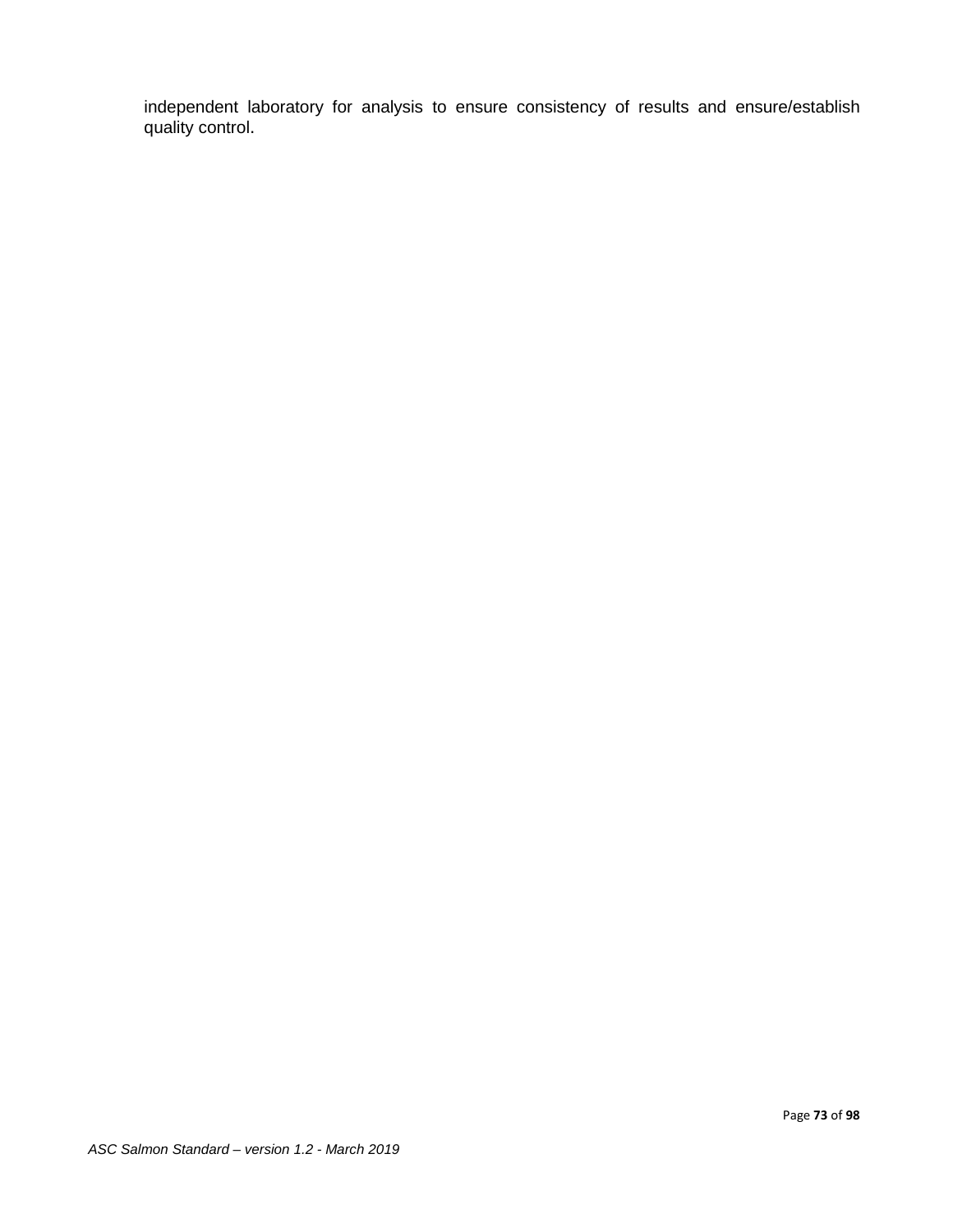independent laboratory for analysis to ensure consistency of results and ensure/establish quality control.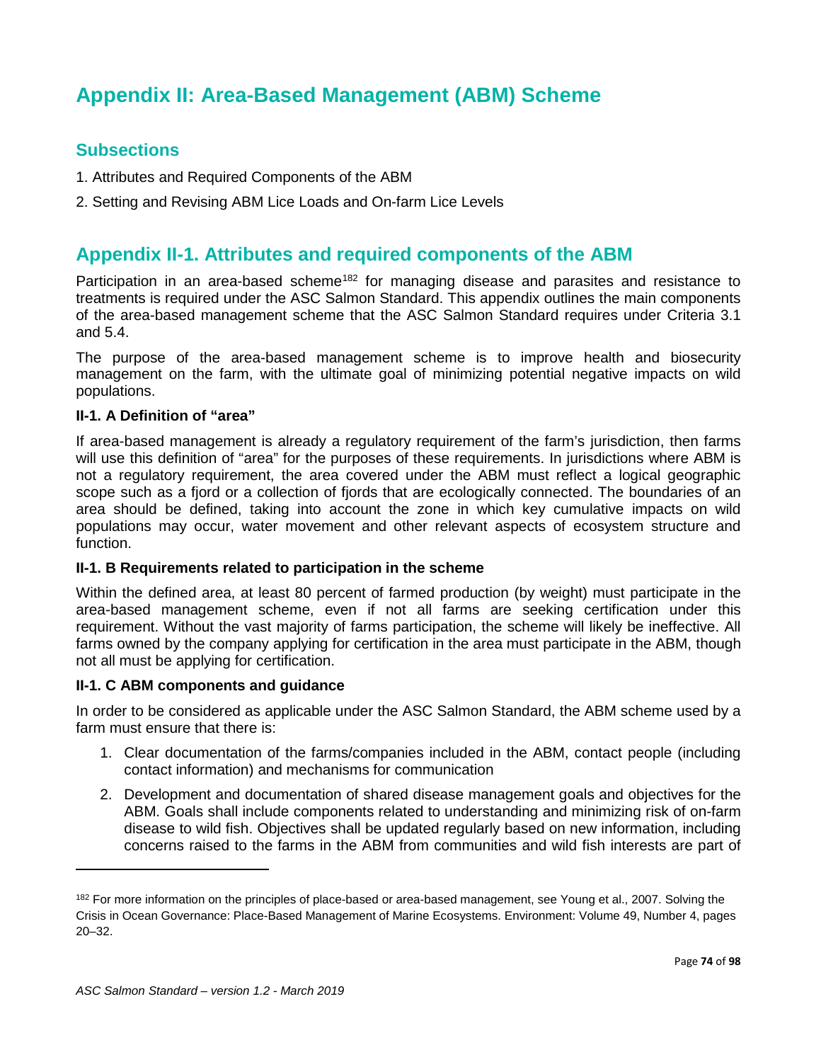# Appendix II: Area-Based Management (ABM) Scheme

## Subsections

1. Attributes and Required Components of the ABM
2. Setting and Revising ABM Lice Loads and On-farm Lice Levels

## Appendix II-1. Attributes and required components of the ABM

Participation in an area-based scheme[182] for managing disease and parasites and resistance to treatments is required under the ASC Salmon Standard. This appendix outlines the main components of the area-based management scheme that the ASC Salmon Standard requires under Criteria 3.1 and 5.4.

The purpose of the area-based management scheme is to improve health and biosecurity management on the farm, with the ultimate goal of minimizing potential negative impacts on wild populations.

### II-1. A Definition of "area"

If area-based management is already a regulatory requirement of the farm's jurisdiction, then farms will use this definition of "area" for the purposes of these requirements. In jurisdictions where ABM is not a regulatory requirement, the area covered under the ABM must reflect a logical geographic scope such as a fjord or a collection of fjords that are ecologically connected. The boundaries of an area should be defined, taking into account the zone in which key cumulative impacts on wild populations may occur, water movement and other relevant aspects of ecosystem structure and function.

### II-1. B Requirements related to participation in the scheme

Within the defined area, at least 80 percent of farmed production (by weight) must participate in the area-based management scheme, even if not all farms are seeking certification under this requirement. Without the vast majority of farms participation, the scheme will likely be ineffective. All farms owned by the company applying for certification in the area must participate in the ABM, though not all must be applying for certification.

### II-1. C ABM components and guidance

In order to be considered as applicable under the ASC Salmon Standard, the ABM scheme used by a farm must ensure that there is:

1. Clear documentation of the farms/companies included in the ABM, contact people (including contact information) and mechanisms for communication
2. Development and documentation of shared disease management goals and objectives for the ABM. Goals shall include components related to understanding and minimizing risk of on-farm disease to wild fish. Objectives shall be updated regularly based on new information, including concerns raised to the farms in the ABM from communities and wild fish interests are part of

---

[182] For more information on the principles of place-based or area-based management, see Young et al., 2007. Solving the Crisis in Ocean Governance: Place-Based Management of Marine Ecosystems. Environment: Volume 49, Number 4, pages 20–32.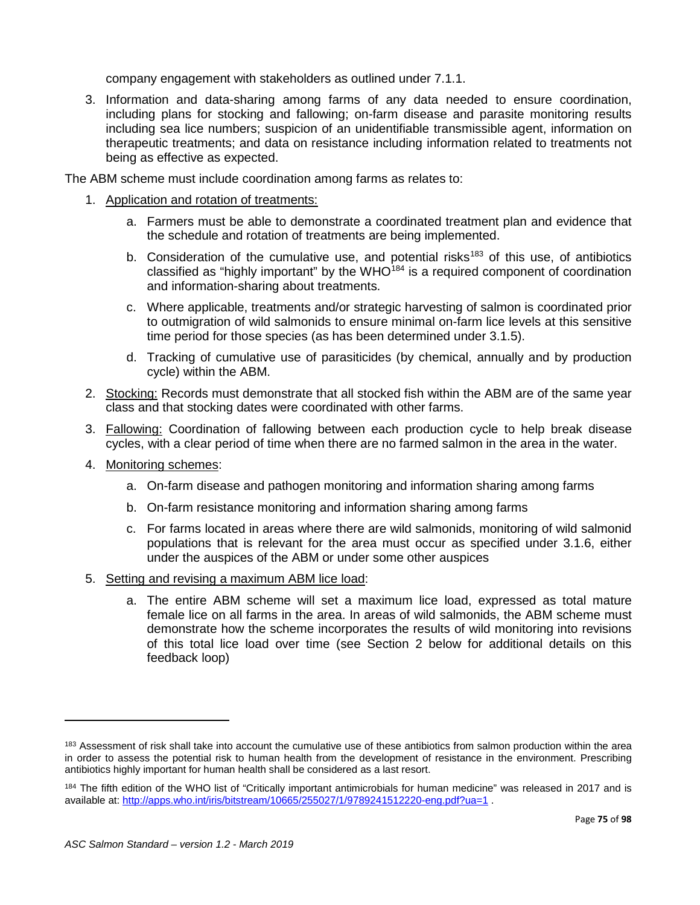company engagement with stakeholders as outlined under 7.1.1.

3. Information and data-sharing among farms of any data needed to ensure coordination, including plans for stocking and fallowing; on-farm disease and parasite monitoring results including sea lice numbers; suspicion of an unidentifiable transmissible agent, information on therapeutic treatments; and data on resistance including information related to treatments not being as effective as expected.

The ABM scheme must include coordination among farms as relates to:

1. Application and rotation of treatments:
   a. Farmers must be able to demonstrate a coordinated treatment plan and evidence that the schedule and rotation of treatments are being implemented.
   b. Consideration of the cumulative use, and potential risks[183] of this use, of antibiotics classified as "highly important" by the WHO[184] is a required component of coordination and information-sharing about treatments.
   c. Where applicable, treatments and/or strategic harvesting of salmon is coordinated prior to outmigration of wild salmonids to ensure minimal on-farm lice levels at this sensitive time period for those species (as has been determined under 3.1.5).
   d. Tracking of cumulative use of parasiticides (by chemical, annually and by production cycle) within the ABM.
2. Stocking: Records must demonstrate that all stocked fish within the ABM are of the same year class and that stocking dates were coordinated with other farms.
3. Fallowing: Coordination of fallowing between each production cycle to help break disease cycles, with a clear period of time when there are no farmed salmon in the area in the water.
4. Monitoring schemes:
   a. On-farm disease and pathogen monitoring and information sharing among farms
   b. On-farm resistance monitoring and information sharing among farms
   c. For farms located in areas where there are wild salmonids, monitoring of wild salmonid populations that is relevant for the area must occur as specified under 3.1.6, either under the auspices of the ABM or under some other auspices
5. Setting and revising a maximum ABM lice load:
   a. The entire ABM scheme will set a maximum lice load, expressed as total mature female lice on all farms in the area. In areas of wild salmonids, the ABM scheme must demonstrate how the scheme incorporates the results of wild monitoring into revisions of this total lice load over time (see Section 2 below for additional details on this feedback loop)

---

[183] Assessment of risk shall take into account the cumulative use of these antibiotics from salmon production within the area in order to assess the potential risk to human health from the development of resistance in the environment. Prescribing antibiotics highly important for human health shall be considered as a last resort.

[184] The fifth edition of the WHO list of "Critically important antimicrobials for human medicine" was released in 2017 and is available at: http://apps.who.int/iris/bitstream/10665/255027/1/9789241512220-eng.pdf?ua=1 .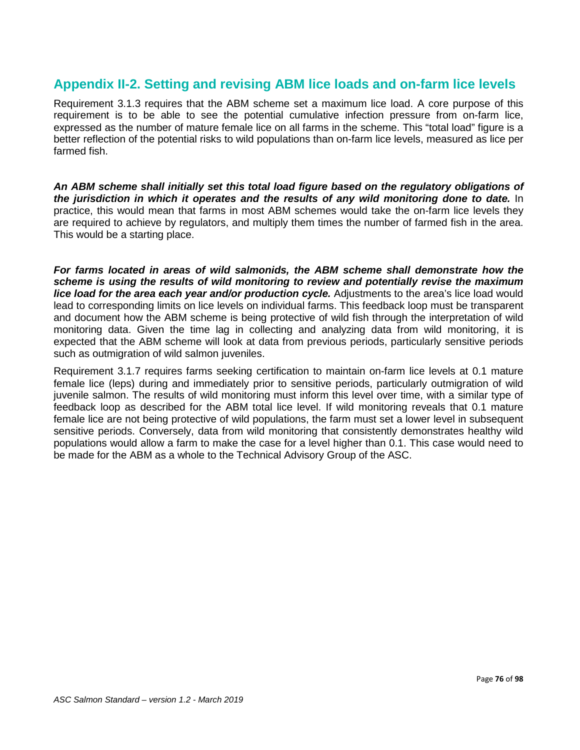## Appendix II-2. Setting and revising ABM lice loads and on-farm lice levels

Requirement 3.1.3 requires that the ABM scheme set a maximum lice load. A core purpose of this requirement is to be able to see the potential cumulative infection pressure from on-farm lice, expressed as the number of mature female lice on all farms in the scheme. This "total load" figure is a better reflection of the potential risks to wild populations than on-farm lice levels, measured as lice per farmed fish.

***An ABM scheme shall initially set this total load figure based on the regulatory obligations of the jurisdiction in which it operates and the results of any wild monitoring done to date.*** In practice, this would mean that farms in most ABM schemes would take the on-farm lice levels they are required to achieve by regulators, and multiply them times the number of farmed fish in the area. This would be a starting place.

***For farms located in areas of wild salmonids, the ABM scheme shall demonstrate how the scheme is using the results of wild monitoring to review and potentially revise the maximum lice load for the area each year and/or production cycle.*** Adjustments to the area's lice load would lead to corresponding limits on lice levels on individual farms. This feedback loop must be transparent and document how the ABM scheme is being protective of wild fish through the interpretation of wild monitoring data. Given the time lag in collecting and analyzing data from wild monitoring, it is expected that the ABM scheme will look at data from previous periods, particularly sensitive periods such as outmigration of wild salmon juveniles.

Requirement 3.1.7 requires farms seeking certification to maintain on-farm lice levels at 0.1 mature female lice (leps) during and immediately prior to sensitive periods, particularly outmigration of wild juvenile salmon. The results of wild monitoring must inform this level over time, with a similar type of feedback loop as described for the ABM total lice level. If wild monitoring reveals that 0.1 mature female lice are not being protective of wild populations, the farm must set a lower level in subsequent sensitive periods. Conversely, data from wild monitoring that consistently demonstrates healthy wild populations would allow a farm to make the case for a level higher than 0.1. This case would need to be made for the ABM as a whole to the Technical Advisory Group of the ASC.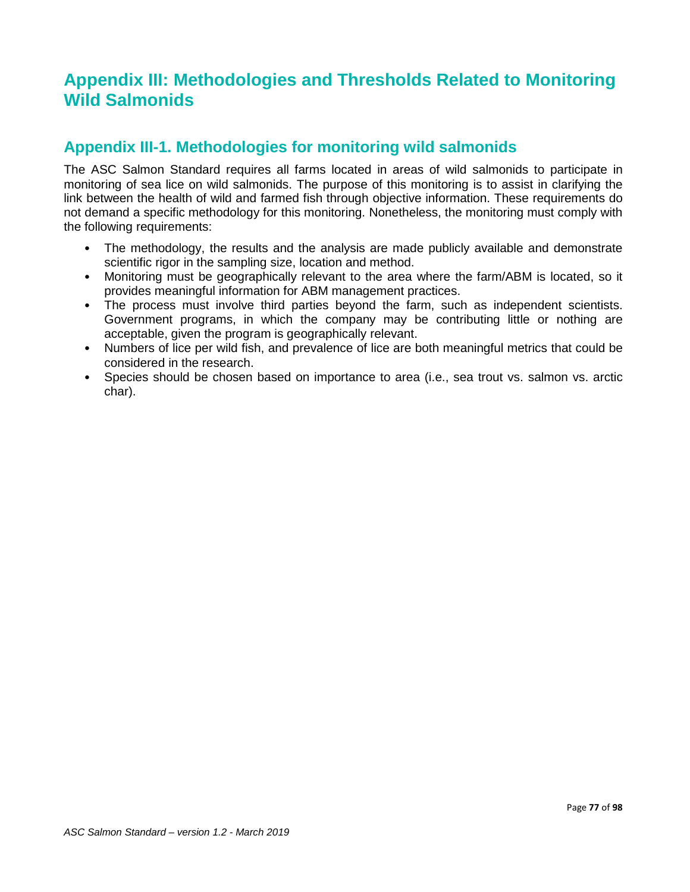# Appendix III: Methodologies and Thresholds Related to Monitoring Wild Salmonids

## Appendix III-1. Methodologies for monitoring wild salmonids

The ASC Salmon Standard requires all farms located in areas of wild salmonids to participate in monitoring of sea lice on wild salmonids. The purpose of this monitoring is to assist in clarifying the link between the health of wild and farmed fish through objective information. These requirements do not demand a specific methodology for this monitoring. Nonetheless, the monitoring must comply with the following requirements:

- The methodology, the results and the analysis are made publicly available and demonstrate scientific rigor in the sampling size, location and method.
- Monitoring must be geographically relevant to the area where the farm/ABM is located, so it provides meaningful information for ABM management practices.
- The process must involve third parties beyond the farm, such as independent scientists. Government programs, in which the company may be contributing little or nothing are acceptable, given the program is geographically relevant.
- Numbers of lice per wild fish, and prevalence of lice are both meaningful metrics that could be considered in the research.
- Species should be chosen based on importance to area (i.e., sea trout vs. salmon vs. arctic char).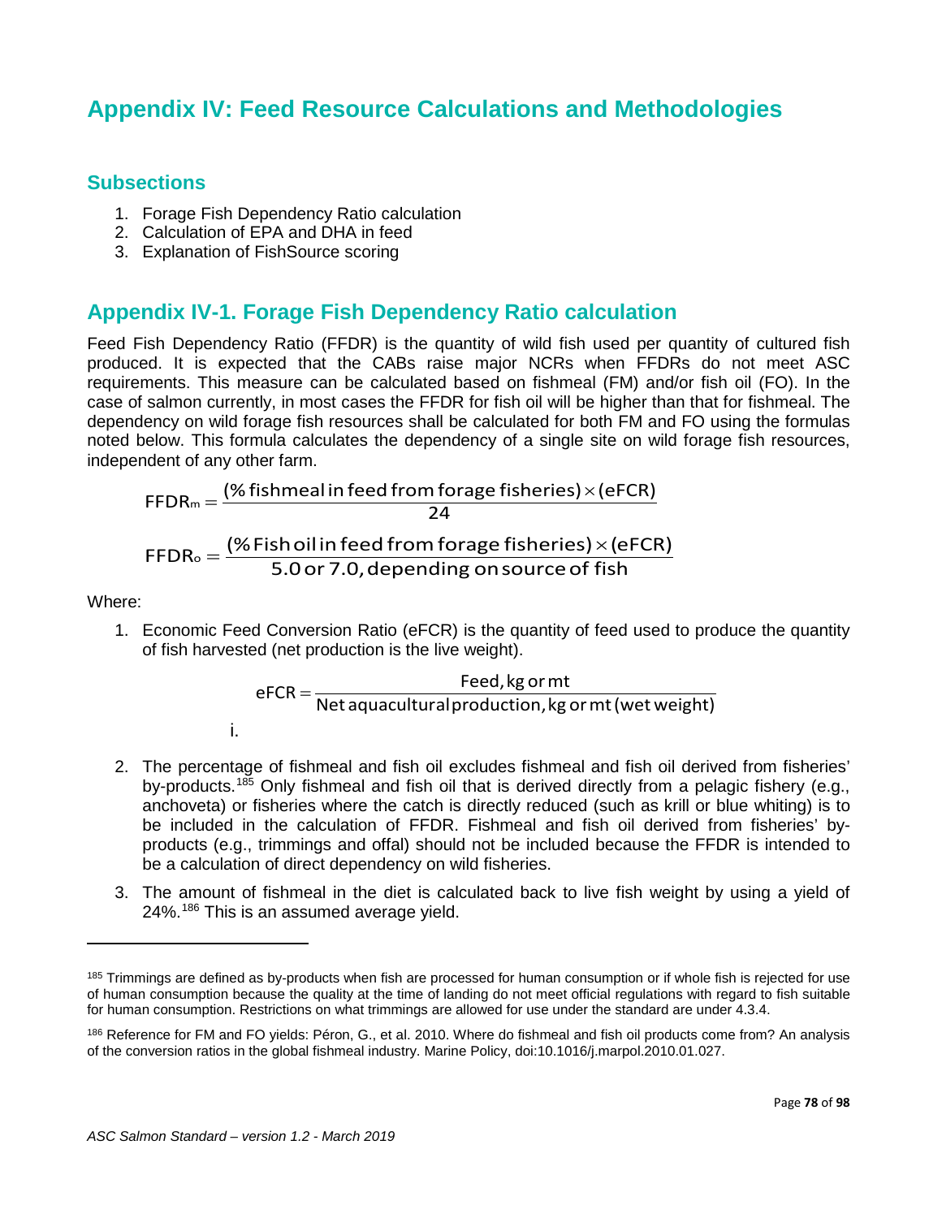# Appendix IV: Feed Resource Calculations and Methodologies

## Subsections

1. Forage Fish Dependency Ratio calculation
2. Calculation of EPA and DHA in feed
3. Explanation of FishSource scoring

## Appendix IV-1. Forage Fish Dependency Ratio calculation

Feed Fish Dependency Ratio (FFDR) is the quantity of wild fish used per quantity of cultured fish produced. It is expected that the CABs raise major NCRs when FFDRs do not meet ASC requirements. This measure can be calculated based on fishmeal (FM) and/or fish oil (FO). In the case of salmon currently, in most cases the FFDR for fish oil will be higher than that for fishmeal. The dependency on wild forage fish resources shall be calculated for both FM and FO using the formulas noted below. This formula calculates the dependency of a single site on wild forage fish resources, independent of any other farm.

$$FFDR_m = \frac{(\%\text{ fishmeal in feed from forage fisheries}) \times (\text{eFCR})}{24}$$

$$FFDR_o = \frac{(\%\text{ Fish oil in feed from forage fisheries}) \times (\text{eFCR})}{5.0\text{ or }7.0\text{, depending on source of fish}}$$

Where:

1. Economic Feed Conversion Ratio (eFCR) is the quantity of feed used to produce the quantity of fish harvested (net production is the live weight).

   $$\text{eFCR} = \frac{\text{Feed, kg or mt}}{\text{Net aquacultural production, kg or mt (wet weight)}}$$

   i.

2. The percentage of fishmeal and fish oil excludes fishmeal and fish oil derived from fisheries' by-products.[185] Only fishmeal and fish oil that is derived directly from a pelagic fishery (e.g., anchoveta) or fisheries where the catch is directly reduced (such as krill or blue whiting) is to be included in the calculation of FFDR. Fishmeal and fish oil derived from fisheries' by-products (e.g., trimmings and offal) should not be included because the FFDR is intended to be a calculation of direct dependency on wild fisheries.

3. The amount of fishmeal in the diet is calculated back to live fish weight by using a yield of 24%.[186] This is an assumed average yield.

---

[185] Trimmings are defined as by-products when fish are processed for human consumption or if whole fish is rejected for use of human consumption because the quality at the time of landing do not meet official regulations with regard to fish suitable for human consumption. Restrictions on what trimmings are allowed for use under the standard are under 4.3.4.

[186] Reference for FM and FO yields: Péron, G., et al. 2010. Where do fishmeal and fish oil products come from? An analysis of the conversion ratios in the global fishmeal industry. Marine Policy, doi:10.1016/j.marpol.2010.01.027.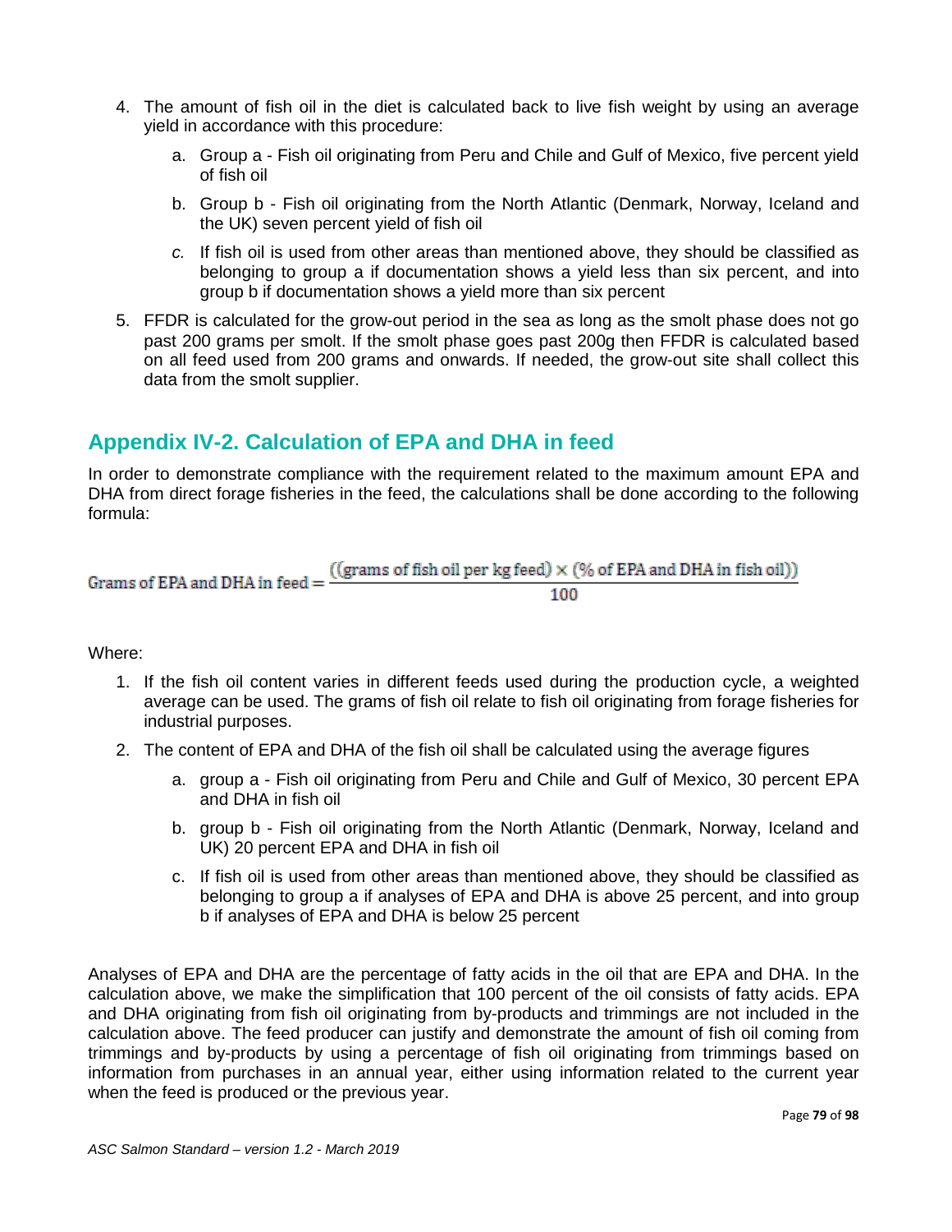4. The amount of fish oil in the diet is calculated back to live fish weight by using an average yield in accordance with this procedure:
    a. Group a - Fish oil originating from Peru and Chile and Gulf of Mexico, five percent yield of fish oil
    b. Group b - Fish oil originating from the North Atlantic (Denmark, Norway, Iceland and the UK) seven percent yield of fish oil
    c. If fish oil is used from other areas than mentioned above, they should be classified as belonging to group a if documentation shows a yield less than six percent, and into group b if documentation shows a yield more than six percent
5. FFDR is calculated for the grow-out period in the sea as long as the smolt phase does not go past 200 grams per smolt. If the smolt phase goes past 200g then FFDR is calculated based on all feed used from 200 grams and onwards. If needed, the grow-out site shall collect this data from the smolt supplier.

## Appendix IV-2. Calculation of EPA and DHA in feed

In order to demonstrate compliance with the requirement related to the maximum amount EPA and DHA from direct forage fisheries in the feed, the calculations shall be done according to the following formula:

$$\text{Grams of EPA and DHA in feed} = \frac{((\text{grams of fish oil per kg feed}) \times (\text{\% of EPA and DHA in fish oil}))}{100}$$

Where:

1. If the fish oil content varies in different feeds used during the production cycle, a weighted average can be used. The grams of fish oil relate to fish oil originating from forage fisheries for industrial purposes.
2. The content of EPA and DHA of the fish oil shall be calculated using the average figures
    a. group a - Fish oil originating from Peru and Chile and Gulf of Mexico, 30 percent EPA and DHA in fish oil
    b. group b - Fish oil originating from the North Atlantic (Denmark, Norway, Iceland and UK) 20 percent EPA and DHA in fish oil
    c. If fish oil is used from other areas than mentioned above, they should be classified as belonging to group a if analyses of EPA and DHA is above 25 percent, and into group b if analyses of EPA and DHA is below 25 percent

Analyses of EPA and DHA are the percentage of fatty acids in the oil that are EPA and DHA. In the calculation above, we make the simplification that 100 percent of the oil consists of fatty acids. EPA and DHA originating from fish oil originating from by-products and trimmings are not included in the calculation above. The feed producer can justify and demonstrate the amount of fish oil coming from trimmings and by-products by using a percentage of fish oil originating from trimmings based on information from purchases in an annual year, either using information related to the current year when the feed is produced or the previous year.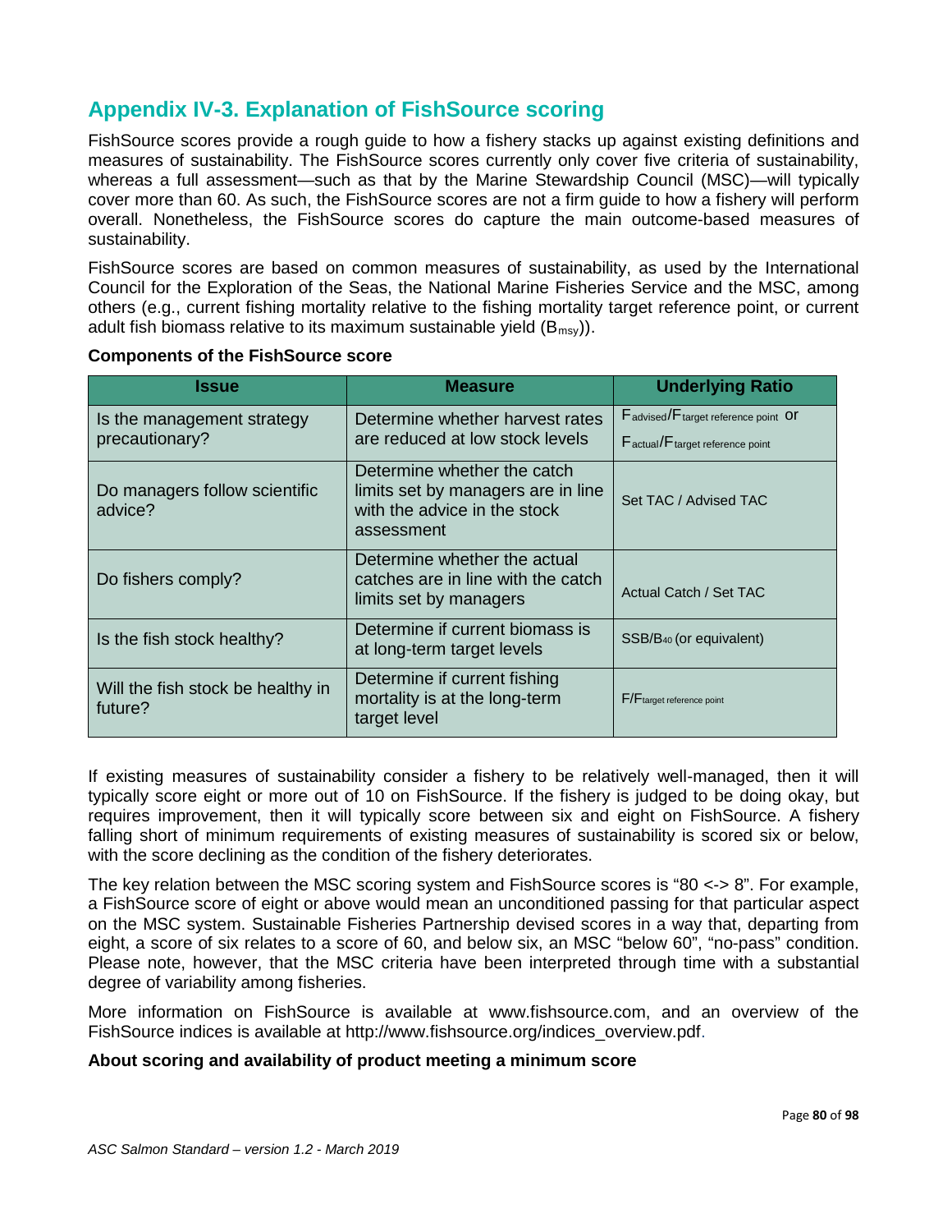## Appendix IV-3. Explanation of FishSource scoring

FishSource scores provide a rough guide to how a fishery stacks up against existing definitions and measures of sustainability. The FishSource scores currently only cover five criteria of sustainability, whereas a full assessment—such as that by the Marine Stewardship Council (MSC)—will typically cover more than 60. As such, the FishSource scores are not a firm guide to how a fishery will perform overall. Nonetheless, the FishSource scores do capture the main outcome-based measures of sustainability.

FishSource scores are based on common measures of sustainability, as used by the International Council for the Exploration of the Seas, the National Marine Fisheries Service and the MSC, among others (e.g., current fishing mortality relative to the fishing mortality target reference point, or current adult fish biomass relative to its maximum sustainable yield ($B_{msy}$)).

**Components of the FishSource score**

| Issue | Measure | Underlying Ratio |
|---|---|---|
| Is the management strategy precautionary? | Determine whether harvest rates are reduced at low stock levels | $F_{advised}/F_{target\ reference\ point}$ or $F_{actual}/F_{target\ reference\ point}$ |
| Do managers follow scientific advice? | Determine whether the catch limits set by managers are in line with the advice in the stock assessment | Set TAC / Advised TAC |
| Do fishers comply? | Determine whether the actual catches are in line with the catch limits set by managers | Actual Catch / Set TAC |
| Is the fish stock healthy? | Determine if current biomass is at long-term target levels | $SSB/B_{40}$ (or equivalent) |
| Will the fish stock be healthy in future? | Determine if current fishing mortality is at the long-term target level | $F/F_{target\ reference\ point}$ |

If existing measures of sustainability consider a fishery to be relatively well-managed, then it will typically score eight or more out of 10 on FishSource. If the fishery is judged to be doing okay, but requires improvement, then it will typically score between six and eight on FishSource. A fishery falling short of minimum requirements of existing measures of sustainability is scored six or below, with the score declining as the condition of the fishery deteriorates.

The key relation between the MSC scoring system and FishSource scores is "80 <-> 8". For example, a FishSource score of eight or above would mean an unconditioned passing for that particular aspect on the MSC system. Sustainable Fisheries Partnership devised scores in a way that, departing from eight, a score of six relates to a score of 60, and below six, an MSC "below 60", "no-pass" condition. Please note, however, that the MSC criteria have been interpreted through time with a substantial degree of variability among fisheries.

More information on FishSource is available at www.fishsource.com, and an overview of the FishSource indices is available at http://www.fishsource.org/indices_overview.pdf.

**About scoring and availability of product meeting a minimum score**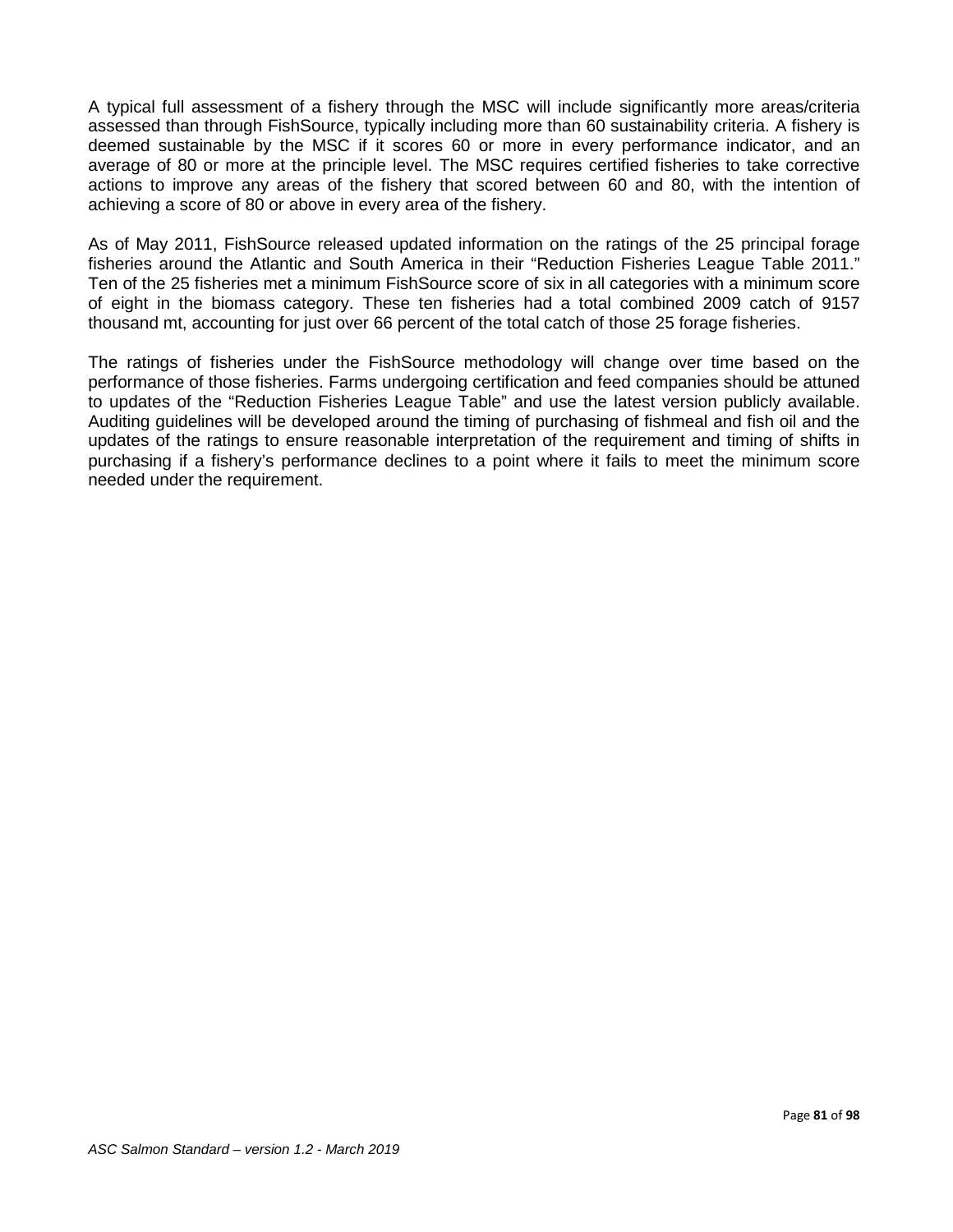A typical full assessment of a fishery through the MSC will include significantly more areas/criteria assessed than through FishSource, typically including more than 60 sustainability criteria. A fishery is deemed sustainable by the MSC if it scores 60 or more in every performance indicator, and an average of 80 or more at the principle level. The MSC requires certified fisheries to take corrective actions to improve any areas of the fishery that scored between 60 and 80, with the intention of achieving a score of 80 or above in every area of the fishery.

As of May 2011, FishSource released updated information on the ratings of the 25 principal forage fisheries around the Atlantic and South America in their "Reduction Fisheries League Table 2011." Ten of the 25 fisheries met a minimum FishSource score of six in all categories with a minimum score of eight in the biomass category. These ten fisheries had a total combined 2009 catch of 9157 thousand mt, accounting for just over 66 percent of the total catch of those 25 forage fisheries.

The ratings of fisheries under the FishSource methodology will change over time based on the performance of those fisheries. Farms undergoing certification and feed companies should be attuned to updates of the "Reduction Fisheries League Table" and use the latest version publicly available. Auditing guidelines will be developed around the timing of purchasing of fishmeal and fish oil and the updates of the ratings to ensure reasonable interpretation of the requirement and timing of shifts in purchasing if a fishery's performance declines to a point where it fails to meet the minimum score needed under the requirement.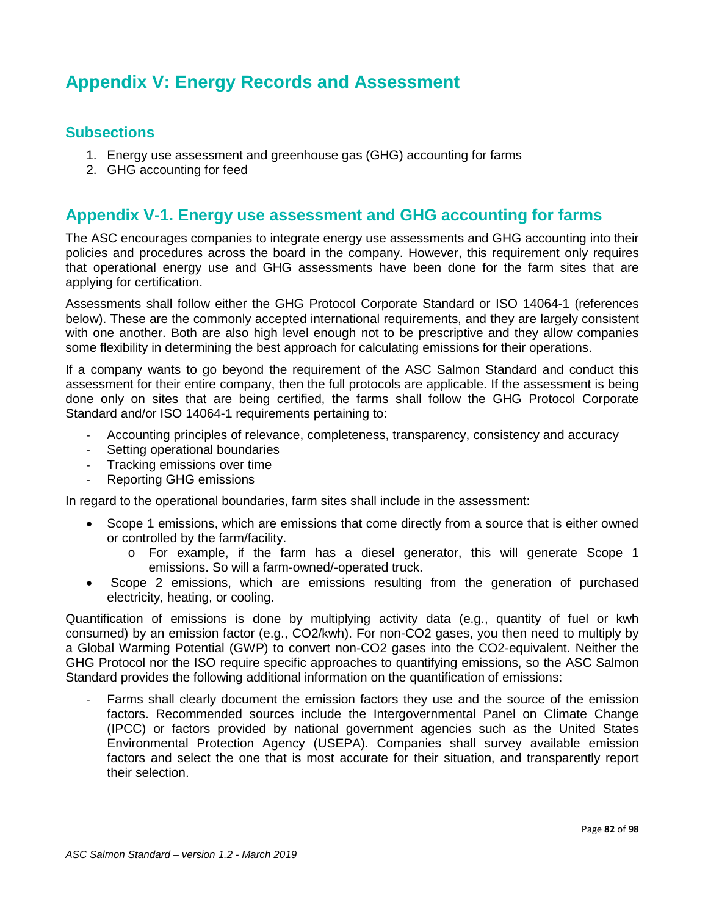# Appendix V: Energy Records and Assessment

## Subsections

1. Energy use assessment and greenhouse gas (GHG) accounting for farms
2. GHG accounting for feed

## Appendix V-1. Energy use assessment and GHG accounting for farms

The ASC encourages companies to integrate energy use assessments and GHG accounting into their policies and procedures across the board in the company. However, this requirement only requires that operational energy use and GHG assessments have been done for the farm sites that are applying for certification.

Assessments shall follow either the GHG Protocol Corporate Standard or ISO 14064-1 (references below). These are the commonly accepted international requirements, and they are largely consistent with one another. Both are also high level enough not to be prescriptive and they allow companies some flexibility in determining the best approach for calculating emissions for their operations.

If a company wants to go beyond the requirement of the ASC Salmon Standard and conduct this assessment for their entire company, then the full protocols are applicable. If the assessment is being done only on sites that are being certified, the farms shall follow the GHG Protocol Corporate Standard and/or ISO 14064-1 requirements pertaining to:

- Accounting principles of relevance, completeness, transparency, consistency and accuracy
- Setting operational boundaries
- Tracking emissions over time
- Reporting GHG emissions

In regard to the operational boundaries, farm sites shall include in the assessment:

- Scope 1 emissions, which are emissions that come directly from a source that is either owned or controlled by the farm/facility.
  - For example, if the farm has a diesel generator, this will generate Scope 1 emissions. So will a farm-owned/-operated truck.
- Scope 2 emissions, which are emissions resulting from the generation of purchased electricity, heating, or cooling.

Quantification of emissions is done by multiplying activity data (e.g., quantity of fuel or kwh consumed) by an emission factor (e.g., $CO_2$/kwh). For non-$CO_2$ gases, you then need to multiply by a Global Warming Potential (GWP) to convert non-$CO_2$ gases into the $CO_2$-equivalent. Neither the GHG Protocol nor the ISO require specific approaches to quantifying emissions, so the ASC Salmon Standard provides the following additional information on the quantification of emissions:

- Farms shall clearly document the emission factors they use and the source of the emission factors. Recommended sources include the Intergovernmental Panel on Climate Change (IPCC) or factors provided by national government agencies such as the United States Environmental Protection Agency (USEPA). Companies shall survey available emission factors and select the one that is most accurate for their situation, and transparently report their selection.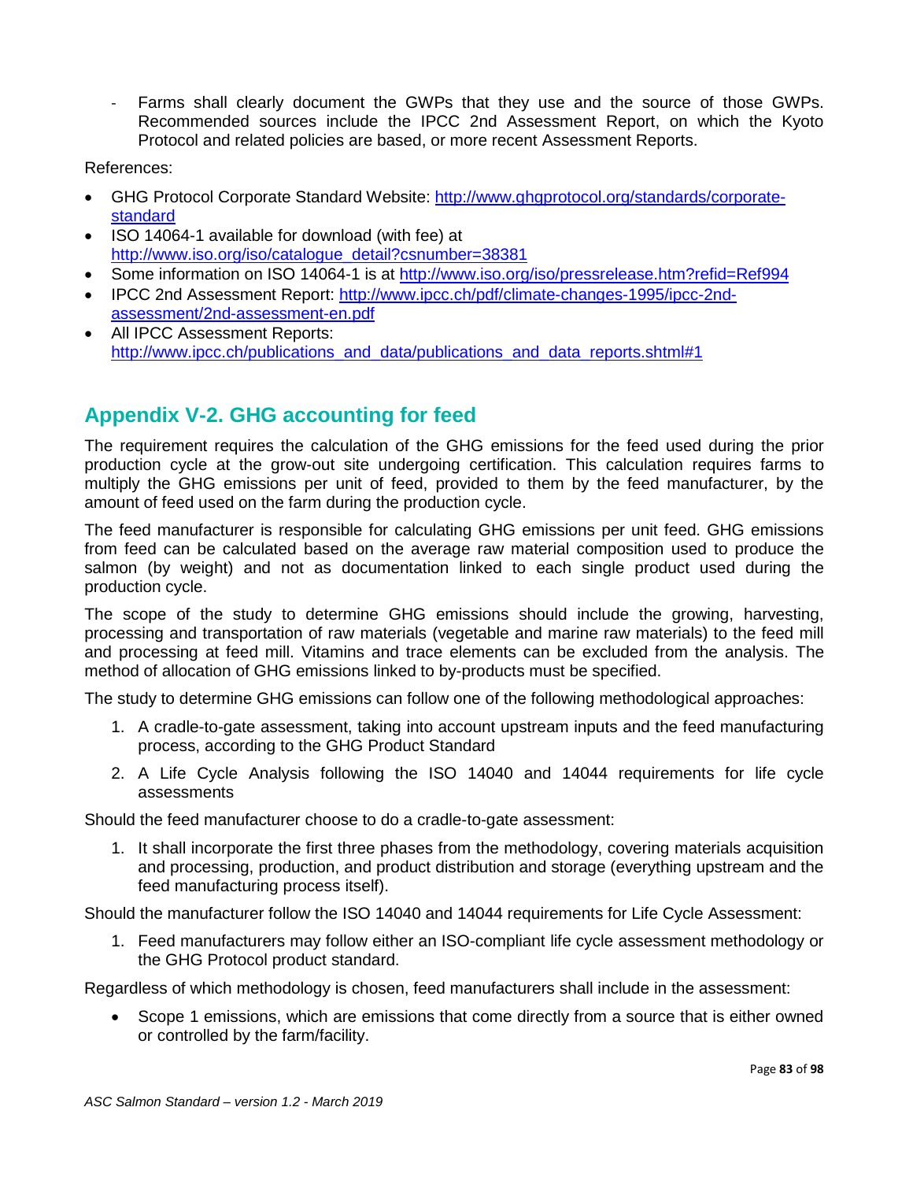- Farms shall clearly document the GWPs that they use and the source of those GWPs. Recommended sources include the IPCC 2nd Assessment Report, on which the Kyoto Protocol and related policies are based, or more recent Assessment Reports.

References:

- GHG Protocol Corporate Standard Website: [http://www.ghgprotocol.org/standards/corporate-standard](http://www.ghgprotocol.org/standards/corporate-standard)
- ISO 14064-1 available for download (with fee) at [http://www.iso.org/iso/catalogue_detail?csnumber=38381](http://www.iso.org/iso/catalogue_detail?csnumber=38381)
- Some information on ISO 14064-1 is at [http://www.iso.org/iso/pressrelease.htm?refid=Ref994](http://www.iso.org/iso/pressrelease.htm?refid=Ref994)
- IPCC 2nd Assessment Report: [http://www.ipcc.ch/pdf/climate-changes-1995/ipcc-2nd-assessment/2nd-assessment-en.pdf](http://www.ipcc.ch/pdf/climate-changes-1995/ipcc-2nd-assessment/2nd-assessment-en.pdf)
- All IPCC Assessment Reports: [http://www.ipcc.ch/publications_and_data/publications_and_data_reports.shtml#1](http://www.ipcc.ch/publications_and_data/publications_and_data_reports.shtml#1)

## Appendix V-2. GHG accounting for feed

The requirement requires the calculation of the GHG emissions for the feed used during the prior production cycle at the grow-out site undergoing certification. This calculation requires farms to multiply the GHG emissions per unit of feed, provided to them by the feed manufacturer, by the amount of feed used on the farm during the production cycle.

The feed manufacturer is responsible for calculating GHG emissions per unit feed. GHG emissions from feed can be calculated based on the average raw material composition used to produce the salmon (by weight) and not as documentation linked to each single product used during the production cycle.

The scope of the study to determine GHG emissions should include the growing, harvesting, processing and transportation of raw materials (vegetable and marine raw materials) to the feed mill and processing at feed mill. Vitamins and trace elements can be excluded from the analysis. The method of allocation of GHG emissions linked to by-products must be specified.

The study to determine GHG emissions can follow one of the following methodological approaches:

1. A cradle-to-gate assessment, taking into account upstream inputs and the feed manufacturing process, according to the GHG Product Standard
2. A Life Cycle Analysis following the ISO 14040 and 14044 requirements for life cycle assessments

Should the feed manufacturer choose to do a cradle-to-gate assessment:

1. It shall incorporate the first three phases from the methodology, covering materials acquisition and processing, production, and product distribution and storage (everything upstream and the feed manufacturing process itself).

Should the manufacturer follow the ISO 14040 and 14044 requirements for Life Cycle Assessment:

1. Feed manufacturers may follow either an ISO-compliant life cycle assessment methodology or the GHG Protocol product standard.

Regardless of which methodology is chosen, feed manufacturers shall include in the assessment:

- Scope 1 emissions, which are emissions that come directly from a source that is either owned or controlled by the farm/facility.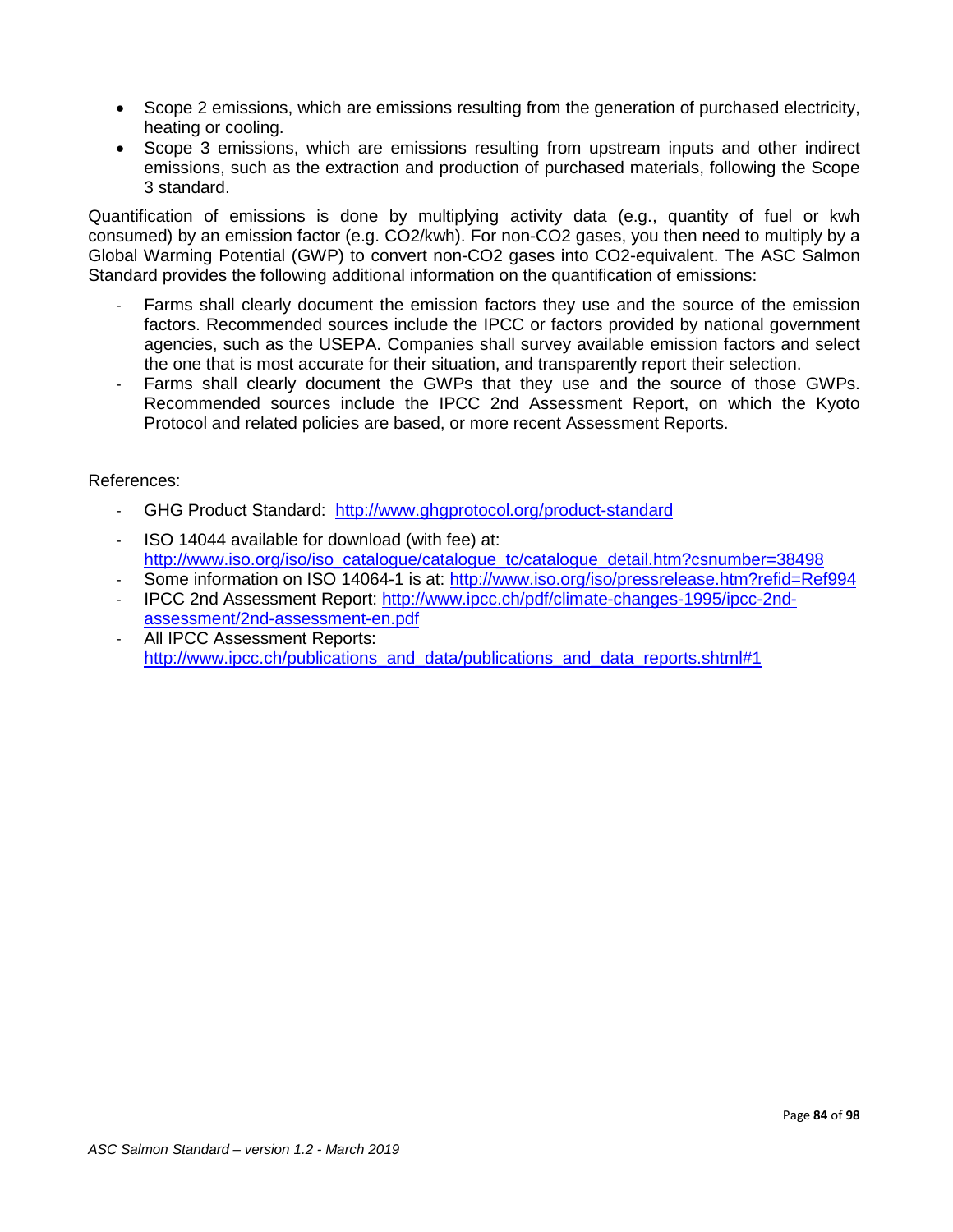- Scope 2 emissions, which are emissions resulting from the generation of purchased electricity, heating or cooling.
- Scope 3 emissions, which are emissions resulting from upstream inputs and other indirect emissions, such as the extraction and production of purchased materials, following the Scope 3 standard.

Quantification of emissions is done by multiplying activity data (e.g., quantity of fuel or kwh consumed) by an emission factor (e.g. $CO_2$/kwh). For non-$CO_2$ gases, you then need to multiply by a Global Warming Potential (GWP) to convert non-$CO_2$ gases into $CO_2$-equivalent. The ASC Salmon Standard provides the following additional information on the quantification of emissions:

- Farms shall clearly document the emission factors they use and the source of the emission factors. Recommended sources include the IPCC or factors provided by national government agencies, such as the USEPA. Companies shall survey available emission factors and select the one that is most accurate for their situation, and transparently report their selection.
- Farms shall clearly document the GWPs that they use and the source of those GWPs. Recommended sources include the IPCC 2nd Assessment Report, on which the Kyoto Protocol and related policies are based, or more recent Assessment Reports.

References:

- GHG Product Standard: http://www.ghgprotocol.org/product-standard
- ISO 14044 available for download (with fee) at: http://www.iso.org/iso/iso_catalogue/catalogue_tc/catalogue_detail.htm?csnumber=38498
- Some information on ISO 14064-1 is at: http://www.iso.org/iso/pressrelease.htm?refid=Ref994
- IPCC 2nd Assessment Report: http://www.ipcc.ch/pdf/climate-changes-1995/ipcc-2nd-assessment/2nd-assessment-en.pdf
- All IPCC Assessment Reports: http://www.ipcc.ch/publications_and_data/publications_and_data_reports.shtml#1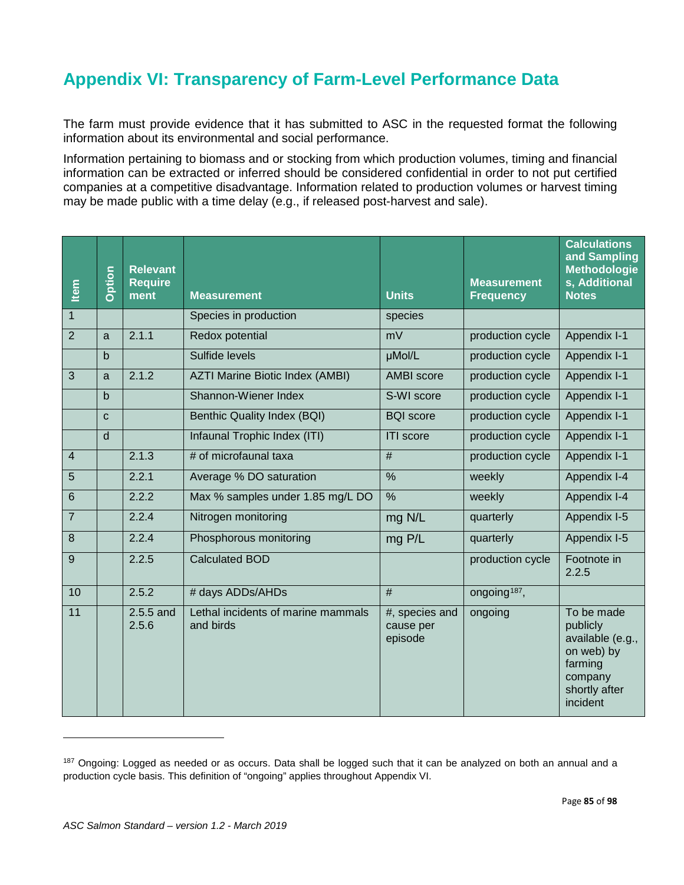# Appendix VI: Transparency of Farm-Level Performance Data

The farm must provide evidence that it has submitted to ASC in the requested format the following information about its environmental and social performance.

Information pertaining to biomass and or stocking from which production volumes, timing and financial information can be extracted or inferred should be considered confidential in order to not put certified companies at a competitive disadvantage. Information related to production volumes or harvest timing may be made public with a time delay (e.g., if released post-harvest and sale).

| Item | Option | Relevant Requirement | Measurement | Units | Measurement Frequency | Calculations and Sampling Methodologies, Additional Notes |
|---|---|---|---|---|---|---|
| 1 | | | Species in production | species | | |
| 2 | a | 2.1.1 | Redox potential | mV | production cycle | Appendix I-1 |
| | b | | Sulfide levels | μMol/L | production cycle | Appendix I-1 |
| 3 | a | 2.1.2 | AZTI Marine Biotic Index (AMBI) | AMBI score | production cycle | Appendix I-1 |
| | b | | Shannon-Wiener Index | S-WI score | production cycle | Appendix I-1 |
| | c | | Benthic Quality Index (BQI) | BQI score | production cycle | Appendix I-1 |
| | d | | Infaunal Trophic Index (ITI) | ITI score | production cycle | Appendix I-1 |
| 4 | | 2.1.3 | # of microfaunal taxa | # | production cycle | Appendix I-1 |
| 5 | | 2.2.1 | Average % DO saturation | % | weekly | Appendix I-4 |
| 6 | | 2.2.2 | Max % samples under 1.85 mg/L DO | % | weekly | Appendix I-4 |
| 7 | | 2.2.4 | Nitrogen monitoring | mg N/L | quarterly | Appendix I-5 |
| 8 | | 2.2.4 | Phosphorous monitoring | mg P/L | quarterly | Appendix I-5 |
| 9 | | 2.2.5 | Calculated BOD | | production cycle | Footnote in 2.2.5 |
| 10 | | 2.5.2 | # days ADDs/AHDs | # | ongoing[187], | |
| 11 | | 2.5.5 and 2.5.6 | Lethal incidents of marine mammals and birds | #, species and cause per episode | ongoing | To be made publicly available (e.g., on web) by farming company shortly after incident |

[187] Ongoing: Logged as needed or as occurs. Data shall be logged such that it can be analyzed on both an annual and a production cycle basis. This definition of "ongoing" applies throughout Appendix VI.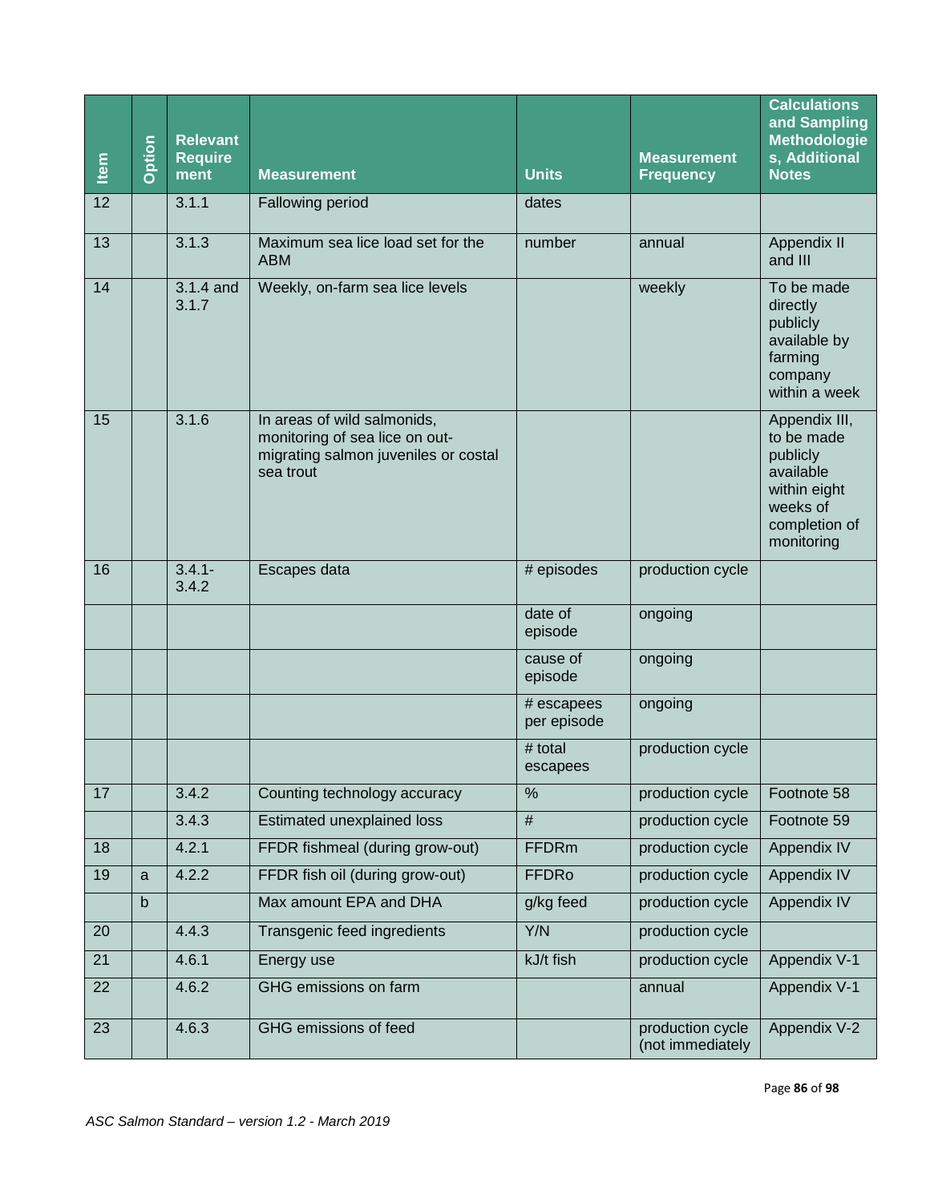| Item | Option | Relevant Requirement | Measurement | Units | Measurement Frequency | Calculations and Sampling Methodologies, Additional Notes |
|---|---|---|---|---|---|---|
| 12 | | 3.1.1 | Fallowing period | dates | | |
| 13 | | 3.1.3 | Maximum sea lice load set for the ABM | number | annual | Appendix II and III |
| 14 | | 3.1.4 and 3.1.7 | Weekly, on-farm sea lice levels | | weekly | To be made directly publicly available by farming company within a week |
| 15 | | 3.1.6 | In areas of wild salmonids, monitoring of sea lice on out-migrating salmon juveniles or costal sea trout | | | Appendix III, to be made publicly available within eight weeks of completion of monitoring |
| 16 | | 3.4.1-3.4.2 | Escapes data | # episodes | production cycle | |
| | | | | date of episode | ongoing | |
| | | | | cause of episode | ongoing | |
| | | | | # escapees per episode | ongoing | |
| | | | | # total escapees | production cycle | |
| 17 | | 3.4.2 | Counting technology accuracy | % | production cycle | Footnote 58 |
| | | 3.4.3 | Estimated unexplained loss | # | production cycle | Footnote 59 |
| 18 | | 4.2.1 | FFDR fishmeal (during grow-out) | FFDRm | production cycle | Appendix IV |
| 19 | a | 4.2.2 | FFDR fish oil (during grow-out) | FFDRo | production cycle | Appendix IV |
| | b | | Max amount EPA and DHA | g/kg feed | production cycle | Appendix IV |
| 20 | | 4.4.3 | Transgenic feed ingredients | Y/N | production cycle | |
| 21 | | 4.6.1 | Energy use | kJ/t fish | production cycle | Appendix V-1 |
| 22 | | 4.6.2 | GHG emissions on farm | | annual | Appendix V-1 |
| 23 | | 4.6.3 | GHG emissions of feed | | production cycle (not immediately | Appendix V-2 |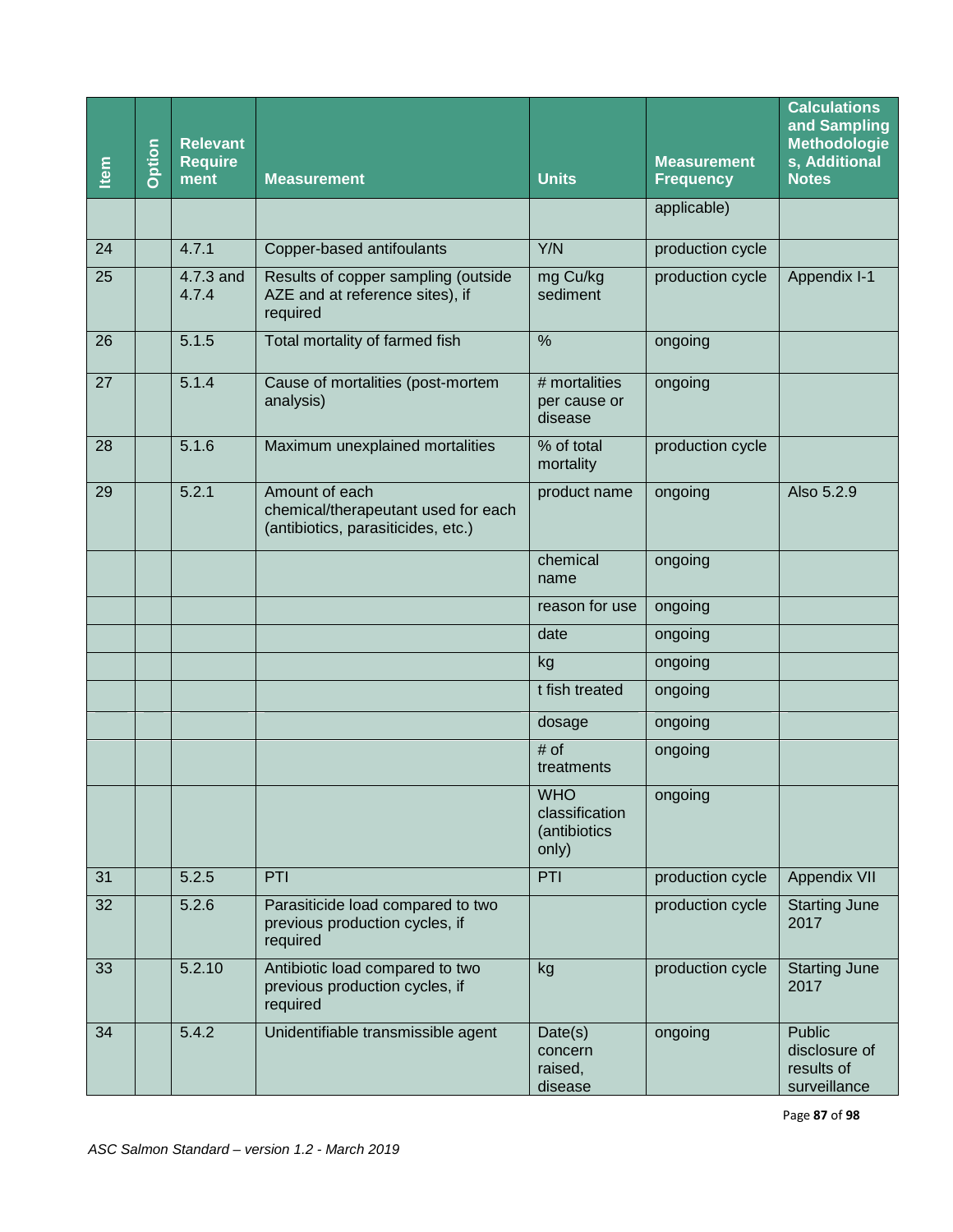| Item | Option | Relevant Requirement | Measurement | Units | Measurement Frequency | Calculations and Sampling Methodologies, Additional Notes |
|---|---|---|---|---|---|---|
| | | | | | applicable) | |
| 24 | | 4.7.1 | Copper-based antifoulants | Y/N | production cycle | |
| 25 | | 4.7.3 and 4.7.4 | Results of copper sampling (outside AZE and at reference sites), if required | mg Cu/kg sediment | production cycle | Appendix I-1 |
| 26 | | 5.1.5 | Total mortality of farmed fish | % | ongoing | |
| 27 | | 5.1.4 | Cause of mortalities (post-mortem analysis) | # mortalities per cause or disease | ongoing | |
| 28 | | 5.1.6 | Maximum unexplained mortalities | % of total mortality | production cycle | |
| 29 | | 5.2.1 | Amount of each chemical/therapeutant used for each (antibiotics, parasiticides, etc.) | product name | ongoing | Also 5.2.9 |
| | | | | chemical name | ongoing | |
| | | | | reason for use | ongoing | |
| | | | | date | ongoing | |
| | | | | kg | ongoing | |
| | | | | t fish treated | ongoing | |
| | | | | dosage | ongoing | |
| | | | | # of treatments | ongoing | |
| | | | | WHO classification (antibiotics only) | ongoing | |
| 31 | | 5.2.5 | PTI | PTI | production cycle | Appendix VII |
| 32 | | 5.2.6 | Parasiticide load compared to two previous production cycles, if required | | production cycle | Starting June 2017 |
| 33 | | 5.2.10 | Antibiotic load compared to two previous production cycles, if required | kg | production cycle | Starting June 2017 |
| 34 | | 5.4.2 | Unidentifiable transmissible agent | Date(s) concern raised, disease | ongoing | Public disclosure of results of surveillance |

*ASC Salmon Standard – version 1.2 - March 2019*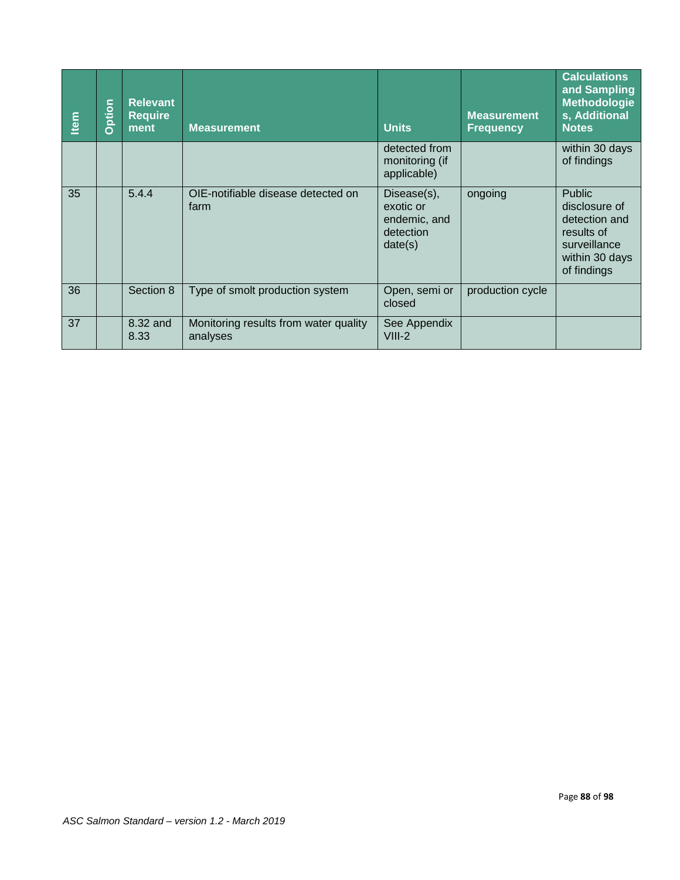| Item | Option | Relevant Requirement | Measurement | Units | Measurement Frequency | Calculations and Sampling Methodologies, Additional Notes |
|---|---|---|---|---|---|---|
| | | | | detected from monitoring (if applicable) | | within 30 days of findings |
| 35 | | 5.4.4 | OIE-notifiable disease detected on farm | Disease(s), exotic or endemic, and detection date(s) | ongoing | Public disclosure of detection and results of surveillance within 30 days of findings |
| 36 | | Section 8 | Type of smolt production system | Open, semi or closed | production cycle | |
| 37 | | 8.32 and 8.33 | Monitoring results from water quality analyses | See Appendix VIII-2 | | |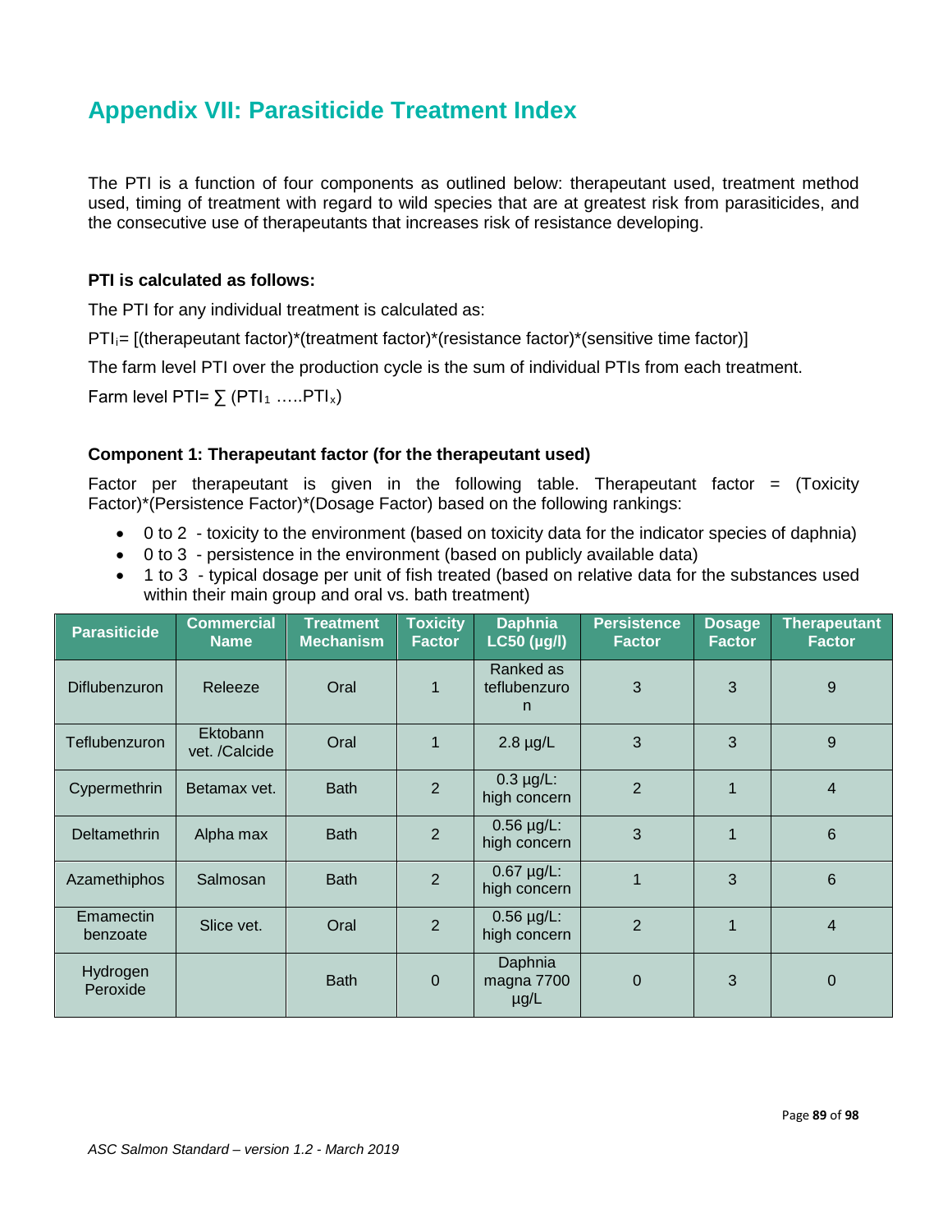# Appendix VII: Parasiticide Treatment Index

The PTI is a function of four components as outlined below: therapeutant used, treatment method used, timing of treatment with regard to wild species that are at greatest risk from parasiticides, and the consecutive use of therapeutants that increases risk of resistance developing.

**PTI is calculated as follows:**

The PTI for any individual treatment is calculated as:

$PTI_i$= [(therapeutant factor)*(treatment factor)*(resistance factor)*(sensitive time factor)]

The farm level PTI over the production cycle is the sum of individual PTIs from each treatment.

Farm level PTI= $\sum$ ($PTI_1$ …..$PTI_x$)

**Component 1: Therapeutant factor (for the therapeutant used)**

Factor per therapeutant is given in the following table. Therapeutant factor = (Toxicity Factor)*(Persistence Factor)*(Dosage Factor) based on the following rankings:

- 0 to 2 - toxicity to the environment (based on toxicity data for the indicator species of daphnia)
- 0 to 3 - persistence in the environment (based on publicly available data)
- 1 to 3 - typical dosage per unit of fish treated (based on relative data for the substances used within their main group and oral vs. bath treatment)

| Parasiticide | Commercial Name | Treatment Mechanism | Toxicity Factor | Daphnia LC50 (µg/l) | Persistence Factor | Dosage Factor | Therapeutant Factor |
|---|---|---|---|---|---|---|---|
| Diflubenzuron | Releeze | Oral | 1 | Ranked as teflubenzuron | 3 | 3 | 9 |
| Teflubenzuron | Ektobann vet. /Calcide | Oral | 1 | 2.8 µg/L | 3 | 3 | 9 |
| Cypermethrin | Betamax vet. | Bath | 2 | 0.3 µg/L: high concern | 2 | 1 | 4 |
| Deltamethrin | Alpha max | Bath | 2 | 0.56 µg/L: high concern | 3 | 1 | 6 |
| Azamethiphos | Salmosan | Bath | 2 | 0.67 µg/L: high concern | 1 | 3 | 6 |
| Emamectin benzoate | Slice vet. | Oral | 2 | 0.56 µg/L: high concern | 2 | 1 | 4 |
| Hydrogen Peroxide | | Bath | 0 | Daphnia magna 7700 µg/L | 0 | 3 | 0 |

*ASC Salmon Standard – version 1.2 - March 2019*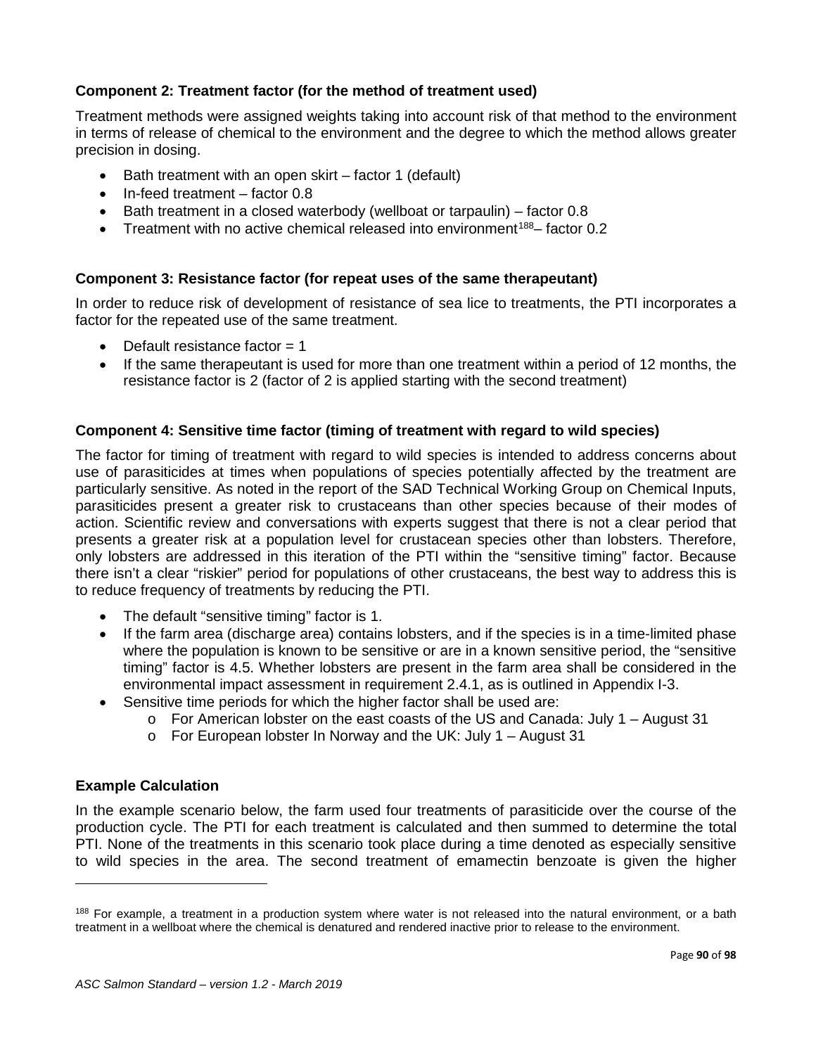**Component 2: Treatment factor (for the method of treatment used)**

Treatment methods were assigned weights taking into account risk of that method to the environment in terms of release of chemical to the environment and the degree to which the method allows greater precision in dosing.

- Bath treatment with an open skirt – factor 1 (default)
- In-feed treatment – factor 0.8
- Bath treatment in a closed waterbody (wellboat or tarpaulin) – factor 0.8
- Treatment with no active chemical released into environment[188]– factor 0.2

**Component 3: Resistance factor (for repeat uses of the same therapeutant)**

In order to reduce risk of development of resistance of sea lice to treatments, the PTI incorporates a factor for the repeated use of the same treatment.

- Default resistance factor = 1
- If the same therapeutant is used for more than one treatment within a period of 12 months, the resistance factor is 2 (factor of 2 is applied starting with the second treatment)

**Component 4: Sensitive time factor (timing of treatment with regard to wild species)**

The factor for timing of treatment with regard to wild species is intended to address concerns about use of parasiticides at times when populations of species potentially affected by the treatment are particularly sensitive. As noted in the report of the SAD Technical Working Group on Chemical Inputs, parasiticides present a greater risk to crustaceans than other species because of their modes of action. Scientific review and conversations with experts suggest that there is not a clear period that presents a greater risk at a population level for crustacean species other than lobsters. Therefore, only lobsters are addressed in this iteration of the PTI within the "sensitive timing" factor. Because there isn't a clear "riskier" period for populations of other crustaceans, the best way to address this is to reduce frequency of treatments by reducing the PTI.

- The default "sensitive timing" factor is 1.
- If the farm area (discharge area) contains lobsters, and if the species is in a time-limited phase where the population is known to be sensitive or are in a known sensitive period, the "sensitive timing" factor is 4.5. Whether lobsters are present in the farm area shall be considered in the environmental impact assessment in requirement 2.4.1, as is outlined in Appendix I-3.
- Sensitive time periods for which the higher factor shall be used are:
  - For American lobster on the east coasts of the US and Canada: July 1 – August 31
  - For European lobster In Norway and the UK: July 1 – August 31

**Example Calculation**

In the example scenario below, the farm used four treatments of parasiticide over the course of the production cycle. The PTI for each treatment is calculated and then summed to determine the total PTI. None of the treatments in this scenario took place during a time denoted as especially sensitive to wild species in the area. The second treatment of emamectin benzoate is given the higher

[188] For example, a treatment in a production system where water is not released into the natural environment, or a bath treatment in a wellboat where the chemical is denatured and rendered inactive prior to release to the environment.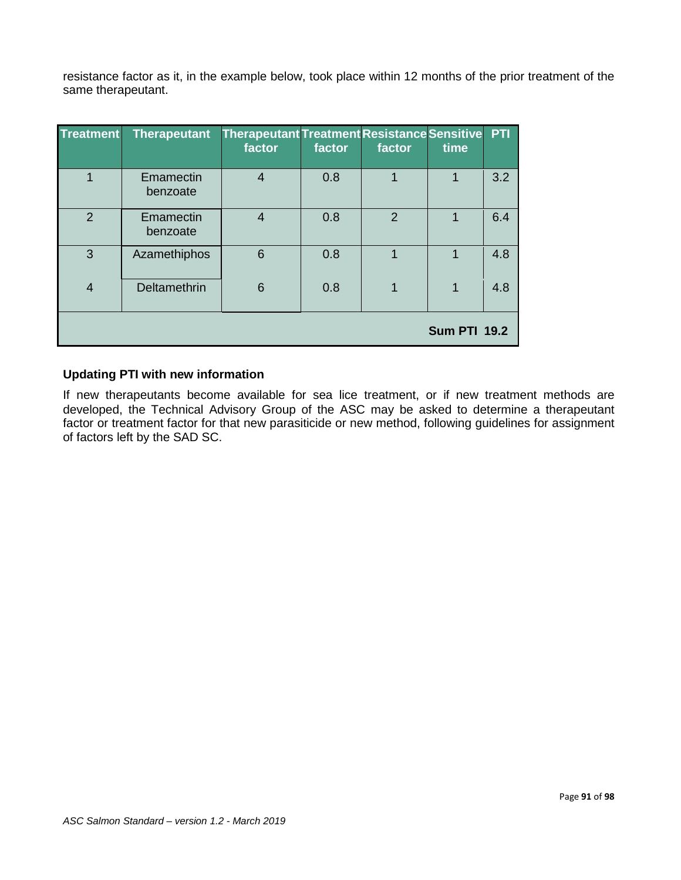resistance factor as it, in the example below, took place within 12 months of the prior treatment of the same therapeutant.

| Treatment | Therapeutant | Therapeutant factor | Treatment factor | Resistance factor | Sensitive time | PTI |
|---|---|---|---|---|---|---|
| 1 | Emamectin benzoate | 4 | 0.8 | 1 | 1 | 3.2 |
| 2 | Emamectin benzoate | 4 | 0.8 | 2 | 1 | 6.4 |
| 3 | Azamethiphos | 6 | 0.8 | 1 | 1 | 4.8 |
| 4 | Deltamethrin | 6 | 0.8 | 1 | 1 | 4.8 |
| | | | | | **Sum PTI** | **19.2** |

**Updating PTI with new information**

If new therapeutants become available for sea lice treatment, or if new treatment methods are developed, the Technical Advisory Group of the ASC may be asked to determine a therapeutant factor or treatment factor for that new parasiticide or new method, following guidelines for assignment of factors left by the SAD SC.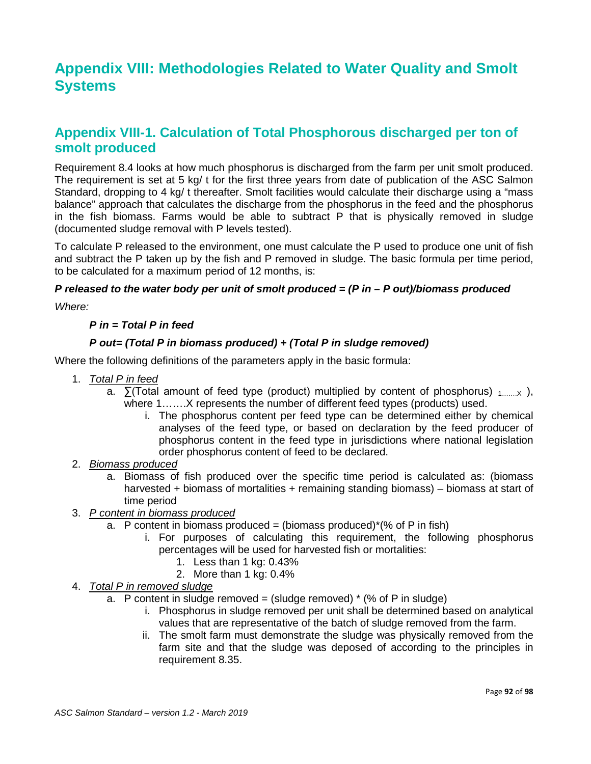# Appendix VIII: Methodologies Related to Water Quality and Smolt Systems

## Appendix VIII-1. Calculation of Total Phosphorous discharged per ton of smolt produced

Requirement 8.4 looks at how much phosphorus is discharged from the farm per unit smolt produced. The requirement is set at 5 kg/ t for the first three years from date of publication of the ASC Salmon Standard, dropping to 4 kg/ t thereafter. Smolt facilities would calculate their discharge using a "mass balance" approach that calculates the discharge from the phosphorus in the feed and the phosphorus in the fish biomass. Farms would be able to subtract P that is physically removed in sludge (documented sludge removal with P levels tested).

To calculate P released to the environment, one must calculate the P used to produce one unit of fish and subtract the P taken up by the fish and P removed in sludge. The basic formula per time period, to be calculated for a maximum period of 12 months, is:

***P released to the water body per unit of smolt produced = (P in – P out)/biomass produced***

*Where:*

> ***P in = Total P in feed***
>
> ***P out= (Total P in biomass produced) + (Total P in sludge removed)***

Where the following definitions of the parameters apply in the basic formula:

1. *Total P in feed*
   a. ∑(Total amount of feed type (product) multiplied by content of phosphorus) $_{1\ldots\ldots X}$ ), where 1…….X represents the number of different feed types (products) used.
      i. The phosphorus content per feed type can be determined either by chemical analyses of the feed type, or based on declaration by the feed producer of phosphorus content in the feed type in jurisdictions where national legislation order phosphorus content of feed to be declared.
2. *Biomass produced*
   a. Biomass of fish produced over the specific time period is calculated as: (biomass harvested + biomass of mortalities + remaining standing biomass) – biomass at start of time period
3. *P content in biomass produced*
   a. P content in biomass produced = (biomass produced)*(% of P in fish)
      i. For purposes of calculating this requirement, the following phosphorus percentages will be used for harvested fish or mortalities:
         1. Less than 1 kg: 0.43%
         2. More than 1 kg: 0.4%
4. *Total P in removed sludge*
   a. P content in sludge removed = (sludge removed) * (% of P in sludge)
      i. Phosphorus in sludge removed per unit shall be determined based on analytical values that are representative of the batch of sludge removed from the farm.
      ii. The smolt farm must demonstrate the sludge was physically removed from the farm site and that the sludge was deposed of according to the principles in requirement 8.35.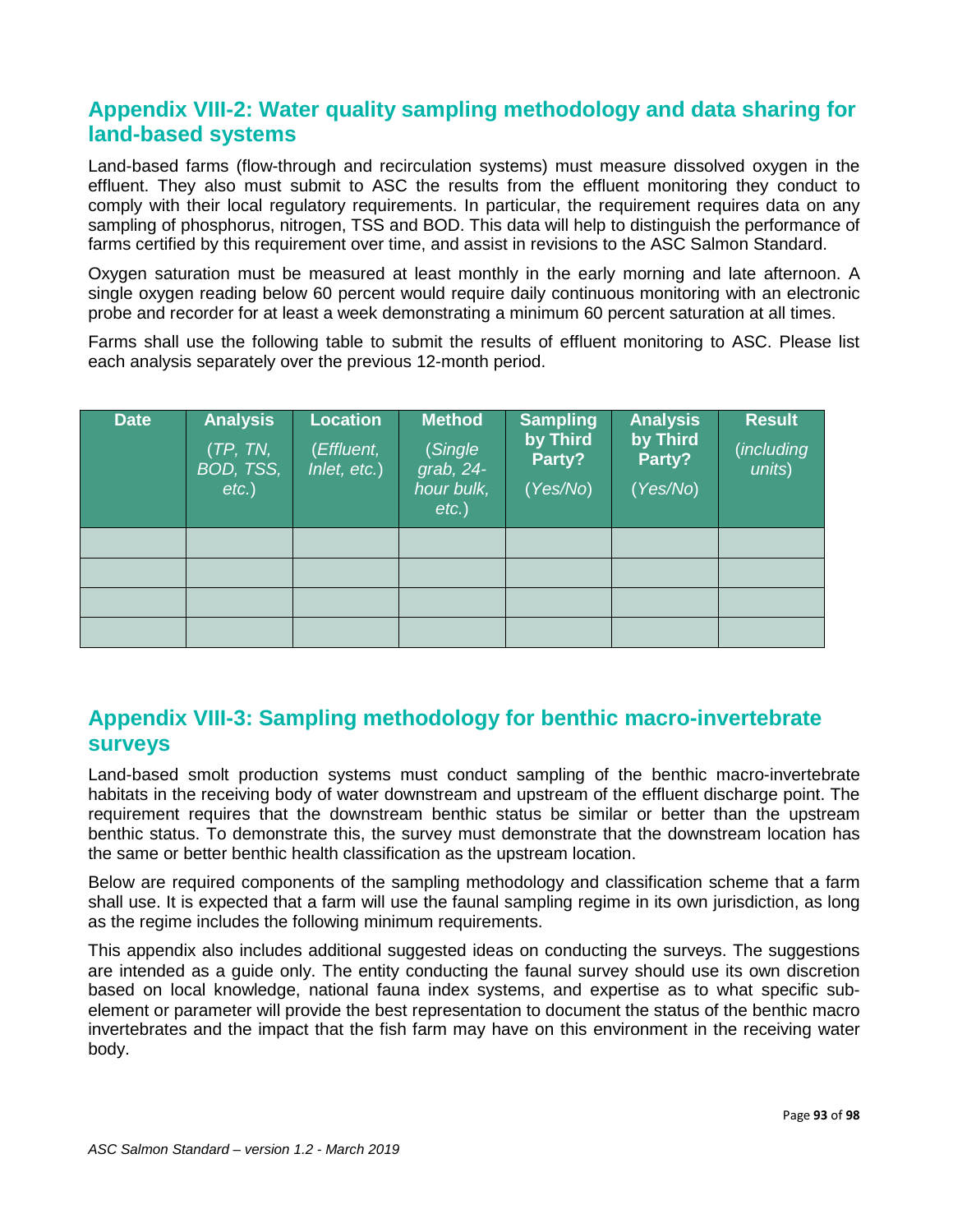## Appendix VIII-2: Water quality sampling methodology and data sharing for land-based systems

Land-based farms (flow-through and recirculation systems) must measure dissolved oxygen in the effluent. They also must submit to ASC the results from the effluent monitoring they conduct to comply with their local regulatory requirements. In particular, the requirement requires data on any sampling of phosphorus, nitrogen, TSS and BOD. This data will help to distinguish the performance of farms certified by this requirement over time, and assist in revisions to the ASC Salmon Standard.

Oxygen saturation must be measured at least monthly in the early morning and late afternoon. A single oxygen reading below 60 percent would require daily continuous monitoring with an electronic probe and recorder for at least a week demonstrating a minimum 60 percent saturation at all times.

Farms shall use the following table to submit the results of effluent monitoring to ASC. Please list each analysis separately over the previous 12-month period.

| **Date** | **Analysis** (*TP, TN, BOD, TSS, etc.*) | **Location** (*Effluent, Inlet, etc.*) | **Method** (*Single grab, 24-hour bulk, etc.*) | **Sampling by Third Party?** (*Yes/No*) | **Analysis by Third Party?** (*Yes/No*) | **Result** (*including units*) |
|---|---|---|---|---|---|---|
| | | | | | | |
| | | | | | | |
| | | | | | | |
| | | | | | | |

## Appendix VIII-3: Sampling methodology for benthic macro-invertebrate surveys

Land-based smolt production systems must conduct sampling of the benthic macro-invertebrate habitats in the receiving body of water downstream and upstream of the effluent discharge point. The requirement requires that the downstream benthic status be similar or better than the upstream benthic status. To demonstrate this, the survey must demonstrate that the downstream location has the same or better benthic health classification as the upstream location.

Below are required components of the sampling methodology and classification scheme that a farm shall use. It is expected that a farm will use the faunal sampling regime in its own jurisdiction, as long as the regime includes the following minimum requirements.

This appendix also includes additional suggested ideas on conducting the surveys. The suggestions are intended as a guide only. The entity conducting the faunal survey should use its own discretion based on local knowledge, national fauna index systems, and expertise as to what specific sub-element or parameter will provide the best representation to document the status of the benthic macro invertebrates and the impact that the fish farm may have on this environment in the receiving water body.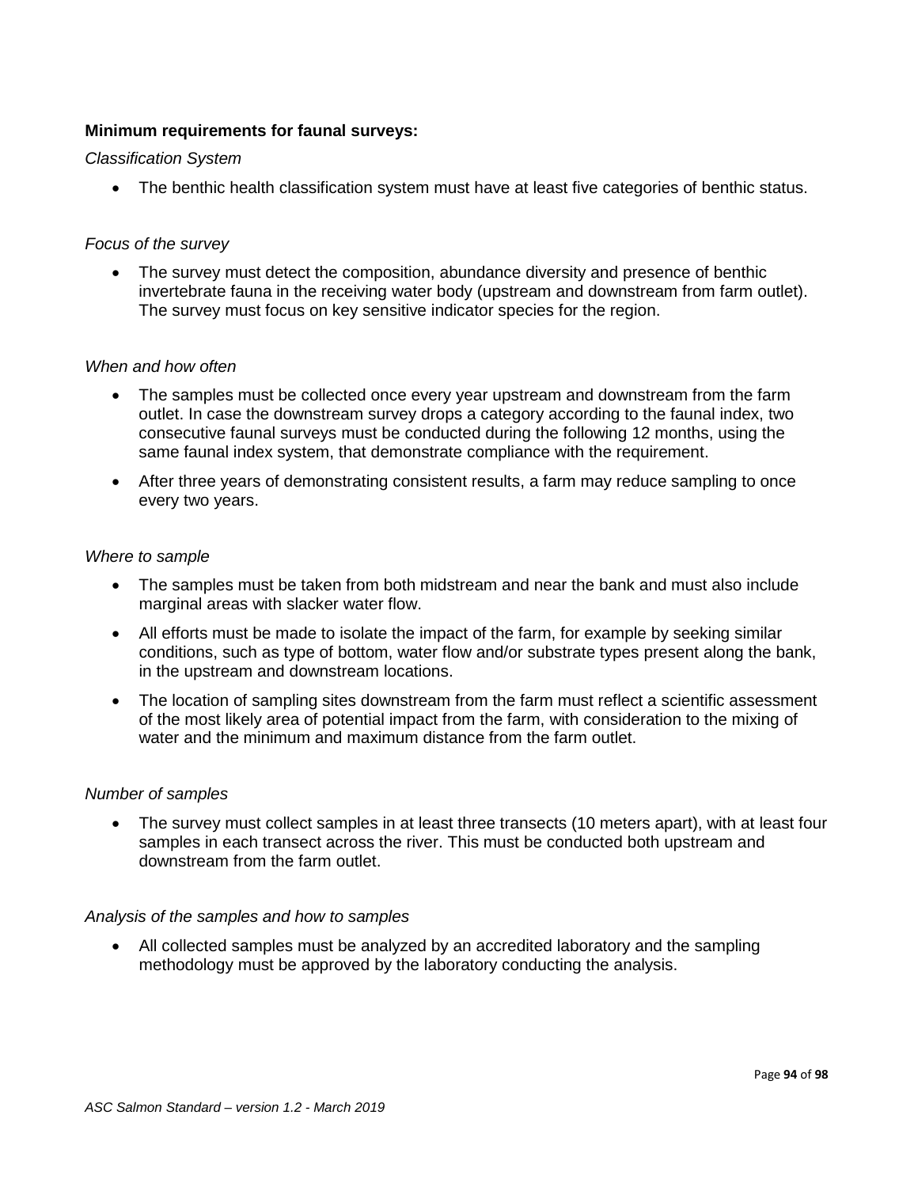**Minimum requirements for faunal surveys:**

*Classification System*

- The benthic health classification system must have at least five categories of benthic status.

*Focus of the survey*

- The survey must detect the composition, abundance diversity and presence of benthic invertebrate fauna in the receiving water body (upstream and downstream from farm outlet). The survey must focus on key sensitive indicator species for the region.

*When and how often*

- The samples must be collected once every year upstream and downstream from the farm outlet. In case the downstream survey drops a category according to the faunal index, two consecutive faunal surveys must be conducted during the following 12 months, using the same faunal index system, that demonstrate compliance with the requirement.
- After three years of demonstrating consistent results, a farm may reduce sampling to once every two years.

*Where to sample*

- The samples must be taken from both midstream and near the bank and must also include marginal areas with slacker water flow.
- All efforts must be made to isolate the impact of the farm, for example by seeking similar conditions, such as type of bottom, water flow and/or substrate types present along the bank, in the upstream and downstream locations.
- The location of sampling sites downstream from the farm must reflect a scientific assessment of the most likely area of potential impact from the farm, with consideration to the mixing of water and the minimum and maximum distance from the farm outlet.

*Number of samples*

- The survey must collect samples in at least three transects (10 meters apart), with at least four samples in each transect across the river. This must be conducted both upstream and downstream from the farm outlet.

*Analysis of the samples and how to samples*

- All collected samples must be analyzed by an accredited laboratory and the sampling methodology must be approved by the laboratory conducting the analysis.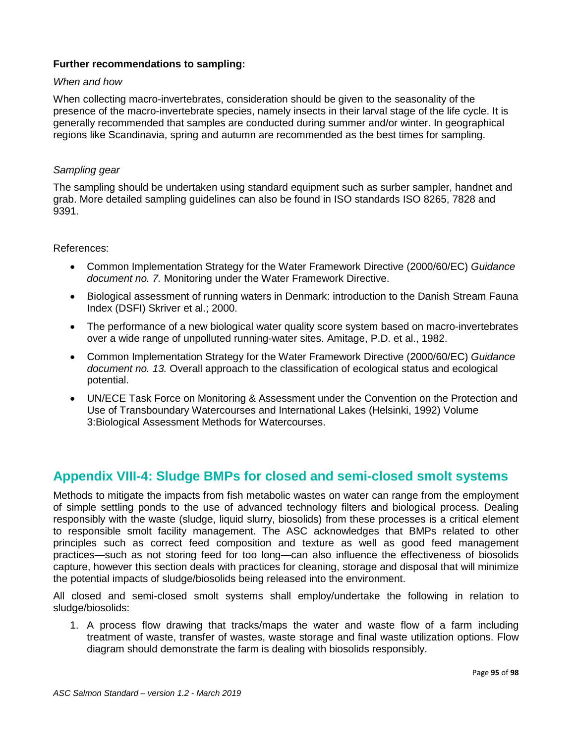**Further recommendations to sampling:**

*When and how*

When collecting macro-invertebrates, consideration should be given to the seasonality of the presence of the macro-invertebrate species, namely insects in their larval stage of the life cycle. It is generally recommended that samples are conducted during summer and/or winter. In geographical regions like Scandinavia, spring and autumn are recommended as the best times for sampling.

*Sampling gear*

The sampling should be undertaken using standard equipment such as surber sampler, handnet and grab. More detailed sampling guidelines can also be found in ISO standards ISO 8265, 7828 and 9391.

References:

- Common Implementation Strategy for the Water Framework Directive (2000/60/EC) *Guidance document no. 7.* Monitoring under the Water Framework Directive.
- Biological assessment of running waters in Denmark: introduction to the Danish Stream Fauna Index (DSFI) Skriver et al.; 2000.
- The performance of a new biological water quality score system based on macro-invertebrates over a wide range of unpolluted running-water sites. Amitage, P.D. et al., 1982.
- Common Implementation Strategy for the Water Framework Directive (2000/60/EC) *Guidance document no. 13.* Overall approach to the classification of ecological status and ecological potential.
- UN/ECE Task Force on Monitoring & Assessment under the Convention on the Protection and Use of Transboundary Watercourses and International Lakes (Helsinki, 1992) Volume 3:Biological Assessment Methods for Watercourses.

## Appendix VIII-4: Sludge BMPs for closed and semi-closed smolt systems

Methods to mitigate the impacts from fish metabolic wastes on water can range from the employment of simple settling ponds to the use of advanced technology filters and biological process. Dealing responsibly with the waste (sludge, liquid slurry, biosolids) from these processes is a critical element to responsible smolt facility management. The ASC acknowledges that BMPs related to other principles such as correct feed composition and texture as well as good feed management practices—such as not storing feed for too long—can also influence the effectiveness of biosolids capture, however this section deals with practices for cleaning, storage and disposal that will minimize the potential impacts of sludge/biosolids being released into the environment.

All closed and semi-closed smolt systems shall employ/undertake the following in relation to sludge/biosolids:

1. A process flow drawing that tracks/maps the water and waste flow of a farm including treatment of waste, transfer of wastes, waste storage and final waste utilization options. Flow diagram should demonstrate the farm is dealing with biosolids responsibly.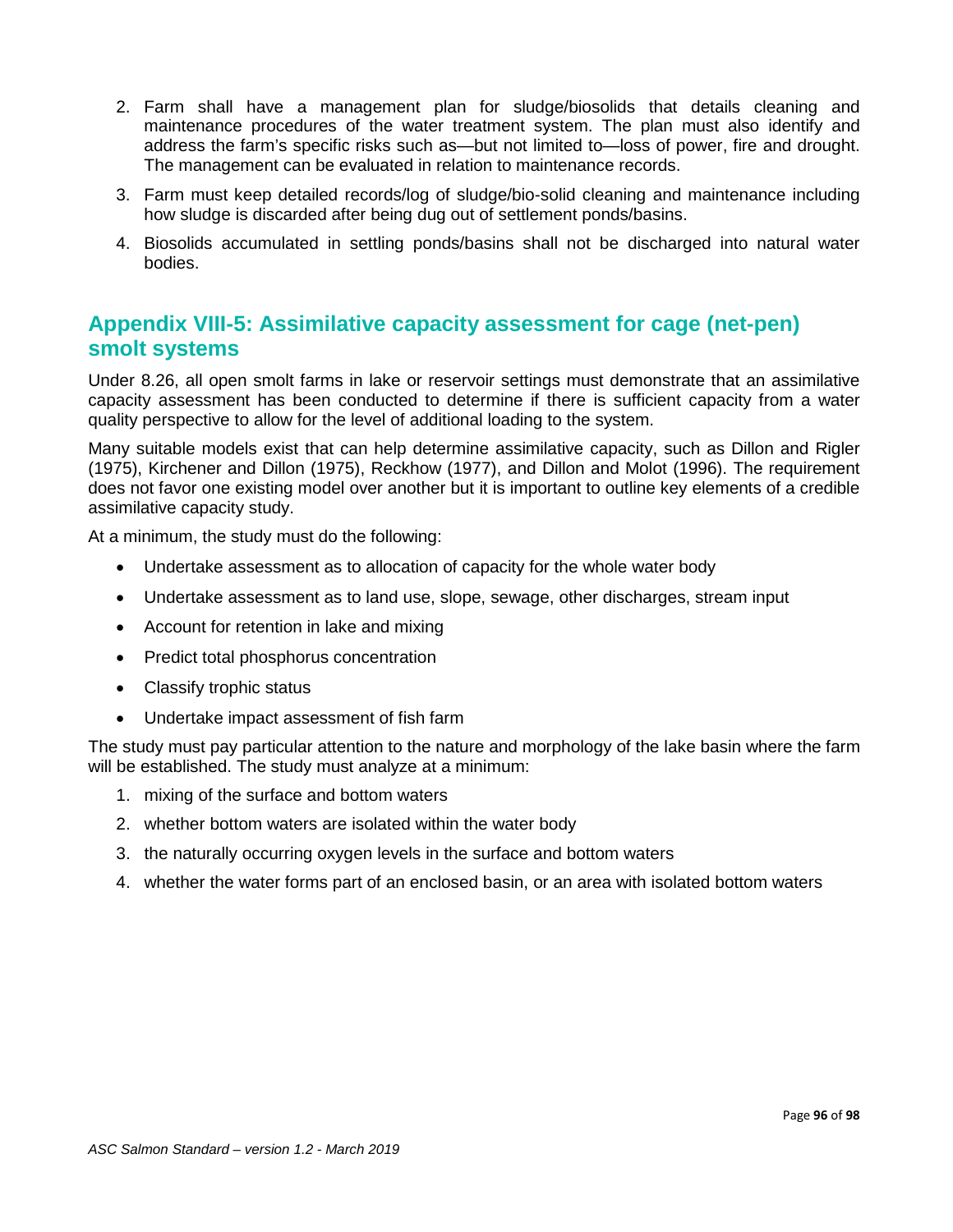2. Farm shall have a management plan for sludge/biosolids that details cleaning and maintenance procedures of the water treatment system. The plan must also identify and address the farm's specific risks such as—but not limited to—loss of power, fire and drought. The management can be evaluated in relation to maintenance records.
3. Farm must keep detailed records/log of sludge/bio-solid cleaning and maintenance including how sludge is discarded after being dug out of settlement ponds/basins.
4. Biosolids accumulated in settling ponds/basins shall not be discharged into natural water bodies.

## Appendix VIII-5: Assimilative capacity assessment for cage (net-pen) smolt systems

Under 8.26, all open smolt farms in lake or reservoir settings must demonstrate that an assimilative capacity assessment has been conducted to determine if there is sufficient capacity from a water quality perspective to allow for the level of additional loading to the system.

Many suitable models exist that can help determine assimilative capacity, such as Dillon and Rigler (1975), Kirchener and Dillon (1975), Reckhow (1977), and Dillon and Molot (1996). The requirement does not favor one existing model over another but it is important to outline key elements of a credible assimilative capacity study.

At a minimum, the study must do the following:

- Undertake assessment as to allocation of capacity for the whole water body
- Undertake assessment as to land use, slope, sewage, other discharges, stream input
- Account for retention in lake and mixing
- Predict total phosphorus concentration
- Classify trophic status
- Undertake impact assessment of fish farm

The study must pay particular attention to the nature and morphology of the lake basin where the farm will be established. The study must analyze at a minimum:

1. mixing of the surface and bottom waters
2. whether bottom waters are isolated within the water body
3. the naturally occurring oxygen levels in the surface and bottom waters
4. whether the water forms part of an enclosed basin, or an area with isolated bottom waters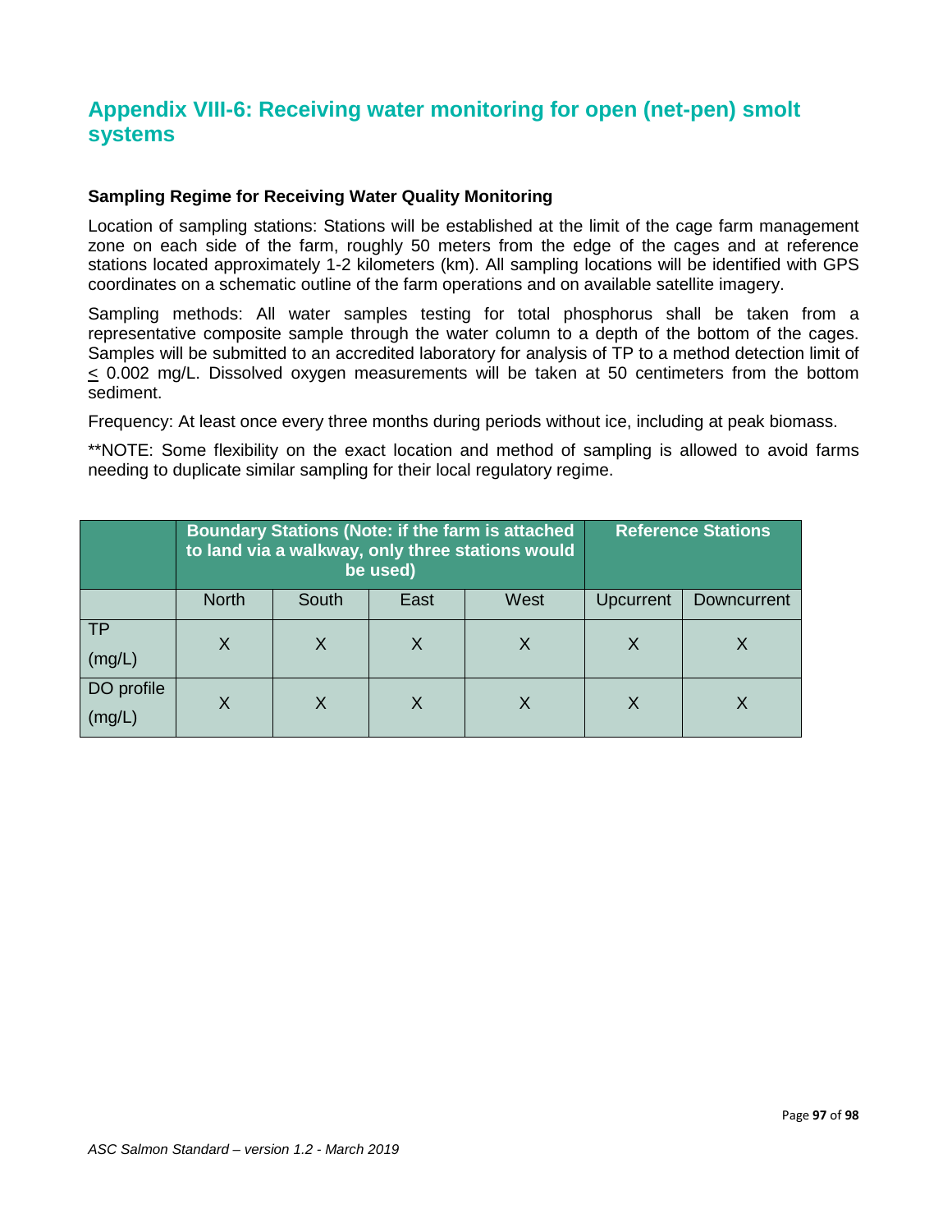## Appendix VIII-6: Receiving water monitoring for open (net-pen) smolt systems

**Sampling Regime for Receiving Water Quality Monitoring**

Location of sampling stations: Stations will be established at the limit of the cage farm management zone on each side of the farm, roughly 50 meters from the edge of the cages and at reference stations located approximately 1-2 kilometers (km). All sampling locations will be identified with GPS coordinates on a schematic outline of the farm operations and on available satellite imagery.

Sampling methods: All water samples testing for total phosphorus shall be taken from a representative composite sample through the water column to a depth of the bottom of the cages. Samples will be submitted to an accredited laboratory for analysis of TP to a method detection limit of ≤ 0.002 mg/L. Dissolved oxygen measurements will be taken at 50 centimeters from the bottom sediment.

Frequency: At least once every three months during periods without ice, including at peak biomass.

**NOTE: Some flexibility on the exact location and method of sampling is allowed to avoid farms needing to duplicate similar sampling for their local regulatory regime.

| | Boundary Stations (Note: if the farm is attached to land via a walkway, only three stations would be used) | | | | Reference Stations | |
|---|---|---|---|---|---|---|
| | North | South | East | West | Upcurrent | Downcurrent |
| TP (mg/L) | X | X | X | X | X | X |
| DO profile (mg/L) | X | X | X | X | X | X |

*ASC Salmon Standard – version 1.2 - March 2019*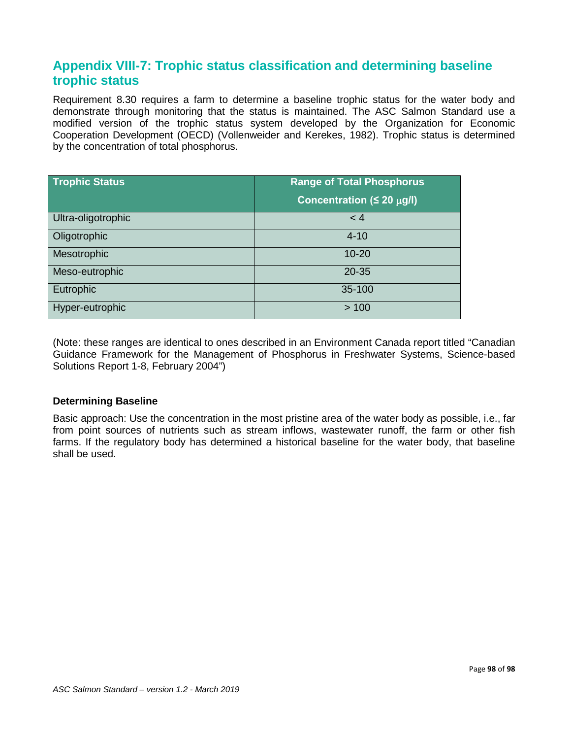## Appendix VIII-7: Trophic status classification and determining baseline trophic status

Requirement 8.30 requires a farm to determine a baseline trophic status for the water body and demonstrate through monitoring that the status is maintained. The ASC Salmon Standard use a modified version of the trophic status system developed by the Organization for Economic Cooperation Development (OECD) (Vollenweider and Kerekes, 1982). Trophic status is determined by the concentration of total phosphorus.

| Trophic Status | Range of Total Phosphorus Concentration (≤ 20 μg/l) |
|---|---|
| Ultra-oligotrophic | < 4 |
| Oligotrophic | 4-10 |
| Mesotrophic | 10-20 |
| Meso-eutrophic | 20-35 |
| Eutrophic | 35-100 |
| Hyper-eutrophic | > 100 |

(Note: these ranges are identical to ones described in an Environment Canada report titled "Canadian Guidance Framework for the Management of Phosphorus in Freshwater Systems, Science-based Solutions Report 1-8, February 2004")

**Determining Baseline**

Basic approach: Use the concentration in the most pristine area of the water body as possible, i.e., far from point sources of nutrients such as stream inflows, wastewater runoff, the farm or other fish farms. If the regulatory body has determined a historical baseline for the water body, that baseline shall be used.